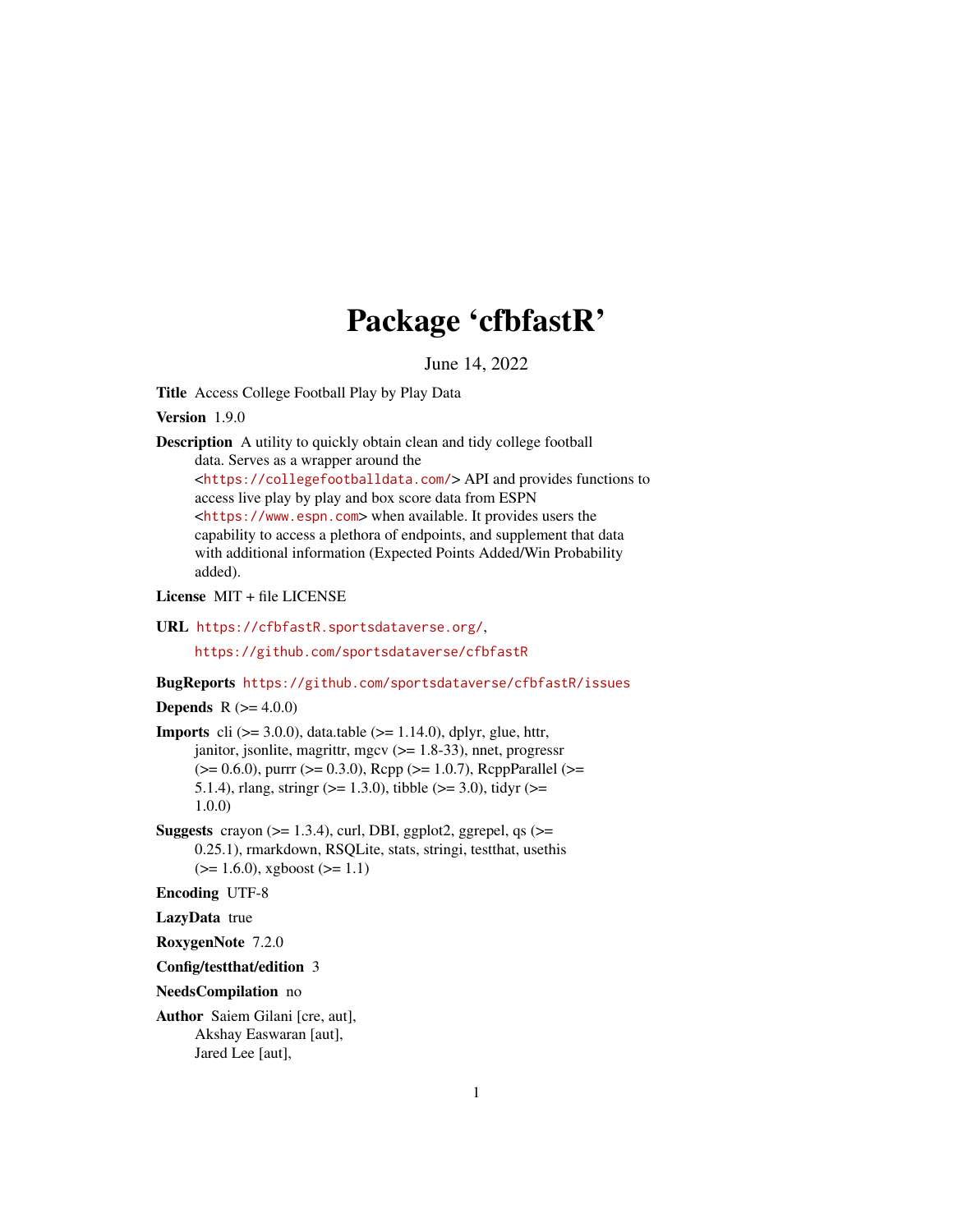# Package 'cfbfastR'

June 14, 2022

**Title** Access College Football Play by Play Data

**Version** 1.9.0

**Description** A utility to quickly obtain clean and tidy college football data. Serves as a wrapper around the <https://collegefootballdata.com/> API and provides functions to access live play by play and box score data from ESPN <https://www.espn.com> when available. It provides users the capability to access a plethora of endpoints, and supplement that data with additional information (Expected Points Added/Win Probability added).

**License** MIT + file LICENSE

**URL** https://cfbfastR.sportsdataverse.org/, https://github.com/sportsdataverse/cfbfastR

**BugReports** https://github.com/sportsdataverse/cfbfastR/issues

**Depends** R (>= 4.0.0)

**Imports** cli (>= 3.0.0), data.table (>= 1.14.0), dplyr, glue, httr, janitor, jsonlite, magrittr, mgcv (>= 1.8-33), nnet, progressr (>= 0.6.0), purrr (>= 0.3.0), Rcpp (>= 1.0.7), RcppParallel (>= 5.1.4), rlang, stringr (>= 1.3.0), tibble (>= 3.0), tidyr (>= 1.0.0)

**Suggests** crayon (>= 1.3.4), curl, DBI, ggplot2, ggrepel, qs (>= 0.25.1), rmarkdown, RSQLite, stats, stringi, testthat, usethis (>= 1.6.0), xgboost (>= 1.1)

**Encoding** UTF-8

**LazyData** true

**RoxygenNote** 7.2.0

**Config/testthat/edition** 3

**NeedsCompilation** no

**Author** Saiem Gilani [cre, aut], Akshay Easwaran [aut], Jared Lee [aut],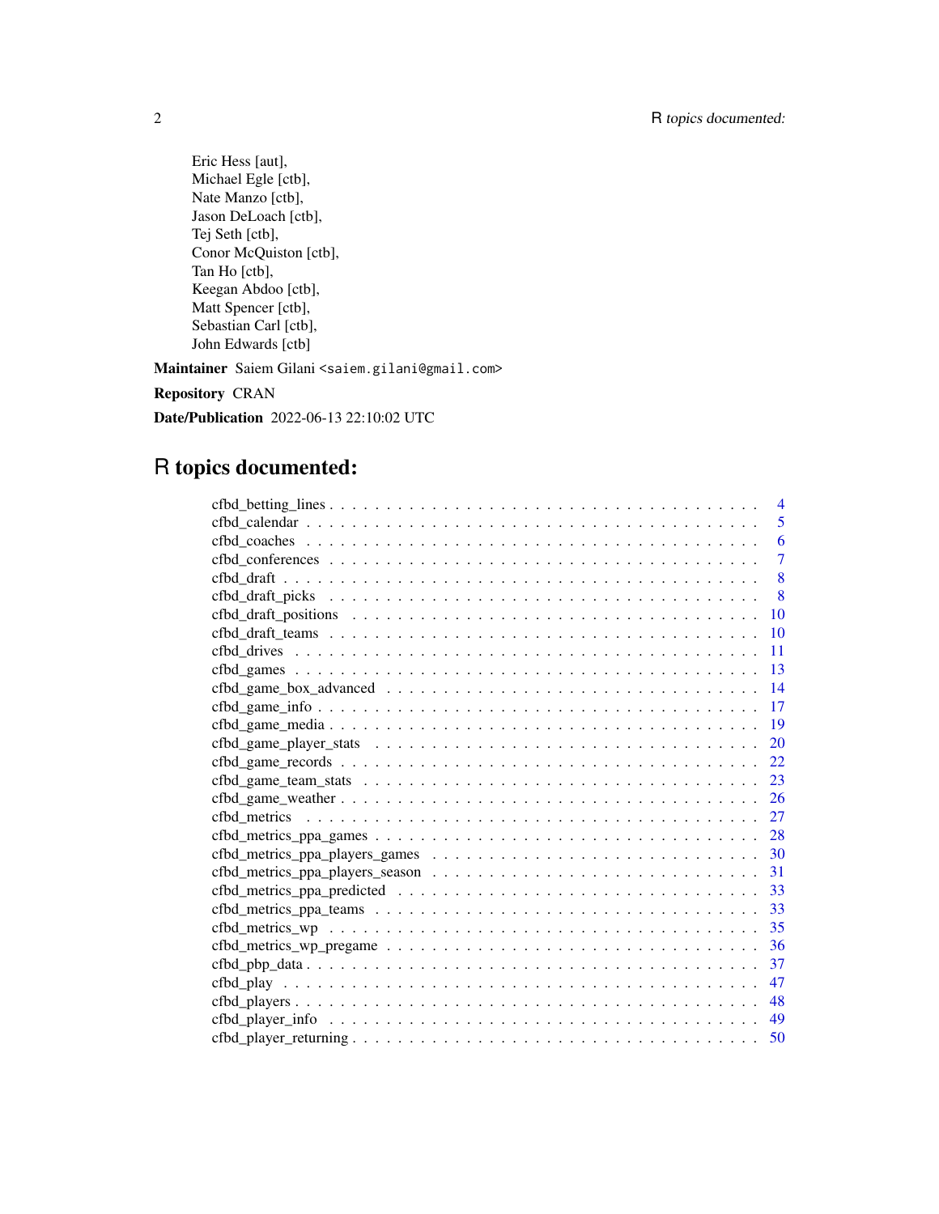Eric Hess [aut],
Michael Egle [ctb],
Nate Manzo [ctb],
Jason DeLoach [ctb],
Tej Seth [ctb],
Conor McQuiston [ctb],
Tan Ho [ctb],
Keegan Abdoo [ctb],
Matt Spencer [ctb],
Sebastian Carl [ctb],
John Edwards [ctb]

**Maintainer** Saiem Gilani <saiem.gilani@gmail.com>

**Repository** CRAN

**Date/Publication** 2022-06-13 22:10:02 UTC

# R topics documented:

cfbd_betting_lines . . . . . . . . . . . . . . . . . . . . . . . . . . . . . . . . . . 4
cfbd_calendar . . . . . . . . . . . . . . . . . . . . . . . . . . . . . . . . . . . . . 5
cfbd_coaches . . . . . . . . . . . . . . . . . . . . . . . . . . . . . . . . . . . . . 6
cfbd_conferences . . . . . . . . . . . . . . . . . . . . . . . . . . . . . . . . . . . 7
cfbd_draft . . . . . . . . . . . . . . . . . . . . . . . . . . . . . . . . . . . . . . 8
cfbd_draft_picks . . . . . . . . . . . . . . . . . . . . . . . . . . . . . . . . . . . 8
cfbd_draft_positions . . . . . . . . . . . . . . . . . . . . . . . . . . . . . . . . . 10
cfbd_draft_teams . . . . . . . . . . . . . . . . . . . . . . . . . . . . . . . . . . . 10
cfbd_drives . . . . . . . . . . . . . . . . . . . . . . . . . . . . . . . . . . . . . 11
cfbd_games . . . . . . . . . . . . . . . . . . . . . . . . . . . . . . . . . . . . . 13
cfbd_game_box_advanced . . . . . . . . . . . . . . . . . . . . . . . . . . . . . . . 14
cfbd_game_info . . . . . . . . . . . . . . . . . . . . . . . . . . . . . . . . . . . 17
cfbd_game_media . . . . . . . . . . . . . . . . . . . . . . . . . . . . . . . . . . 19
cfbd_game_player_stats . . . . . . . . . . . . . . . . . . . . . . . . . . . . . . . 20
cfbd_game_records . . . . . . . . . . . . . . . . . . . . . . . . . . . . . . . . . 22
cfbd_game_team_stats . . . . . . . . . . . . . . . . . . . . . . . . . . . . . . . . 23
cfbd_game_weather . . . . . . . . . . . . . . . . . . . . . . . . . . . . . . . . . 26
cfbd_metrics . . . . . . . . . . . . . . . . . . . . . . . . . . . . . . . . . . . . . 27
cfbd_metrics_ppa_games . . . . . . . . . . . . . . . . . . . . . . . . . . . . . . . 28
cfbd_metrics_ppa_players_games . . . . . . . . . . . . . . . . . . . . . . . . . . . 30
cfbd_metrics_ppa_players_season . . . . . . . . . . . . . . . . . . . . . . . . . . 31
cfbd_metrics_ppa_predicted . . . . . . . . . . . . . . . . . . . . . . . . . . . . . 33
cfbd_metrics_ppa_teams . . . . . . . . . . . . . . . . . . . . . . . . . . . . . . . 33
cfbd_metrics_wp . . . . . . . . . . . . . . . . . . . . . . . . . . . . . . . . . . . 35
cfbd_metrics_wp_pregame . . . . . . . . . . . . . . . . . . . . . . . . . . . . . . 36
cfbd_pbp_data . . . . . . . . . . . . . . . . . . . . . . . . . . . . . . . . . . . . 37
cfbd_play . . . . . . . . . . . . . . . . . . . . . . . . . . . . . . . . . . . . . . 47
cfbd_players . . . . . . . . . . . . . . . . . . . . . . . . . . . . . . . . . . . . . 48
cfbd_player_info . . . . . . . . . . . . . . . . . . . . . . . . . . . . . . . . . . . 49
cfbd_player_returning . . . . . . . . . . . . . . . . . . . . . . . . . . . . . . . . 50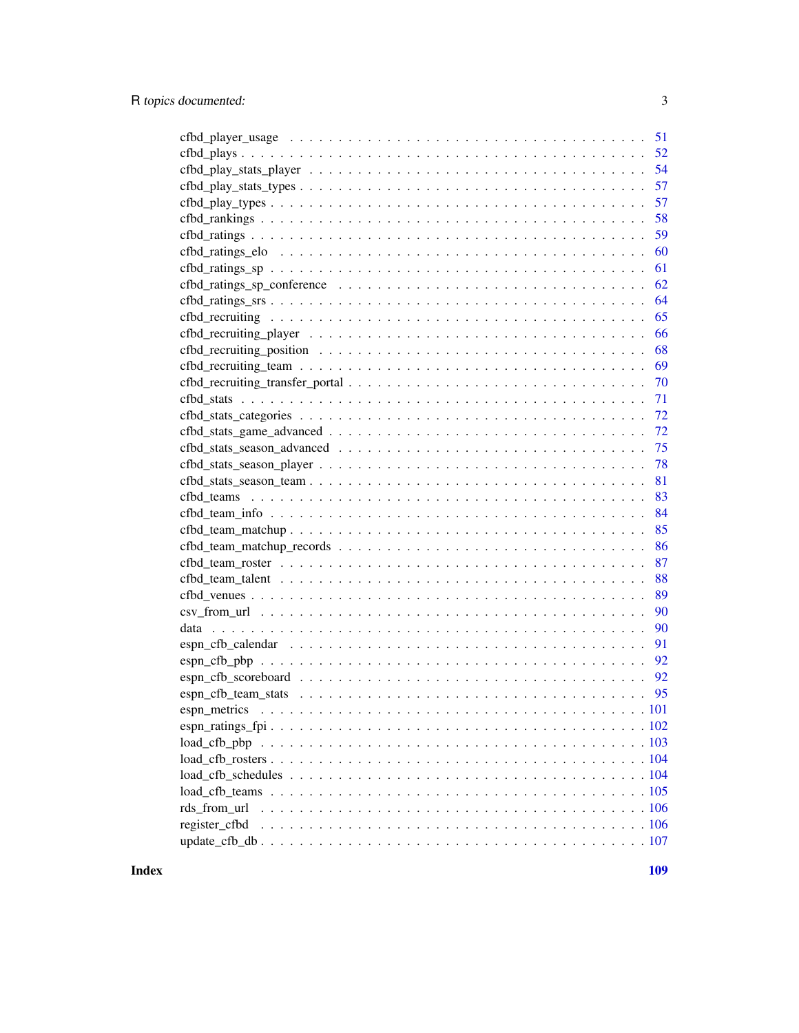cfbd_player_usage . . . . . . . . . . . . . . . . . . . . . . . . . . . . . . . . . . 51
cfbd_plays . . . . . . . . . . . . . . . . . . . . . . . . . . . . . . . . . . . . . . 52
cfbd_play_stats_player . . . . . . . . . . . . . . . . . . . . . . . . . . . . . . . . 54
cfbd_play_stats_types . . . . . . . . . . . . . . . . . . . . . . . . . . . . . . . . . 57
cfbd_play_types . . . . . . . . . . . . . . . . . . . . . . . . . . . . . . . . . . . . 57
cfbd_rankings . . . . . . . . . . . . . . . . . . . . . . . . . . . . . . . . . . . . . 58
cfbd_ratings . . . . . . . . . . . . . . . . . . . . . . . . . . . . . . . . . . . . . . 59
cfbd_ratings_elo . . . . . . . . . . . . . . . . . . . . . . . . . . . . . . . . . . . . 60
cfbd_ratings_sp . . . . . . . . . . . . . . . . . . . . . . . . . . . . . . . . . . . . 61
cfbd_ratings_sp_conference . . . . . . . . . . . . . . . . . . . . . . . . . . . . . . 62
cfbd_ratings_srs . . . . . . . . . . . . . . . . . . . . . . . . . . . . . . . . . . . . 64
cfbd_recruiting . . . . . . . . . . . . . . . . . . . . . . . . . . . . . . . . . . . . 65
cfbd_recruiting_player . . . . . . . . . . . . . . . . . . . . . . . . . . . . . . . . 66
cfbd_recruiting_position . . . . . . . . . . . . . . . . . . . . . . . . . . . . . . . 68
cfbd_recruiting_team . . . . . . . . . . . . . . . . . . . . . . . . . . . . . . . . . 69
cfbd_recruiting_transfer_portal . . . . . . . . . . . . . . . . . . . . . . . . . . . . 70
cfbd_stats . . . . . . . . . . . . . . . . . . . . . . . . . . . . . . . . . . . . . . . 71
cfbd_stats_categories . . . . . . . . . . . . . . . . . . . . . . . . . . . . . . . . . 72
cfbd_stats_game_advanced . . . . . . . . . . . . . . . . . . . . . . . . . . . . . . . 72
cfbd_stats_season_advanced . . . . . . . . . . . . . . . . . . . . . . . . . . . . . . 75
cfbd_stats_season_player . . . . . . . . . . . . . . . . . . . . . . . . . . . . . . . 78
cfbd_stats_season_team . . . . . . . . . . . . . . . . . . . . . . . . . . . . . . . . 81
cfbd_teams . . . . . . . . . . . . . . . . . . . . . . . . . . . . . . . . . . . . . . . 83
cfbd_team_info . . . . . . . . . . . . . . . . . . . . . . . . . . . . . . . . . . . . . 84
cfbd_team_matchup . . . . . . . . . . . . . . . . . . . . . . . . . . . . . . . . . . . 85
cfbd_team_matchup_records . . . . . . . . . . . . . . . . . . . . . . . . . . . . . . . 86
cfbd_team_roster . . . . . . . . . . . . . . . . . . . . . . . . . . . . . . . . . . . . 87
cfbd_team_talent . . . . . . . . . . . . . . . . . . . . . . . . . . . . . . . . . . . . 88
cfbd_venues . . . . . . . . . . . . . . . . . . . . . . . . . . . . . . . . . . . . . . 89
csv_from_url . . . . . . . . . . . . . . . . . . . . . . . . . . . . . . . . . . . . . 90
data . . . . . . . . . . . . . . . . . . . . . . . . . . . . . . . . . . . . . . . . . . 90
espn_cfb_calendar . . . . . . . . . . . . . . . . . . . . . . . . . . . . . . . . . . . 91
espn_cfb_pbp . . . . . . . . . . . . . . . . . . . . . . . . . . . . . . . . . . . . . . 92
espn_cfb_scoreboard . . . . . . . . . . . . . . . . . . . . . . . . . . . . . . . . . . 92
espn_cfb_team_stats . . . . . . . . . . . . . . . . . . . . . . . . . . . . . . . . . . 95
espn_metrics . . . . . . . . . . . . . . . . . . . . . . . . . . . . . . . . . . . . . . 101
espn_ratings_fpi . . . . . . . . . . . . . . . . . . . . . . . . . . . . . . . . . . . . 102
load_cfb_pbp . . . . . . . . . . . . . . . . . . . . . . . . . . . . . . . . . . . . . . 103
load_cfb_rosters . . . . . . . . . . . . . . . . . . . . . . . . . . . . . . . . . . . . 104
load_cfb_schedules . . . . . . . . . . . . . . . . . . . . . . . . . . . . . . . . . . . 104
load_cfb_teams . . . . . . . . . . . . . . . . . . . . . . . . . . . . . . . . . . . . . 105
rds_from_url . . . . . . . . . . . . . . . . . . . . . . . . . . . . . . . . . . . . . . 106
register_cfbd . . . . . . . . . . . . . . . . . . . . . . . . . . . . . . . . . . . . . . 106
update_cfb_db . . . . . . . . . . . . . . . . . . . . . . . . . . . . . . . . . . . . . . 107

**Index** **109**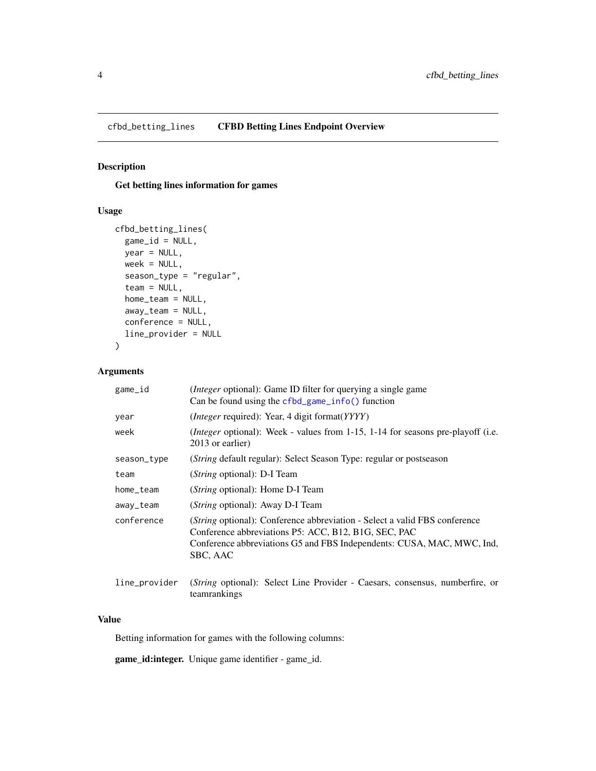`cfbd_betting_lines` **CFBD Betting Lines Endpoint Overview**

## Description

**Get betting lines information for games**

## Usage

```
cfbd_betting_lines(
  game_id = NULL,
  year = NULL,
  week = NULL,
  season_type = "regular",
  team = NULL,
  home_team = NULL,
  away_team = NULL,
  conference = NULL,
  line_provider = NULL
)
```

## Arguments

| | |
|---|---|
| `game_id` | (*Integer* optional): Game ID filter for querying a single game<br>Can be found using the `cfbd_game_info()` function |
| `year` | (*Integer* required): Year, 4 digit format(*YYYY*) |
| `week` | (*Integer* optional): Week - values from 1-15, 1-14 for seasons pre-playoff (i.e. 2013 or earlier) |
| `season_type` | (*String* default regular): Select Season Type: regular or postseason |
| `team` | (*String* optional): D-I Team |
| `home_team` | (*String* optional): Home D-I Team |
| `away_team` | (*String* optional): Away D-I Team |
| `conference` | (*String* optional): Conference abbreviation - Select a valid FBS conference<br>Conference abbreviations P5: ACC, B12, B1G, SEC, PAC<br>Conference abbreviations G5 and FBS Independents: CUSA, MAC, MWC, Ind, SBC, AAC |
| `line_provider` | (*String* optional): Select Line Provider - Caesars, consensus, numberfire, or teamrankings |

## Value

Betting information for games with the following columns:

**game_id:integer.** Unique game identifier - game_id.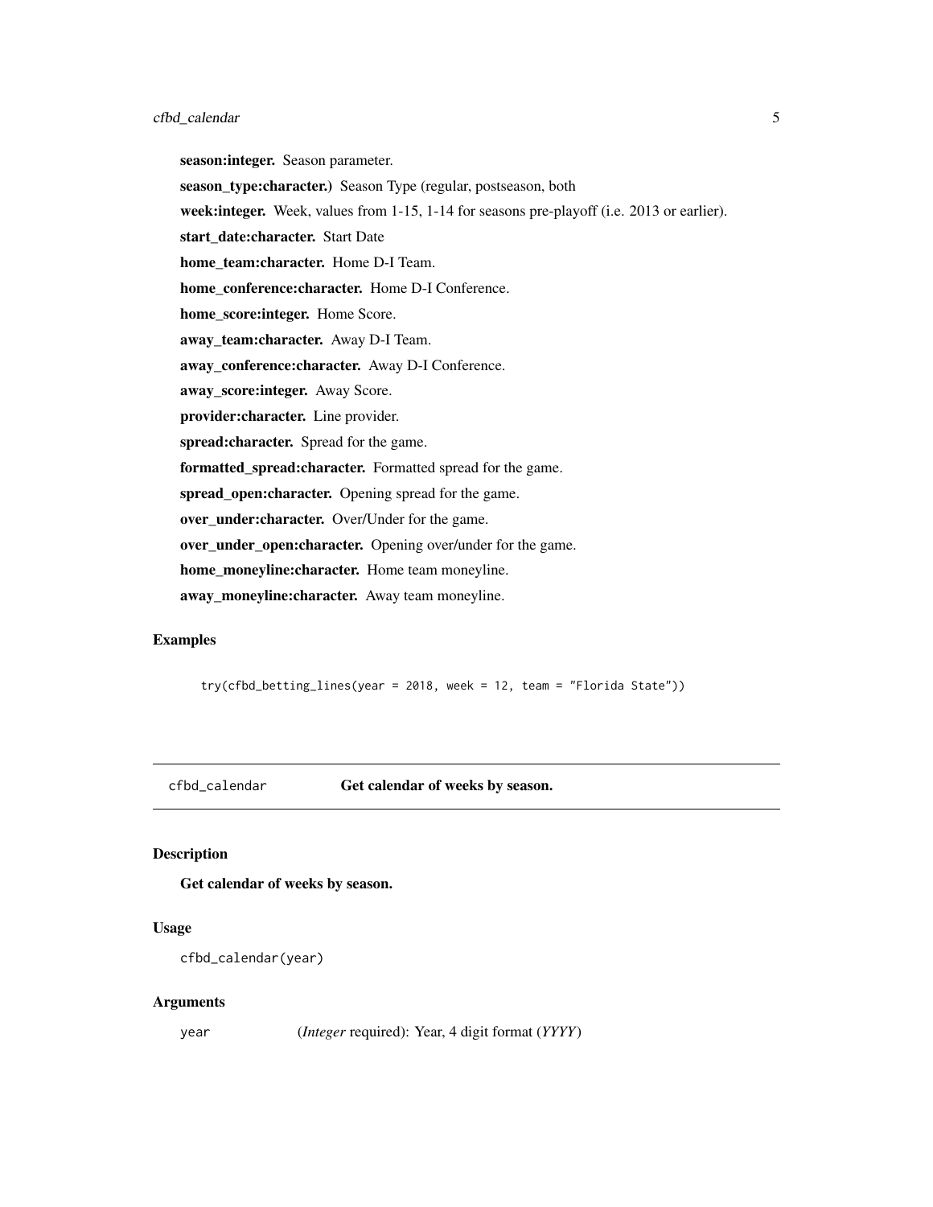**season:integer.** Season parameter.

**season_type:character.)** Season Type (regular, postseason, both

**week:integer.** Week, values from 1-15, 1-14 for seasons pre-playoff (i.e. 2013 or earlier).

**start_date:character.** Start Date

**home_team:character.** Home D-I Team.

**home_conference:character.** Home D-I Conference.

**home_score:integer.** Home Score.

**away_team:character.** Away D-I Team.

**away_conference:character.** Away D-I Conference.

**away_score:integer.** Away Score.

**provider:character.** Line provider.

**spread:character.** Spread for the game.

**formatted_spread:character.** Formatted spread for the game.

**spread_open:character.** Opening spread for the game.

**over_under:character.** Over/Under for the game.

**over_under_open:character.** Opening over/under for the game.

**home_moneyline:character.** Home team moneyline.

**away_moneyline:character.** Away team moneyline.

### Examples

```
try(cfbd_betting_lines(year = 2018, week = 12, team = "Florida State"))
```

---

## cfbd_calendar    Get calendar of weeks by season.

### Description

**Get calendar of weeks by season.**

### Usage

```
cfbd_calendar(year)
```

### Arguments

| | |
|---|---|
| year | (*Integer* required): Year, 4 digit format (*YYYY*) |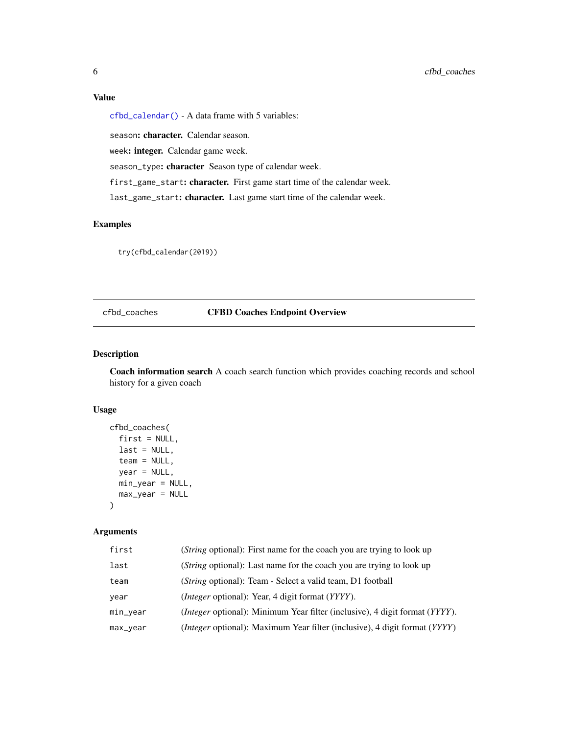### Value

`cfbd_calendar()` - A data frame with 5 variables:

`season`**: character.** Calendar season.

`week`**: integer.** Calendar game week.

`season_type`**: character** Season type of calendar week.

`first_game_start`**: character.** First game start time of the calendar week.

`last_game_start`**: character.** Last game start time of the calendar week.

### Examples

```
try(cfbd_calendar(2019))
```

---

## cfbd_coaches — CFBD Coaches Endpoint Overview

### Description

**Coach information search** A coach search function which provides coaching records and school history for a given coach

### Usage

```
cfbd_coaches(
  first = NULL,
  last = NULL,
  team = NULL,
  year = NULL,
  min_year = NULL,
  max_year = NULL
)
```

### Arguments

| | |
|---|---|
| `first` | (*String* optional): First name for the coach you are trying to look up |
| `last` | (*String* optional): Last name for the coach you are trying to look up |
| `team` | (*String* optional): Team - Select a valid team, D1 football |
| `year` | (*Integer* optional): Year, 4 digit format (*YYYY*). |
| `min_year` | (*Integer* optional): Minimum Year filter (inclusive), 4 digit format (*YYYY*). |
| `max_year` | (*Integer* optional): Maximum Year filter (inclusive), 4 digit format (*YYYY*) |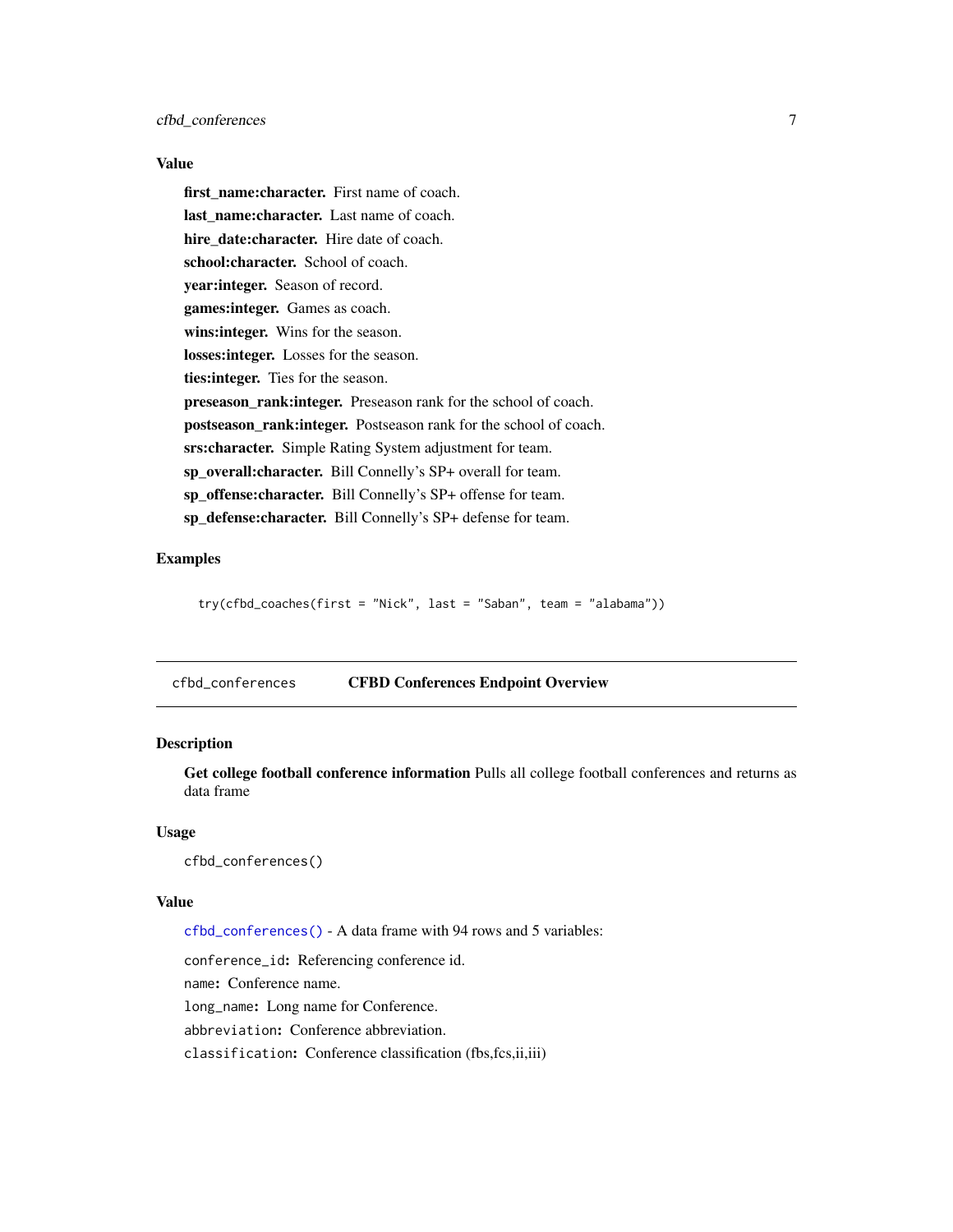### Value

**first_name:character.** First name of coach.

**last_name:character.** Last name of coach.

**hire_date:character.** Hire date of coach.

**school:character.** School of coach.

**year:integer.** Season of record.

**games:integer.** Games as coach.

**wins:integer.** Wins for the season.

**losses:integer.** Losses for the season.

**ties:integer.** Ties for the season.

**preseason_rank:integer.** Preseason rank for the school of coach.

**postseason_rank:integer.** Postseason rank for the school of coach.

**srs:character.** Simple Rating System adjustment for team.

**sp_overall:character.** Bill Connelly's SP+ overall for team.

**sp_offense:character.** Bill Connelly's SP+ offense for team.

**sp_defense:character.** Bill Connelly's SP+ defense for team.

### Examples

```
try(cfbd_coaches(first = "Nick", last = "Saban", team = "alabama"))
```

---

## cfbd_conferences — CFBD Conferences Endpoint Overview

### Description

**Get college football conference information** Pulls all college football conferences and returns as data frame

### Usage

```
cfbd_conferences()
```

### Value

`cfbd_conferences()` - A data frame with 94 rows and 5 variables:

`conference_id`**:** Referencing conference id.

`name`**:** Conference name.

`long_name`**:** Long name for Conference.

`abbreviation`**:** Conference abbreviation.

`classification`**:** Conference classification (fbs,fcs,ii,iii)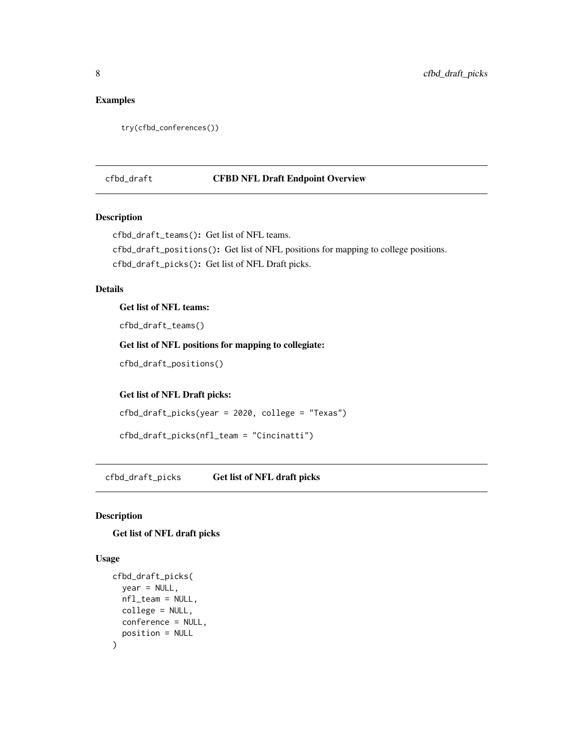## Examples

```
try(cfbd_conferences())
```

---

# cfbd_draft    CFBD NFL Draft Endpoint Overview

## Description

`cfbd_draft_teams()`: Get list of NFL teams.

`cfbd_draft_positions()`: Get list of NFL positions for mapping to college positions.

`cfbd_draft_picks()`: Get list of NFL Draft picks.

## Details

**Get list of NFL teams:**

```
cfbd_draft_teams()
```

**Get list of NFL positions for mapping to collegiate:**

```
cfbd_draft_positions()
```

**Get list of NFL Draft picks:**

```
cfbd_draft_picks(year = 2020, college = "Texas")
```

```
cfbd_draft_picks(nfl_team = "Cincinatti")
```

---

# cfbd_draft_picks    Get list of NFL draft picks

## Description

**Get list of NFL draft picks**

## Usage

```
cfbd_draft_picks(
  year = NULL,
  nfl_team = NULL,
  college = NULL,
  conference = NULL,
  position = NULL
)
```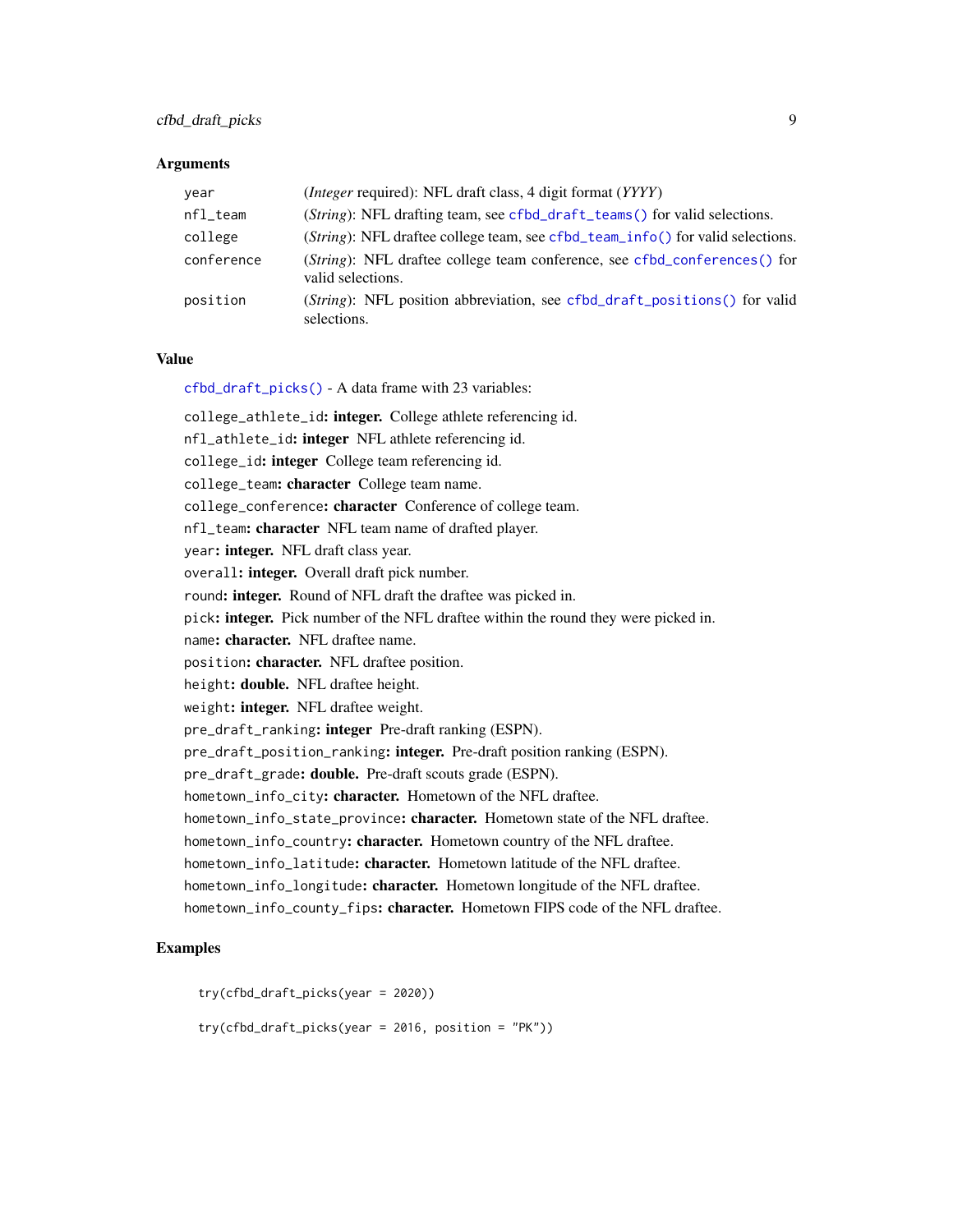### Arguments

| | |
|---|---|
| year | (*Integer* required): NFL draft class, 4 digit format (*YYYY*) |
| nfl_team | (*String*): NFL drafting team, see cfbd_draft_teams() for valid selections. |
| college | (*String*): NFL draftee college team, see cfbd_team_info() for valid selections. |
| conference | (*String*): NFL draftee college team conference, see cfbd_conferences() for valid selections. |
| position | (*String*): NFL position abbreviation, see cfbd_draft_positions() for valid selections. |

### Value

cfbd_draft_picks() - A data frame with 23 variables:

college_athlete_id**: integer.** College athlete referencing id.

nfl_athlete_id**: integer** NFL athlete referencing id.

college_id**: integer** College team referencing id.

college_team**: character** College team name.

college_conference**: character** Conference of college team.

nfl_team**: character** NFL team name of drafted player.

year**: integer.** NFL draft class year.

overall**: integer.** Overall draft pick number.

round**: integer.** Round of NFL draft the draftee was picked in.

pick**: integer.** Pick number of the NFL draftee within the round they were picked in.

name**: character.** NFL draftee name.

position**: character.** NFL draftee position.

height**: double.** NFL draftee height.

weight**: integer.** NFL draftee weight.

pre_draft_ranking**: integer** Pre-draft ranking (ESPN).

pre_draft_position_ranking**: integer.** Pre-draft position ranking (ESPN).

pre_draft_grade**: double.** Pre-draft scouts grade (ESPN).

hometown_info_city**: character.** Hometown of the NFL draftee.

hometown_info_state_province**: character.** Hometown state of the NFL draftee.

hometown_info_country**: character.** Hometown country of the NFL draftee.

hometown_info_latitude**: character.** Hometown latitude of the NFL draftee.

hometown_info_longitude**: character.** Hometown longitude of the NFL draftee.

hometown_info_county_fips**: character.** Hometown FIPS code of the NFL draftee.

### Examples

```
try(cfbd_draft_picks(year = 2020))

try(cfbd_draft_picks(year = 2016, position = "PK"))
```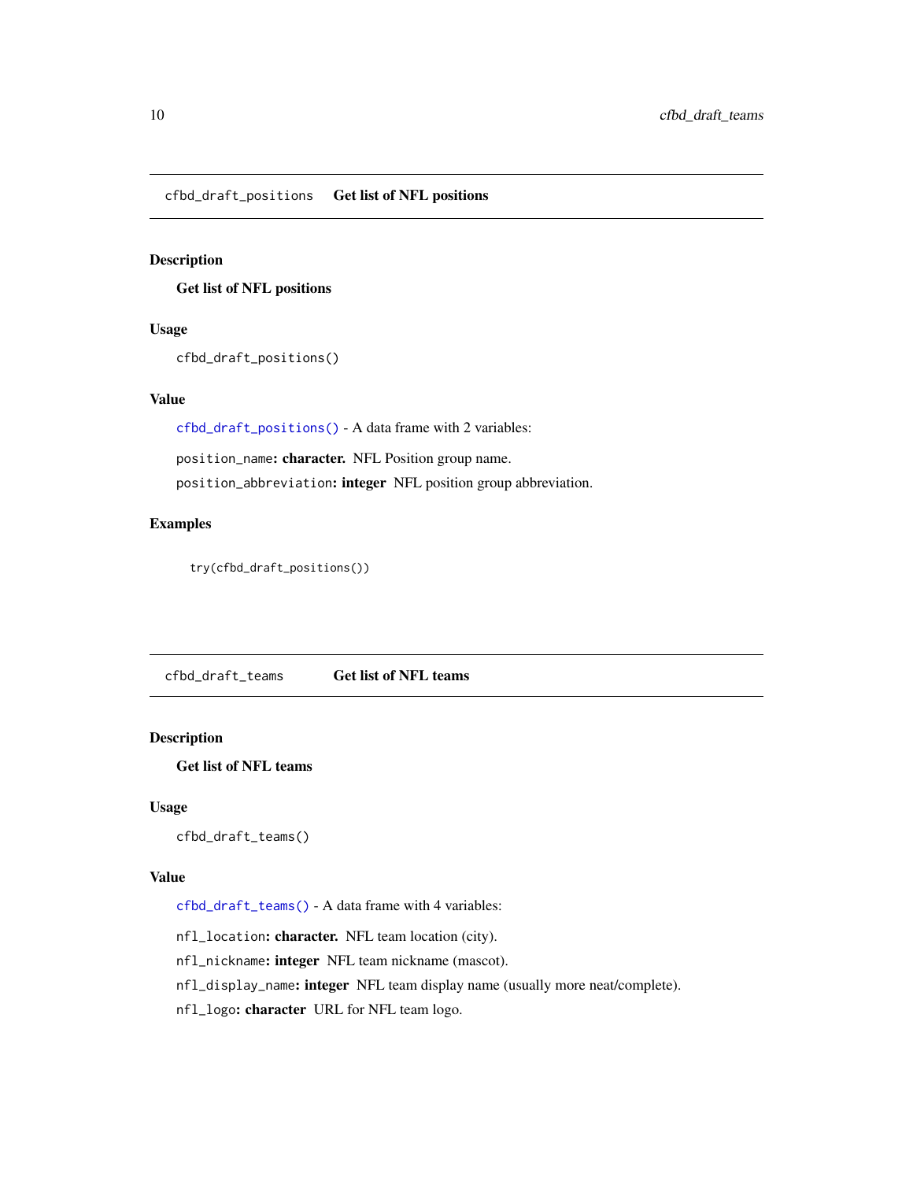## cfbd_draft_positions    Get list of NFL positions

### Description

**Get list of NFL positions**

### Usage

```
cfbd_draft_positions()
```

### Value

cfbd_draft_positions() - A data frame with 2 variables:

`position_name`**: character.** NFL Position group name.

`position_abbreviation`**: integer** NFL position group abbreviation.

### Examples

```
try(cfbd_draft_positions())
```

## cfbd_draft_teams    Get list of NFL teams

### Description

**Get list of NFL teams**

### Usage

```
cfbd_draft_teams()
```

### Value

cfbd_draft_teams() - A data frame with 4 variables:

`nfl_location`**: character.** NFL team location (city).

`nfl_nickname`**: integer** NFL team nickname (mascot).

`nfl_display_name`**: integer** NFL team display name (usually more neat/complete).

`nfl_logo`**: character** URL for NFL team logo.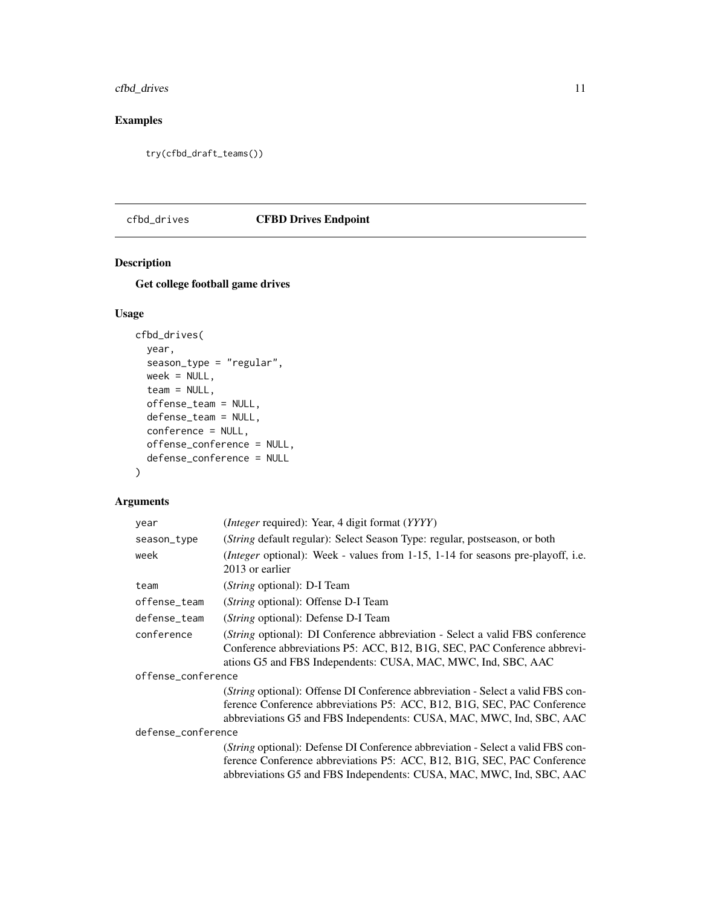## Examples

```
try(cfbd_draft_teams())
```

# cfbd_drives CFBD Drives Endpoint

## Description

**Get college football game drives**

## Usage

```
cfbd_drives(
  year,
  season_type = "regular",
  week = NULL,
  team = NULL,
  offense_team = NULL,
  defense_team = NULL,
  conference = NULL,
  offense_conference = NULL,
  defense_conference = NULL
)
```

## Arguments

| Argument | Description |
|---|---|
| `year` | (*Integer* required): Year, 4 digit format (*YYYY*) |
| `season_type` | (*String* default regular): Select Season Type: regular, postseason, or both |
| `week` | (*Integer* optional): Week - values from 1-15, 1-14 for seasons pre-playoff, i.e. 2013 or earlier |
| `team` | (*String* optional): D-I Team |
| `offense_team` | (*String* optional): Offense D-I Team |
| `defense_team` | (*String* optional): Defense D-I Team |
| `conference` | (*String* optional): DI Conference abbreviation - Select a valid FBS conference Conference abbreviations P5: ACC, B12, B1G, SEC, PAC Conference abbreviations G5 and FBS Independents: CUSA, MAC, MWC, Ind, SBC, AAC |
| `offense_conference` | (*String* optional): Offense DI Conference abbreviation - Select a valid FBS conference Conference abbreviations P5: ACC, B12, B1G, SEC, PAC Conference abbreviations G5 and FBS Independents: CUSA, MAC, MWC, Ind, SBC, AAC |
| `defense_conference` | (*String* optional): Defense DI Conference abbreviation - Select a valid FBS conference Conference abbreviations P5: ACC, B12, B1G, SEC, PAC Conference abbreviations G5 and FBS Independents: CUSA, MAC, MWC, Ind, SBC, AAC |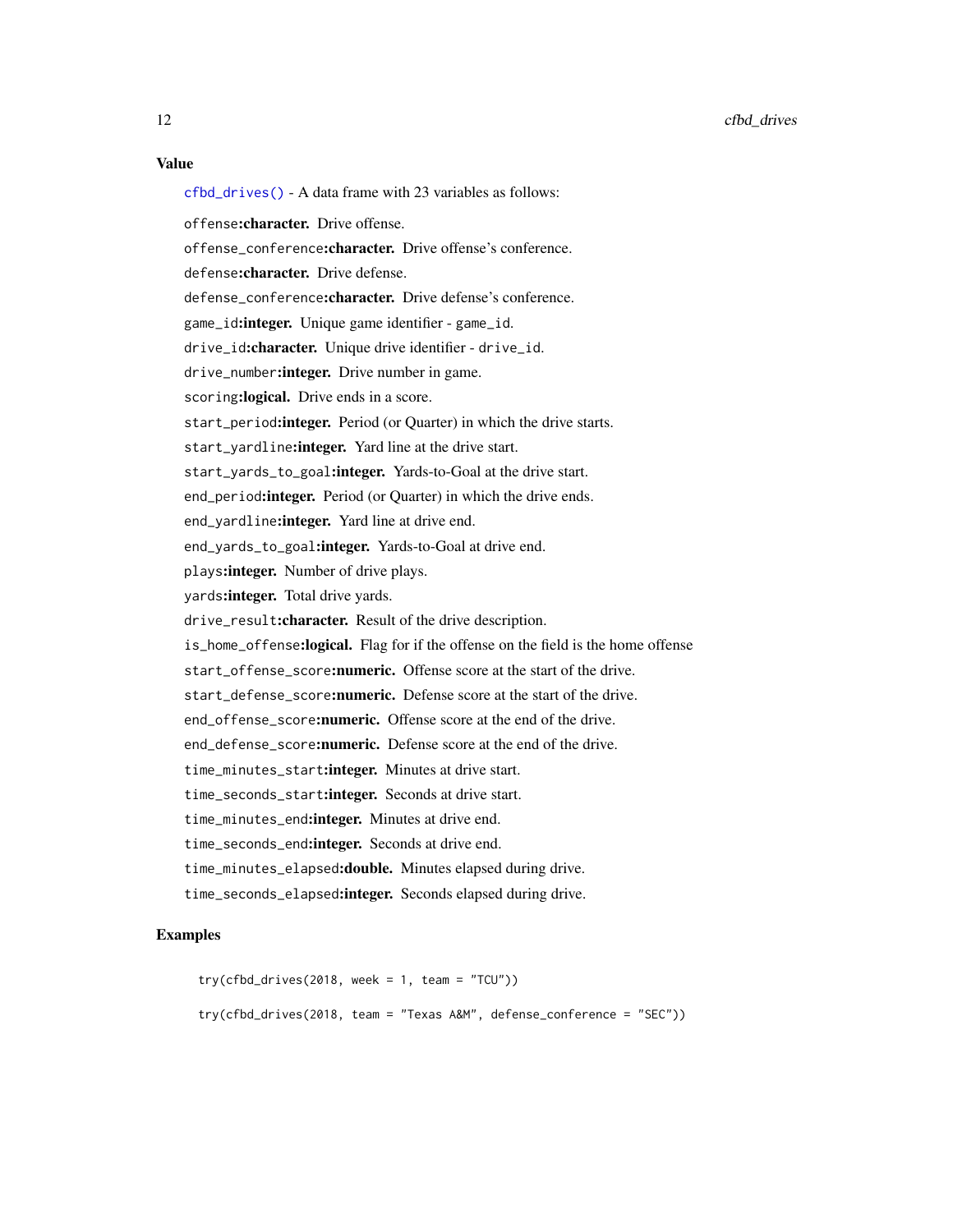### Value

`cfbd_drives()` - A data frame with 23 variables as follows:

`offense`**:character.** Drive offense.

`offense_conference`**:character.** Drive offense's conference.

`defense`**:character.** Drive defense.

`defense_conference`**:character.** Drive defense's conference.

`game_id`**:integer.** Unique game identifier - `game_id`.

`drive_id`**:character.** Unique drive identifier - `drive_id`.

`drive_number`**:integer.** Drive number in game.

`scoring`**:logical.** Drive ends in a score.

`start_period`**:integer.** Period (or Quarter) in which the drive starts.

`start_yardline`**:integer.** Yard line at the drive start.

`start_yards_to_goal`**:integer.** Yards-to-Goal at the drive start.

`end_period`**:integer.** Period (or Quarter) in which the drive ends.

`end_yardline`**:integer.** Yard line at drive end.

`end_yards_to_goal`**:integer.** Yards-to-Goal at drive end.

`plays`**:integer.** Number of drive plays.

`yards`**:integer.** Total drive yards.

`drive_result`**:character.** Result of the drive description.

`is_home_offense`**:logical.** Flag for if the offense on the field is the home offense

`start_offense_score`**:numeric.** Offense score at the start of the drive.

`start_defense_score`**:numeric.** Defense score at the start of the drive.

`end_offense_score`**:numeric.** Offense score at the end of the drive.

`end_defense_score`**:numeric.** Defense score at the end of the drive.

`time_minutes_start`**:integer.** Minutes at drive start.

`time_seconds_start`**:integer.** Seconds at drive start.

`time_minutes_end`**:integer.** Minutes at drive end.

`time_seconds_end`**:integer.** Seconds at drive end.

`time_minutes_elapsed`**:double.** Minutes elapsed during drive.

`time_seconds_elapsed`**:integer.** Seconds elapsed during drive.

### Examples

```
try(cfbd_drives(2018, week = 1, team = "TCU"))

try(cfbd_drives(2018, team = "Texas A&M", defense_conference = "SEC"))
```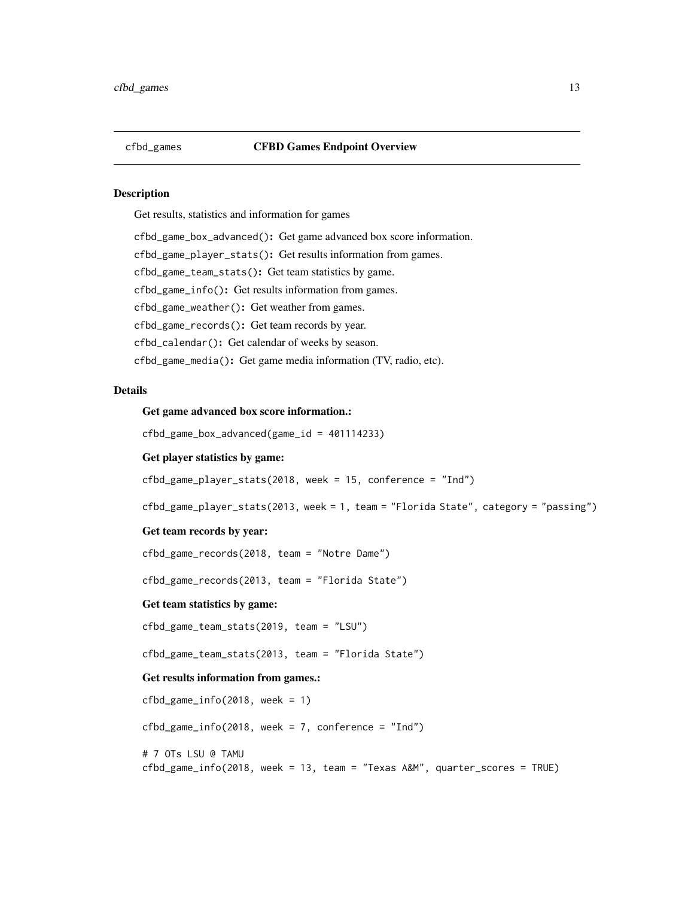## cfbd_games — CFBD Games Endpoint Overview

### Description

Get results, statistics and information for games

`cfbd_game_box_advanced()`: Get game advanced box score information.

`cfbd_game_player_stats()`: Get results information from games.

`cfbd_game_team_stats()`: Get team statistics by game.

`cfbd_game_info()`: Get results information from games.

`cfbd_game_weather()`: Get weather from games.

`cfbd_game_records()`: Get team records by year.

`cfbd_calendar()`: Get calendar of weeks by season.

`cfbd_game_media()`: Get game media information (TV, radio, etc).

### Details

**Get game advanced box score information.:**

```
cfbd_game_box_advanced(game_id = 401114233)
```

**Get player statistics by game:**

```
cfbd_game_player_stats(2018, week = 15, conference = "Ind")

cfbd_game_player_stats(2013, week = 1, team = "Florida State", category = "passing")
```

**Get team records by year:**

```
cfbd_game_records(2018, team = "Notre Dame")

cfbd_game_records(2013, team = "Florida State")
```

**Get team statistics by game:**

```
cfbd_game_team_stats(2019, team = "LSU")

cfbd_game_team_stats(2013, team = "Florida State")
```

**Get results information from games.:**

```
cfbd_game_info(2018, week = 1)

cfbd_game_info(2018, week = 7, conference = "Ind")

# 7 OTs LSU @ TAMU
cfbd_game_info(2018, week = 13, team = "Texas A&M", quarter_scores = TRUE)
```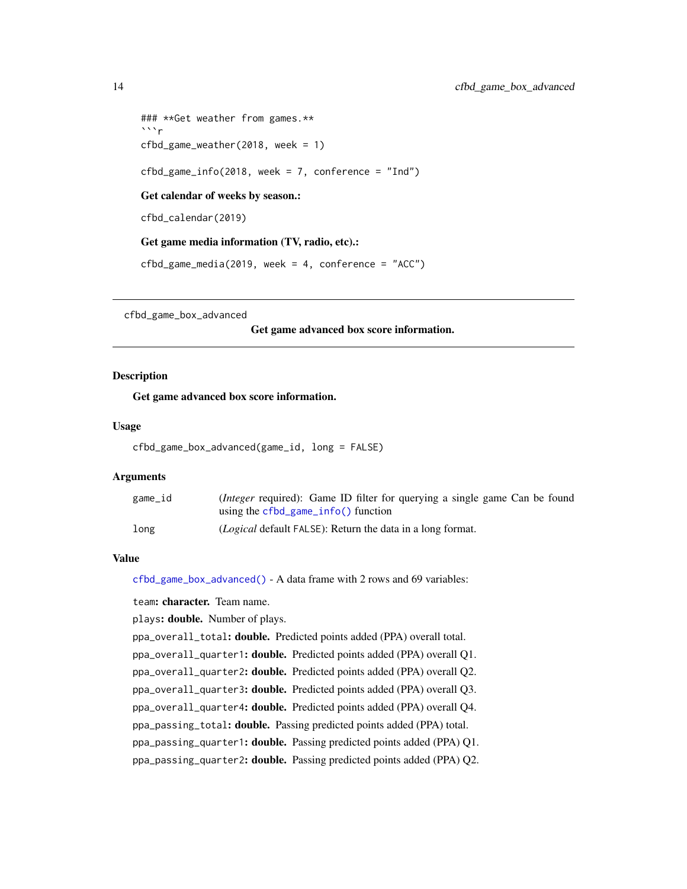```
### **Get weather from games.**
```r
cfbd_game_weather(2018, week = 1)
```

```
cfbd_game_info(2018, week = 7, conference = "Ind")
```

**Get calendar of weeks by season.:**

```
cfbd_calendar(2019)
```

**Get game media information (TV, radio, etc).:**

```
cfbd_game_media(2019, week = 4, conference = "ACC")
```

---

## cfbd_game_box_advanced

**Get game advanced box score information.**

---

### Description

Get game advanced box score information.

### Usage

```
cfbd_game_box_advanced(game_id, long = FALSE)
```

### Arguments

| | |
|---|---|
| game_id | (*Integer* required): Game ID filter for querying a single game Can be found using the cfbd_game_info() function |
| long | (*Logical* default FALSE): Return the data in a long format. |

### Value

cfbd_game_box_advanced() - A data frame with 2 rows and 69 variables:

team: **character.** Team name.

plays: **double.** Number of plays.

ppa_overall_total: **double.** Predicted points added (PPA) overall total.

ppa_overall_quarter1: **double.** Predicted points added (PPA) overall Q1.

ppa_overall_quarter2: **double.** Predicted points added (PPA) overall Q2.

ppa_overall_quarter3: **double.** Predicted points added (PPA) overall Q3.

ppa_overall_quarter4: **double.** Predicted points added (PPA) overall Q4.

ppa_passing_total: **double.** Passing predicted points added (PPA) total.

ppa_passing_quarter1: **double.** Passing predicted points added (PPA) Q1.

ppa_passing_quarter2: **double.** Passing predicted points added (PPA) Q2.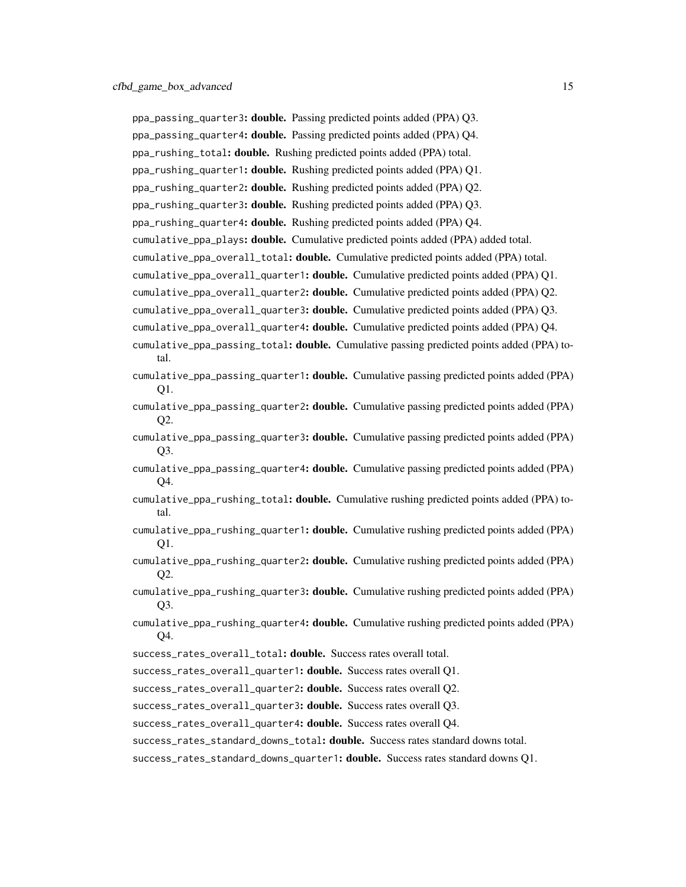ppa_passing_quarter3: **double.** Passing predicted points added (PPA) Q3.

ppa_passing_quarter4: **double.** Passing predicted points added (PPA) Q4.

ppa_rushing_total: **double.** Rushing predicted points added (PPA) total.

ppa_rushing_quarter1: **double.** Rushing predicted points added (PPA) Q1.

ppa_rushing_quarter2: **double.** Rushing predicted points added (PPA) Q2.

ppa_rushing_quarter3: **double.** Rushing predicted points added (PPA) Q3.

ppa_rushing_quarter4: **double.** Rushing predicted points added (PPA) Q4.

cumulative_ppa_plays: **double.** Cumulative predicted points added (PPA) added total.

cumulative_ppa_overall_total: **double.** Cumulative predicted points added (PPA) total.

cumulative_ppa_overall_quarter1: **double.** Cumulative predicted points added (PPA) Q1.

cumulative_ppa_overall_quarter2: **double.** Cumulative predicted points added (PPA) Q2.

cumulative_ppa_overall_quarter3: **double.** Cumulative predicted points added (PPA) Q3.

cumulative_ppa_overall_quarter4: **double.** Cumulative predicted points added (PPA) Q4.

cumulative_ppa_passing_total: **double.** Cumulative passing predicted points added (PPA) total.

cumulative_ppa_passing_quarter1: **double.** Cumulative passing predicted points added (PPA) Q1.

cumulative_ppa_passing_quarter2: **double.** Cumulative passing predicted points added (PPA) Q2.

cumulative_ppa_passing_quarter3: **double.** Cumulative passing predicted points added (PPA) Q3.

cumulative_ppa_passing_quarter4: **double.** Cumulative passing predicted points added (PPA) Q4.

cumulative_ppa_rushing_total: **double.** Cumulative rushing predicted points added (PPA) total.

cumulative_ppa_rushing_quarter1: **double.** Cumulative rushing predicted points added (PPA) Q1.

cumulative_ppa_rushing_quarter2: **double.** Cumulative rushing predicted points added (PPA) Q2.

cumulative_ppa_rushing_quarter3: **double.** Cumulative rushing predicted points added (PPA) Q3.

cumulative_ppa_rushing_quarter4: **double.** Cumulative rushing predicted points added (PPA) Q4.

success_rates_overall_total: **double.** Success rates overall total.

success_rates_overall_quarter1: **double.** Success rates overall Q1.

success_rates_overall_quarter2: **double.** Success rates overall Q2.

success_rates_overall_quarter3: **double.** Success rates overall Q3.

success_rates_overall_quarter4: **double.** Success rates overall Q4.

success_rates_standard_downs_total: **double.** Success rates standard downs total.

success_rates_standard_downs_quarter1: **double.** Success rates standard downs Q1.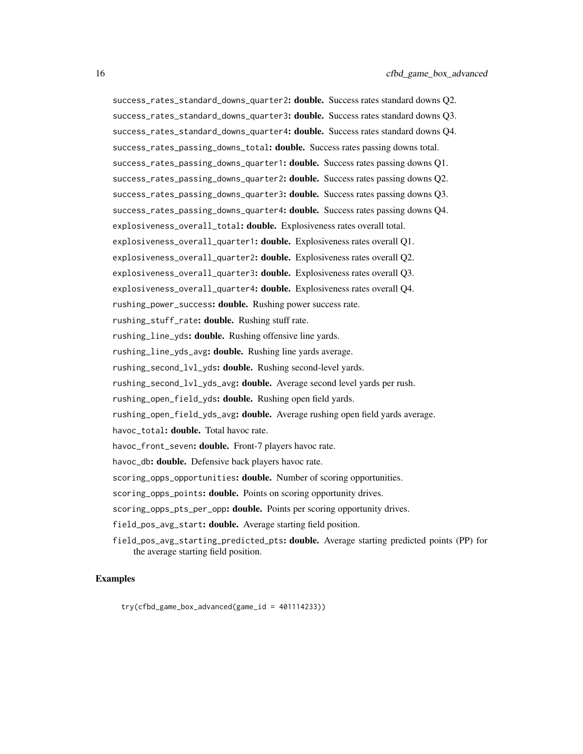`success_rates_standard_downs_quarter2`: **double.** Success rates standard downs Q2.

`success_rates_standard_downs_quarter3`: **double.** Success rates standard downs Q3.

`success_rates_standard_downs_quarter4`: **double.** Success rates standard downs Q4.

`success_rates_passing_downs_total`: **double.** Success rates passing downs total.

`success_rates_passing_downs_quarter1`: **double.** Success rates passing downs Q1.

`success_rates_passing_downs_quarter2`: **double.** Success rates passing downs Q2.

`success_rates_passing_downs_quarter3`: **double.** Success rates passing downs Q3.

`success_rates_passing_downs_quarter4`: **double.** Success rates passing downs Q4.

`explosiveness_overall_total`: **double.** Explosiveness rates overall total.

`explosiveness_overall_quarter1`: **double.** Explosiveness rates overall Q1.

`explosiveness_overall_quarter2`: **double.** Explosiveness rates overall Q2.

`explosiveness_overall_quarter3`: **double.** Explosiveness rates overall Q3.

`explosiveness_overall_quarter4`: **double.** Explosiveness rates overall Q4.

`rushing_power_success`: **double.** Rushing power success rate.

`rushing_stuff_rate`: **double.** Rushing stuff rate.

`rushing_line_yds`: **double.** Rushing offensive line yards.

`rushing_line_yds_avg`: **double.** Rushing line yards average.

`rushing_second_lvl_yds`: **double.** Rushing second-level yards.

`rushing_second_lvl_yds_avg`: **double.** Average second level yards per rush.

`rushing_open_field_yds`: **double.** Rushing open field yards.

`rushing_open_field_yds_avg`: **double.** Average rushing open field yards average.

`havoc_total`: **double.** Total havoc rate.

`havoc_front_seven`: **double.** Front-7 players havoc rate.

`havoc_db`: **double.** Defensive back players havoc rate.

`scoring_opps_opportunities`: **double.** Number of scoring opportunities.

`scoring_opps_points`: **double.** Points on scoring opportunity drives.

`scoring_opps_pts_per_opp`: **double.** Points per scoring opportunity drives.

`field_pos_avg_start`: **double.** Average starting field position.

`field_pos_avg_starting_predicted_pts`: **double.** Average starting predicted points (PP) for the average starting field position.

### Examples

```
try(cfbd_game_box_advanced(game_id = 401114233))
```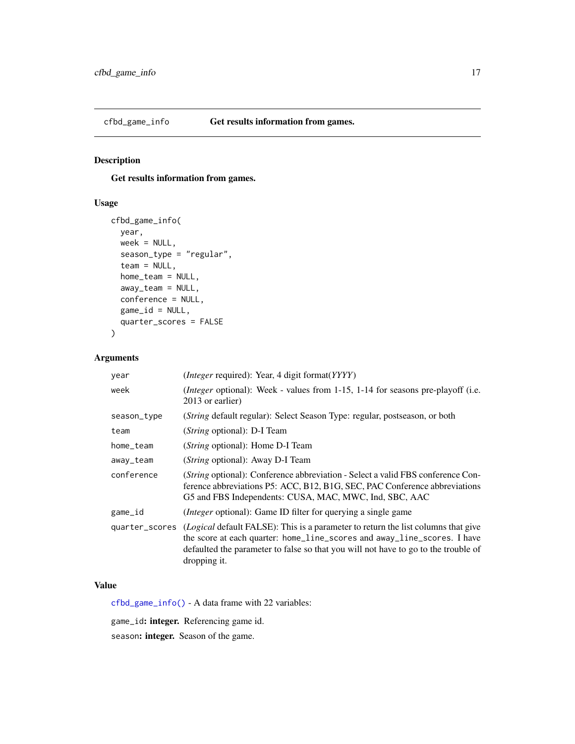## cfbd_game_info — Get results information from games.

### Description

**Get results information from games.**

### Usage

```
cfbd_game_info(
  year,
  week = NULL,
  season_type = "regular",
  team = NULL,
  home_team = NULL,
  away_team = NULL,
  conference = NULL,
  game_id = NULL,
  quarter_scores = FALSE
)
```

### Arguments

| Argument | Description |
| --- | --- |
| `year` | (*Integer* required): Year, 4 digit format(*YYYY*) |
| `week` | (*Integer* optional): Week - values from 1-15, 1-14 for seasons pre-playoff (i.e. 2013 or earlier) |
| `season_type` | (*String* default regular): Select Season Type: regular, postseason, or both |
| `team` | (*String* optional): D-I Team |
| `home_team` | (*String* optional): Home D-I Team |
| `away_team` | (*String* optional): Away D-I Team |
| `conference` | (*String* optional): Conference abbreviation - Select a valid FBS conference Conference abbreviations P5: ACC, B12, B1G, SEC, PAC Conference abbreviations G5 and FBS Independents: CUSA, MAC, MWC, Ind, SBC, AAC |
| `game_id` | (*Integer* optional): Game ID filter for querying a single game |
| `quarter_scores` | (*Logical* default FALSE): This is a parameter to return the list columns that give the score at each quarter: `home_line_scores` and `away_line_scores`. I have defaulted the parameter to false so that you will not have to go to the trouble of dropping it. |

### Value

`cfbd_game_info()` - A data frame with 22 variables:

`game_id`**: integer.** Referencing game id.

`season`**: integer.** Season of the game.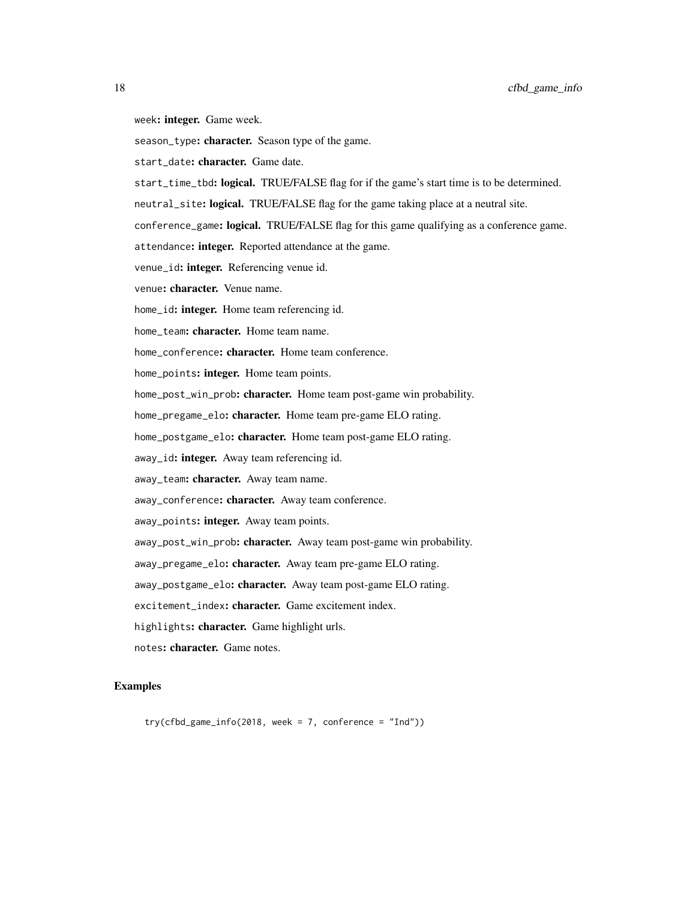week: **integer.** Game week.

season_type: **character.** Season type of the game.

start_date: **character.** Game date.

start_time_tbd: **logical.** TRUE/FALSE flag for if the game's start time is to be determined.

neutral_site: **logical.** TRUE/FALSE flag for the game taking place at a neutral site.

conference_game: **logical.** TRUE/FALSE flag for this game qualifying as a conference game.

attendance: **integer.** Reported attendance at the game.

venue_id: **integer.** Referencing venue id.

venue: **character.** Venue name.

home_id: **integer.** Home team referencing id.

home_team: **character.** Home team name.

home_conference: **character.** Home team conference.

home_points: **integer.** Home team points.

home_post_win_prob: **character.** Home team post-game win probability.

home_pregame_elo: **character.** Home team pre-game ELO rating.

home_postgame_elo: **character.** Home team post-game ELO rating.

away_id: **integer.** Away team referencing id.

away_team: **character.** Away team name.

away_conference: **character.** Away team conference.

away_points: **integer.** Away team points.

away_post_win_prob: **character.** Away team post-game win probability.

away_pregame_elo: **character.** Away team pre-game ELO rating.

away_postgame_elo: **character.** Away team post-game ELO rating.

excitement_index: **character.** Game excitement index.

highlights: **character.** Game highlight urls.

notes: **character.** Game notes.

### Examples

```
try(cfbd_game_info(2018, week = 7, conference = "Ind"))
```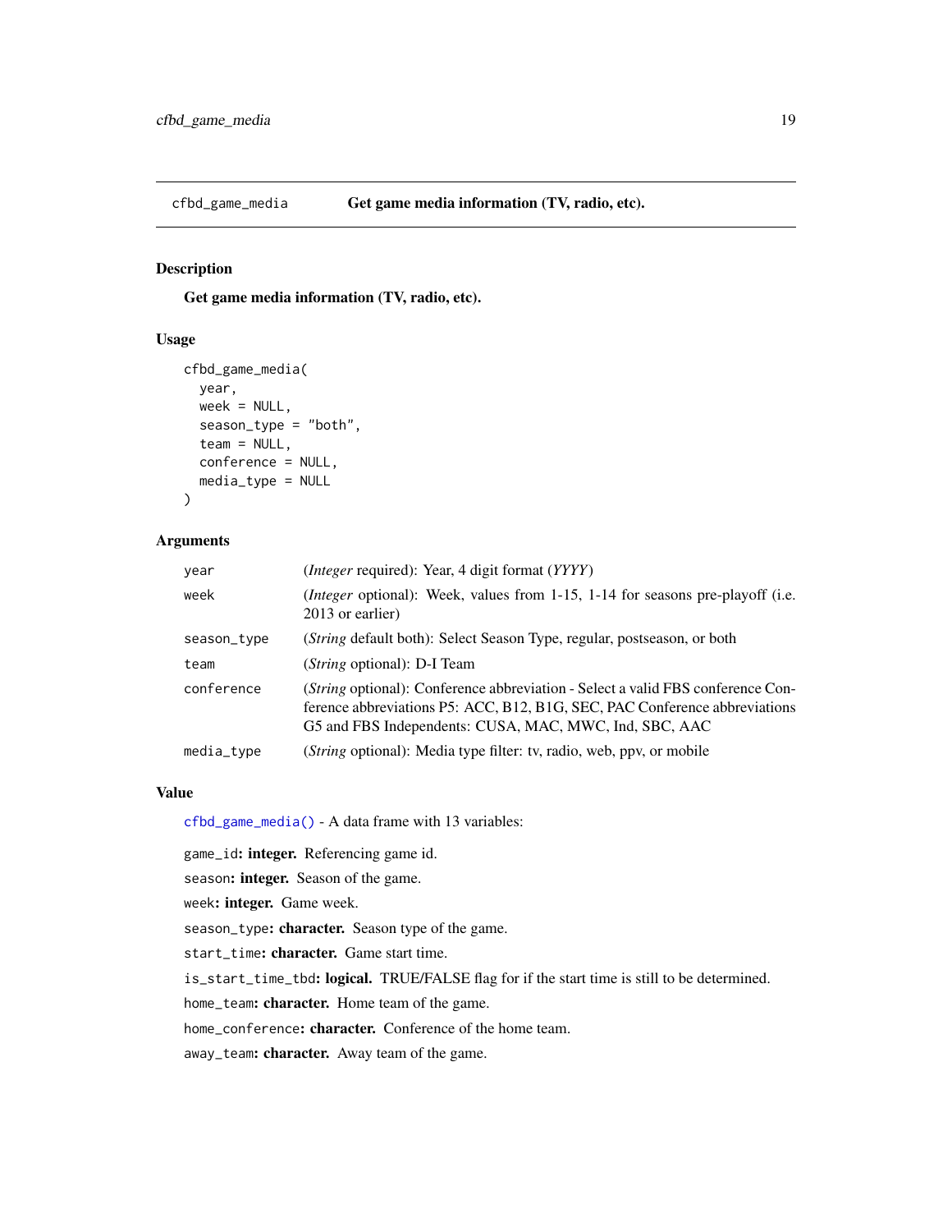## cfbd_game_media — Get game media information (TV, radio, etc).

### Description

Get game media information (TV, radio, etc).

### Usage

```
cfbd_game_media(
  year,
  week = NULL,
  season_type = "both",
  team = NULL,
  conference = NULL,
  media_type = NULL
)
```

### Arguments

| | |
|---|---|
| year | (*Integer* required): Year, 4 digit format (*YYYY*) |
| week | (*Integer* optional): Week, values from 1-15, 1-14 for seasons pre-playoff (i.e. 2013 or earlier) |
| season_type | (*String* default both): Select Season Type, regular, postseason, or both |
| team | (*String* optional): D-I Team |
| conference | (*String* optional): Conference abbreviation - Select a valid FBS conference Conference abbreviations P5: ACC, B12, B1G, SEC, PAC Conference abbreviations G5 and FBS Independents: CUSA, MAC, MWC, Ind, SBC, AAC |
| media_type | (*String* optional): Media type filter: tv, radio, web, ppv, or mobile |

### Value

cfbd_game_media() - A data frame with 13 variables:

game_id**: integer.** Referencing game id.

season**: integer.** Season of the game.

week**: integer.** Game week.

season_type**: character.** Season type of the game.

start_time**: character.** Game start time.

is_start_time_tbd**: logical.** TRUE/FALSE flag for if the start time is still to be determined.

home_team**: character.** Home team of the game.

home_conference**: character.** Conference of the home team.

away_team**: character.** Away team of the game.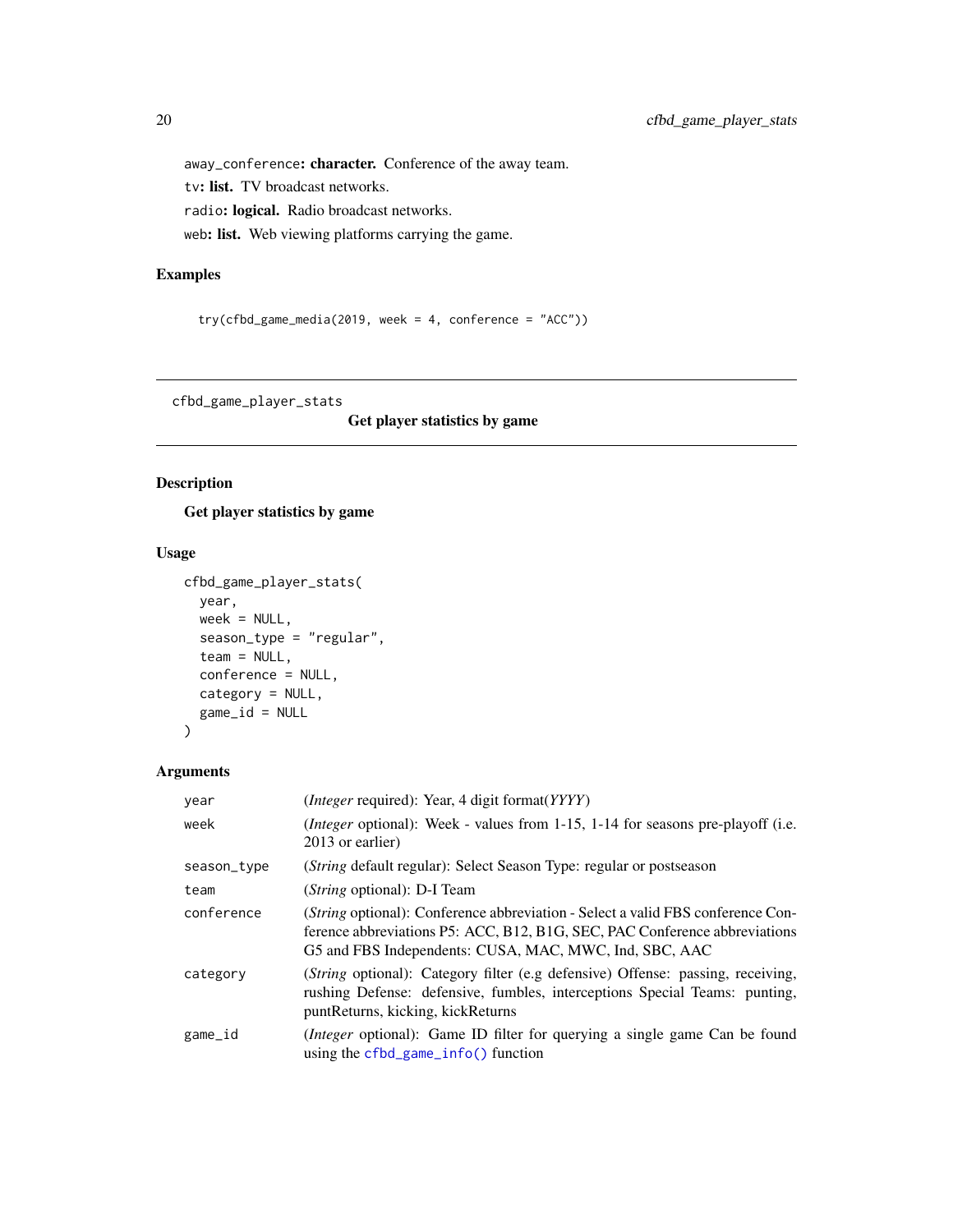away_conference: **character.** Conference of the away team.

tv: **list.** TV broadcast networks.

radio: **logical.** Radio broadcast networks.

web: **list.** Web viewing platforms carrying the game.

### Examples

```
try(cfbd_game_media(2019, week = 4, conference = "ACC"))
```

---

## cfbd_game_player_stats — *Get player statistics by game*

### Description

**Get player statistics by game**

### Usage

```
cfbd_game_player_stats(
  year,
  week = NULL,
  season_type = "regular",
  team = NULL,
  conference = NULL,
  category = NULL,
  game_id = NULL
)
```

### Arguments

| Argument | Description |
|---|---|
| year | (*Integer* required): Year, 4 digit format(*YYYY*) |
| week | (*Integer* optional): Week - values from 1-15, 1-14 for seasons pre-playoff (i.e. 2013 or earlier) |
| season_type | (*String* default regular): Select Season Type: regular or postseason |
| team | (*String* optional): D-I Team |
| conference | (*String* optional): Conference abbreviation - Select a valid FBS conference Conference abbreviations P5: ACC, B12, B1G, SEC, PAC Conference abbreviations G5 and FBS Independents: CUSA, MAC, MWC, Ind, SBC, AAC |
| category | (*String* optional): Category filter (e.g defensive) Offense: passing, receiving, rushing Defense: defensive, fumbles, interceptions Special Teams: punting, puntReturns, kicking, kickReturns |
| game_id | (*Integer* optional): Game ID filter for querying a single game Can be found using the cfbd_game_info() function |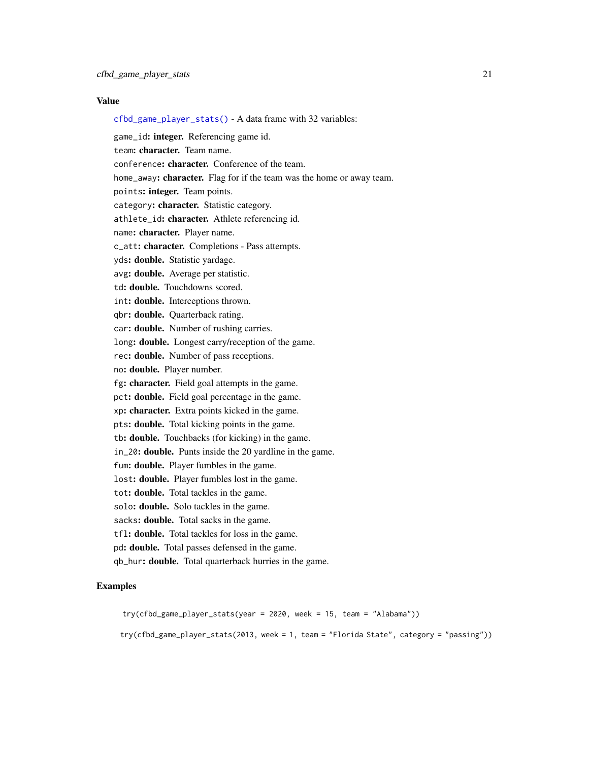### Value

`cfbd_game_player_stats()` - A data frame with 32 variables:

`game_id`**: integer.** Referencing game id.

`team`**: character.** Team name.

`conference`**: character.** Conference of the team.

`home_away`**: character.** Flag for if the team was the home or away team.

`points`**: integer.** Team points.

`category`**: character.** Statistic category.

`athlete_id`**: character.** Athlete referencing id.

`name`**: character.** Player name.

`c_att`**: character.** Completions - Pass attempts.

`yds`**: double.** Statistic yardage.

`avg`**: double.** Average per statistic.

`td`**: double.** Touchdowns scored.

`int`**: double.** Interceptions thrown.

`qbr`**: double.** Quarterback rating.

`car`**: double.** Number of rushing carries.

`long`**: double.** Longest carry/reception of the game.

`rec`**: double.** Number of pass receptions.

`no`**: double.** Player number.

`fg`**: character.** Field goal attempts in the game.

`pct`**: double.** Field goal percentage in the game.

`xp`**: character.** Extra points kicked in the game.

`pts`**: double.** Total kicking points in the game.

`tb`**: double.** Touchbacks (for kicking) in the game.

`in_20`**: double.** Punts inside the 20 yardline in the game.

`fum`**: double.** Player fumbles in the game.

`lost`**: double.** Player fumbles lost in the game.

`tot`**: double.** Total tackles in the game.

`solo`**: double.** Solo tackles in the game.

`sacks`**: double.** Total sacks in the game.

`tfl`**: double.** Total tackles for loss in the game.

`pd`**: double.** Total passes defensed in the game.

`qb_hur`**: double.** Total quarterback hurries in the game.

### Examples

```
try(cfbd_game_player_stats(year = 2020, week = 15, team = "Alabama"))

try(cfbd_game_player_stats(2013, week = 1, team = "Florida State", category = "passing"))
```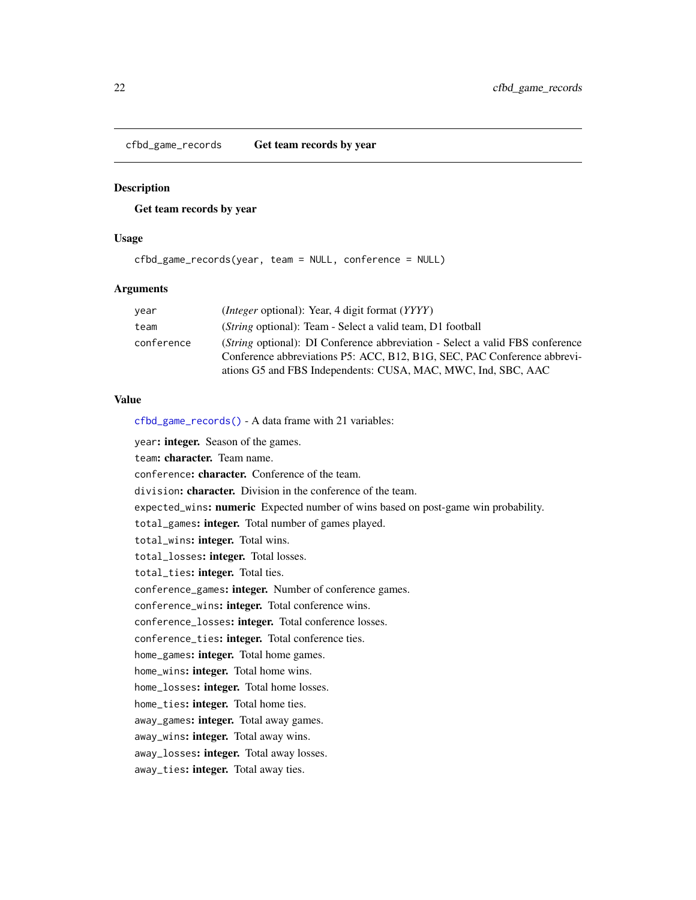## cfbd_game_records — Get team records by year

### Description

**Get team records by year**

### Usage

```
cfbd_game_records(year, team = NULL, conference = NULL)
```

### Arguments

| Argument | Description |
|---|---|
| `year` | (*Integer* optional): Year, 4 digit format (*YYYY*) |
| `team` | (*String* optional): Team - Select a valid team, D1 football |
| `conference` | (*String* optional): DI Conference abbreviation - Select a valid FBS conference Conference abbreviations P5: ACC, B12, B1G, SEC, PAC Conference abbreviations G5 and FBS Independents: CUSA, MAC, MWC, Ind, SBC, AAC |

### Value

`cfbd_game_records()` - A data frame with 21 variables:

- `year`: **integer.** Season of the games.
- `team`: **character.** Team name.
- `conference`: **character.** Conference of the team.
- `division`: **character.** Division in the conference of the team.
- `expected_wins`: **numeric** Expected number of wins based on post-game win probability.
- `total_games`: **integer.** Total number of games played.
- `total_wins`: **integer.** Total wins.
- `total_losses`: **integer.** Total losses.
- `total_ties`: **integer.** Total ties.
- `conference_games`: **integer.** Number of conference games.
- `conference_wins`: **integer.** Total conference wins.
- `conference_losses`: **integer.** Total conference losses.
- `conference_ties`: **integer.** Total conference ties.
- `home_games`: **integer.** Total home games.
- `home_wins`: **integer.** Total home wins.
- `home_losses`: **integer.** Total home losses.
- `home_ties`: **integer.** Total home ties.
- `away_games`: **integer.** Total away games.
- `away_wins`: **integer.** Total away wins.
- `away_losses`: **integer.** Total away losses.
- `away_ties`: **integer.** Total away ties.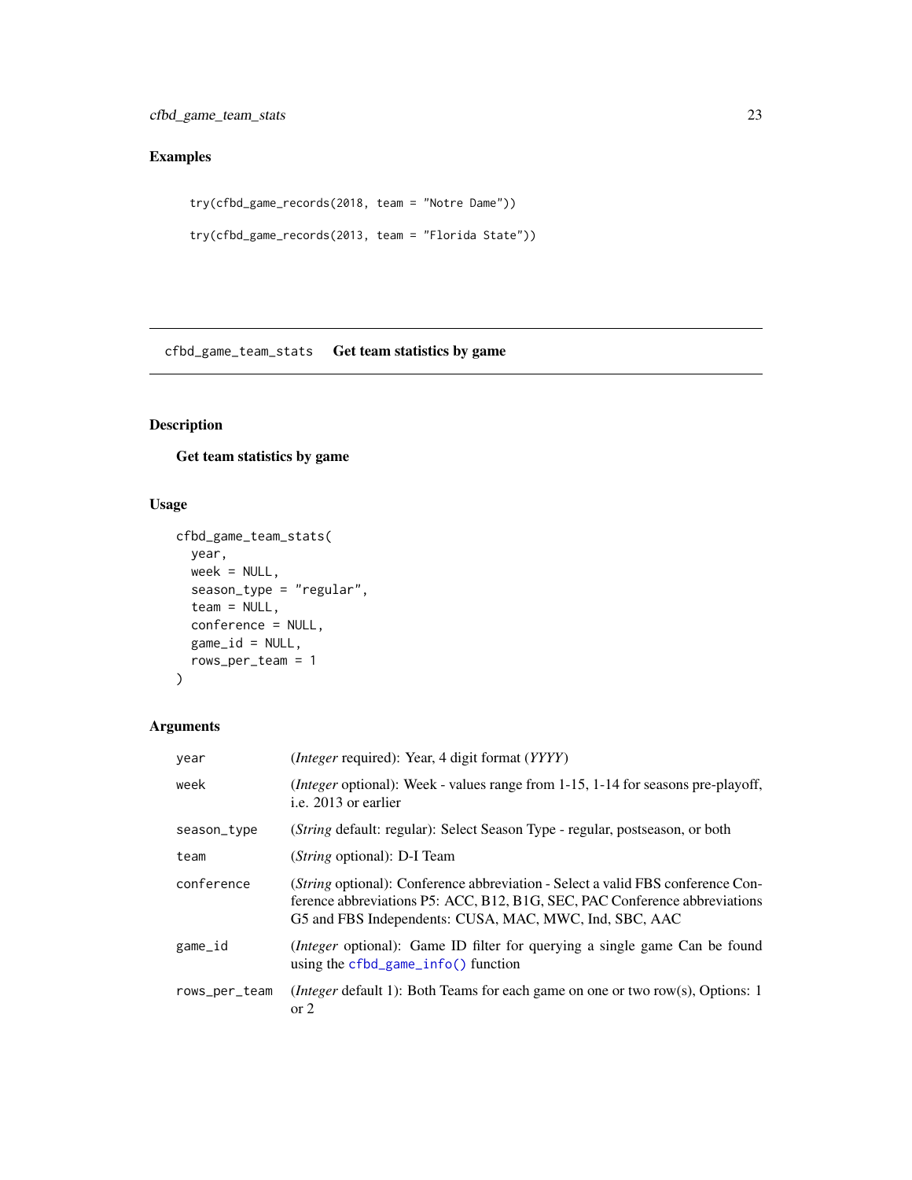## Examples

```
try(cfbd_game_records(2018, team = "Notre Dame"))

try(cfbd_game_records(2013, team = "Florida State"))
```

---

# cfbd_game_team_stats    Get team statistics by game

---

## Description

**Get team statistics by game**

## Usage

```
cfbd_game_team_stats(
  year,
  week = NULL,
  season_type = "regular",
  team = NULL,
  conference = NULL,
  game_id = NULL,
  rows_per_team = 1
)
```

## Arguments

| | |
|---|---|
| `year` | (*Integer* required): Year, 4 digit format (*YYYY*) |
| `week` | (*Integer* optional): Week - values range from 1-15, 1-14 for seasons pre-playoff, i.e. 2013 or earlier |
| `season_type` | (*String* default: regular): Select Season Type - regular, postseason, or both |
| `team` | (*String* optional): D-I Team |
| `conference` | (*String* optional): Conference abbreviation - Select a valid FBS conference Conference abbreviations P5: ACC, B12, B1G, SEC, PAC Conference abbreviations G5 and FBS Independents: CUSA, MAC, MWC, Ind, SBC, AAC |
| `game_id` | (*Integer* optional): Game ID filter for querying a single game Can be found using the `cfbd_game_info()` function |
| `rows_per_team` | (*Integer* default 1): Both Teams for each game on one or two row(s), Options: 1 or 2 |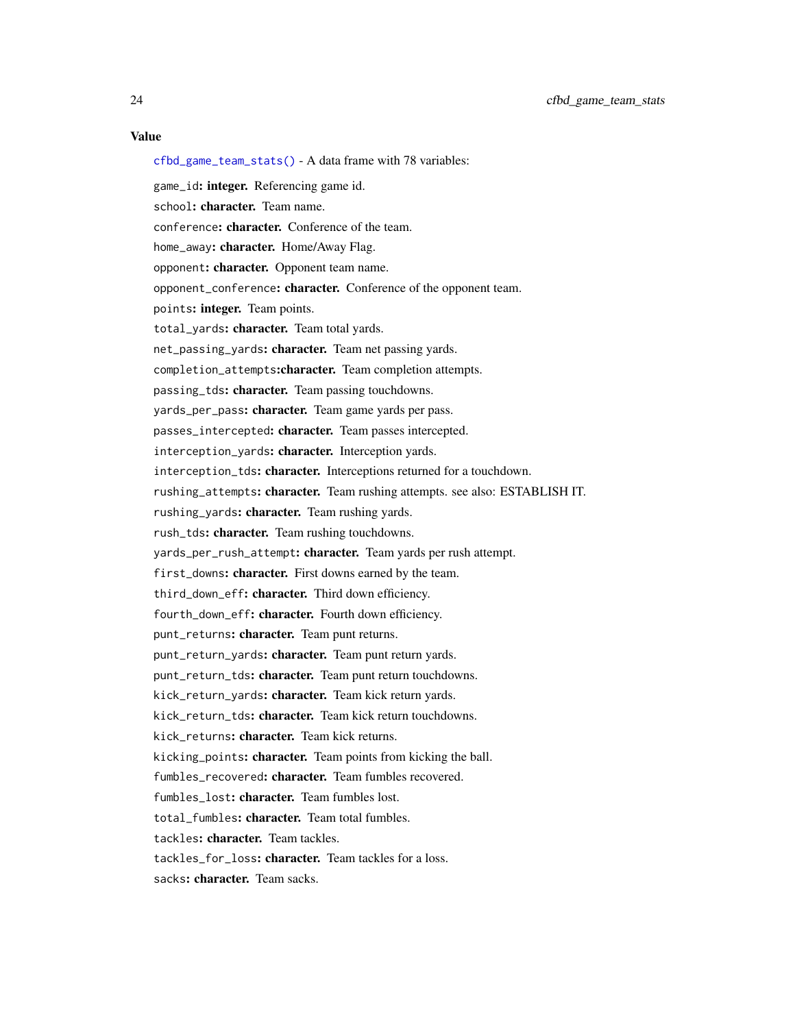### Value

`cfbd_game_team_stats()` - A data frame with 78 variables:

`game_id`: **integer.** Referencing game id.

`school`: **character.** Team name.

`conference`: **character.** Conference of the team.

`home_away`: **character.** Home/Away Flag.

`opponent`: **character.** Opponent team name.

`opponent_conference`: **character.** Conference of the opponent team.

`points`: **integer.** Team points.

`total_yards`: **character.** Team total yards.

`net_passing_yards`: **character.** Team net passing yards.

`completion_attempts`:**character.** Team completion attempts.

`passing_tds`: **character.** Team passing touchdowns.

`yards_per_pass`: **character.** Team game yards per pass.

`passes_intercepted`: **character.** Team passes intercepted.

`interception_yards`: **character.** Interception yards.

`interception_tds`: **character.** Interceptions returned for a touchdown.

`rushing_attempts`: **character.** Team rushing attempts. see also: ESTABLISH IT.

`rushing_yards`: **character.** Team rushing yards.

`rush_tds`: **character.** Team rushing touchdowns.

`yards_per_rush_attempt`: **character.** Team yards per rush attempt.

`first_downs`: **character.** First downs earned by the team.

`third_down_eff`: **character.** Third down efficiency.

`fourth_down_eff`: **character.** Fourth down efficiency.

`punt_returns`: **character.** Team punt returns.

`punt_return_yards`: **character.** Team punt return yards.

`punt_return_tds`: **character.** Team punt return touchdowns.

`kick_return_yards`: **character.** Team kick return yards.

`kick_return_tds`: **character.** Team kick return touchdowns.

`kick_returns`: **character.** Team kick returns.

`kicking_points`: **character.** Team points from kicking the ball.

`fumbles_recovered`: **character.** Team fumbles recovered.

`fumbles_lost`: **character.** Team fumbles lost.

`total_fumbles`: **character.** Team total fumbles.

`tackles`: **character.** Team tackles.

`tackles_for_loss`: **character.** Team tackles for a loss.

`sacks`: **character.** Team sacks.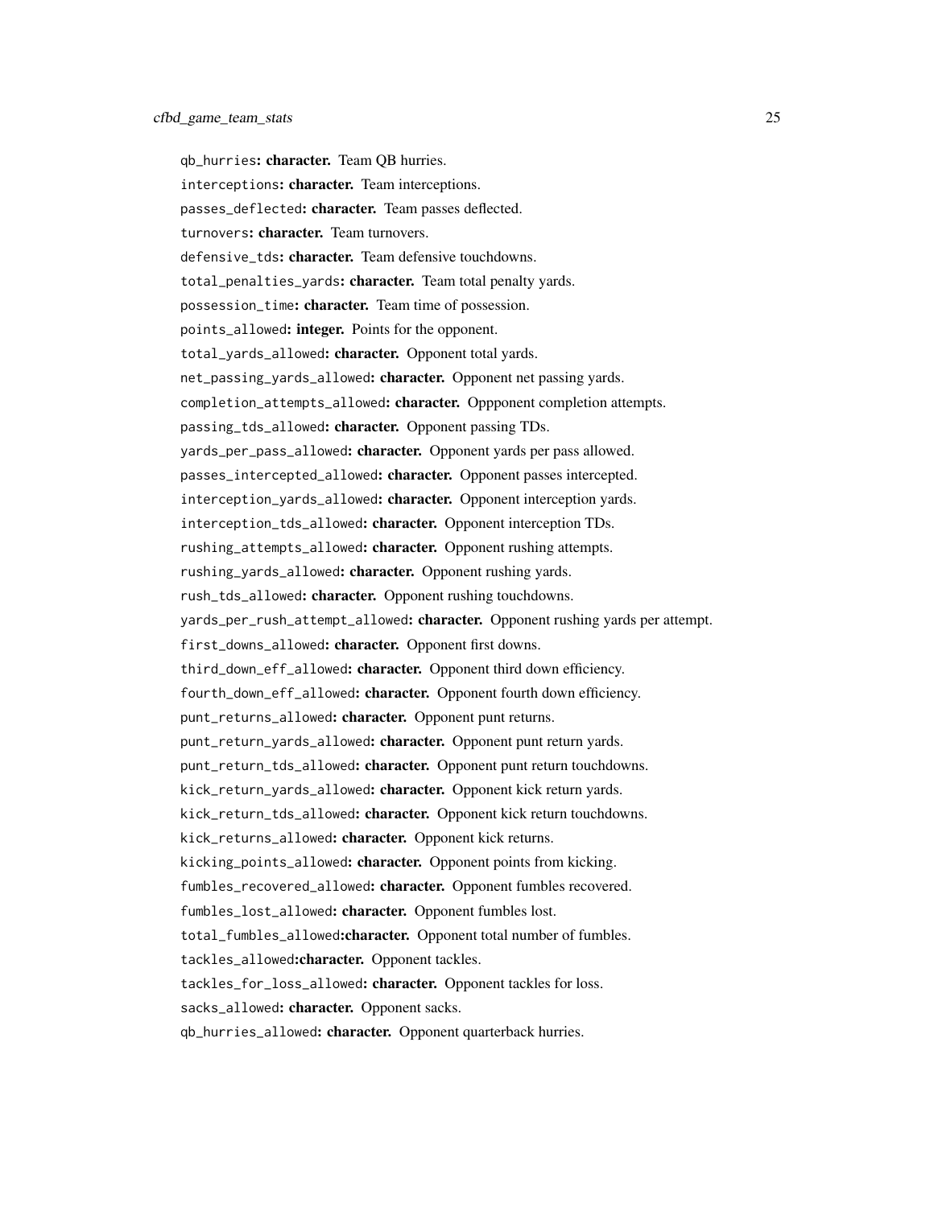qb_hurries: **character.** Team QB hurries.

interceptions: **character.** Team interceptions.

passes_deflected: **character.** Team passes deflected.

turnovers: **character.** Team turnovers.

defensive_tds: **character.** Team defensive touchdowns.

total_penalties_yards: **character.** Team total penalty yards.

possession_time: **character.** Team time of possession.

points_allowed: **integer.** Points for the opponent.

total_yards_allowed: **character.** Opponent total yards.

net_passing_yards_allowed: **character.** Opponent net passing yards.

completion_attempts_allowed: **character.** Oppponent completion attempts.

passing_tds_allowed: **character.** Opponent passing TDs.

yards_per_pass_allowed: **character.** Opponent yards per pass allowed.

passes_intercepted_allowed: **character.** Opponent passes intercepted.

interception_yards_allowed: **character.** Opponent interception yards.

interception_tds_allowed: **character.** Opponent interception TDs.

rushing_attempts_allowed: **character.** Opponent rushing attempts.

rushing_yards_allowed: **character.** Opponent rushing yards.

rush_tds_allowed: **character.** Opponent rushing touchdowns.

yards_per_rush_attempt_allowed: **character.** Opponent rushing yards per attempt.

first_downs_allowed: **character.** Opponent first downs.

third_down_eff_allowed: **character.** Opponent third down efficiency.

fourth_down_eff_allowed: **character.** Opponent fourth down efficiency.

punt_returns_allowed: **character.** Opponent punt returns.

punt_return_yards_allowed: **character.** Opponent punt return yards.

punt_return_tds_allowed: **character.** Opponent punt return touchdowns.

kick_return_yards_allowed: **character.** Opponent kick return yards.

kick_return_tds_allowed: **character.** Opponent kick return touchdowns.

kick_returns_allowed: **character.** Opponent kick returns.

kicking_points_allowed: **character.** Opponent points from kicking.

fumbles_recovered_allowed: **character.** Opponent fumbles recovered.

fumbles_lost_allowed: **character.** Opponent fumbles lost.

total_fumbles_allowed:**character.** Opponent total number of fumbles.

tackles_allowed:**character.** Opponent tackles.

tackles_for_loss_allowed: **character.** Opponent tackles for loss.

sacks_allowed: **character.** Opponent sacks.

qb_hurries_allowed: **character.** Opponent quarterback hurries.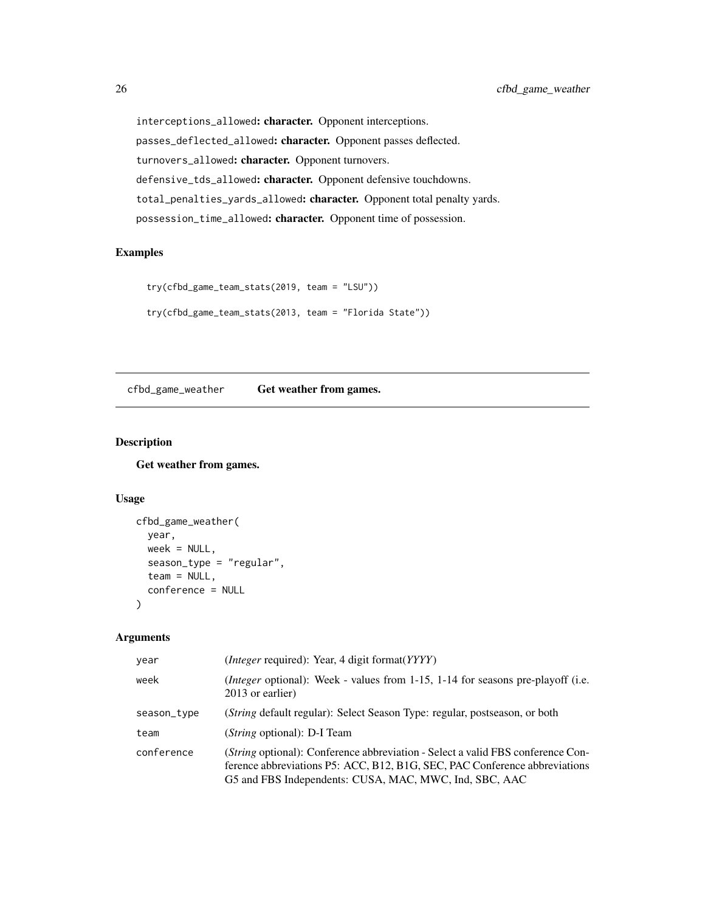interceptions_allowed: **character.** Opponent interceptions.

passes_deflected_allowed: **character.** Opponent passes deflected.

turnovers_allowed: **character.** Opponent turnovers.

defensive_tds_allowed: **character.** Opponent defensive touchdowns.

total_penalties_yards_allowed: **character.** Opponent total penalty yards.

possession_time_allowed: **character.** Opponent time of possession.

### Examples

```
try(cfbd_game_team_stats(2019, team = "LSU"))

try(cfbd_game_team_stats(2013, team = "Florida State"))
```

---

## cfbd_game_weather — Get weather from games.

### Description

**Get weather from games.**

### Usage

```
cfbd_game_weather(
  year,
  week = NULL,
  season_type = "regular",
  team = NULL,
  conference = NULL
)
```

### Arguments

| | |
|---|---|
| year | (*Integer* required): Year, 4 digit format(*YYYY*) |
| week | (*Integer* optional): Week - values from 1-15, 1-14 for seasons pre-playoff (i.e. 2013 or earlier) |
| season_type | (*String* default regular): Select Season Type: regular, postseason, or both |
| team | (*String* optional): D-I Team |
| conference | (*String* optional): Conference abbreviation - Select a valid FBS conference Conference abbreviations P5: ACC, B12, B1G, SEC, PAC Conference abbreviations G5 and FBS Independents: CUSA, MAC, MWC, Ind, SBC, AAC |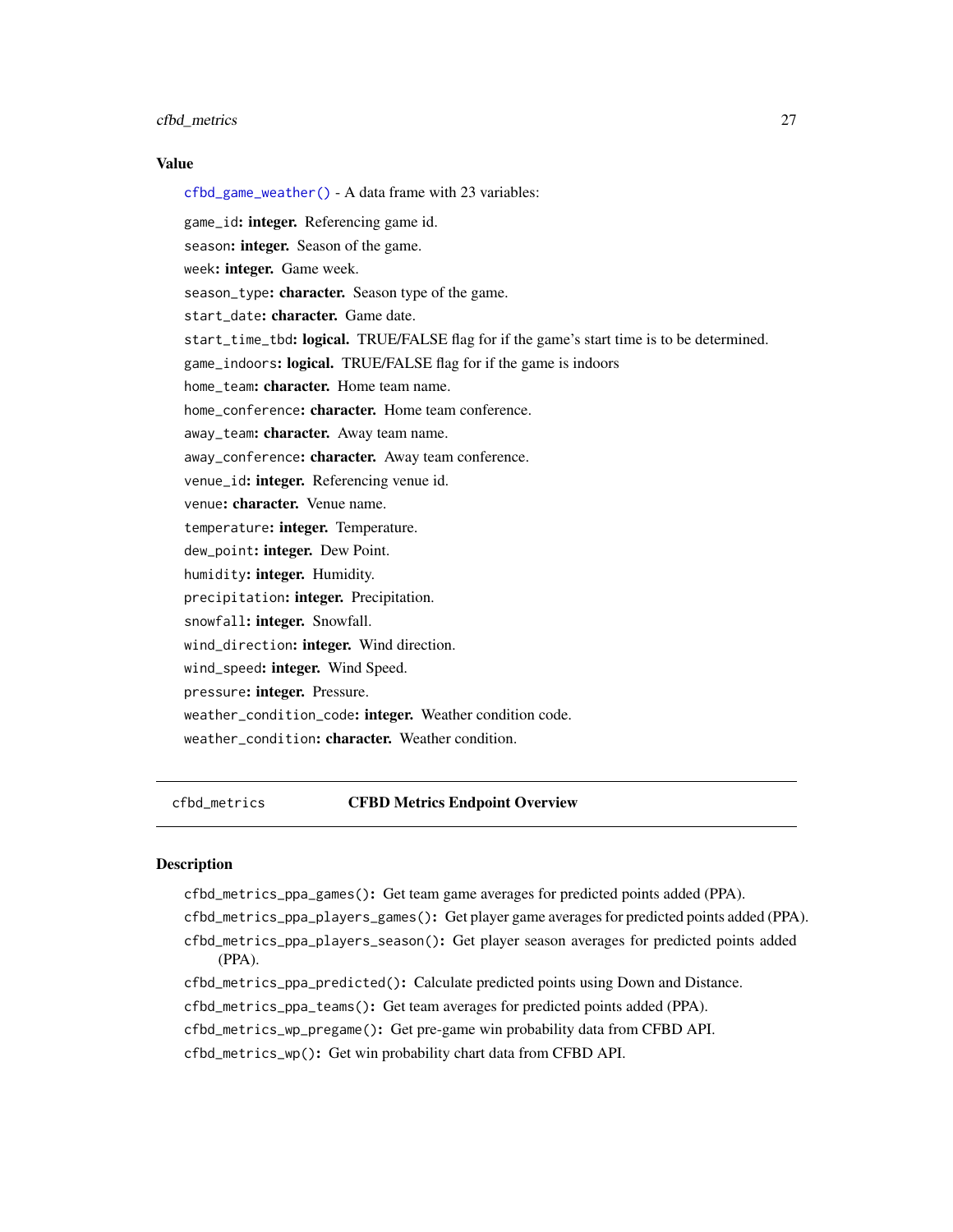### Value

`cfbd_game_weather()` - A data frame with 23 variables:

`game_id`: **integer.** Referencing game id.

`season`: **integer.** Season of the game.

`week`: **integer.** Game week.

`season_type`: **character.** Season type of the game.

`start_date`: **character.** Game date.

`start_time_tbd`: **logical.** TRUE/FALSE flag for if the game's start time is to be determined.

`game_indoors`: **logical.** TRUE/FALSE flag for if the game is indoors

`home_team`: **character.** Home team name.

`home_conference`: **character.** Home team conference.

`away_team`: **character.** Away team name.

`away_conference`: **character.** Away team conference.

`venue_id`: **integer.** Referencing venue id.

`venue`: **character.** Venue name.

`temperature`: **integer.** Temperature.

`dew_point`: **integer.** Dew Point.

`humidity`: **integer.** Humidity.

`precipitation`: **integer.** Precipitation.

`snowfall`: **integer.** Snowfall.

`wind_direction`: **integer.** Wind direction.

`wind_speed`: **integer.** Wind Speed.

`pressure`: **integer.** Pressure.

`weather_condition_code`: **integer.** Weather condition code.

`weather_condition`: **character.** Weather condition.

---

## `cfbd_metrics` CFBD Metrics Endpoint Overview

### Description

`cfbd_metrics_ppa_games()`: Get team game averages for predicted points added (PPA).

`cfbd_metrics_ppa_players_games()`: Get player game averages for predicted points added (PPA).

`cfbd_metrics_ppa_players_season()`: Get player season averages for predicted points added (PPA).

`cfbd_metrics_ppa_predicted()`: Calculate predicted points using Down and Distance.

`cfbd_metrics_ppa_teams()`: Get team averages for predicted points added (PPA).

`cfbd_metrics_wp_pregame()`: Get pre-game win probability data from CFBD API.

`cfbd_metrics_wp()`: Get win probability chart data from CFBD API.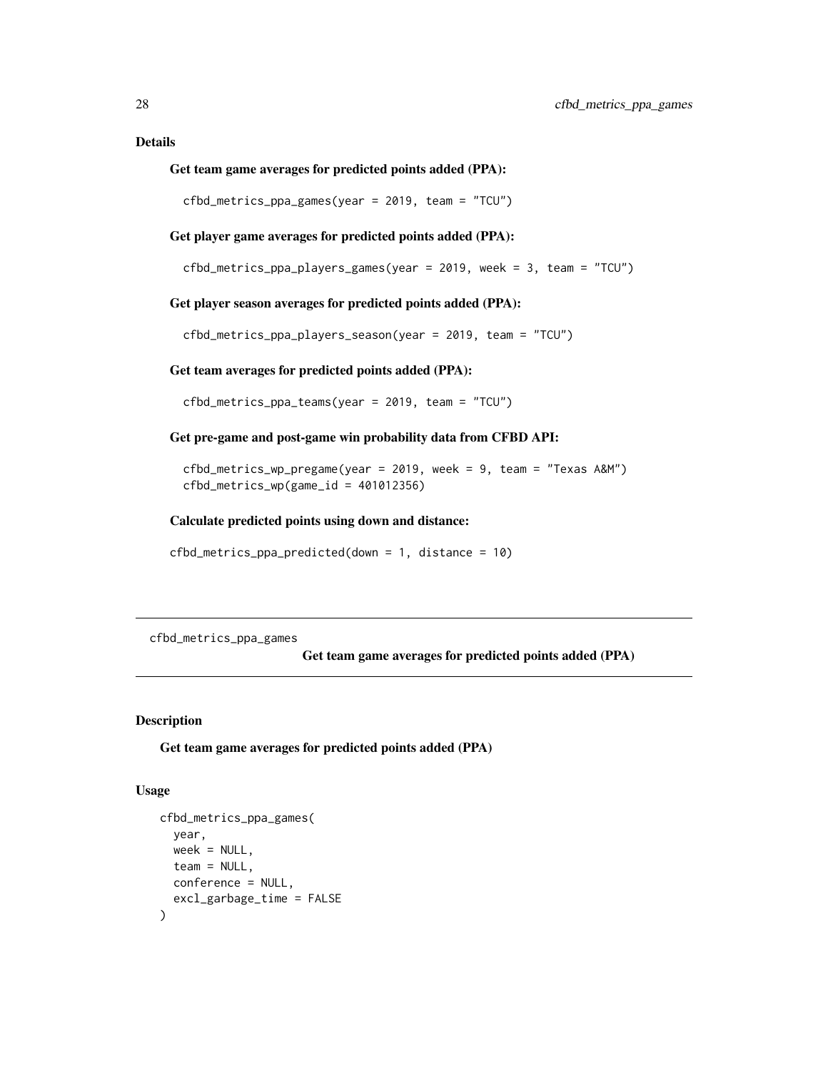## Details

**Get team game averages for predicted points added (PPA):**

```
cfbd_metrics_ppa_games(year = 2019, team = "TCU")
```

**Get player game averages for predicted points added (PPA):**

```
cfbd_metrics_ppa_players_games(year = 2019, week = 3, team = "TCU")
```

**Get player season averages for predicted points added (PPA):**

```
cfbd_metrics_ppa_players_season(year = 2019, team = "TCU")
```

**Get team averages for predicted points added (PPA):**

```
cfbd_metrics_ppa_teams(year = 2019, team = "TCU")
```

**Get pre-game and post-game win probability data from CFBD API:**

```
cfbd_metrics_wp_pregame(year = 2019, week = 9, team = "Texas A&M")
cfbd_metrics_wp(game_id = 401012356)
```

**Calculate predicted points using down and distance:**

```
cfbd_metrics_ppa_predicted(down = 1, distance = 10)
```

---

# cfbd_metrics_ppa_games — Get team game averages for predicted points added (PPA)

## Description

Get team game averages for predicted points added (PPA)

## Usage

```
cfbd_metrics_ppa_games(
  year,
  week = NULL,
  team = NULL,
  conference = NULL,
  excl_garbage_time = FALSE
)
```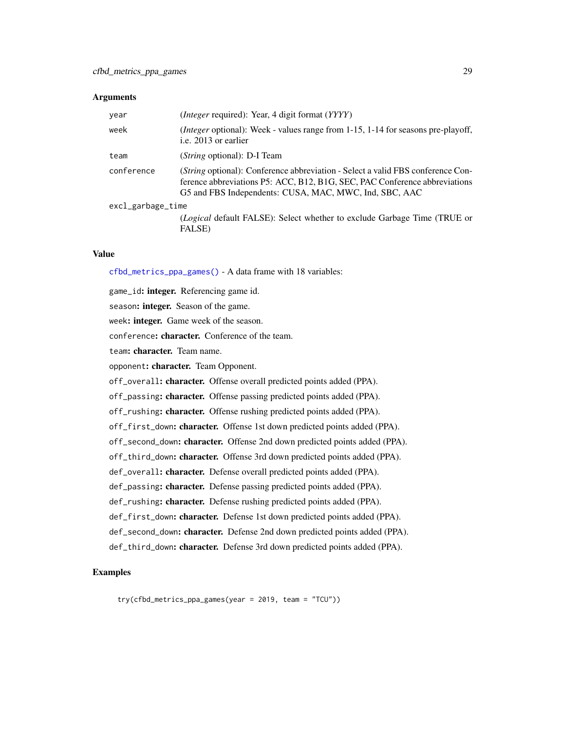### Arguments

| | |
|---|---|
| `year` | (*Integer* required): Year, 4 digit format (*YYYY*) |
| `week` | (*Integer* optional): Week - values range from 1-15, 1-14 for seasons pre-playoff, i.e. 2013 or earlier |
| `team` | (*String* optional): D-I Team |
| `conference` | (*String* optional): Conference abbreviation - Select a valid FBS conference Conference abbreviations P5: ACC, B12, B1G, SEC, PAC Conference abbreviations G5 and FBS Independents: CUSA, MAC, MWC, Ind, SBC, AAC |
| `excl_garbage_time` | (*Logical* default FALSE): Select whether to exclude Garbage Time (TRUE or FALSE) |

### Value

`cfbd_metrics_ppa_games()` - A data frame with 18 variables:

`game_id`: **integer.** Referencing game id.

`season`: **integer.** Season of the game.

`week`: **integer.** Game week of the season.

`conference`: **character.** Conference of the team.

`team`: **character.** Team name.

`opponent`: **character.** Team Opponent.

`off_overall`: **character.** Offense overall predicted points added (PPA).

`off_passing`: **character.** Offense passing predicted points added (PPA).

`off_rushing`: **character.** Offense rushing predicted points added (PPA).

`off_first_down`: **character.** Offense 1st down predicted points added (PPA).

`off_second_down`: **character.** Offense 2nd down predicted points added (PPA).

`off_third_down`: **character.** Offense 3rd down predicted points added (PPA).

`def_overall`: **character.** Defense overall predicted points added (PPA).

`def_passing`: **character.** Defense passing predicted points added (PPA).

`def_rushing`: **character.** Defense rushing predicted points added (PPA).

`def_first_down`: **character.** Defense 1st down predicted points added (PPA).

`def_second_down`: **character.** Defense 2nd down predicted points added (PPA).

`def_third_down`: **character.** Defense 3rd down predicted points added (PPA).

### Examples

```
try(cfbd_metrics_ppa_games(year = 2019, team = "TCU"))
```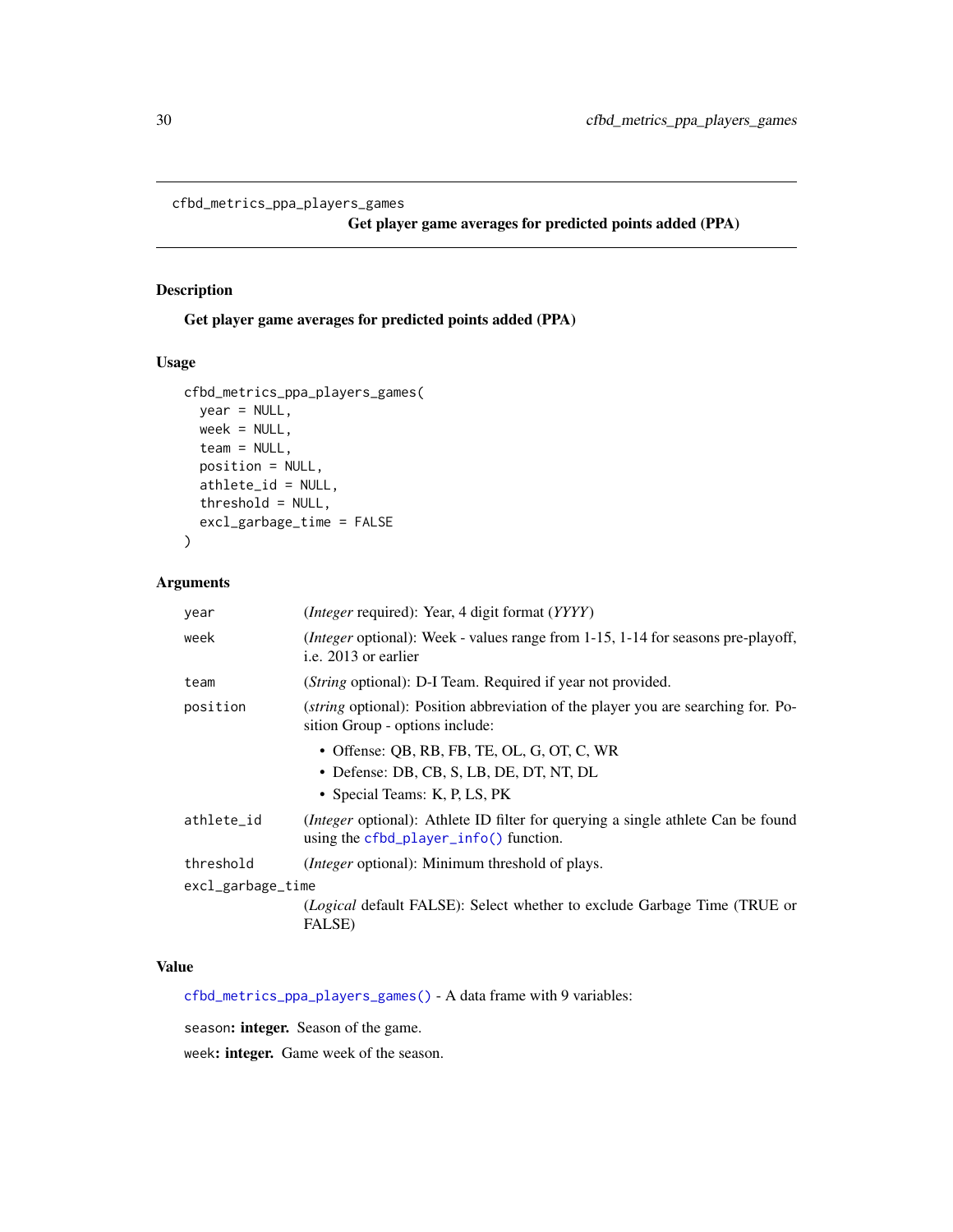# cfbd_metrics_ppa_players_games

**Get player game averages for predicted points added (PPA)**

## Description

Get player game averages for predicted points added (PPA)

## Usage

```
cfbd_metrics_ppa_players_games(
  year = NULL,
  week = NULL,
  team = NULL,
  position = NULL,
  athlete_id = NULL,
  threshold = NULL,
  excl_garbage_time = FALSE
)
```

## Arguments

| Argument | Description |
|---|---|
| year | (*Integer* required): Year, 4 digit format (*YYYY*) |
| week | (*Integer* optional): Week - values range from 1-15, 1-14 for seasons pre-playoff, i.e. 2013 or earlier |
| team | (*String* optional): D-I Team. Required if year not provided. |
| position | (*string* optional): Position abbreviation of the player you are searching for. Position Group - options include: <br>• Offense: QB, RB, FB, TE, OL, G, OT, C, WR <br>• Defense: DB, CB, S, LB, DE, DT, NT, DL <br>• Special Teams: K, P, LS, PK |
| athlete_id | (*Integer* optional): Athlete ID filter for querying a single athlete Can be found using the cfbd_player_info() function. |
| threshold | (*Integer* optional): Minimum threshold of plays. |
| excl_garbage_time | (*Logical* default FALSE): Select whether to exclude Garbage Time (TRUE or FALSE) |

## Value

cfbd_metrics_ppa_players_games() - A data frame with 9 variables:

season**: integer.** Season of the game.

week**: integer.** Game week of the season.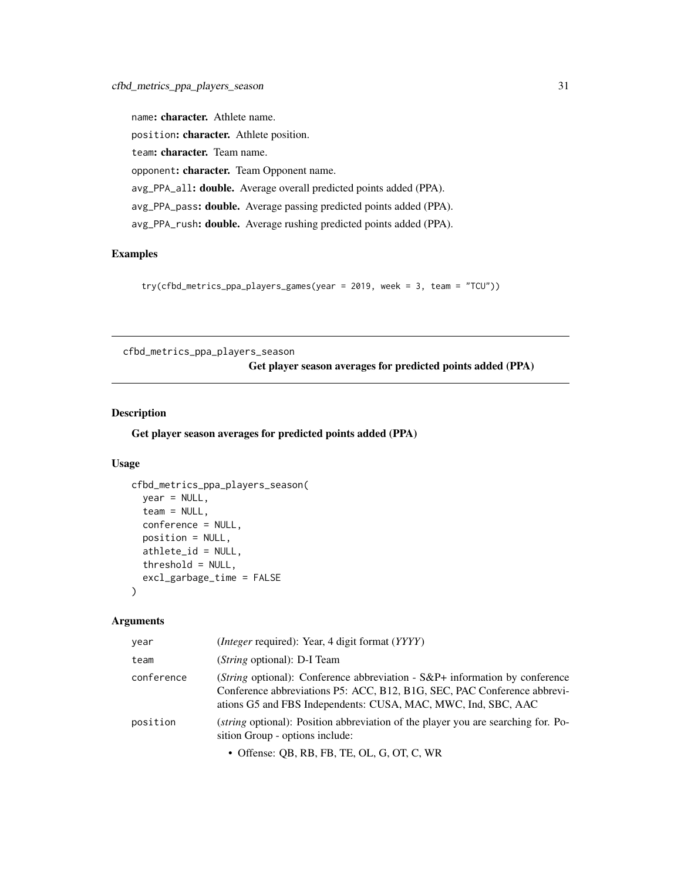name: **character.** Athlete name.

position: **character.** Athlete position.

team: **character.** Team name.

opponent: **character.** Team Opponent name.

avg_PPA_all: **double.** Average overall predicted points added (PPA).

avg_PPA_pass: **double.** Average passing predicted points added (PPA).

avg_PPA_rush: **double.** Average rushing predicted points added (PPA).

### Examples

```
try(cfbd_metrics_ppa_players_games(year = 2019, week = 3, team = "TCU"))
```

---

## cfbd_metrics_ppa_players_season — Get player season averages for predicted points added (PPA)

---

### Description

**Get player season averages for predicted points added (PPA)**

### Usage

```
cfbd_metrics_ppa_players_season(
  year = NULL,
  team = NULL,
  conference = NULL,
  position = NULL,
  athlete_id = NULL,
  threshold = NULL,
  excl_garbage_time = FALSE
)
```

### Arguments

| | |
|---|---|
| year | (*Integer* required): Year, 4 digit format (*YYYY*) |
| team | (*String* optional): D-I Team |
| conference | (*String* optional): Conference abbreviation - S&P+ information by conference Conference abbreviations P5: ACC, B12, B1G, SEC, PAC Conference abbreviations G5 and FBS Independents: CUSA, MAC, MWC, Ind, SBC, AAC |
| position | (*string* optional): Position abbreviation of the player you are searching for. Position Group - options include:<br>• Offense: QB, RB, FB, TE, OL, G, OT, C, WR |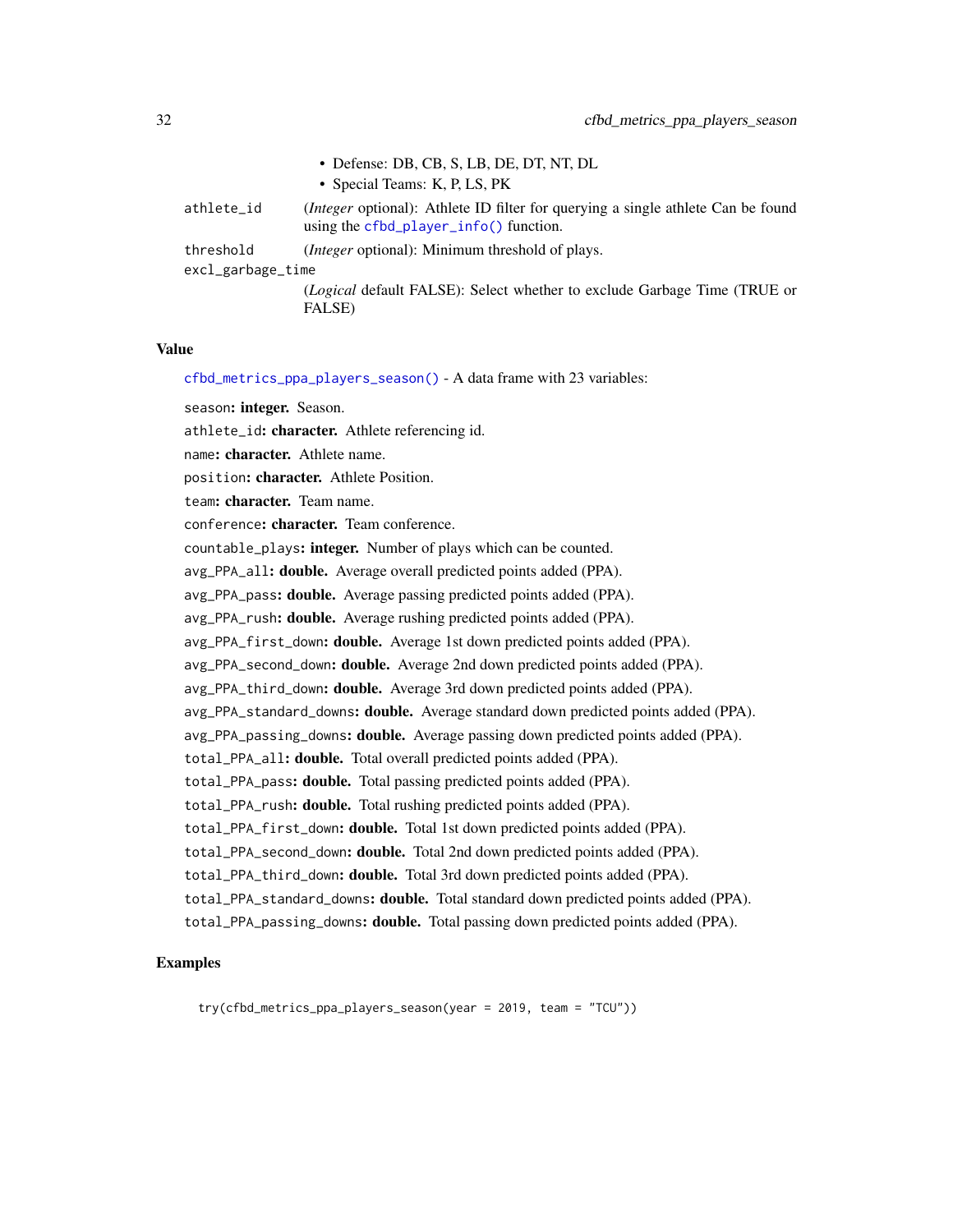- Defense: DB, CB, S, LB, DE, DT, NT, DL
- Special Teams: K, P, LS, PK

athlete_id
: (*Integer* optional): Athlete ID filter for querying a single athlete Can be found using the cfbd_player_info() function.

threshold
: (*Integer* optional): Minimum threshold of plays.

excl_garbage_time
: (*Logical* default FALSE): Select whether to exclude Garbage Time (TRUE or FALSE)

## Value

cfbd_metrics_ppa_players_season() - A data frame with 23 variables:

season: **integer.** Season.

athlete_id: **character.** Athlete referencing id.

name: **character.** Athlete name.

position: **character.** Athlete Position.

team: **character.** Team name.

conference: **character.** Team conference.

countable_plays: **integer.** Number of plays which can be counted.

avg_PPA_all: **double.** Average overall predicted points added (PPA).

avg_PPA_pass: **double.** Average passing predicted points added (PPA).

avg_PPA_rush: **double.** Average rushing predicted points added (PPA).

avg_PPA_first_down: **double.** Average 1st down predicted points added (PPA).

avg_PPA_second_down: **double.** Average 2nd down predicted points added (PPA).

avg_PPA_third_down: **double.** Average 3rd down predicted points added (PPA).

avg_PPA_standard_downs: **double.** Average standard down predicted points added (PPA).

avg_PPA_passing_downs: **double.** Average passing down predicted points added (PPA).

total_PPA_all: **double.** Total overall predicted points added (PPA).

total_PPA_pass: **double.** Total passing predicted points added (PPA).

total_PPA_rush: **double.** Total rushing predicted points added (PPA).

total_PPA_first_down: **double.** Total 1st down predicted points added (PPA).

total_PPA_second_down: **double.** Total 2nd down predicted points added (PPA).

total_PPA_third_down: **double.** Total 3rd down predicted points added (PPA).

total_PPA_standard_downs: **double.** Total standard down predicted points added (PPA).

total_PPA_passing_downs: **double.** Total passing down predicted points added (PPA).

## Examples

```
try(cfbd_metrics_ppa_players_season(year = 2019, team = "TCU"))
```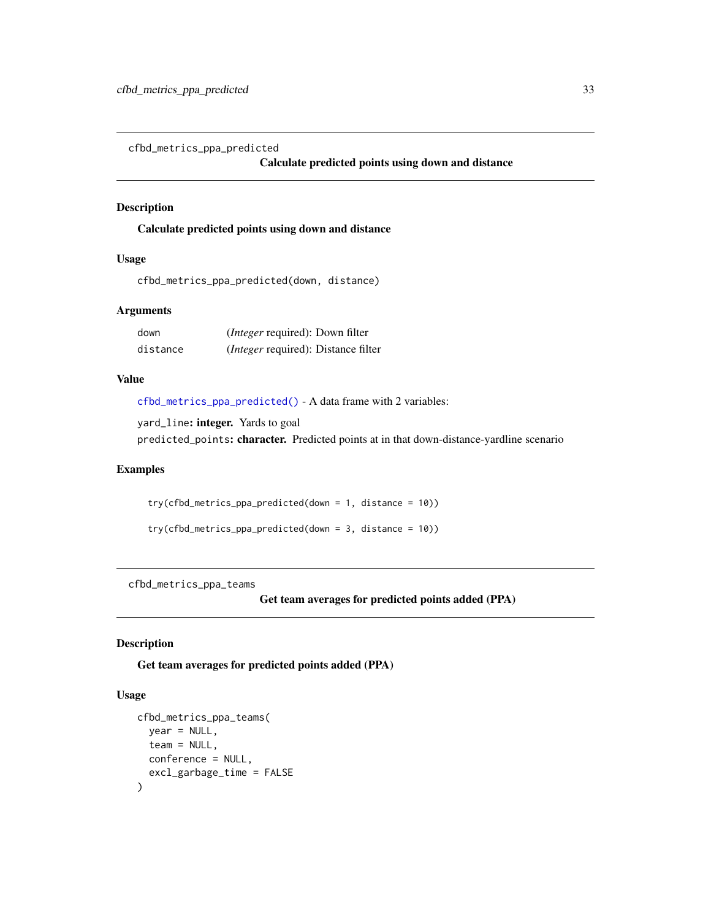## cfbd_metrics_ppa_predicted

**Calculate predicted points using down and distance**

### Description

**Calculate predicted points using down and distance**

### Usage

```
cfbd_metrics_ppa_predicted(down, distance)
```

### Arguments

| | |
|---|---|
| `down` | (*Integer* required): Down filter |
| `distance` | (*Integer* required): Distance filter |

### Value

`cfbd_metrics_ppa_predicted()` - A data frame with 2 variables:

`yard_line`**: integer.** Yards to goal

`predicted_points`**: character.** Predicted points at in that down-distance-yardline scenario

### Examples

```
try(cfbd_metrics_ppa_predicted(down = 1, distance = 10))

try(cfbd_metrics_ppa_predicted(down = 3, distance = 10))
```

## cfbd_metrics_ppa_teams

**Get team averages for predicted points added (PPA)**

### Description

**Get team averages for predicted points added (PPA)**

### Usage

```
cfbd_metrics_ppa_teams(
  year = NULL,
  team = NULL,
  conference = NULL,
  excl_garbage_time = FALSE
)
```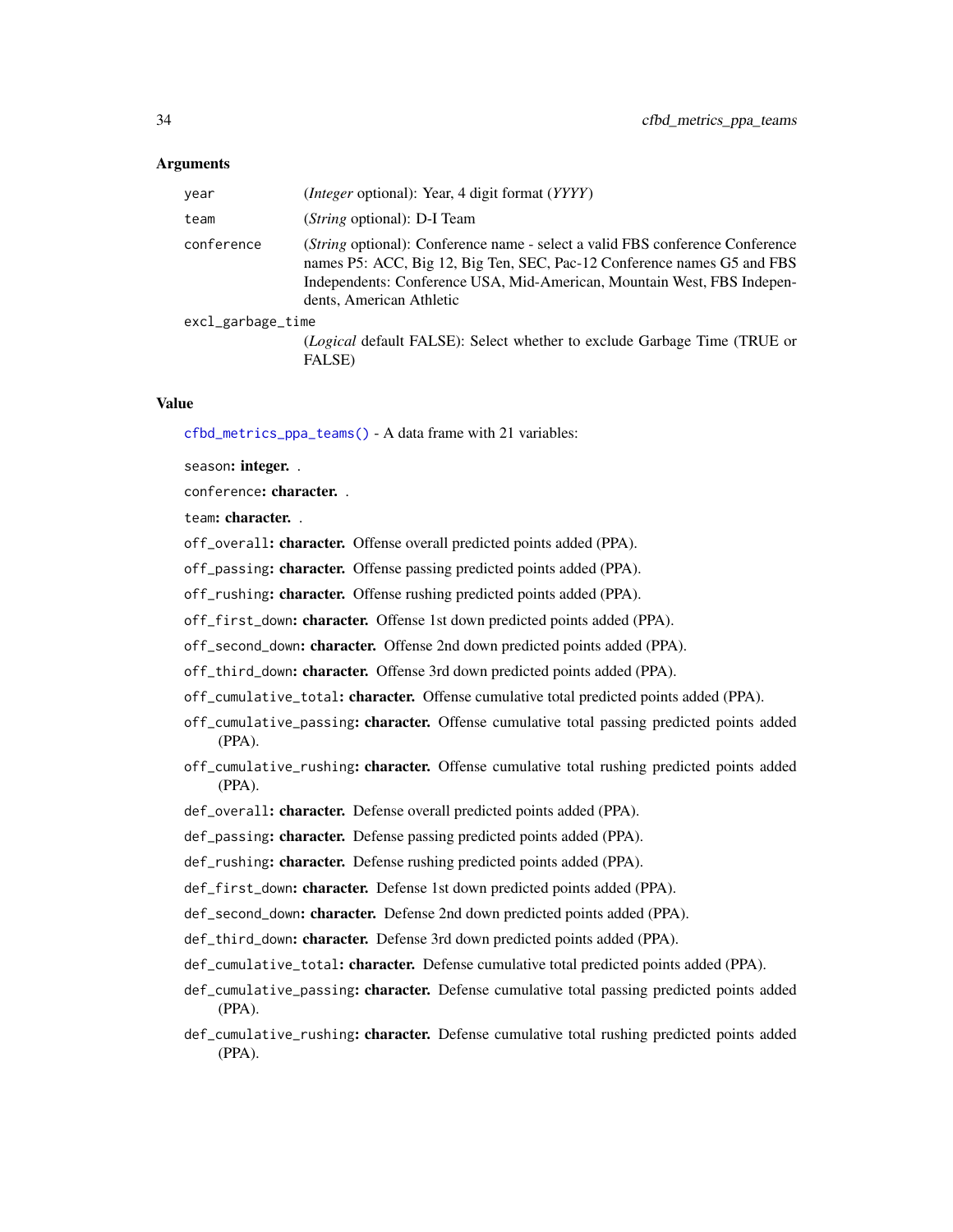### Arguments

| | |
|---|---|
| year | (*Integer* optional): Year, 4 digit format (*YYYY*) |
| team | (*String* optional): D-I Team |
| conference | (*String* optional): Conference name - select a valid FBS conference Conference names P5: ACC, Big 12, Big Ten, SEC, Pac-12 Conference names G5 and FBS Independents: Conference USA, Mid-American, Mountain West, FBS Independents, American Athletic |
| excl_garbage_time | (*Logical* default FALSE): Select whether to exclude Garbage Time (TRUE or FALSE) |

### Value

`cfbd_metrics_ppa_teams()` - A data frame with 21 variables:

- `season`: **integer.** .
- `conference`: **character.** .
- `team`: **character.** .
- `off_overall`: **character.** Offense overall predicted points added (PPA).
- `off_passing`: **character.** Offense passing predicted points added (PPA).
- `off_rushing`: **character.** Offense rushing predicted points added (PPA).
- `off_first_down`: **character.** Offense 1st down predicted points added (PPA).
- `off_second_down`: **character.** Offense 2nd down predicted points added (PPA).
- `off_third_down`: **character.** Offense 3rd down predicted points added (PPA).
- `off_cumulative_total`: **character.** Offense cumulative total predicted points added (PPA).
- `off_cumulative_passing`: **character.** Offense cumulative total passing predicted points added (PPA).
- `off_cumulative_rushing`: **character.** Offense cumulative total rushing predicted points added (PPA).
- `def_overall`: **character.** Defense overall predicted points added (PPA).
- `def_passing`: **character.** Defense passing predicted points added (PPA).
- `def_rushing`: **character.** Defense rushing predicted points added (PPA).
- `def_first_down`: **character.** Defense 1st down predicted points added (PPA).
- `def_second_down`: **character.** Defense 2nd down predicted points added (PPA).
- `def_third_down`: **character.** Defense 3rd down predicted points added (PPA).
- `def_cumulative_total`: **character.** Defense cumulative total predicted points added (PPA).
- `def_cumulative_passing`: **character.** Defense cumulative total passing predicted points added (PPA).
- `def_cumulative_rushing`: **character.** Defense cumulative total rushing predicted points added (PPA).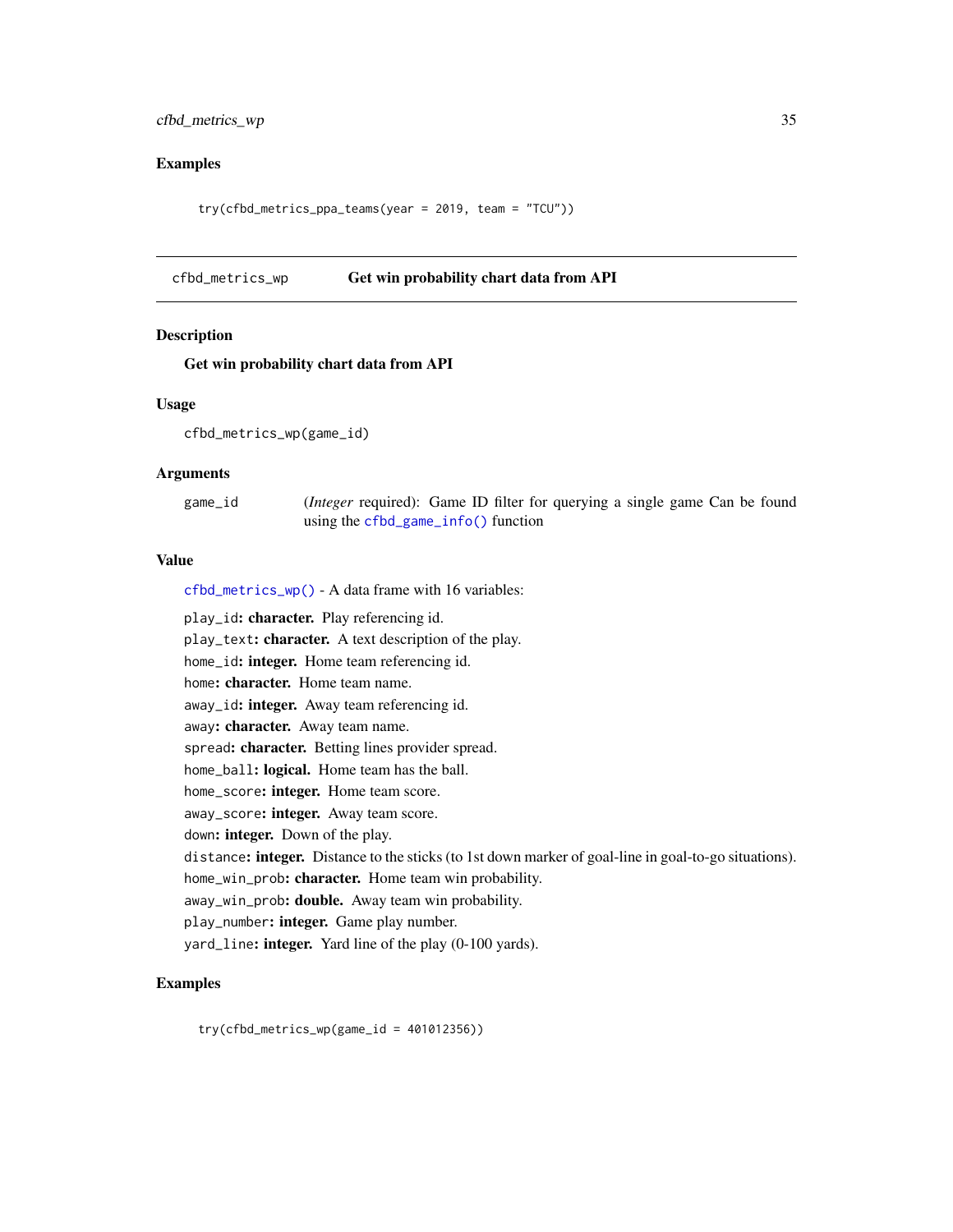### Examples

```
try(cfbd_metrics_ppa_teams(year = 2019, team = "TCU"))
```

---

## cfbd_metrics_wp — Get win probability chart data from API

### Description

**Get win probability chart data from API**

### Usage

```
cfbd_metrics_wp(game_id)
```

### Arguments

| | |
|---|---|
| game_id | (*Integer* required): Game ID filter for querying a single game Can be found using the `cfbd_game_info()` function |

### Value

`cfbd_metrics_wp()` - A data frame with 16 variables:

`play_id`**: character.** Play referencing id.
`play_text`**: character.** A text description of the play.
`home_id`**: integer.** Home team referencing id.
`home`**: character.** Home team name.
`away_id`**: integer.** Away team referencing id.
`away`**: character.** Away team name.
`spread`**: character.** Betting lines provider spread.
`home_ball`**: logical.** Home team has the ball.
`home_score`**: integer.** Home team score.
`away_score`**: integer.** Away team score.
`down`**: integer.** Down of the play.
`distance`**: integer.** Distance to the sticks (to 1st down marker of goal-line in goal-to-go situations).
`home_win_prob`**: character.** Home team win probability.
`away_win_prob`**: double.** Away team win probability.
`play_number`**: integer.** Game play number.
`yard_line`**: integer.** Yard line of the play (0-100 yards).

### Examples

```
try(cfbd_metrics_wp(game_id = 401012356))
```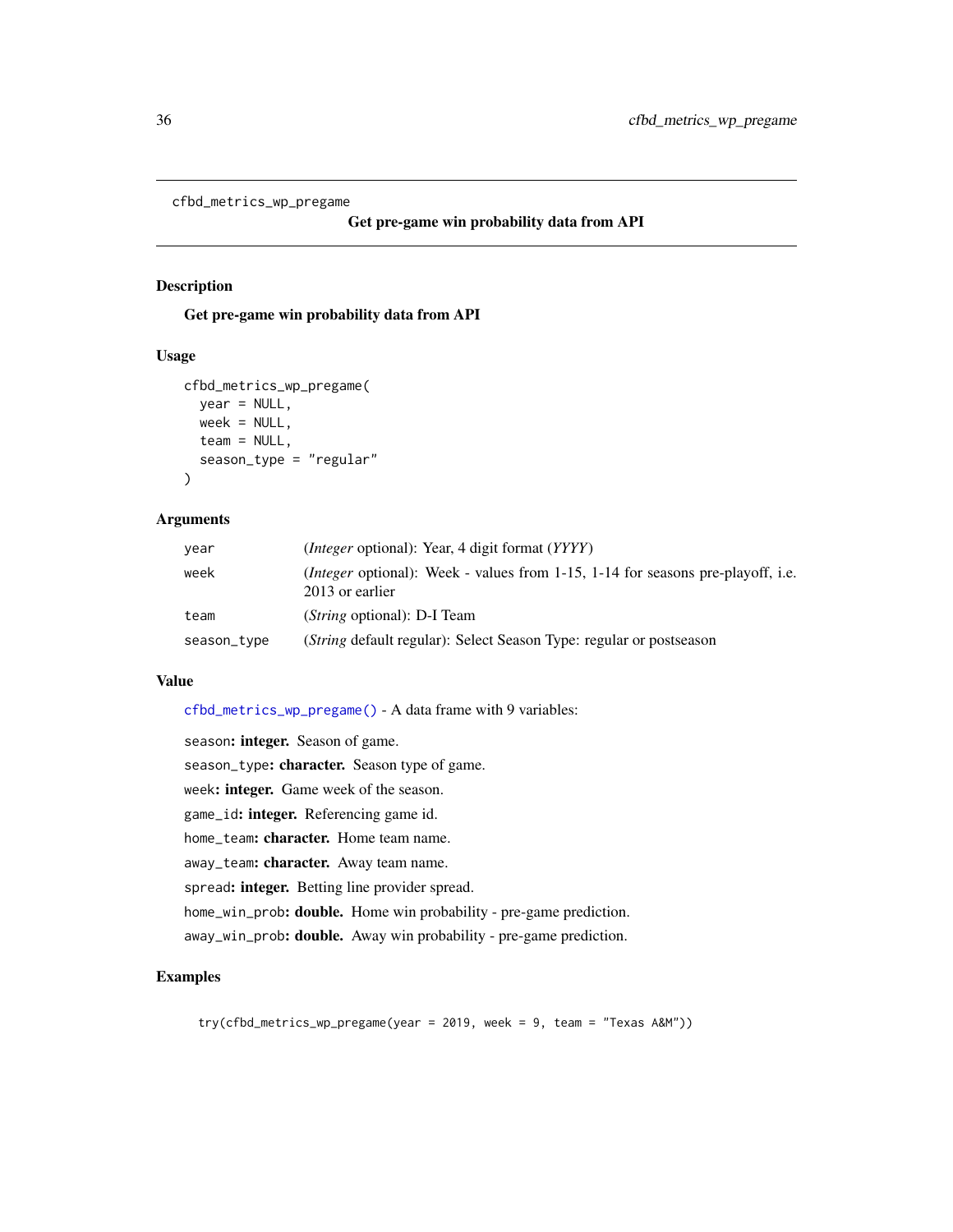cfbd_metrics_wp_pregame

## Get pre-game win probability data from API

### Description

**Get pre-game win probability data from API**

### Usage

```
cfbd_metrics_wp_pregame(
  year = NULL,
  week = NULL,
  team = NULL,
  season_type = "regular"
)
```

### Arguments

| | |
|---|---|
| year | (*Integer* optional): Year, 4 digit format (*YYYY*) |
| week | (*Integer* optional): Week - values from 1-15, 1-14 for seasons pre-playoff, i.e. 2013 or earlier |
| team | (*String* optional): D-I Team |
| season_type | (*String* default regular): Select Season Type: regular or postseason |

### Value

`cfbd_metrics_wp_pregame()` - A data frame with 9 variables:

`season`: **integer.** Season of game.

`season_type`: **character.** Season type of game.

`week`: **integer.** Game week of the season.

`game_id`: **integer.** Referencing game id.

`home_team`: **character.** Home team name.

`away_team`: **character.** Away team name.

`spread`: **integer.** Betting line provider spread.

`home_win_prob`: **double.** Home win probability - pre-game prediction.

`away_win_prob`: **double.** Away win probability - pre-game prediction.

### Examples

```
try(cfbd_metrics_wp_pregame(year = 2019, week = 9, team = "Texas A&M"))
```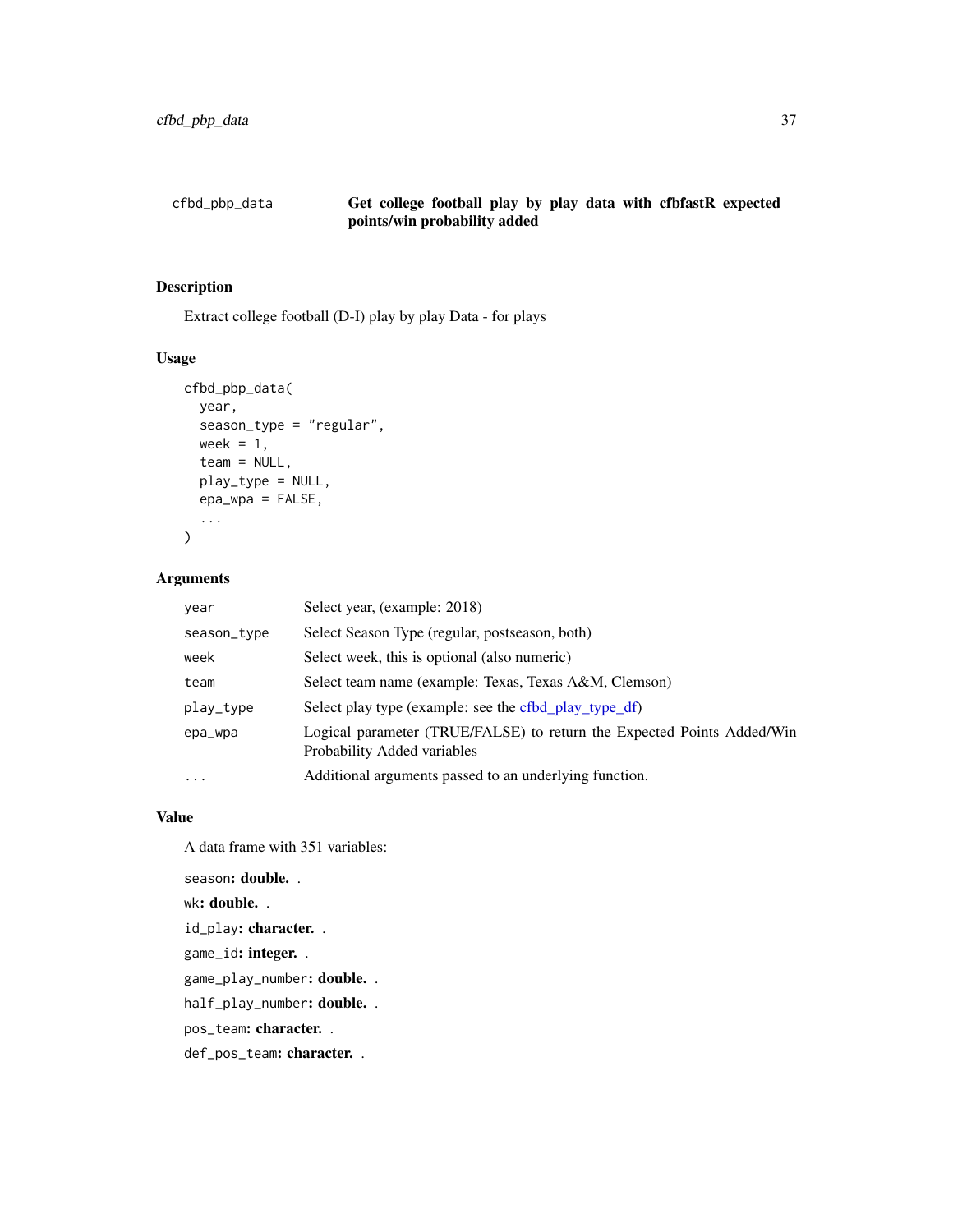cfbd_pbp_data — Get college football play by play data with cfbfastR expected points/win probability added

## Description

Extract college football (D-I) play by play Data - for plays

## Usage

```
cfbd_pbp_data(
  year,
  season_type = "regular",
  week = 1,
  team = NULL,
  play_type = NULL,
  epa_wpa = FALSE,
  ...
)
```

## Arguments

| | |
|---|---|
| year | Select year, (example: 2018) |
| season_type | Select Season Type (regular, postseason, both) |
| week | Select week, this is optional (also numeric) |
| team | Select team name (example: Texas, Texas A&M, Clemson) |
| play_type | Select play type (example: see the cfbd_play_type_df) |
| epa_wpa | Logical parameter (TRUE/FALSE) to return the Expected Points Added/Win Probability Added variables |
| ... | Additional arguments passed to an underlying function. |

## Value

A data frame with 351 variables:

`season`: **double.** .

`wk`: **double.** .

`id_play`: **character.** .

`game_id`: **integer.** .

`game_play_number`: **double.** .

`half_play_number`: **double.** .

`pos_team`: **character.** .

`def_pos_team`: **character.** .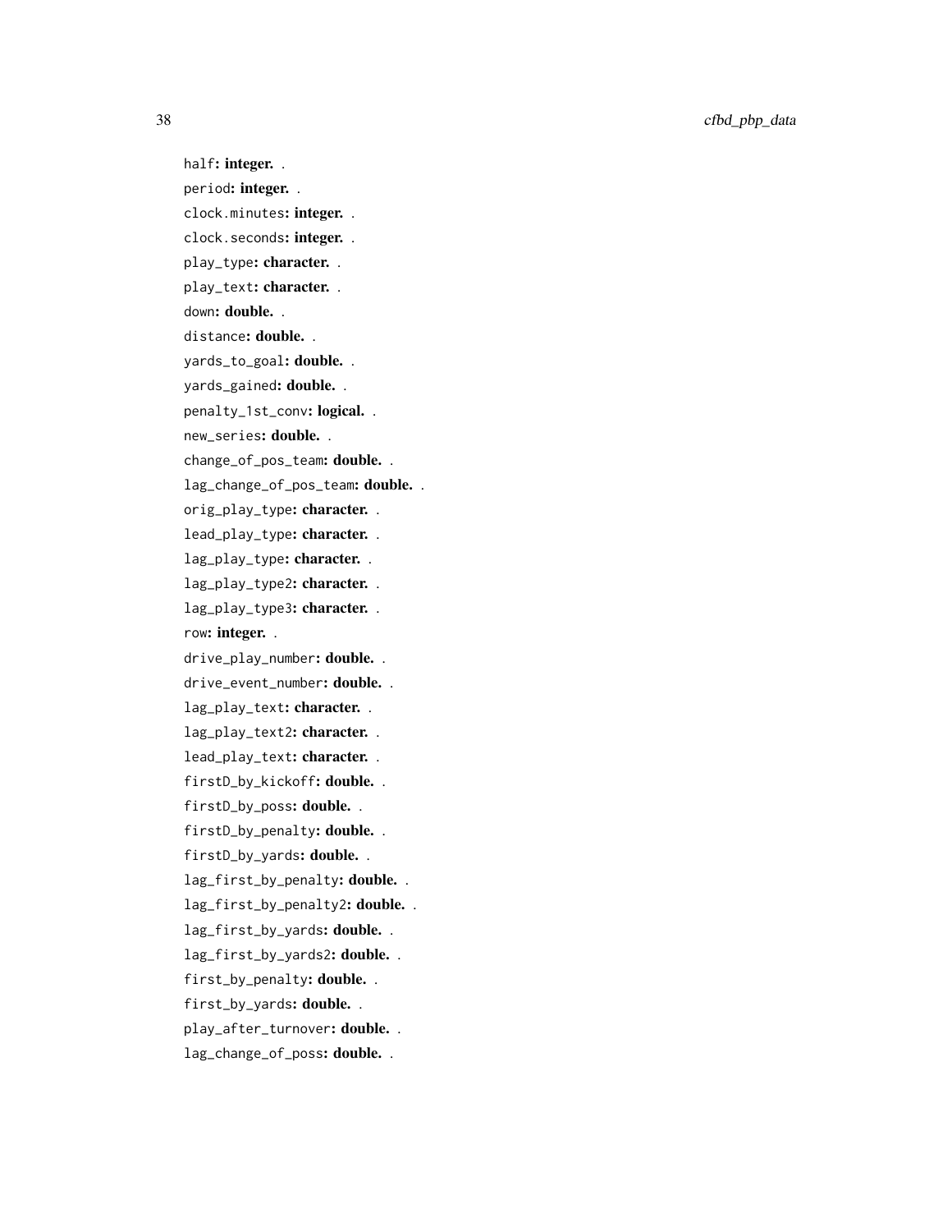half: **integer.** .

period: **integer.** .

clock.minutes: **integer.** .

clock.seconds: **integer.** .

play_type: **character.** .

play_text: **character.** .

down: **double.** .

distance: **double.** .

yards_to_goal: **double.** .

yards_gained: **double.** .

penalty_1st_conv: **logical.** .

new_series: **double.** .

change_of_pos_team: **double.** .

lag_change_of_pos_team: **double.** .

orig_play_type: **character.** .

lead_play_type: **character.** .

lag_play_type: **character.** .

lag_play_type2: **character.** .

lag_play_type3: **character.** .

row: **integer.** .

drive_play_number: **double.** .

drive_event_number: **double.** .

lag_play_text: **character.** .

lag_play_text2: **character.** .

lead_play_text: **character.** .

firstD_by_kickoff: **double.** .

firstD_by_poss: **double.** .

firstD_by_penalty: **double.** .

firstD_by_yards: **double.** .

lag_first_by_penalty: **double.** .

lag_first_by_penalty2: **double.** .

lag_first_by_yards: **double.** .

lag_first_by_yards2: **double.** .

first_by_penalty: **double.** .

first_by_yards: **double.** .

play_after_turnover: **double.** .

lag_change_of_poss: **double.** .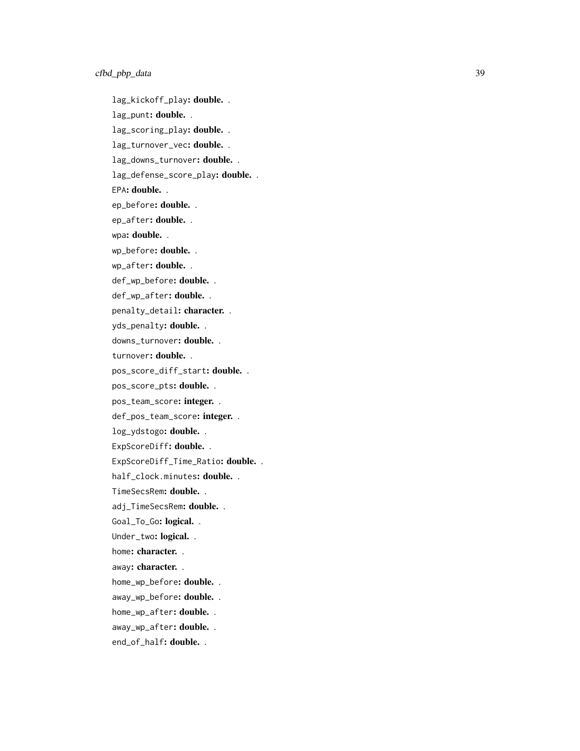lag_kickoff_play: **double.** .

lag_punt: **double.** .

lag_scoring_play: **double.** .

lag_turnover_vec: **double.** .

lag_downs_turnover: **double.** .

lag_defense_score_play: **double.** .

EPA: **double.** .

ep_before: **double.** .

ep_after: **double.** .

wpa: **double.** .

wp_before: **double.** .

wp_after: **double.** .

def_wp_before: **double.** .

def_wp_after: **double.** .

penalty_detail: **character.** .

yds_penalty: **double.** .

downs_turnover: **double.** .

turnover: **double.** .

pos_score_diff_start: **double.** .

pos_score_pts: **double.** .

pos_team_score: **integer.** .

def_pos_team_score: **integer.** .

log_ydstogo: **double.** .

ExpScoreDiff: **double.** .

ExpScoreDiff_Time_Ratio: **double.** .

half_clock.minutes: **double.** .

TimeSecsRem: **double.** .

adj_TimeSecsRem: **double.** .

Goal_To_Go: **logical.** .

Under_two: **logical.** .

home: **character.** .

away: **character.** .

home_wp_before: **double.** .

away_wp_before: **double.** .

home_wp_after: **double.** .

away_wp_after: **double.** .

end_of_half: **double.** .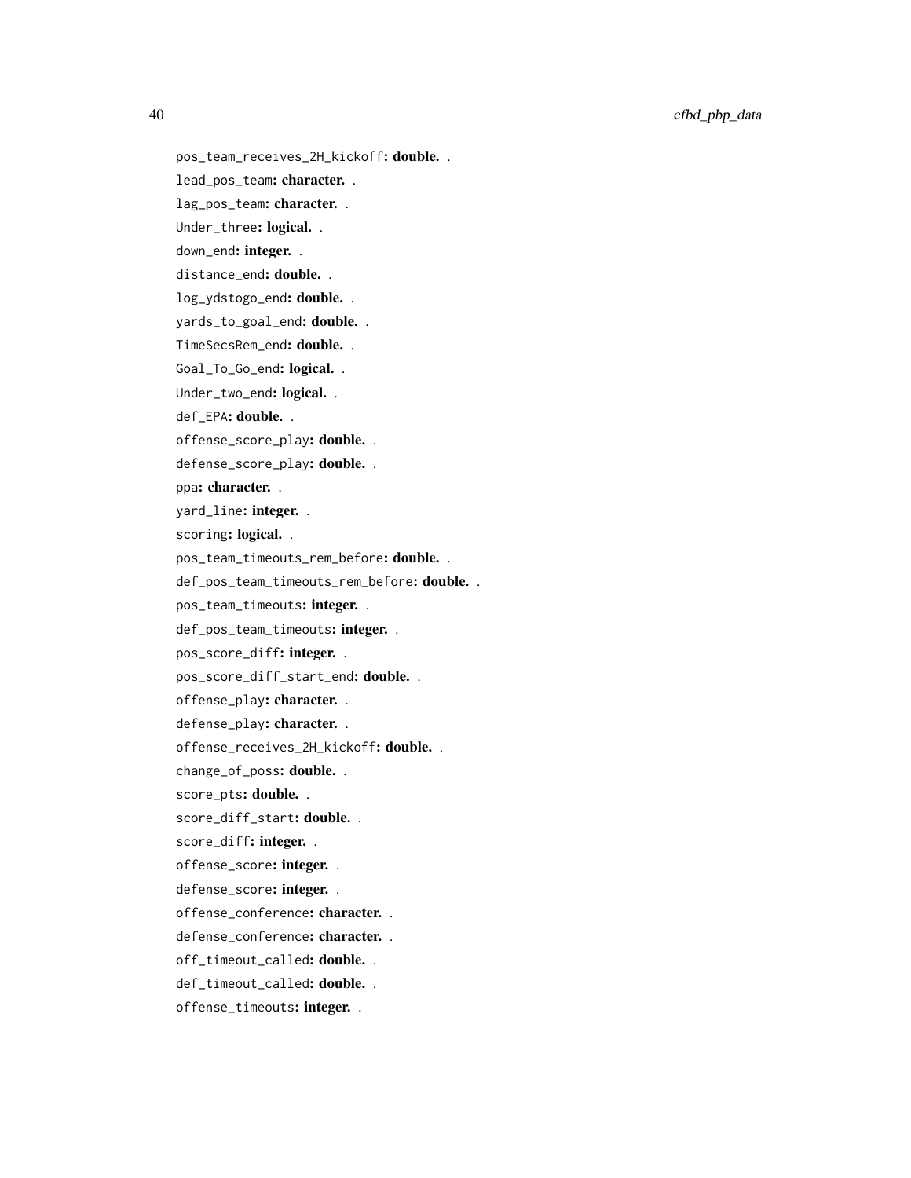pos_team_receives_2H_kickoff: **double.** .

lead_pos_team: **character.** .

lag_pos_team: **character.** .

Under_three: **logical.** .

down_end: **integer.** .

distance_end: **double.** .

log_ydstogo_end: **double.** .

yards_to_goal_end: **double.** .

TimeSecsRem_end: **double.** .

Goal_To_Go_end: **logical.** .

Under_two_end: **logical.** .

def_EPA: **double.** .

offense_score_play: **double.** .

defense_score_play: **double.** .

ppa: **character.** .

yard_line: **integer.** .

scoring: **logical.** .

pos_team_timeouts_rem_before: **double.** .

def_pos_team_timeouts_rem_before: **double.** .

pos_team_timeouts: **integer.** .

def_pos_team_timeouts: **integer.** .

pos_score_diff: **integer.** .

pos_score_diff_start_end: **double.** .

offense_play: **character.** .

defense_play: **character.** .

offense_receives_2H_kickoff: **double.** .

change_of_poss: **double.** .

score_pts: **double.** .

score_diff_start: **double.** .

score_diff: **integer.** .

offense_score: **integer.** .

defense_score: **integer.** .

offense_conference: **character.** .

defense_conference: **character.** .

off_timeout_called: **double.** .

def_timeout_called: **double.** .

offense_timeouts: **integer.** .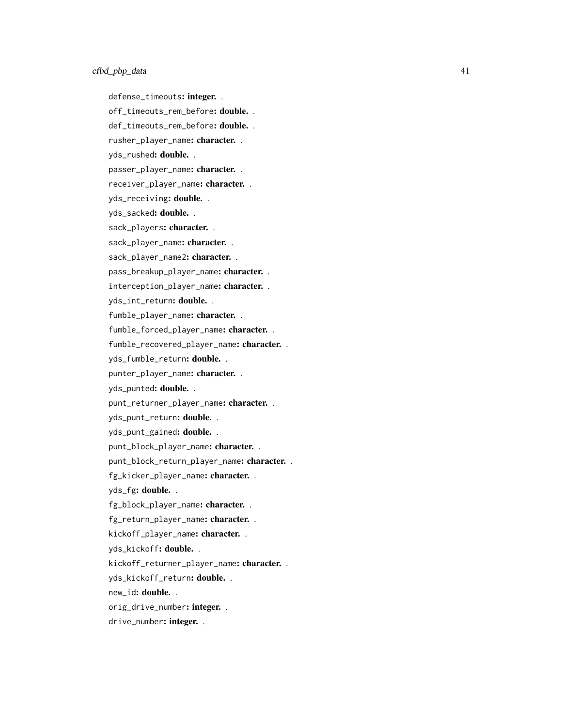defense_timeouts: **integer.** .

off_timeouts_rem_before: **double.** .

def_timeouts_rem_before: **double.** .

rusher_player_name: **character.** .

yds_rushed: **double.** .

passer_player_name: **character.** .

receiver_player_name: **character.** .

yds_receiving: **double.** .

yds_sacked: **double.** .

sack_players: **character.** .

sack_player_name: **character.** .

sack_player_name2: **character.** .

pass_breakup_player_name: **character.** .

interception_player_name: **character.** .

yds_int_return: **double.** .

fumble_player_name: **character.** .

fumble_forced_player_name: **character.** .

fumble_recovered_player_name: **character.** .

yds_fumble_return: **double.** .

punter_player_name: **character.** .

yds_punted: **double.** .

punt_returner_player_name: **character.** .

yds_punt_return: **double.** .

yds_punt_gained: **double.** .

punt_block_player_name: **character.** .

punt_block_return_player_name: **character.** .

fg_kicker_player_name: **character.** .

yds_fg: **double.** .

fg_block_player_name: **character.** .

fg_return_player_name: **character.** .

kickoff_player_name: **character.** .

yds_kickoff: **double.** .

kickoff_returner_player_name: **character.** .

yds_kickoff_return: **double.** .

new_id: **double.** .

orig_drive_number: **integer.** .

drive_number: **integer.** .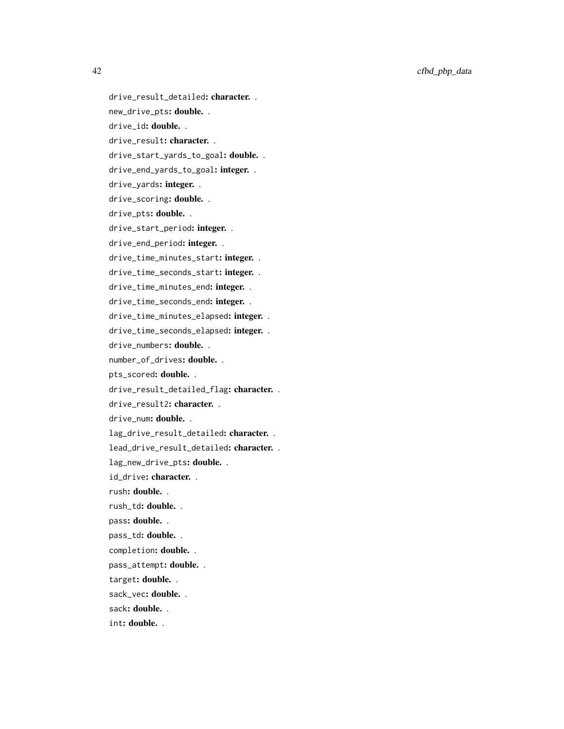drive_result_detailed**: character.** .

new_drive_pts**: double.** .

drive_id**: double.** .

drive_result**: character.** .

drive_start_yards_to_goal**: double.** .

drive_end_yards_to_goal**: integer.** .

drive_yards**: integer.** .

drive_scoring**: double.** .

drive_pts**: double.** .

drive_start_period**: integer.** .

drive_end_period**: integer.** .

drive_time_minutes_start**: integer.** .

drive_time_seconds_start**: integer.** .

drive_time_minutes_end**: integer.** .

drive_time_seconds_end**: integer.** .

drive_time_minutes_elapsed**: integer.** .

drive_time_seconds_elapsed**: integer.** .

drive_numbers**: double.** .

number_of_drives**: double.** .

pts_scored**: double.** .

drive_result_detailed_flag**: character.** .

drive_result2**: character.** .

drive_num**: double.** .

lag_drive_result_detailed**: character.** .

lead_drive_result_detailed**: character.** .

lag_new_drive_pts**: double.** .

id_drive**: character.** .

rush**: double.** .

rush_td**: double.** .

pass**: double.** .

pass_td**: double.** .

completion**: double.** .

pass_attempt**: double.** .

target**: double.** .

sack_vec**: double.** .

sack**: double.** .

int**: double.** .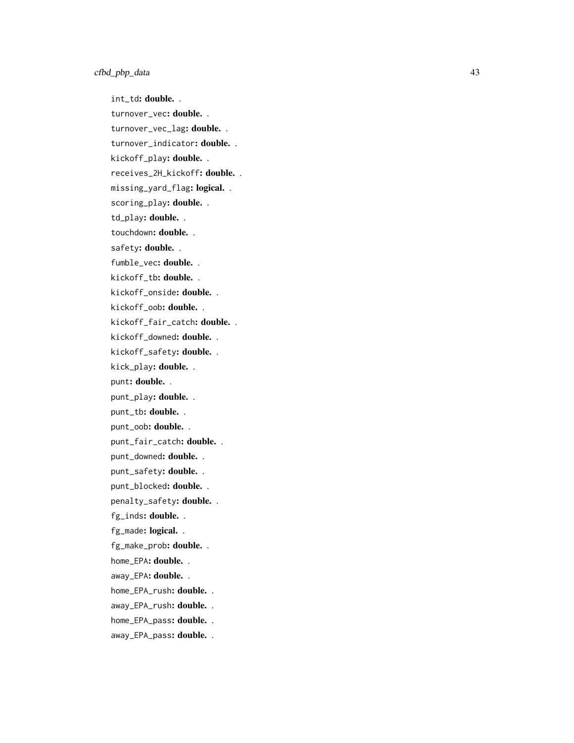- `int_td`: **double.** .
- `turnover_vec`: **double.** .
- `turnover_vec_lag`: **double.** .
- `turnover_indicator`: **double.** .
- `kickoff_play`: **double.** .
- `receives_2H_kickoff`: **double.** .
- `missing_yard_flag`: **logical.** .
- `scoring_play`: **double.** .
- `td_play`: **double.** .
- `touchdown`: **double.** .
- `safety`: **double.** .
- `fumble_vec`: **double.** .
- `kickoff_tb`: **double.** .
- `kickoff_onside`: **double.** .
- `kickoff_oob`: **double.** .
- `kickoff_fair_catch`: **double.** .
- `kickoff_downed`: **double.** .
- `kickoff_safety`: **double.** .
- `kick_play`: **double.** .
- `punt`: **double.** .
- `punt_play`: **double.** .
- `punt_tb`: **double.** .
- `punt_oob`: **double.** .
- `punt_fair_catch`: **double.** .
- `punt_downed`: **double.** .
- `punt_safety`: **double.** .
- `punt_blocked`: **double.** .
- `penalty_safety`: **double.** .
- `fg_inds`: **double.** .
- `fg_made`: **logical.** .
- `fg_make_prob`: **double.** .
- `home_EPA`: **double.** .
- `away_EPA`: **double.** .
- `home_EPA_rush`: **double.** .
- `away_EPA_rush`: **double.** .
- `home_EPA_pass`: **double.** .
- `away_EPA_pass`: **double.** .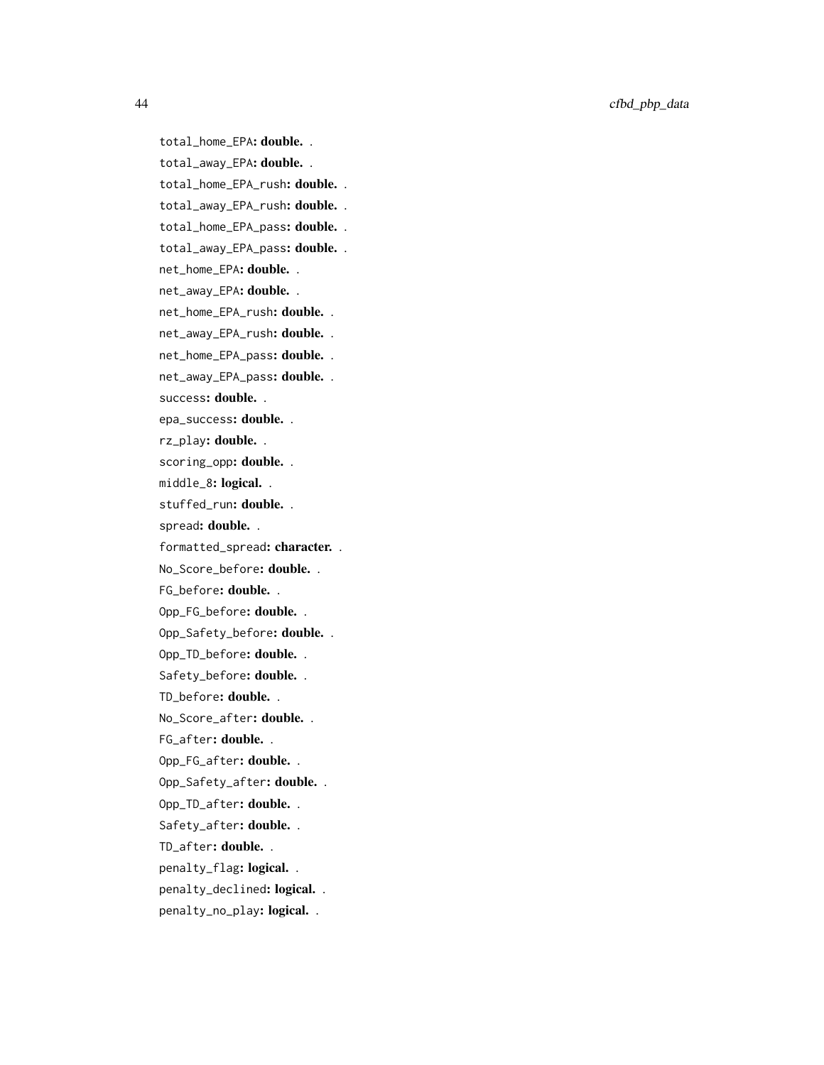total_home_EPA: **double.** .

total_away_EPA: **double.** .

total_home_EPA_rush: **double.** .

total_away_EPA_rush: **double.** .

total_home_EPA_pass: **double.** .

total_away_EPA_pass: **double.** .

net_home_EPA: **double.** .

net_away_EPA: **double.** .

net_home_EPA_rush: **double.** .

net_away_EPA_rush: **double.** .

net_home_EPA_pass: **double.** .

net_away_EPA_pass: **double.** .

success: **double.** .

epa_success: **double.** .

rz_play: **double.** .

scoring_opp: **double.** .

middle_8: **logical.** .

stuffed_run: **double.** .

spread: **double.** .

formatted_spread: **character.** .

No_Score_before: **double.** .

FG_before: **double.** .

Opp_FG_before: **double.** .

Opp_Safety_before: **double.** .

Opp_TD_before: **double.** .

Safety_before: **double.** .

TD_before: **double.** .

No_Score_after: **double.** .

FG_after: **double.** .

Opp_FG_after: **double.** .

Opp_Safety_after: **double.** .

Opp_TD_after: **double.** .

Safety_after: **double.** .

TD_after: **double.** .

penalty_flag: **logical.** .

penalty_declined: **logical.** .

penalty_no_play: **logical.** .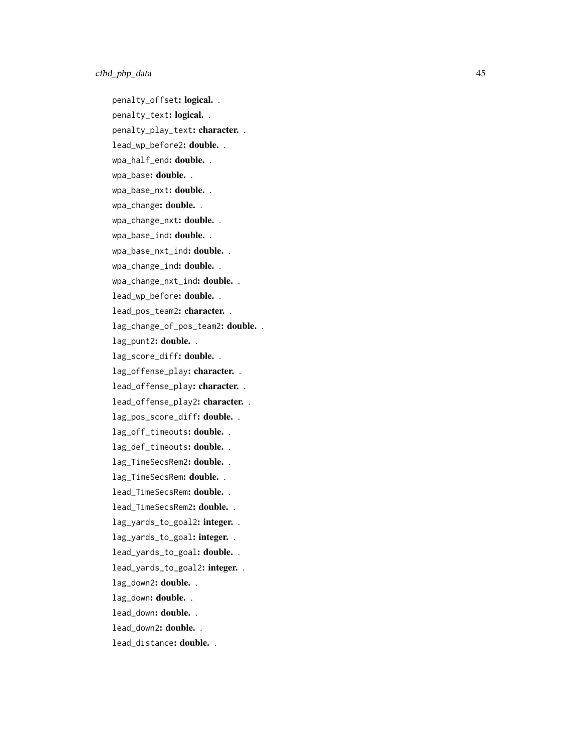- penalty_offset: **logical.** .
- penalty_text: **logical.** .
- penalty_play_text: **character.** .
- lead_wp_before2: **double.** .
- wpa_half_end: **double.** .
- wpa_base: **double.** .
- wpa_base_nxt: **double.** .
- wpa_change: **double.** .
- wpa_change_nxt: **double.** .
- wpa_base_ind: **double.** .
- wpa_base_nxt_ind: **double.** .
- wpa_change_ind: **double.** .
- wpa_change_nxt_ind: **double.** .
- lead_wp_before: **double.** .
- lead_pos_team2: **character.** .
- lag_change_of_pos_team2: **double.** .
- lag_punt2: **double.** .
- lag_score_diff: **double.** .
- lag_offense_play: **character.** .
- lead_offense_play: **character.** .
- lead_offense_play2: **character.** .
- lag_pos_score_diff: **double.** .
- lag_off_timeouts: **double.** .
- lag_def_timeouts: **double.** .
- lag_TimeSecsRem2: **double.** .
- lag_TimeSecsRem: **double.** .
- lead_TimeSecsRem: **double.** .
- lead_TimeSecsRem2: **double.** .
- lag_yards_to_goal2: **integer.** .
- lag_yards_to_goal: **integer.** .
- lead_yards_to_goal: **double.** .
- lead_yards_to_goal2: **integer.** .
- lag_down2: **double.** .
- lag_down: **double.** .
- lead_down: **double.** .
- lead_down2: **double.** .
- lead_distance: **double.** .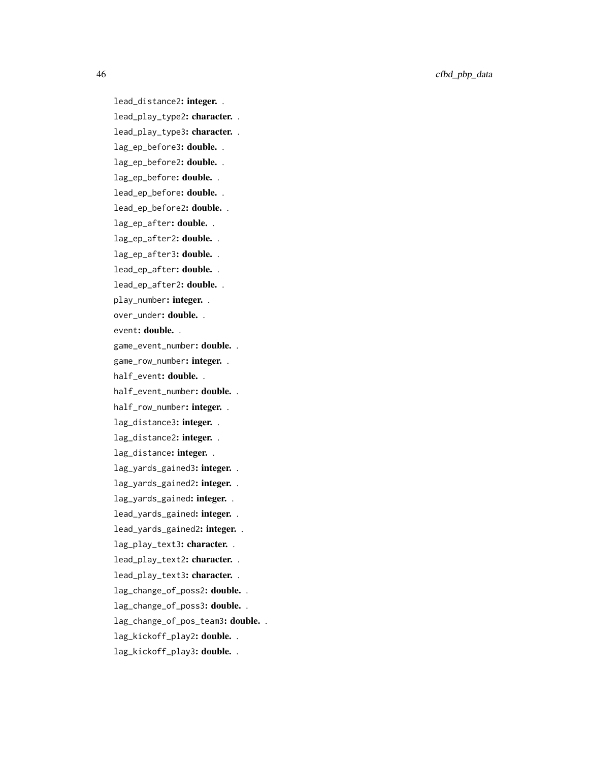- `lead_distance2`: **integer.** .
- `lead_play_type2`: **character.** .
- `lead_play_type3`: **character.** .
- `lag_ep_before3`: **double.** .
- `lag_ep_before2`: **double.** .
- `lag_ep_before`: **double.** .
- `lead_ep_before`: **double.** .
- `lead_ep_before2`: **double.** .
- `lag_ep_after`: **double.** .
- `lag_ep_after2`: **double.** .
- `lag_ep_after3`: **double.** .
- `lead_ep_after`: **double.** .
- `lead_ep_after2`: **double.** .
- `play_number`: **integer.** .
- `over_under`: **double.** .
- `event`: **double.** .
- `game_event_number`: **double.** .
- `game_row_number`: **integer.** .
- `half_event`: **double.** .
- `half_event_number`: **double.** .
- `half_row_number`: **integer.** .
- `lag_distance3`: **integer.** .
- `lag_distance2`: **integer.** .
- `lag_distance`: **integer.** .
- `lag_yards_gained3`: **integer.** .
- `lag_yards_gained2`: **integer.** .
- `lag_yards_gained`: **integer.** .
- `lead_yards_gained`: **integer.** .
- `lead_yards_gained2`: **integer.** .
- `lag_play_text3`: **character.** .
- `lead_play_text2`: **character.** .
- `lead_play_text3`: **character.** .
- `lag_change_of_poss2`: **double.** .
- `lag_change_of_poss3`: **double.** .
- `lag_change_of_pos_team3`: **double.** .
- `lag_kickoff_play2`: **double.** .
- `lag_kickoff_play3`: **double.** .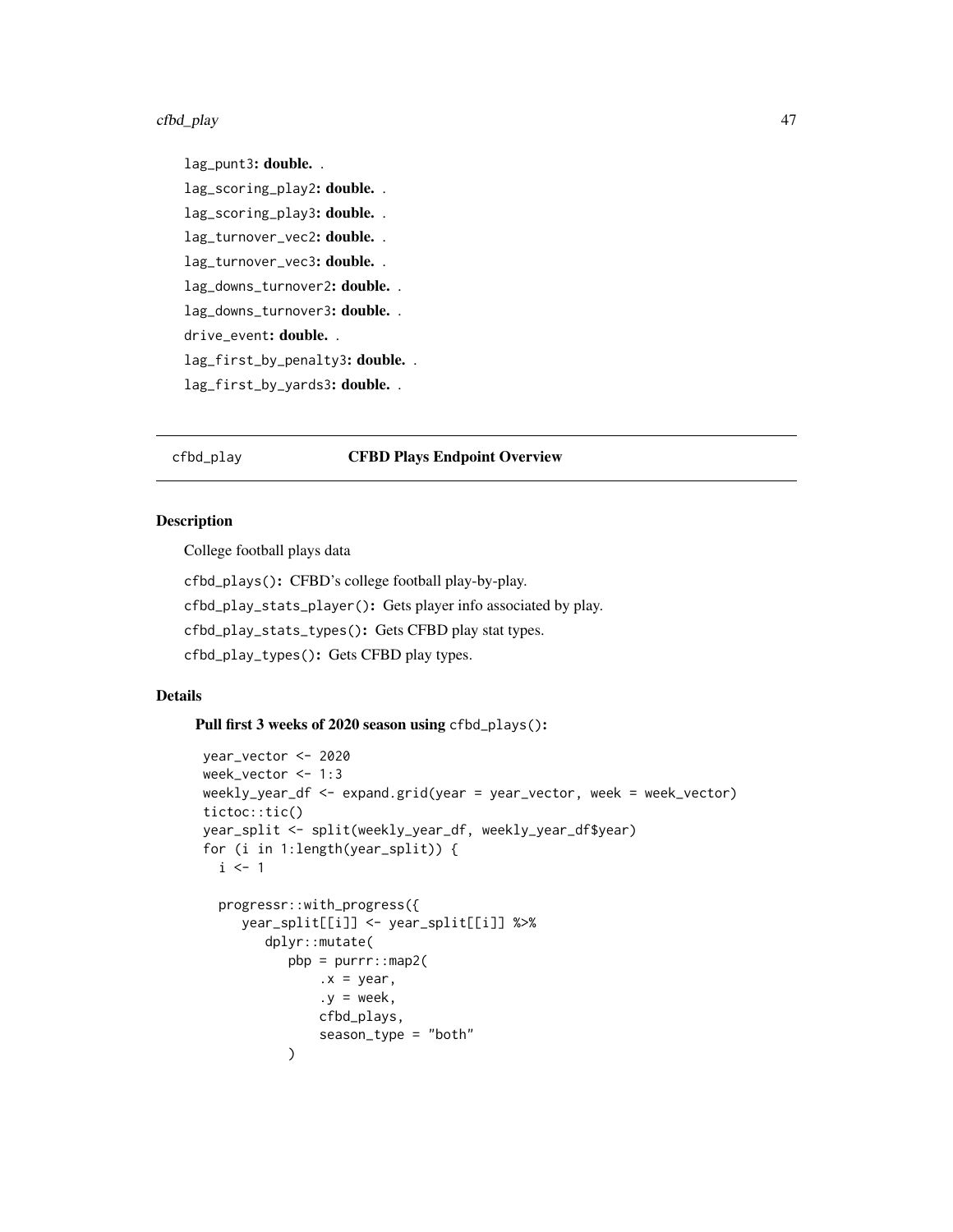lag_punt3: **double.** .

lag_scoring_play2: **double.** .

lag_scoring_play3: **double.** .

lag_turnover_vec2: **double.** .

lag_turnover_vec3: **double.** .

lag_downs_turnover2: **double.** .

lag_downs_turnover3: **double.** .

drive_event: **double.** .

lag_first_by_penalty3: **double.** .

lag_first_by_yards3: **double.** .

## cfbd_play — CFBD Plays Endpoint Overview

### Description

College football plays data

cfbd_plays(): CFBD's college football play-by-play.

cfbd_play_stats_player(): Gets player info associated by play.

cfbd_play_stats_types(): Gets CFBD play stat types.

cfbd_play_types(): Gets CFBD play types.

### Details

**Pull first 3 weeks of 2020 season using** cfbd_plays()**:**

```
year_vector <- 2020
week_vector <- 1:3
weekly_year_df <- expand.grid(year = year_vector, week = week_vector)
tictoc::tic()
year_split <- split(weekly_year_df, weekly_year_df$year)
for (i in 1:length(year_split)) {
  i <- 1

  progressr::with_progress({
     year_split[[i]] <- year_split[[i]] %>%
        dplyr::mutate(
           pbp = purrr::map2(
               .x = year,
               .y = week,
               cfbd_plays,
               season_type = "both"
           )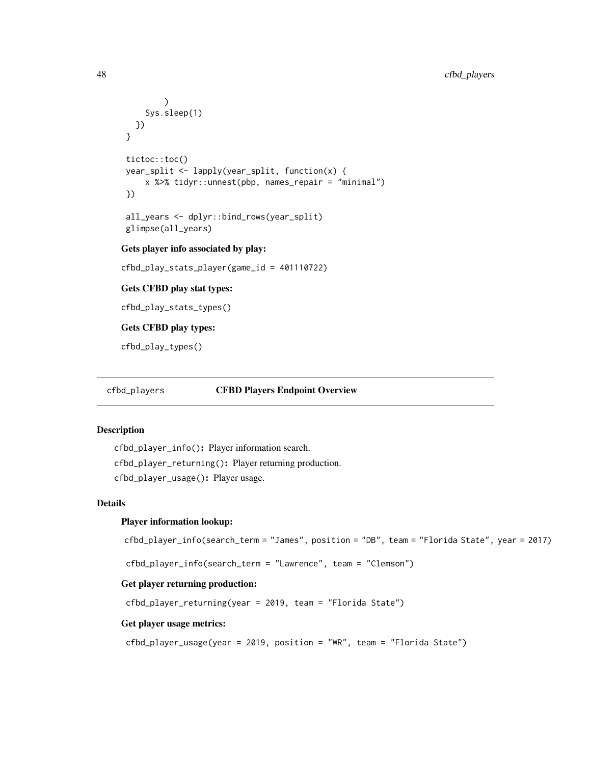```
        )
    Sys.sleep(1)
  })
}

tictoc::toc()
year_split <- lapply(year_split, function(x) {
    x %>% tidyr::unnest(pbp, names_repair = "minimal")
})

all_years <- dplyr::bind_rows(year_split)
glimpse(all_years)
```

**Gets player info associated by play:**

```
cfbd_play_stats_player(game_id = 401110722)
```

**Gets CFBD play stat types:**

```
cfbd_play_stats_types()
```

**Gets CFBD play types:**

```
cfbd_play_types()
```

---

## cfbd_players — CFBD Players Endpoint Overview

---

### Description

`cfbd_player_info()`: Player information search.

`cfbd_player_returning()`: Player returning production.

`cfbd_player_usage()`: Player usage.

### Details

**Player information lookup:**

```
cfbd_player_info(search_term = "James", position = "DB", team = "Florida State", year = 2017)

cfbd_player_info(search_term = "Lawrence", team = "Clemson")
```

**Get player returning production:**

```
cfbd_player_returning(year = 2019, team = "Florida State")
```

**Get player usage metrics:**

```
cfbd_player_usage(year = 2019, position = "WR", team = "Florida State")
```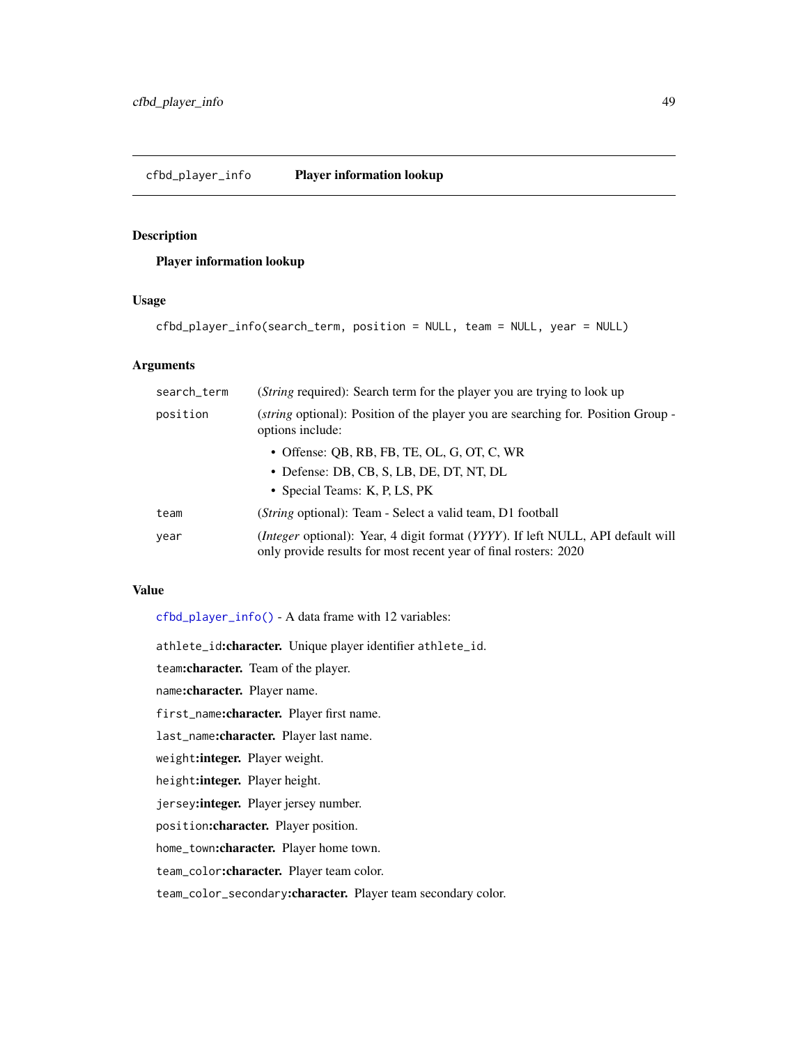## cfbd_player_info — Player information lookup

### Description

**Player information lookup**

### Usage

```
cfbd_player_info(search_term, position = NULL, team = NULL, year = NULL)
```

### Arguments

| | |
|---|---|
| search_term | (*String* required): Search term for the player you are trying to look up |
| position | (*string* optional): Position of the player you are searching for. Position Group - options include:<br>• Offense: QB, RB, FB, TE, OL, G, OT, C, WR<br>• Defense: DB, CB, S, LB, DE, DT, NT, DL<br>• Special Teams: K, P, LS, PK |
| team | (*String* optional): Team - Select a valid team, D1 football |
| year | (*Integer* optional): Year, 4 digit format (*YYYY*). If left NULL, API default will only provide results for most recent year of final rosters: 2020 |

### Value

cfbd_player_info() - A data frame with 12 variables:

athlete_id**:character.** Unique player identifier athlete_id.

team**:character.** Team of the player.

name**:character.** Player name.

first_name**:character.** Player first name.

last_name**:character.** Player last name.

weight**:integer.** Player weight.

height**:integer.** Player height.

jersey**:integer.** Player jersey number.

position**:character.** Player position.

home_town**:character.** Player home town.

team_color**:character.** Player team color.

team_color_secondary**:character.** Player team secondary color.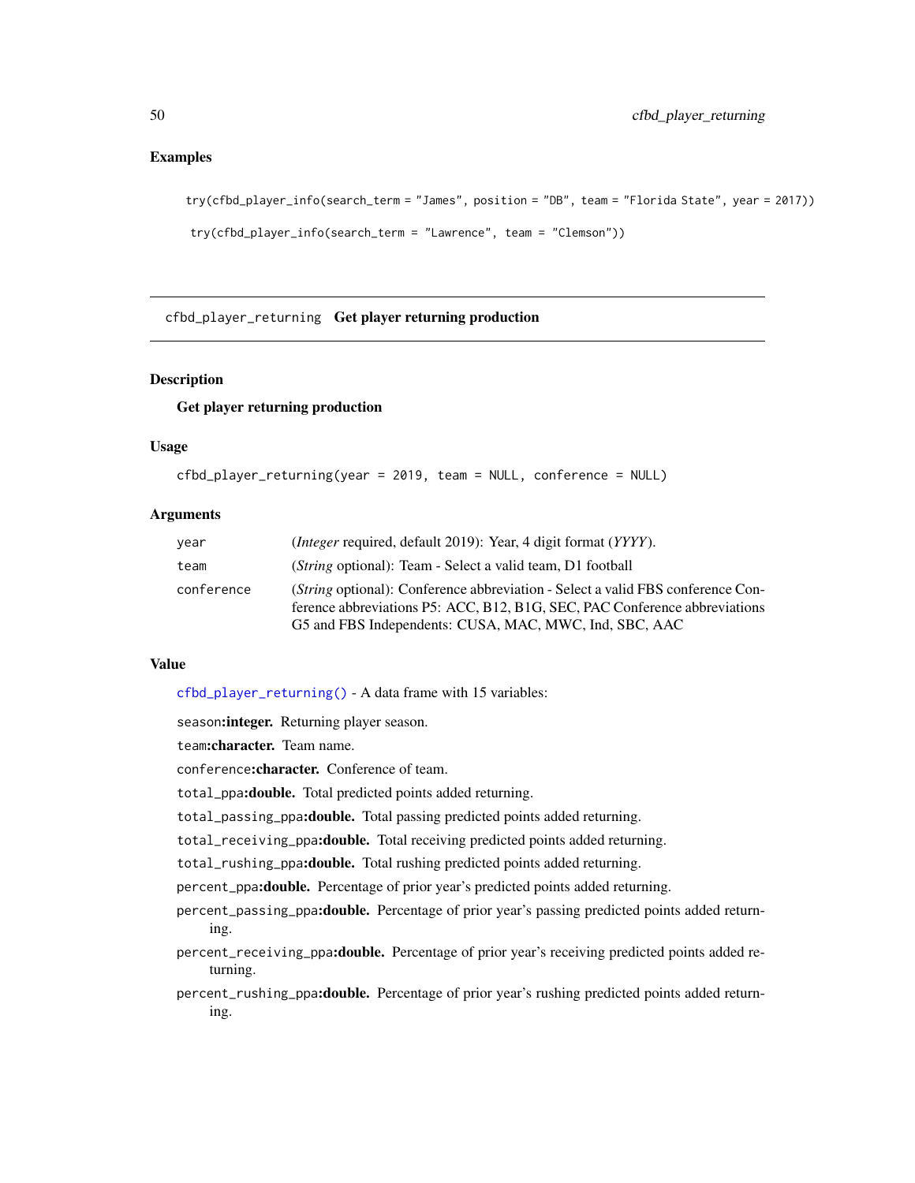### Examples

```
try(cfbd_player_info(search_term = "James", position = "DB", team = "Florida State", year = 2017))

try(cfbd_player_info(search_term = "Lawrence", team = "Clemson"))
```

---

## cfbd_player_returning    Get player returning production

### Description

**Get player returning production**

### Usage

```
cfbd_player_returning(year = 2019, team = NULL, conference = NULL)
```

### Arguments

| | |
|---|---|
| year | (*Integer* required, default 2019): Year, 4 digit format (*YYYY*). |
| team | (*String* optional): Team - Select a valid team, D1 football |
| conference | (*String* optional): Conference abbreviation - Select a valid FBS conference Conference abbreviations P5: ACC, B12, B1G, SEC, PAC Conference abbreviations G5 and FBS Independents: CUSA, MAC, MWC, Ind, SBC, AAC |

### Value

`cfbd_player_returning()` - A data frame with 15 variables:

`season`**:integer.** Returning player season.

`team`**:character.** Team name.

`conference`**:character.** Conference of team.

`total_ppa`**:double.** Total predicted points added returning.

`total_passing_ppa`**:double.** Total passing predicted points added returning.

`total_receiving_ppa`**:double.** Total receiving predicted points added returning.

`total_rushing_ppa`**:double.** Total rushing predicted points added returning.

`percent_ppa`**:double.** Percentage of prior year's predicted points added returning.

`percent_passing_ppa`**:double.** Percentage of prior year's passing predicted points added returning.

`percent_receiving_ppa`**:double.** Percentage of prior year's receiving predicted points added returning.

`percent_rushing_ppa`**:double.** Percentage of prior year's rushing predicted points added returning.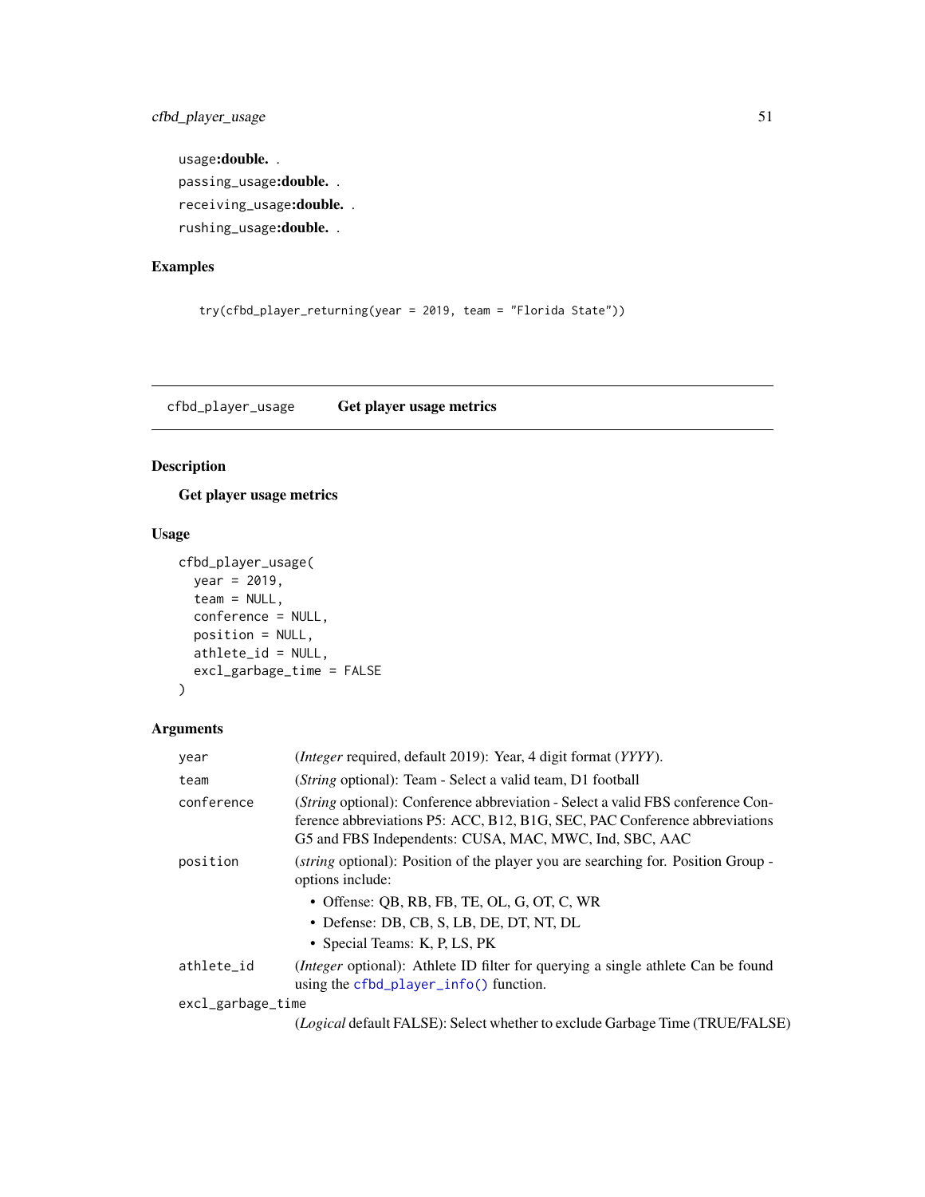usage:**double.** .

passing_usage:**double.** .

receiving_usage:**double.** .

rushing_usage:**double.** .

## Examples

```
try(cfbd_player_returning(year = 2019, team = "Florida State"))
```

---

# cfbd_player_usage    Get player usage metrics

## Description

**Get player usage metrics**

## Usage

```
cfbd_player_usage(
  year = 2019,
  team = NULL,
  conference = NULL,
  position = NULL,
  athlete_id = NULL,
  excl_garbage_time = FALSE
)
```

## Arguments

| | |
|---|---|
| year | (*Integer* required, default 2019): Year, 4 digit format (*YYYY*). |
| team | (*String* optional): Team - Select a valid team, D1 football |
| conference | (*String* optional): Conference abbreviation - Select a valid FBS conference Conference abbreviations P5: ACC, B12, B1G, SEC, PAC Conference abbreviations G5 and FBS Independents: CUSA, MAC, MWC, Ind, SBC, AAC |
| position | (*string* optional): Position of the player you are searching for. Position Group - options include:<br>• Offense: QB, RB, FB, TE, OL, G, OT, C, WR<br>• Defense: DB, CB, S, LB, DE, DT, NT, DL<br>• Special Teams: K, P, LS, PK |
| athlete_id | (*Integer* optional): Athlete ID filter for querying a single athlete Can be found using the cfbd_player_info() function. |
| excl_garbage_time | (*Logical* default FALSE): Select whether to exclude Garbage Time (TRUE/FALSE) |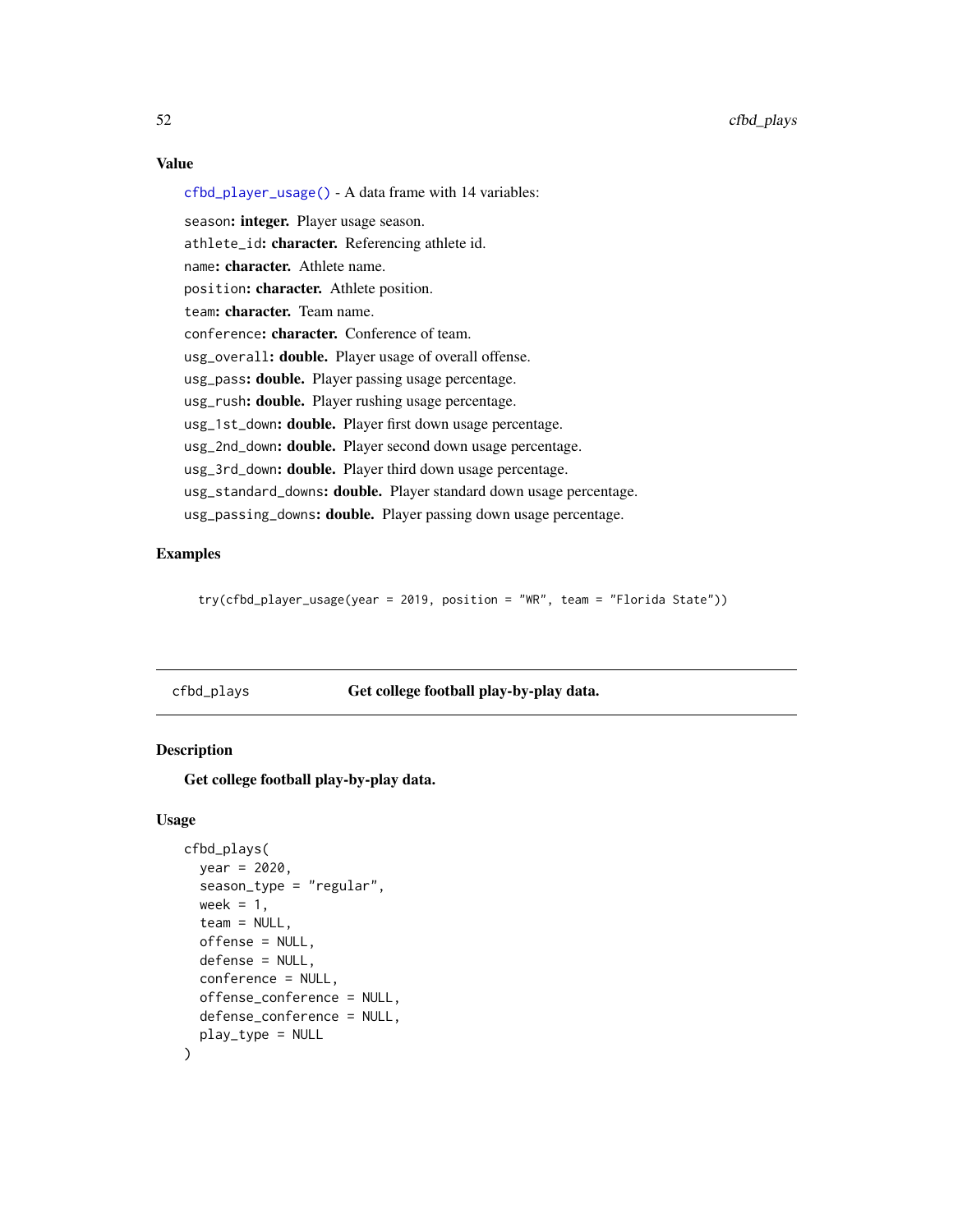### Value

`cfbd_player_usage()` - A data frame with 14 variables:

`season`: **integer.** Player usage season.
`athlete_id`: **character.** Referencing athlete id.
`name`: **character.** Athlete name.
`position`: **character.** Athlete position.
`team`: **character.** Team name.
`conference`: **character.** Conference of team.
`usg_overall`: **double.** Player usage of overall offense.
`usg_pass`: **double.** Player passing usage percentage.
`usg_rush`: **double.** Player rushing usage percentage.
`usg_1st_down`: **double.** Player first down usage percentage.
`usg_2nd_down`: **double.** Player second down usage percentage.
`usg_3rd_down`: **double.** Player third down usage percentage.
`usg_standard_downs`: **double.** Player standard down usage percentage.
`usg_passing_downs`: **double.** Player passing down usage percentage.

### Examples

```
try(cfbd_player_usage(year = 2019, position = "WR", team = "Florida State"))
```

## cfbd_plays — Get college football play-by-play data.

### Description

**Get college football play-by-play data.**

### Usage

```
cfbd_plays(
  year = 2020,
  season_type = "regular",
  week = 1,
  team = NULL,
  offense = NULL,
  defense = NULL,
  conference = NULL,
  offense_conference = NULL,
  defense_conference = NULL,
  play_type = NULL
)
```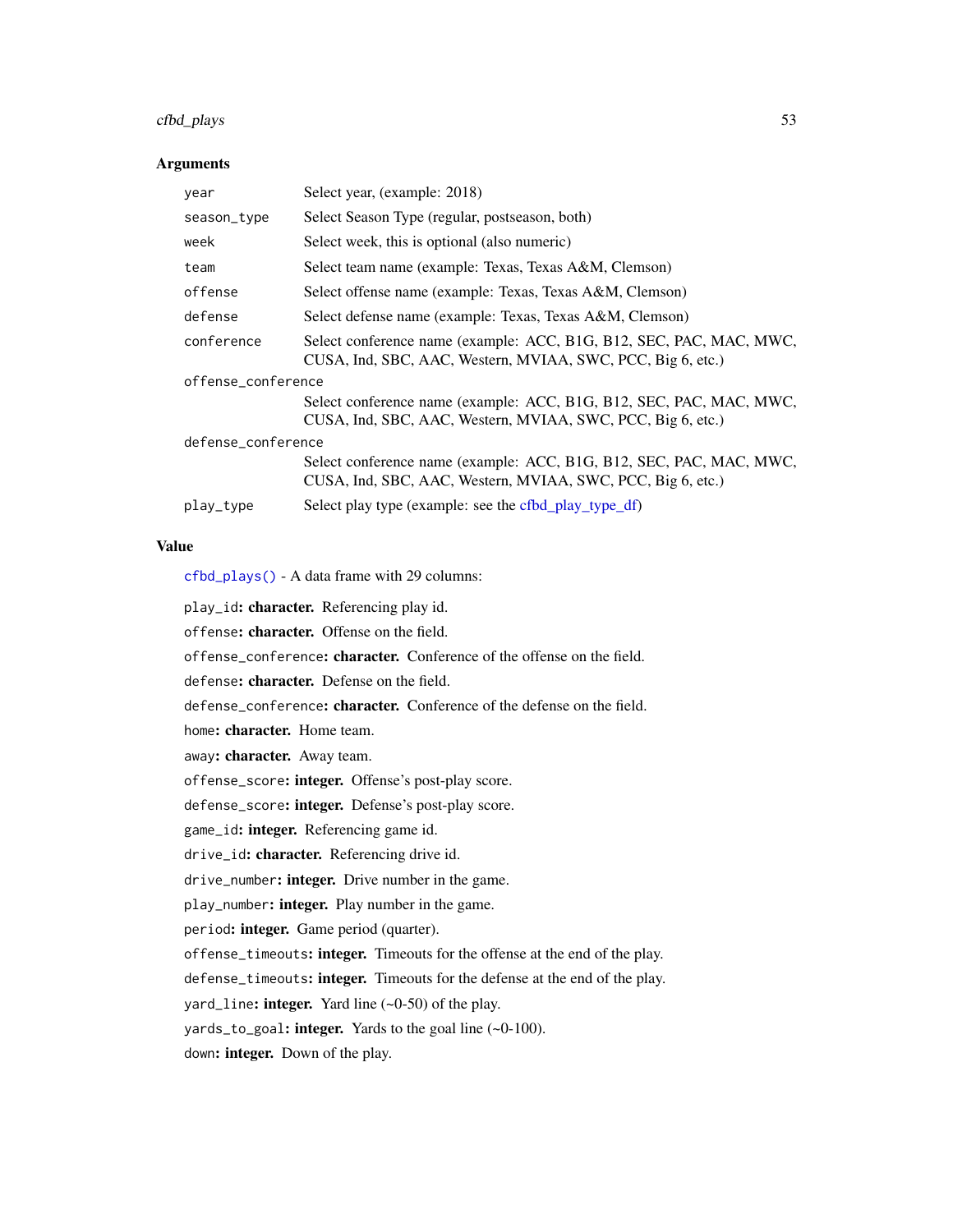### Arguments

| | |
|---|---|
| `year` | Select year, (example: 2018) |
| `season_type` | Select Season Type (regular, postseason, both) |
| `week` | Select week, this is optional (also numeric) |
| `team` | Select team name (example: Texas, Texas A&M, Clemson) |
| `offense` | Select offense name (example: Texas, Texas A&M, Clemson) |
| `defense` | Select defense name (example: Texas, Texas A&M, Clemson) |
| `conference` | Select conference name (example: ACC, B1G, B12, SEC, PAC, MAC, MWC, CUSA, Ind, SBC, AAC, Western, MVIAA, SWC, PCC, Big 6, etc.) |
| `offense_conference` | Select conference name (example: ACC, B1G, B12, SEC, PAC, MAC, MWC, CUSA, Ind, SBC, AAC, Western, MVIAA, SWC, PCC, Big 6, etc.) |
| `defense_conference` | Select conference name (example: ACC, B1G, B12, SEC, PAC, MAC, MWC, CUSA, Ind, SBC, AAC, Western, MVIAA, SWC, PCC, Big 6, etc.) |
| `play_type` | Select play type (example: see the cfbd_play_type_df) |

### Value

`cfbd_plays()` - A data frame with 29 columns:

`play_id`**: character.** Referencing play id.

`offense`**: character.** Offense on the field.

`offense_conference`**: character.** Conference of the offense on the field.

`defense`**: character.** Defense on the field.

`defense_conference`**: character.** Conference of the defense on the field.

`home`**: character.** Home team.

`away`**: character.** Away team.

`offense_score`**: integer.** Offense's post-play score.

`defense_score`**: integer.** Defense's post-play score.

`game_id`**: integer.** Referencing game id.

`drive_id`**: character.** Referencing drive id.

`drive_number`**: integer.** Drive number in the game.

`play_number`**: integer.** Play number in the game.

`period`**: integer.** Game period (quarter).

`offense_timeouts`**: integer.** Timeouts for the offense at the end of the play.

`defense_timeouts`**: integer.** Timeouts for the defense at the end of the play.

`yard_line`**: integer.** Yard line (~0-50) of the play.

`yards_to_goal`**: integer.** Yards to the goal line (~0-100).

`down`**: integer.** Down of the play.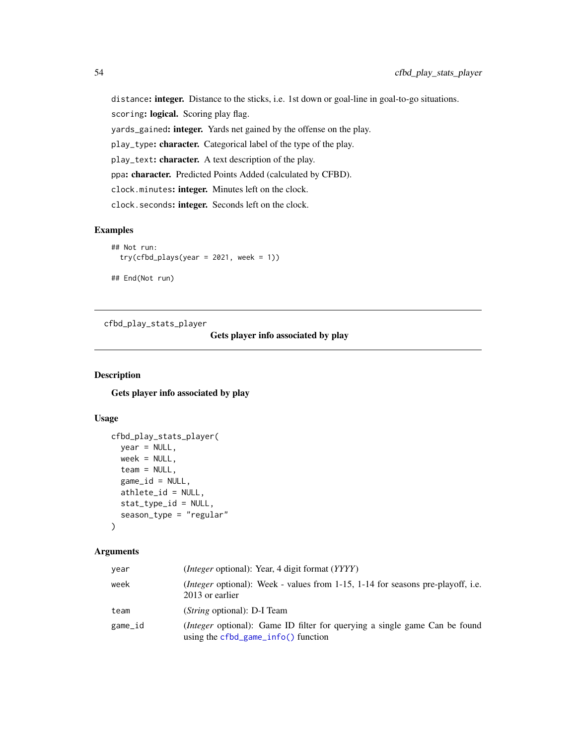distance: **integer.** Distance to the sticks, i.e. 1st down or goal-line in goal-to-go situations.

scoring: **logical.** Scoring play flag.

yards_gained: **integer.** Yards net gained by the offense on the play.

play_type: **character.** Categorical label of the type of the play.

play_text: **character.** A text description of the play.

ppa: **character.** Predicted Points Added (calculated by CFBD).

clock.minutes: **integer.** Minutes left on the clock.

clock.seconds: **integer.** Seconds left on the clock.

### Examples

```
## Not run:
  try(cfbd_plays(year = 2021, week = 1))

## End(Not run)
```

---

## cfbd_play_stats_player    *Gets player info associated by play*

---

### Description

**Gets player info associated by play**

### Usage

```
cfbd_play_stats_player(
  year = NULL,
  week = NULL,
  team = NULL,
  game_id = NULL,
  athlete_id = NULL,
  stat_type_id = NULL,
  season_type = "regular"
)
```

### Arguments

| | |
|---|---|
| year | (*Integer* optional): Year, 4 digit format (*YYYY*) |
| week | (*Integer* optional): Week - values from 1-15, 1-14 for seasons pre-playoff, i.e. 2013 or earlier |
| team | (*String* optional): D-I Team |
| game_id | (*Integer* optional): Game ID filter for querying a single game Can be found using the cfbd_game_info() function |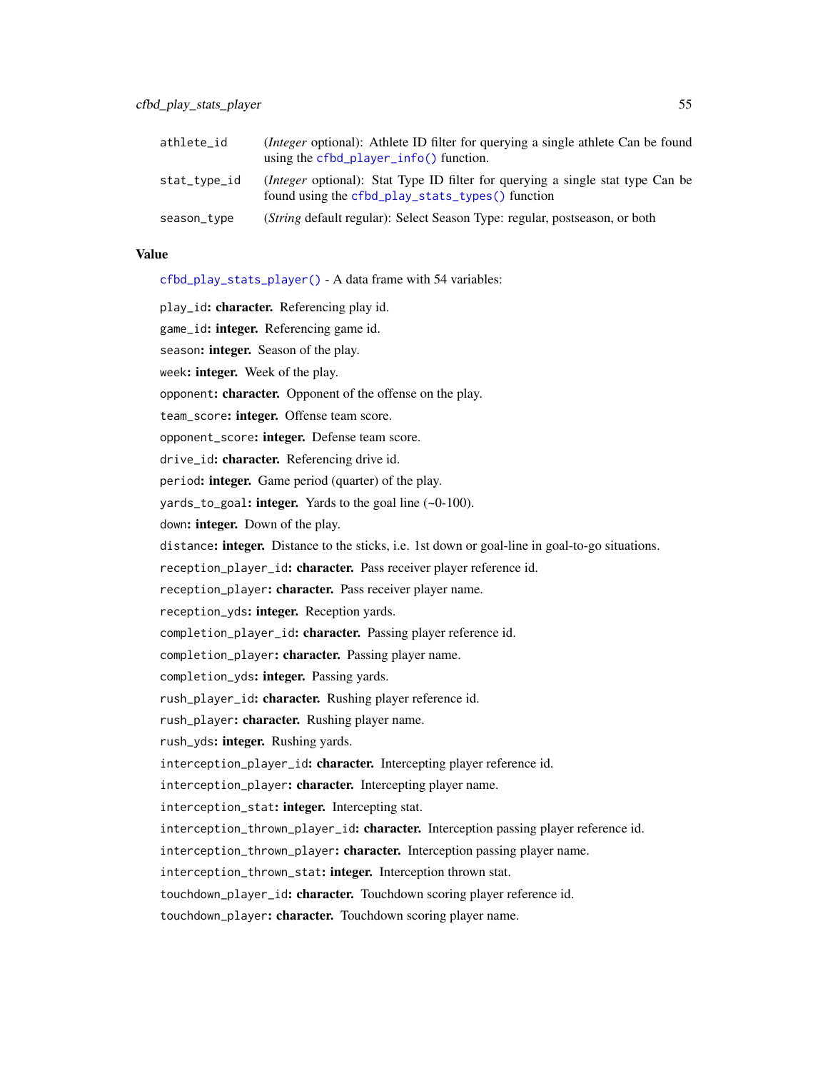| | |
|---|---|
| athlete_id | (*Integer* optional): Athlete ID filter for querying a single athlete Can be found using the cfbd_player_info() function. |
| stat_type_id | (*Integer* optional): Stat Type ID filter for querying a single stat type Can be found using the cfbd_play_stats_types() function |
| season_type | (*String* default regular): Select Season Type: regular, postseason, or both |

### Value

cfbd_play_stats_player() - A data frame with 54 variables:

play_id**: character.** Referencing play id.

game_id**: integer.** Referencing game id.

season**: integer.** Season of the play.

week**: integer.** Week of the play.

opponent**: character.** Opponent of the offense on the play.

team_score**: integer.** Offense team score.

opponent_score**: integer.** Defense team score.

drive_id**: character.** Referencing drive id.

period**: integer.** Game period (quarter) of the play.

yards_to_goal**: integer.** Yards to the goal line (~0-100).

down**: integer.** Down of the play.

distance**: integer.** Distance to the sticks, i.e. 1st down or goal-line in goal-to-go situations.

reception_player_id**: character.** Pass receiver player reference id.

reception_player**: character.** Pass receiver player name.

reception_yds**: integer.** Reception yards.

completion_player_id**: character.** Passing player reference id.

completion_player**: character.** Passing player name.

completion_yds**: integer.** Passing yards.

rush_player_id**: character.** Rushing player reference id.

rush_player**: character.** Rushing player name.

rush_yds**: integer.** Rushing yards.

interception_player_id**: character.** Intercepting player reference id.

interception_player**: character.** Intercepting player name.

interception_stat**: integer.** Intercepting stat.

interception_thrown_player_id**: character.** Interception passing player reference id.

interception_thrown_player**: character.** Interception passing player name.

interception_thrown_stat**: integer.** Interception thrown stat.

touchdown_player_id**: character.** Touchdown scoring player reference id.

touchdown_player**: character.** Touchdown scoring player name.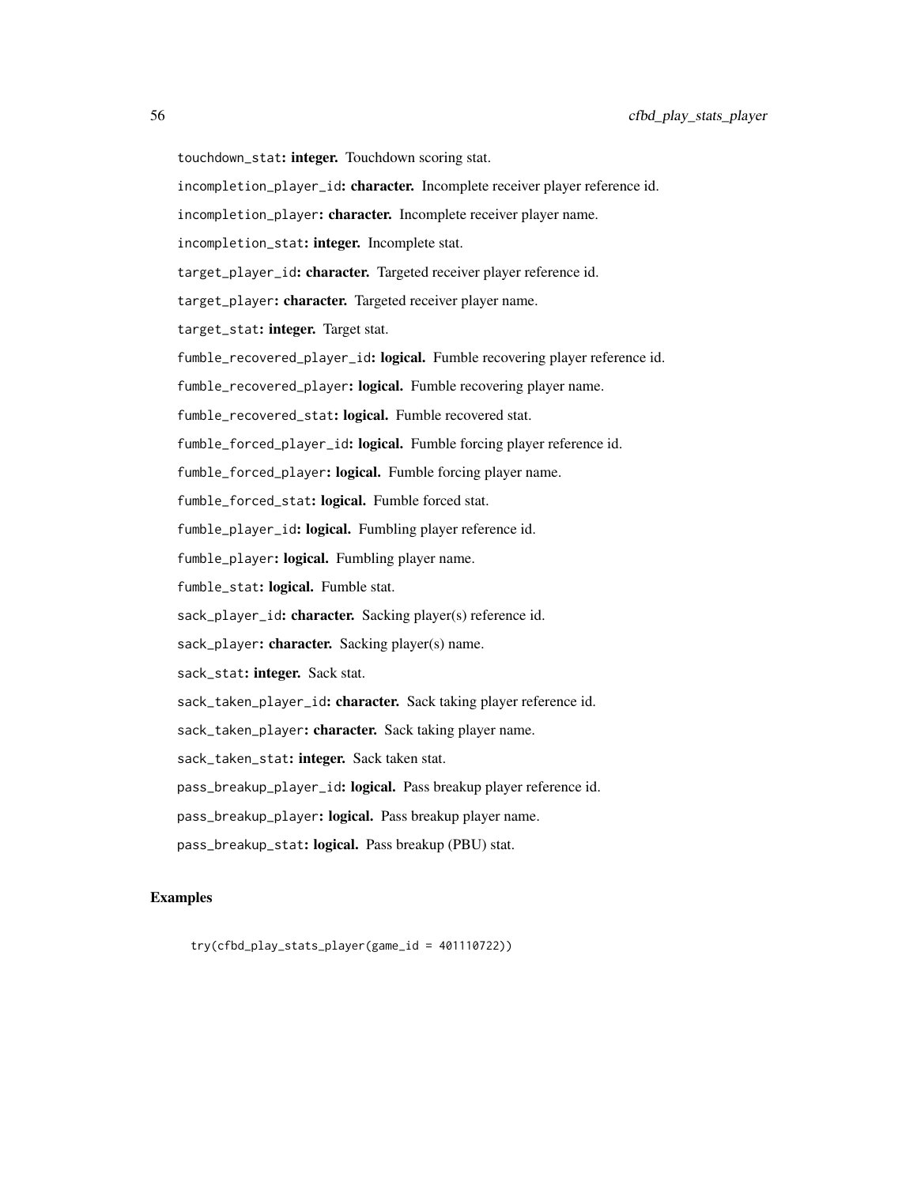touchdown_stat: **integer.** Touchdown scoring stat.

incompletion_player_id: **character.** Incomplete receiver player reference id.

incompletion_player: **character.** Incomplete receiver player name.

incompletion_stat: **integer.** Incomplete stat.

target_player_id: **character.** Targeted receiver player reference id.

target_player: **character.** Targeted receiver player name.

target_stat: **integer.** Target stat.

fumble_recovered_player_id: **logical.** Fumble recovering player reference id.

fumble_recovered_player: **logical.** Fumble recovering player name.

fumble_recovered_stat: **logical.** Fumble recovered stat.

fumble_forced_player_id: **logical.** Fumble forcing player reference id.

fumble_forced_player: **logical.** Fumble forcing player name.

fumble_forced_stat: **logical.** Fumble forced stat.

fumble_player_id: **logical.** Fumbling player reference id.

fumble_player: **logical.** Fumbling player name.

fumble_stat: **logical.** Fumble stat.

sack_player_id: **character.** Sacking player(s) reference id.

sack_player: **character.** Sacking player(s) name.

sack_stat: **integer.** Sack stat.

sack_taken_player_id: **character.** Sack taking player reference id.

sack_taken_player: **character.** Sack taking player name.

sack_taken_stat: **integer.** Sack taken stat.

pass_breakup_player_id: **logical.** Pass breakup player reference id.

pass_breakup_player: **logical.** Pass breakup player name.

pass_breakup_stat: **logical.** Pass breakup (PBU) stat.

## Examples

```
try(cfbd_play_stats_player(game_id = 401110722))
```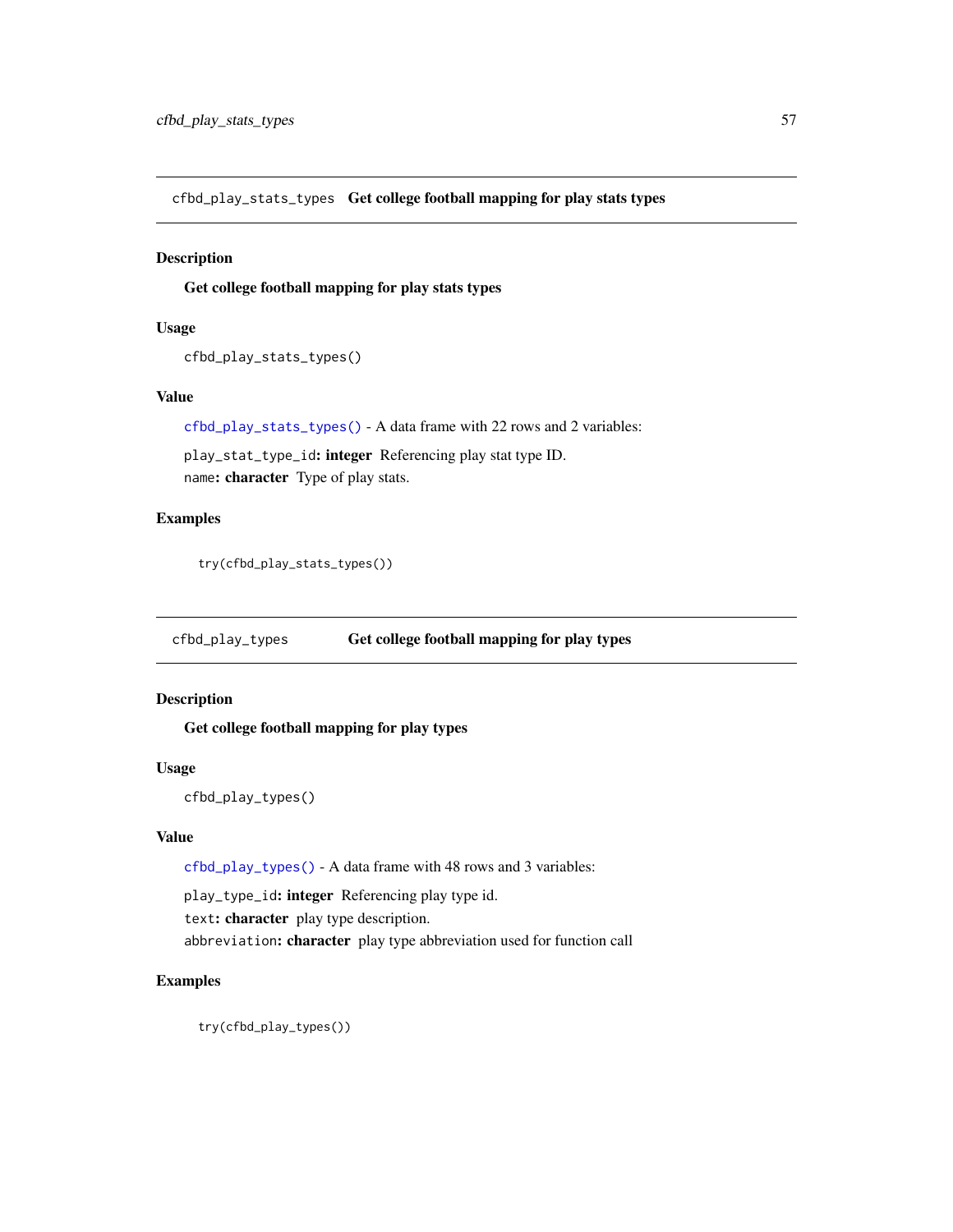## cfbd_play_stats_types Get college football mapping for play stats types

### Description

Get college football mapping for play stats types

### Usage

```
cfbd_play_stats_types()
```

### Value

`cfbd_play_stats_types()` - A data frame with 22 rows and 2 variables:

`play_stat_type_id`: **integer** Referencing play stat type ID.

`name`: **character** Type of play stats.

### Examples

```
try(cfbd_play_stats_types())
```

## cfbd_play_types Get college football mapping for play types

### Description

Get college football mapping for play types

### Usage

```
cfbd_play_types()
```

### Value

`cfbd_play_types()` - A data frame with 48 rows and 3 variables:

`play_type_id`: **integer** Referencing play type id.

`text`: **character** play type description.

`abbreviation`: **character** play type abbreviation used for function call

### Examples

```
try(cfbd_play_types())
```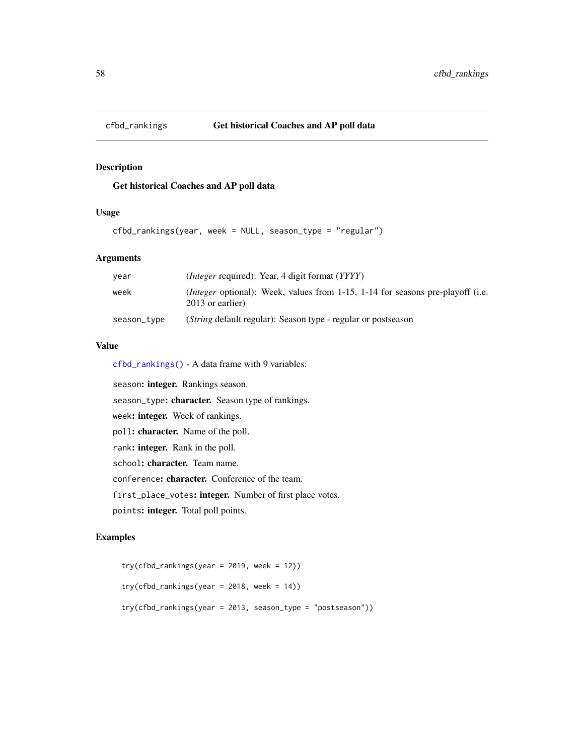# cfbd_rankings — Get historical Coaches and AP poll data

## Description

**Get historical Coaches and AP poll data**

## Usage

```
cfbd_rankings(year, week = NULL, season_type = "regular")
```

## Arguments

| | |
|---|---|
| year | (*Integer* required): Year, 4 digit format (*YYYY*) |
| week | (*Integer* optional): Week, values from 1-15, 1-14 for seasons pre-playoff (i.e. 2013 or earlier) |
| season_type | (*String* default regular): Season type - regular or postseason |

## Value

`cfbd_rankings()` - A data frame with 9 variables:

`season`: **integer.** Rankings season.

`season_type`: **character.** Season type of rankings.

`week`: **integer.** Week of rankings.

`poll`: **character.** Name of the poll.

`rank`: **integer.** Rank in the poll.

`school`: **character.** Team name.

`conference`: **character.** Conference of the team.

`first_place_votes`: **integer.** Number of first place votes.

`points`: **integer.** Total poll points.

## Examples

```
try(cfbd_rankings(year = 2019, week = 12))

try(cfbd_rankings(year = 2018, week = 14))

try(cfbd_rankings(year = 2013, season_type = "postseason"))
```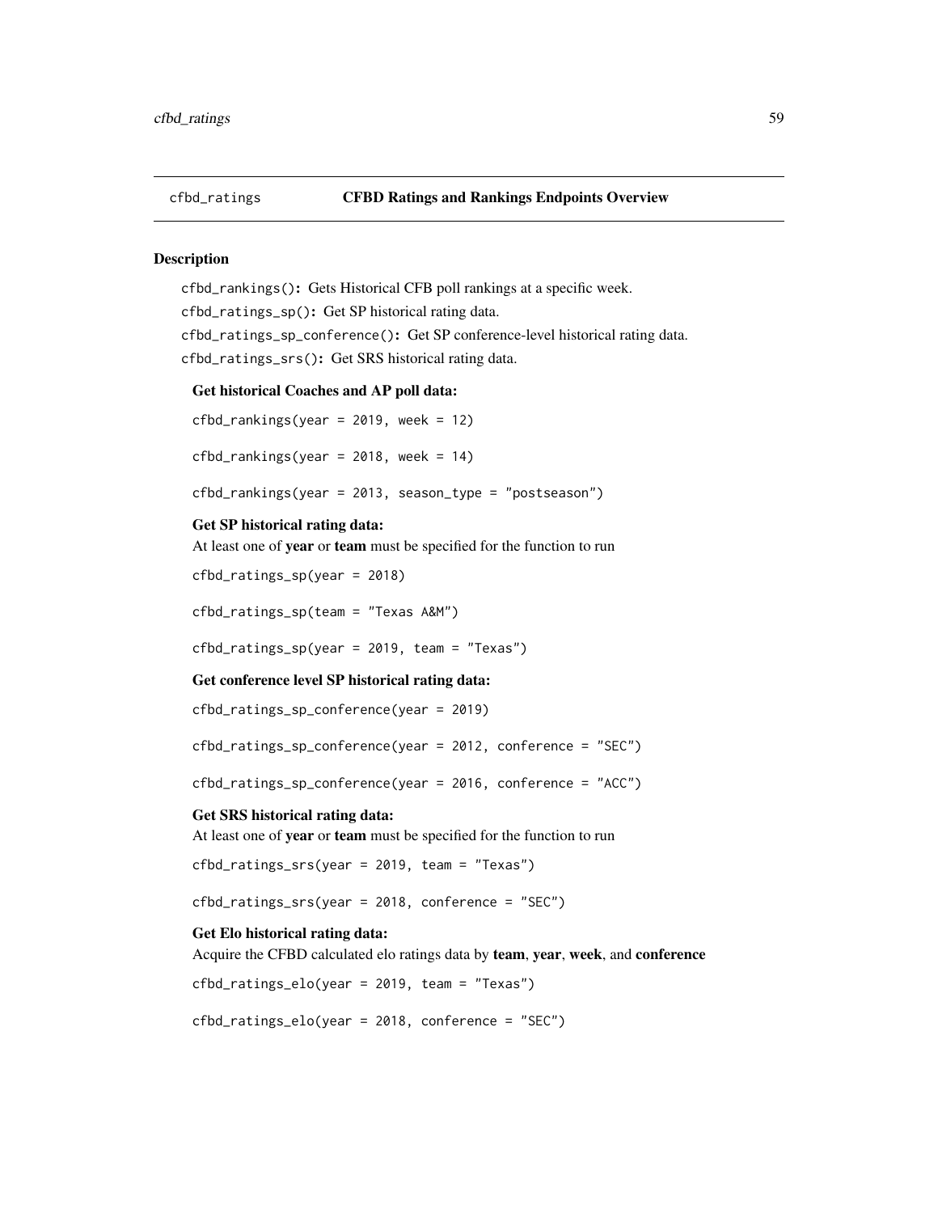# cfbd_ratings — CFBD Ratings and Rankings Endpoints Overview

## Description

`cfbd_rankings()`: Gets Historical CFB poll rankings at a specific week.

`cfbd_ratings_sp()`: Get SP historical rating data.

`cfbd_ratings_sp_conference()`: Get SP conference-level historical rating data.

`cfbd_ratings_srs()`: Get SRS historical rating data.

### Get historical Coaches and AP poll data:

```
cfbd_rankings(year = 2019, week = 12)

cfbd_rankings(year = 2018, week = 14)

cfbd_rankings(year = 2013, season_type = "postseason")
```

### Get SP historical rating data:

At least one of **year** or **team** must be specified for the function to run

```
cfbd_ratings_sp(year = 2018)

cfbd_ratings_sp(team = "Texas A&M")

cfbd_ratings_sp(year = 2019, team = "Texas")
```

### Get conference level SP historical rating data:

```
cfbd_ratings_sp_conference(year = 2019)

cfbd_ratings_sp_conference(year = 2012, conference = "SEC")

cfbd_ratings_sp_conference(year = 2016, conference = "ACC")
```

### Get SRS historical rating data:

At least one of **year** or **team** must be specified for the function to run

```
cfbd_ratings_srs(year = 2019, team = "Texas")

cfbd_ratings_srs(year = 2018, conference = "SEC")
```

### Get Elo historical rating data:

Acquire the CFBD calculated elo ratings data by **team**, **year**, **week**, and **conference**

```
cfbd_ratings_elo(year = 2019, team = "Texas")

cfbd_ratings_elo(year = 2018, conference = "SEC")
```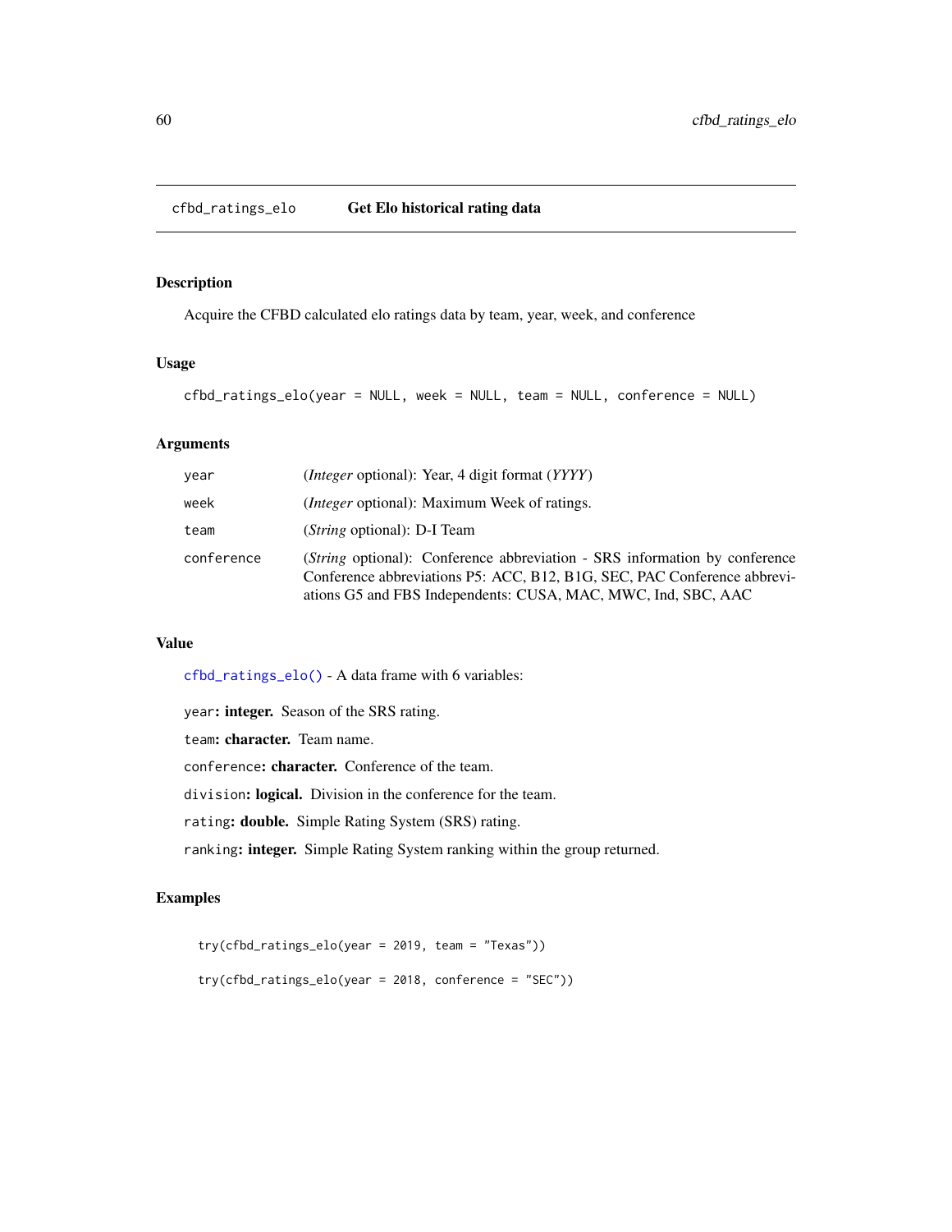## cfbd_ratings_elo    Get Elo historical rating data

### Description

Acquire the CFBD calculated elo ratings data by team, year, week, and conference

### Usage

```
cfbd_ratings_elo(year = NULL, week = NULL, team = NULL, conference = NULL)
```

### Arguments

| | |
|---|---|
| `year` | (*Integer* optional): Year, 4 digit format (*YYYY*) |
| `week` | (*Integer* optional): Maximum Week of ratings. |
| `team` | (*String* optional): D-I Team |
| `conference` | (*String* optional): Conference abbreviation - SRS information by conference Conference abbreviations P5: ACC, B12, B1G, SEC, PAC Conference abbreviations G5 and FBS Independents: CUSA, MAC, MWC, Ind, SBC, AAC |

### Value

`cfbd_ratings_elo()` - A data frame with 6 variables:

`year`: **integer.** Season of the SRS rating.

`team`: **character.** Team name.

`conference`: **character.** Conference of the team.

`division`: **logical.** Division in the conference for the team.

`rating`: **double.** Simple Rating System (SRS) rating.

`ranking`: **integer.** Simple Rating System ranking within the group returned.

### Examples

```
try(cfbd_ratings_elo(year = 2019, team = "Texas"))

try(cfbd_ratings_elo(year = 2018, conference = "SEC"))
```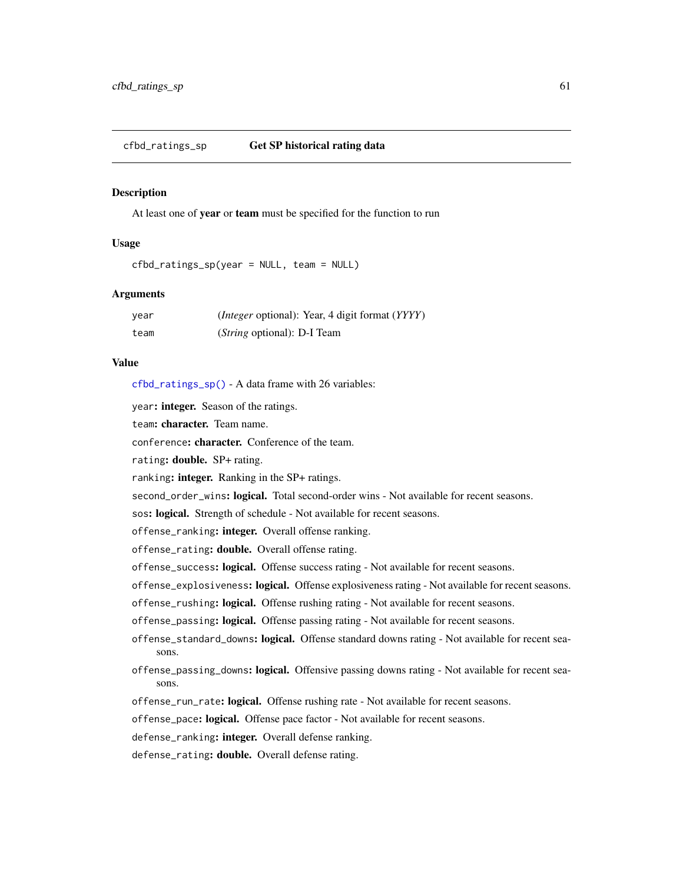# cfbd_ratings_sp    Get SP historical rating data

## Description

At least one of **year** or **team** must be specified for the function to run

## Usage

```
cfbd_ratings_sp(year = NULL, team = NULL)
```

## Arguments

| | |
|---|---|
| year | (*Integer* optional): Year, 4 digit format (*YYYY*) |
| team | (*String* optional): D-I Team |

## Value

cfbd_ratings_sp() - A data frame with 26 variables:

year: **integer.** Season of the ratings.

team: **character.** Team name.

conference: **character.** Conference of the team.

rating: **double.** SP+ rating.

ranking: **integer.** Ranking in the SP+ ratings.

second_order_wins: **logical.** Total second-order wins - Not available for recent seasons.

sos: **logical.** Strength of schedule - Not available for recent seasons.

offense_ranking: **integer.** Overall offense ranking.

offense_rating: **double.** Overall offense rating.

offense_success: **logical.** Offense success rating - Not available for recent seasons.

offense_explosiveness: **logical.** Offense explosiveness rating - Not available for recent seasons.

offense_rushing: **logical.** Offense rushing rating - Not available for recent seasons.

offense_passing: **logical.** Offense passing rating - Not available for recent seasons.

offense_standard_downs: **logical.** Offense standard downs rating - Not available for recent seasons.

offense_passing_downs: **logical.** Offensive passing downs rating - Not available for recent seasons.

offense_run_rate: **logical.** Offense rushing rate - Not available for recent seasons.

offense_pace: **logical.** Offense pace factor - Not available for recent seasons.

defense_ranking: **integer.** Overall defense ranking.

defense_rating: **double.** Overall defense rating.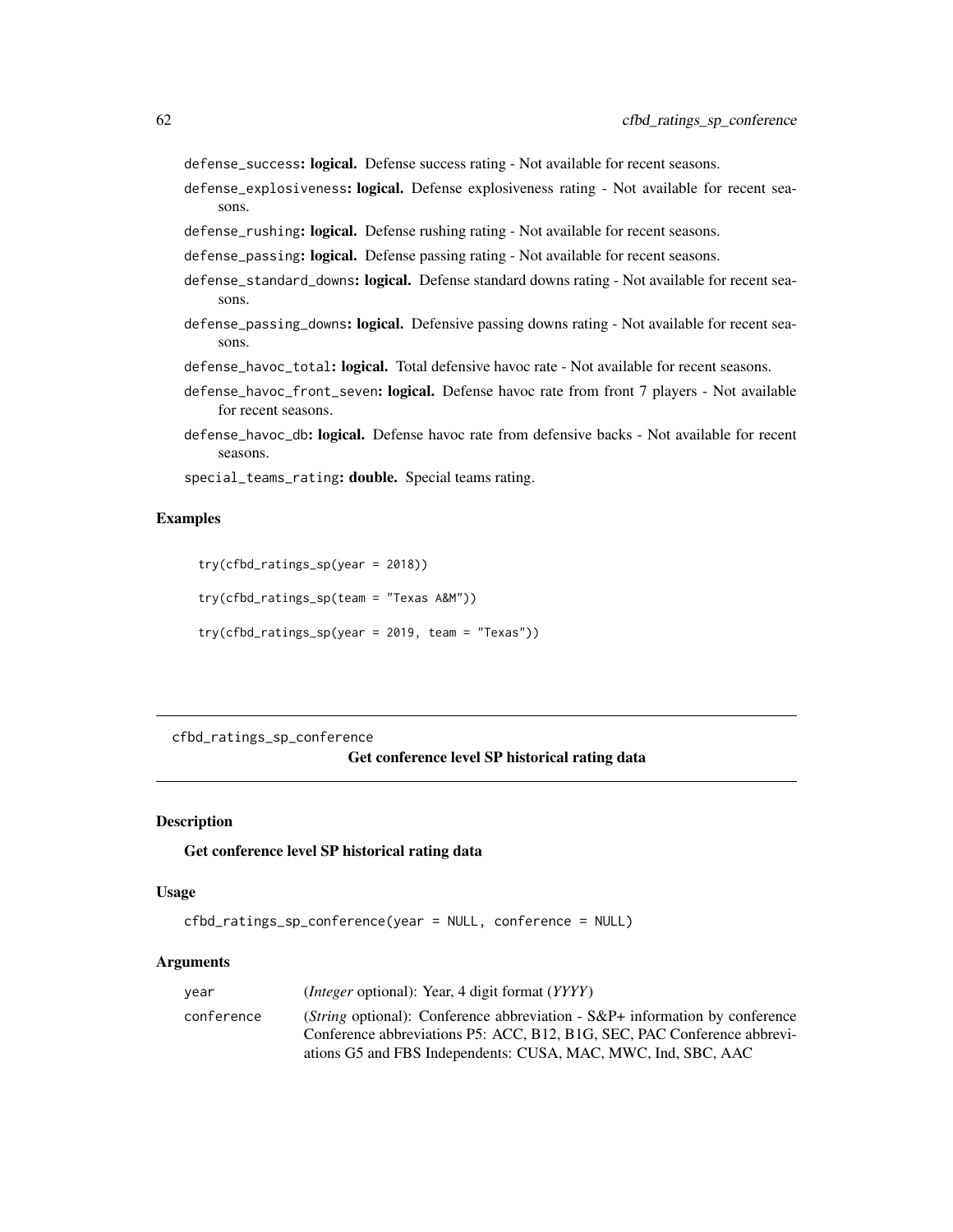defense_success: **logical.** Defense success rating - Not available for recent seasons.

defense_explosiveness: **logical.** Defense explosiveness rating - Not available for recent seasons.

defense_rushing: **logical.** Defense rushing rating - Not available for recent seasons.

defense_passing: **logical.** Defense passing rating - Not available for recent seasons.

defense_standard_downs: **logical.** Defense standard downs rating - Not available for recent seasons.

defense_passing_downs: **logical.** Defensive passing downs rating - Not available for recent seasons.

defense_havoc_total: **logical.** Total defensive havoc rate - Not available for recent seasons.

defense_havoc_front_seven: **logical.** Defense havoc rate from front 7 players - Not available for recent seasons.

defense_havoc_db: **logical.** Defense havoc rate from defensive backs - Not available for recent seasons.

special_teams_rating: **double.** Special teams rating.

### Examples

```
try(cfbd_ratings_sp(year = 2018))

try(cfbd_ratings_sp(team = "Texas A&M"))

try(cfbd_ratings_sp(year = 2019, team = "Texas"))
```

---

## cfbd_ratings_sp_conference — Get conference level SP historical rating data

### Description

Get conference level SP historical rating data

### Usage

```
cfbd_ratings_sp_conference(year = NULL, conference = NULL)
```

### Arguments

| | |
|---|---|
| year | (*Integer* optional): Year, 4 digit format (*YYYY*) |
| conference | (*String* optional): Conference abbreviation - S&P+ information by conference Conference abbreviations P5: ACC, B12, B1G, SEC, PAC Conference abbreviations G5 and FBS Independents: CUSA, MAC, MWC, Ind, SBC, AAC |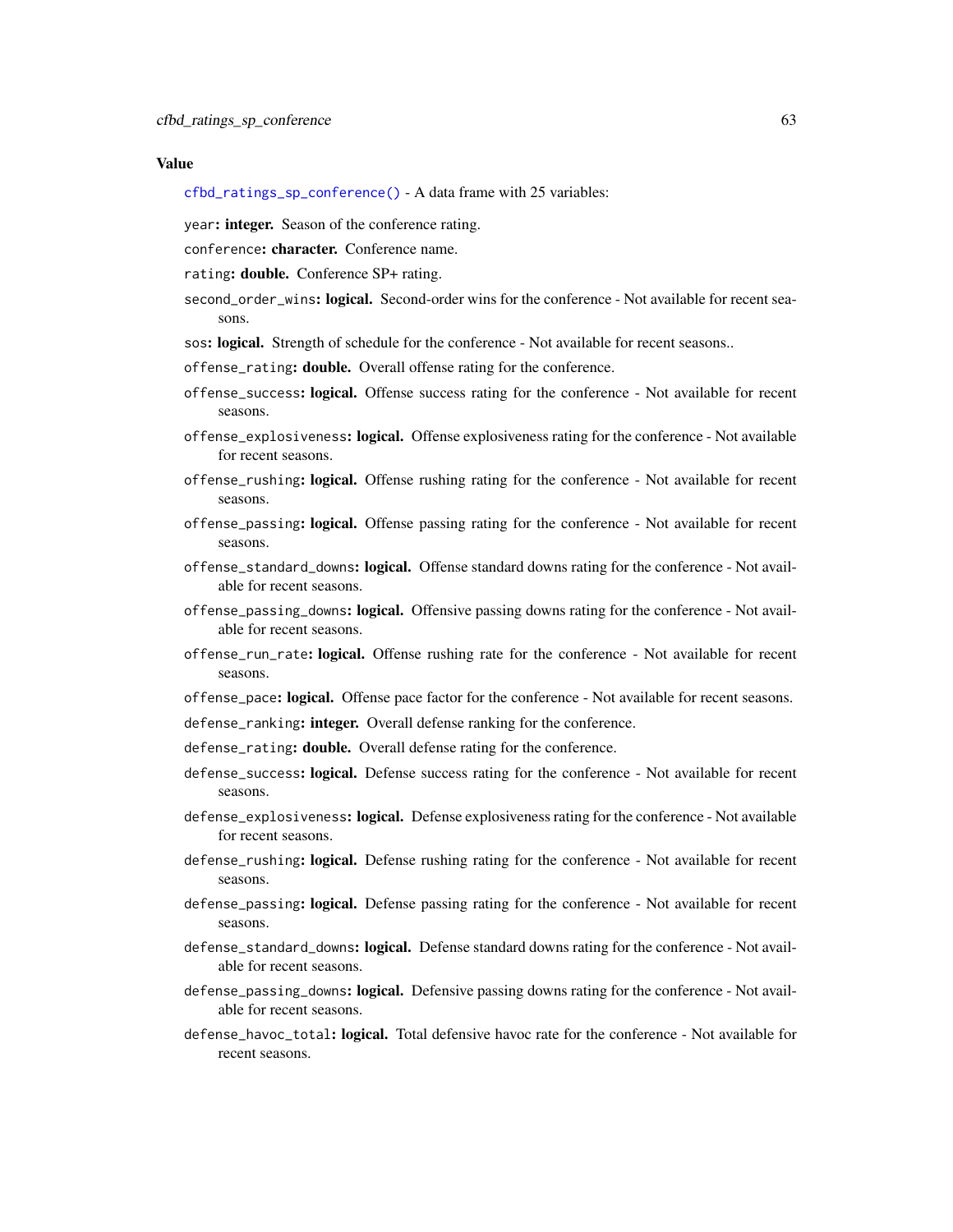### Value

`cfbd_ratings_sp_conference()` - A data frame with 25 variables:

`year`: **integer.** Season of the conference rating.

`conference`: **character.** Conference name.

`rating`: **double.** Conference SP+ rating.

`second_order_wins`: **logical.** Second-order wins for the conference - Not available for recent seasons.

`sos`: **logical.** Strength of schedule for the conference - Not available for recent seasons..

`offense_rating`: **double.** Overall offense rating for the conference.

`offense_success`: **logical.** Offense success rating for the conference - Not available for recent seasons.

`offense_explosiveness`: **logical.** Offense explosiveness rating for the conference - Not available for recent seasons.

`offense_rushing`: **logical.** Offense rushing rating for the conference - Not available for recent seasons.

`offense_passing`: **logical.** Offense passing rating for the conference - Not available for recent seasons.

`offense_standard_downs`: **logical.** Offense standard downs rating for the conference - Not available for recent seasons.

`offense_passing_downs`: **logical.** Offensive passing downs rating for the conference - Not available for recent seasons.

`offense_run_rate`: **logical.** Offense rushing rate for the conference - Not available for recent seasons.

`offense_pace`: **logical.** Offense pace factor for the conference - Not available for recent seasons.

`defense_ranking`: **integer.** Overall defense ranking for the conference.

`defense_rating`: **double.** Overall defense rating for the conference.

`defense_success`: **logical.** Defense success rating for the conference - Not available for recent seasons.

`defense_explosiveness`: **logical.** Defense explosiveness rating for the conference - Not available for recent seasons.

`defense_rushing`: **logical.** Defense rushing rating for the conference - Not available for recent seasons.

`defense_passing`: **logical.** Defense passing rating for the conference - Not available for recent seasons.

`defense_standard_downs`: **logical.** Defense standard downs rating for the conference - Not available for recent seasons.

`defense_passing_downs`: **logical.** Defensive passing downs rating for the conference - Not available for recent seasons.

`defense_havoc_total`: **logical.** Total defensive havoc rate for the conference - Not available for recent seasons.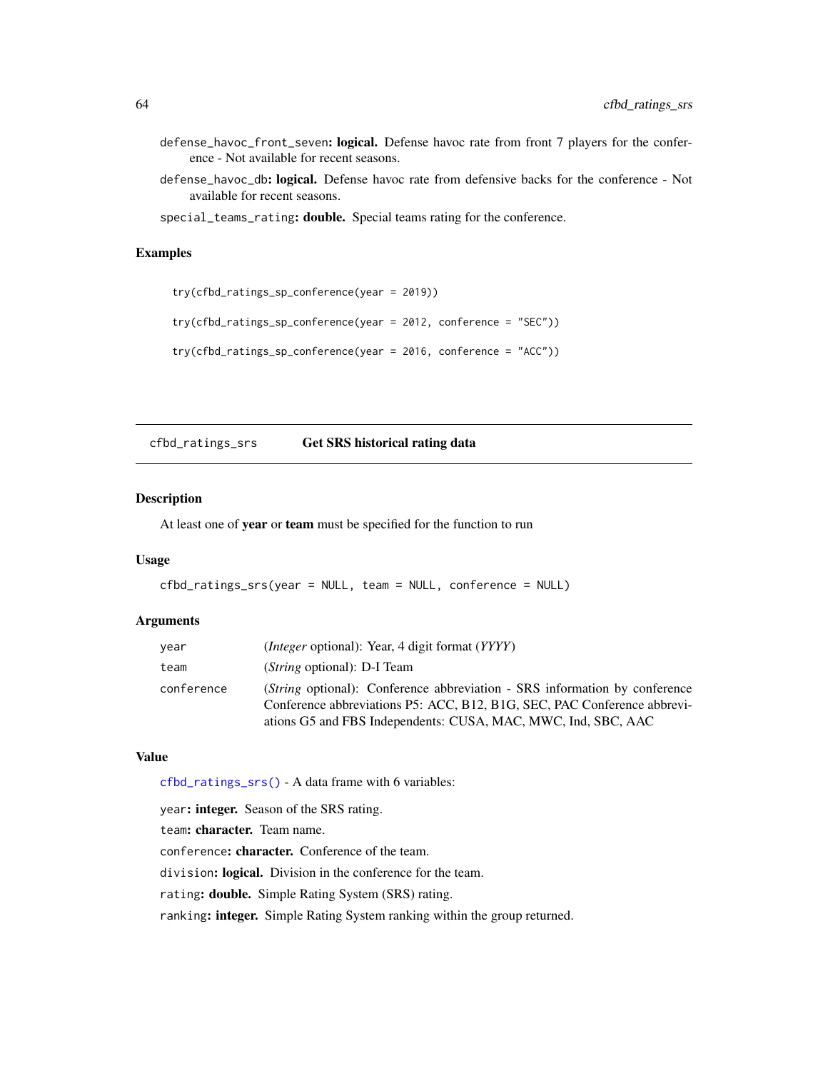defense_havoc_front_seven: **logical.** Defense havoc rate from front 7 players for the conference - Not available for recent seasons.

defense_havoc_db: **logical.** Defense havoc rate from defensive backs for the conference - Not available for recent seasons.

special_teams_rating: **double.** Special teams rating for the conference.

### Examples

```
try(cfbd_ratings_sp_conference(year = 2019))

try(cfbd_ratings_sp_conference(year = 2012, conference = "SEC"))

try(cfbd_ratings_sp_conference(year = 2016, conference = "ACC"))
```

## cfbd_ratings_srs — Get SRS historical rating data

### Description

At least one of **year** or **team** must be specified for the function to run

### Usage

```
cfbd_ratings_srs(year = NULL, team = NULL, conference = NULL)
```

### Arguments

| | |
|---|---|
| year | (*Integer* optional): Year, 4 digit format (*YYYY*) |
| team | (*String* optional): D-I Team |
| conference | (*String* optional): Conference abbreviation - SRS information by conference Conference abbreviations P5: ACC, B12, B1G, SEC, PAC Conference abbreviations G5 and FBS Independents: CUSA, MAC, MWC, Ind, SBC, AAC |

### Value

cfbd_ratings_srs() - A data frame with 6 variables:

year: **integer.** Season of the SRS rating.

team: **character.** Team name.

conference: **character.** Conference of the team.

division: **logical.** Division in the conference for the team.

rating: **double.** Simple Rating System (SRS) rating.

ranking: **integer.** Simple Rating System ranking within the group returned.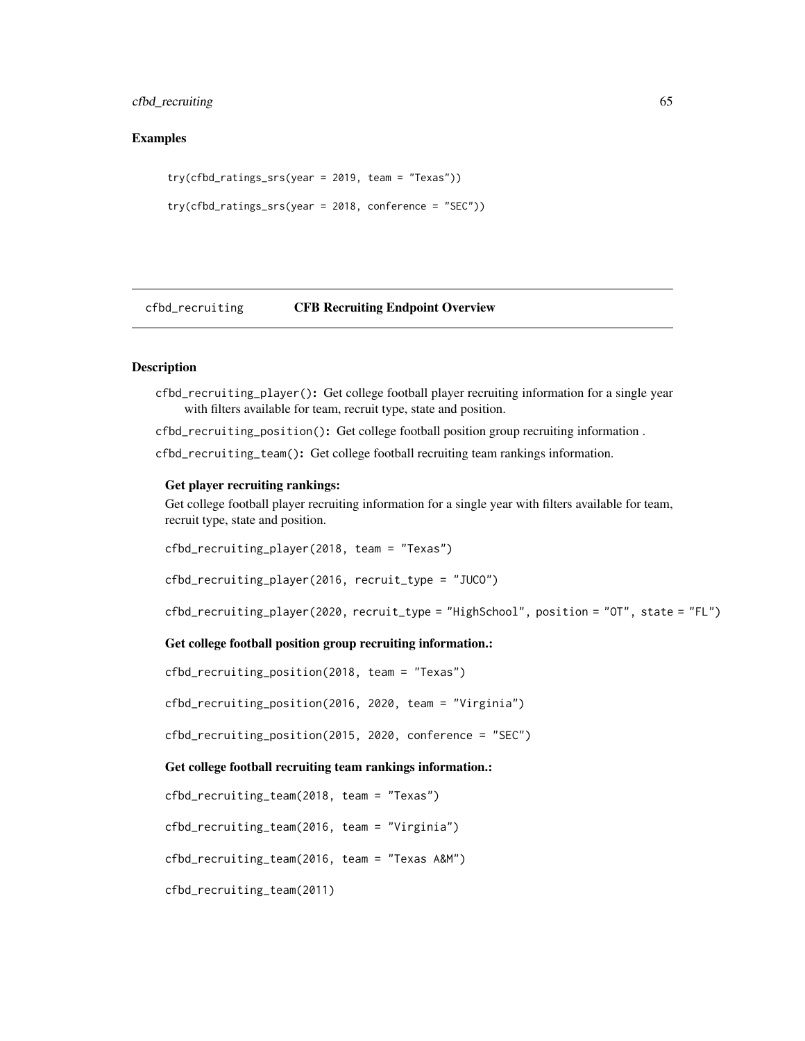## Examples

```
try(cfbd_ratings_srs(year = 2019, team = "Texas"))

try(cfbd_ratings_srs(year = 2018, conference = "SEC"))
```

---

## cfbd_recruiting — CFB Recruiting Endpoint Overview

---

### Description

`cfbd_recruiting_player()`: Get college football player recruiting information for a single year with filters available for team, recruit type, state and position.

`cfbd_recruiting_position()`: Get college football position group recruiting information .

`cfbd_recruiting_team()`: Get college football recruiting team rankings information.

**Get player recruiting rankings:**

Get college football player recruiting information for a single year with filters available for team, recruit type, state and position.

```
cfbd_recruiting_player(2018, team = "Texas")

cfbd_recruiting_player(2016, recruit_type = "JUCO")

cfbd_recruiting_player(2020, recruit_type = "HighSchool", position = "OT", state = "FL")
```

**Get college football position group recruiting information.:**

```
cfbd_recruiting_position(2018, team = "Texas")

cfbd_recruiting_position(2016, 2020, team = "Virginia")

cfbd_recruiting_position(2015, 2020, conference = "SEC")
```

**Get college football recruiting team rankings information.:**

```
cfbd_recruiting_team(2018, team = "Texas")

cfbd_recruiting_team(2016, team = "Virginia")

cfbd_recruiting_team(2016, team = "Texas A&M")

cfbd_recruiting_team(2011)
```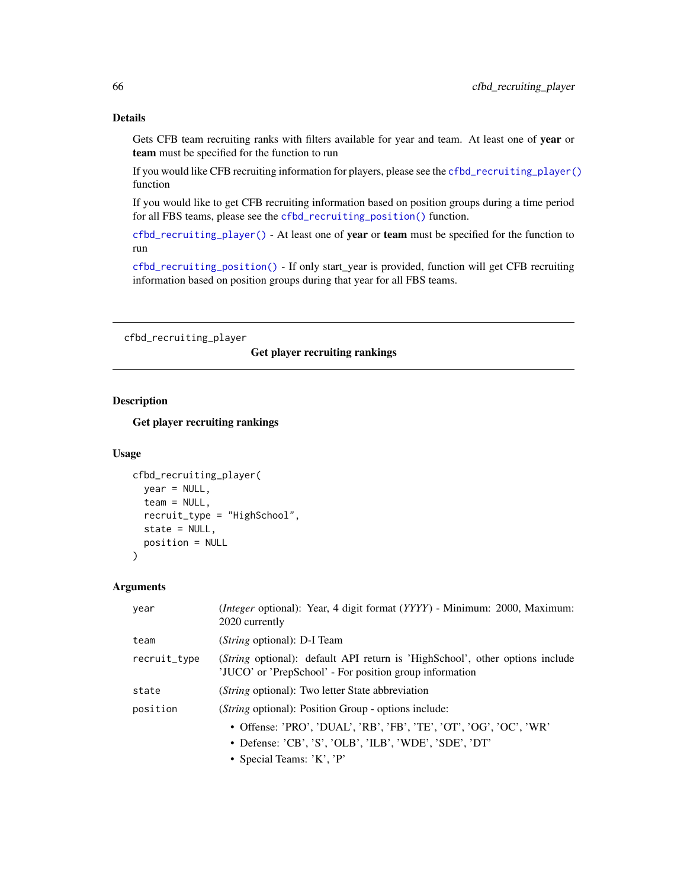### Details

Gets CFB team recruiting ranks with filters available for year and team. At least one of **year** or **team** must be specified for the function to run

If you would like CFB recruiting information for players, please see the `cfbd_recruiting_player()` function

If you would like to get CFB recruiting information based on position groups during a time period for all FBS teams, please see the `cfbd_recruiting_position()` function.

`cfbd_recruiting_player()` - At least one of **year** or **team** must be specified for the function to run

`cfbd_recruiting_position()` - If only start_year is provided, function will get CFB recruiting information based on position groups during that year for all FBS teams.

---

## cfbd_recruiting_player — Get player recruiting rankings

### Description

**Get player recruiting rankings**

### Usage

```
cfbd_recruiting_player(
  year = NULL,
  team = NULL,
  recruit_type = "HighSchool",
  state = NULL,
  position = NULL
)
```

### Arguments

| | |
|---|---|
| year | (*Integer* optional): Year, 4 digit format (*YYYY*) - Minimum: 2000, Maximum: 2020 currently |
| team | (*String* optional): D-I Team |
| recruit_type | (*String* optional): default API return is 'HighSchool', other options include 'JUCO' or 'PrepSchool' - For position group information |
| state | (*String* optional): Two letter State abbreviation |
| position | (*String* optional): Position Group - options include:<br>• Offense: 'PRO', 'DUAL', 'RB', 'FB', 'TE', 'OT', 'OG', 'OC', 'WR'<br>• Defense: 'CB', 'S', 'OLB', 'ILB', 'WDE', 'SDE', 'DT'<br>• Special Teams: 'K', 'P' |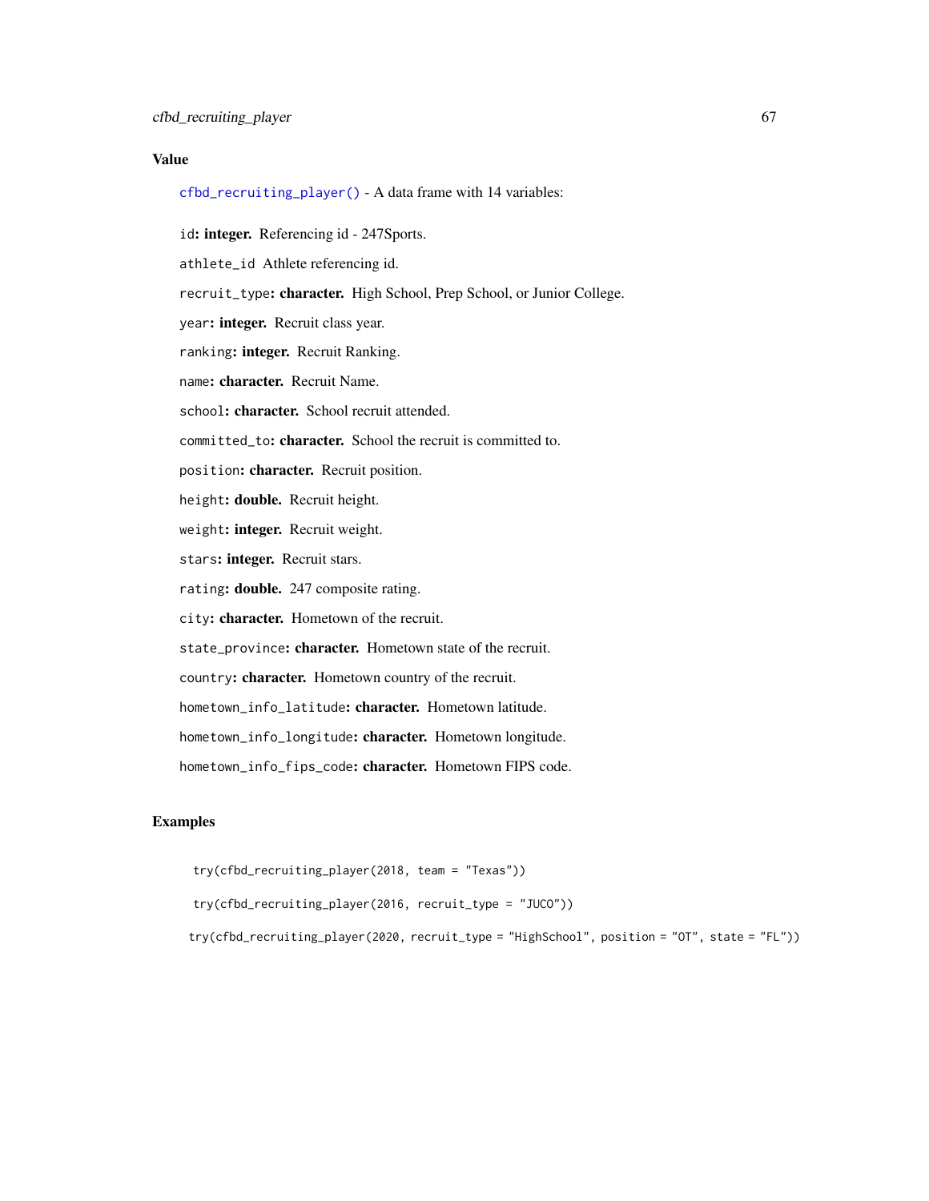### Value

`cfbd_recruiting_player()` - A data frame with 14 variables:

`id`**: integer.** Referencing id - 247Sports.

`athlete_id` Athlete referencing id.

`recruit_type`**: character.** High School, Prep School, or Junior College.

`year`**: integer.** Recruit class year.

`ranking`**: integer.** Recruit Ranking.

`name`**: character.** Recruit Name.

`school`**: character.** School recruit attended.

`committed_to`**: character.** School the recruit is committed to.

`position`**: character.** Recruit position.

`height`**: double.** Recruit height.

`weight`**: integer.** Recruit weight.

`stars`**: integer.** Recruit stars.

`rating`**: double.** 247 composite rating.

`city`**: character.** Hometown of the recruit.

`state_province`**: character.** Hometown state of the recruit.

`country`**: character.** Hometown country of the recruit.

`hometown_info_latitude`**: character.** Hometown latitude.

`hometown_info_longitude`**: character.** Hometown longitude.

`hometown_info_fips_code`**: character.** Hometown FIPS code.

### Examples

```
try(cfbd_recruiting_player(2018, team = "Texas"))

try(cfbd_recruiting_player(2016, recruit_type = "JUCO"))

try(cfbd_recruiting_player(2020, recruit_type = "HighSchool", position = "OT", state = "FL"))
```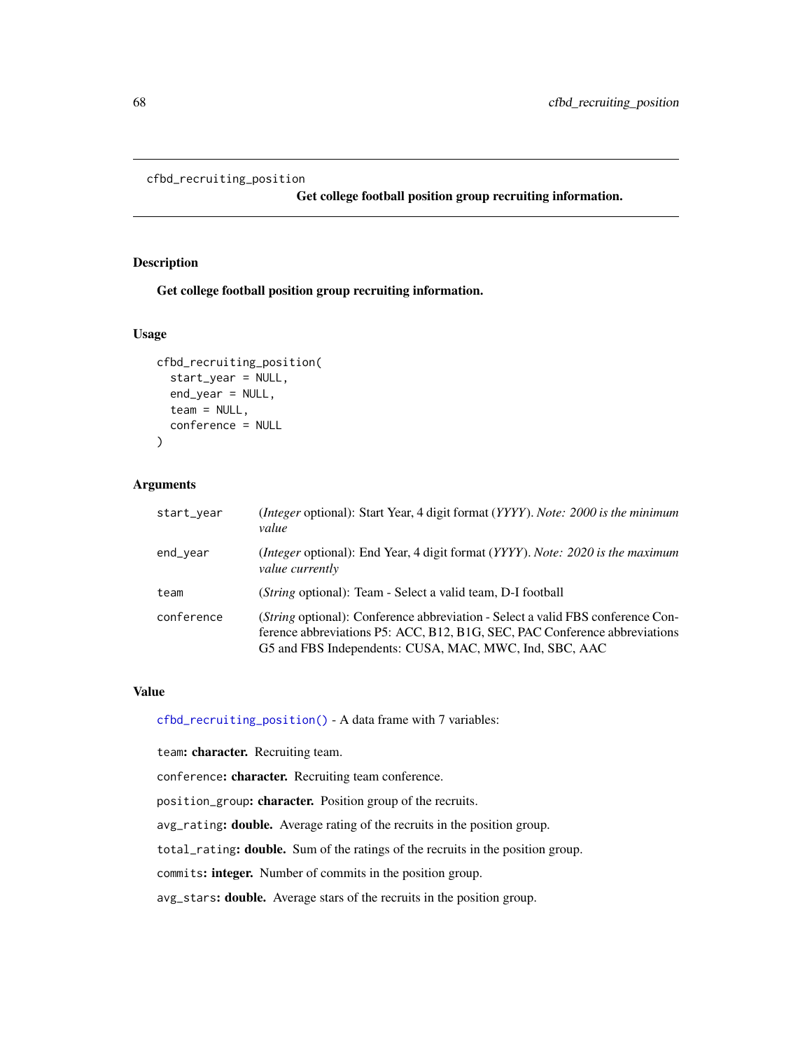cfbd_recruiting_position

**Get college football position group recruiting information.**

## Description

Get college football position group recruiting information.

## Usage

```
cfbd_recruiting_position(
  start_year = NULL,
  end_year = NULL,
  team = NULL,
  conference = NULL
)
```

## Arguments

| | |
|---|---|
| start_year | (*Integer* optional): Start Year, 4 digit format (*YYYY*). *Note: 2000 is the minimum value* |
| end_year | (*Integer* optional): End Year, 4 digit format (*YYYY*). *Note: 2020 is the maximum value currently* |
| team | (*String* optional): Team - Select a valid team, D-I football |
| conference | (*String* optional): Conference abbreviation - Select a valid FBS conference Conference abbreviations P5: ACC, B12, B1G, SEC, PAC Conference abbreviations G5 and FBS Independents: CUSA, MAC, MWC, Ind, SBC, AAC |

## Value

cfbd_recruiting_position() - A data frame with 7 variables:

team: **character.** Recruiting team.

conference: **character.** Recruiting team conference.

position_group: **character.** Position group of the recruits.

avg_rating: **double.** Average rating of the recruits in the position group.

total_rating: **double.** Sum of the ratings of the recruits in the position group.

commits: **integer.** Number of commits in the position group.

avg_stars: **double.** Average stars of the recruits in the position group.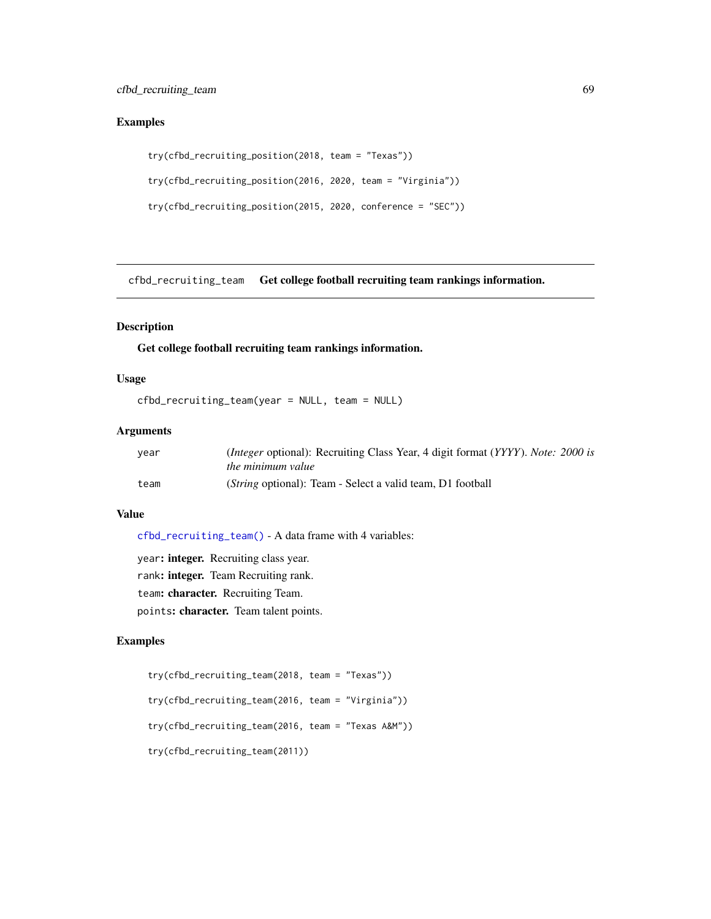## Examples

```
try(cfbd_recruiting_position(2018, team = "Texas"))

try(cfbd_recruiting_position(2016, 2020, team = "Virginia"))

try(cfbd_recruiting_position(2015, 2020, conference = "SEC"))
```

---

# cfbd_recruiting_team — Get college football recruiting team rankings information.

## Description

**Get college football recruiting team rankings information.**

## Usage

```
cfbd_recruiting_team(year = NULL, team = NULL)
```

## Arguments

| | |
|---|---|
| year | (*Integer* optional): Recruiting Class Year, 4 digit format (*YYYY*). *Note: 2000 is the minimum value* |
| team | (*String* optional): Team - Select a valid team, D1 football |

## Value

cfbd_recruiting_team() - A data frame with 4 variables:

year**: integer.** Recruiting class year.

rank**: integer.** Team Recruiting rank.

team**: character.** Recruiting Team.

points**: character.** Team talent points.

## Examples

```
try(cfbd_recruiting_team(2018, team = "Texas"))

try(cfbd_recruiting_team(2016, team = "Virginia"))

try(cfbd_recruiting_team(2016, team = "Texas A&M"))

try(cfbd_recruiting_team(2011))
```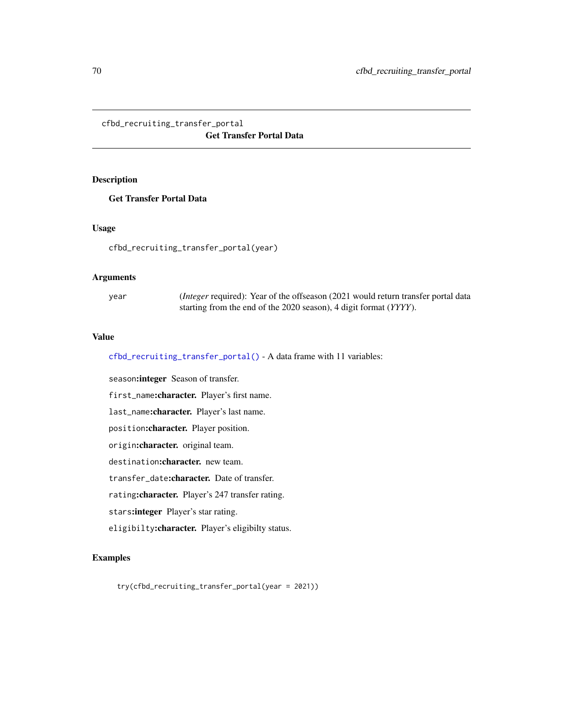cfbd_recruiting_transfer_portal

## Get Transfer Portal Data

### Description

**Get Transfer Portal Data**

### Usage

```
cfbd_recruiting_transfer_portal(year)
```

### Arguments

year — (*Integer* required): Year of the offseason (2021 would return transfer portal data starting from the end of the 2020 season), 4 digit format (*YYYY*).

### Value

`cfbd_recruiting_transfer_portal()` - A data frame with 11 variables:

- `season`**:integer** Season of transfer.
- `first_name`**:character.** Player's first name.
- `last_name`**:character.** Player's last name.
- `position`**:character.** Player position.
- `origin`**:character.** original team.
- `destination`**:character.** new team.
- `transfer_date`**:character.** Date of transfer.
- `rating`**:character.** Player's 247 transfer rating.
- `stars`**:integer** Player's star rating.
- `eligibilty`**:character.** Player's eligibilty status.

### Examples

```
try(cfbd_recruiting_transfer_portal(year = 2021))
```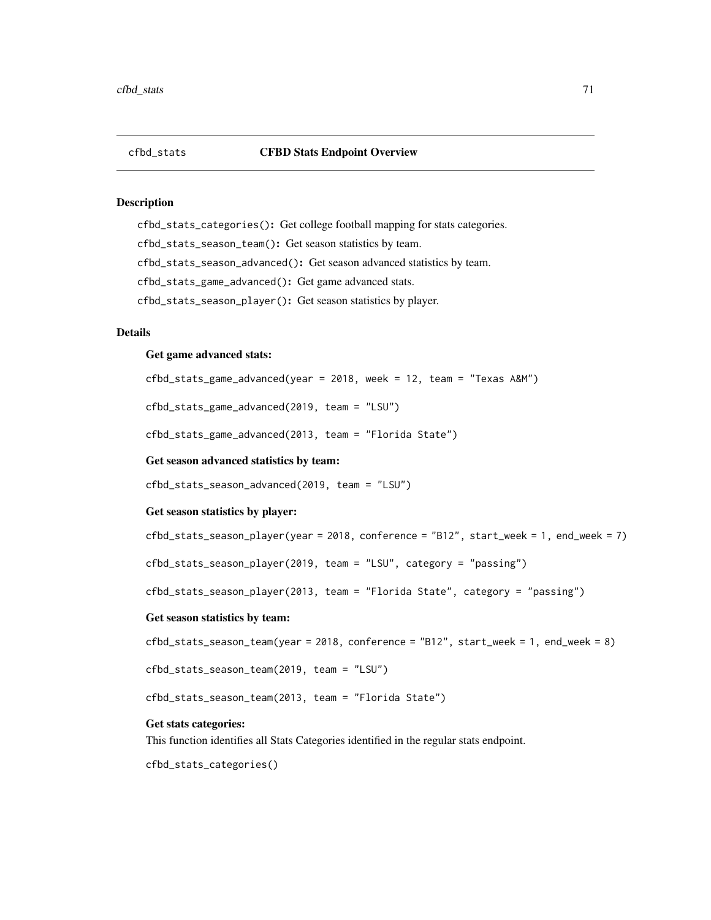## cfbd_stats    CFBD Stats Endpoint Overview

### Description

`cfbd_stats_categories()`: Get college football mapping for stats categories.

`cfbd_stats_season_team()`: Get season statistics by team.

`cfbd_stats_season_advanced()`: Get season advanced statistics by team.

`cfbd_stats_game_advanced()`: Get game advanced stats.

`cfbd_stats_season_player()`: Get season statistics by player.

### Details

**Get game advanced stats:**

```
cfbd_stats_game_advanced(year = 2018, week = 12, team = "Texas A&M")
```

```
cfbd_stats_game_advanced(2019, team = "LSU")
```

```
cfbd_stats_game_advanced(2013, team = "Florida State")
```

**Get season advanced statistics by team:**

```
cfbd_stats_season_advanced(2019, team = "LSU")
```

**Get season statistics by player:**

```
cfbd_stats_season_player(year = 2018, conference = "B12", start_week = 1, end_week = 7)
```

```
cfbd_stats_season_player(2019, team = "LSU", category = "passing")
```

```
cfbd_stats_season_player(2013, team = "Florida State", category = "passing")
```

**Get season statistics by team:**

```
cfbd_stats_season_team(year = 2018, conference = "B12", start_week = 1, end_week = 8)
```

```
cfbd_stats_season_team(2019, team = "LSU")
```

```
cfbd_stats_season_team(2013, team = "Florida State")
```

**Get stats categories:**
This function identifies all Stats Categories identified in the regular stats endpoint.

```
cfbd_stats_categories()
```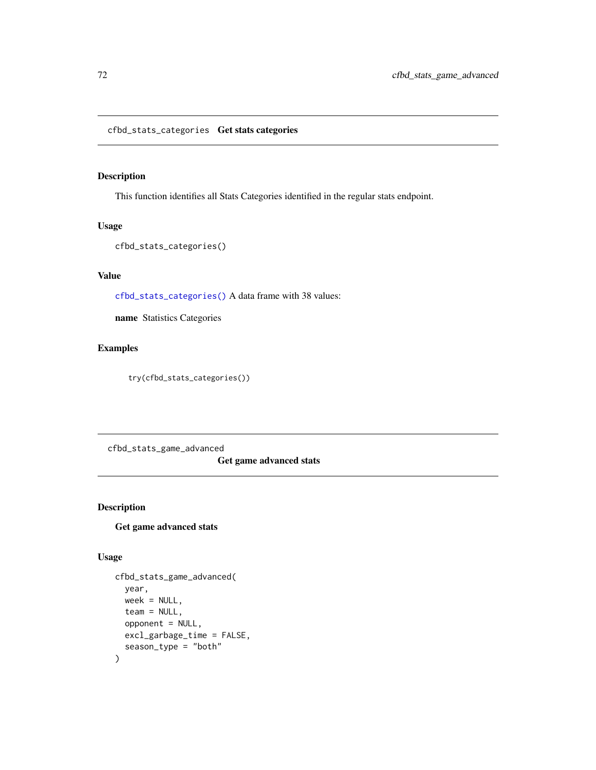## cfbd_stats_categories    Get stats categories

### Description

This function identifies all Stats Categories identified in the regular stats endpoint.

### Usage

```
cfbd_stats_categories()
```

### Value

cfbd_stats_categories() A data frame with 38 values:

**name** Statistics Categories

### Examples

```
try(cfbd_stats_categories())
```

## cfbd_stats_game_advanced    Get game advanced stats

### Description

**Get game advanced stats**

### Usage

```
cfbd_stats_game_advanced(
  year,
  week = NULL,
  team = NULL,
  opponent = NULL,
  excl_garbage_time = FALSE,
  season_type = "both"
)
```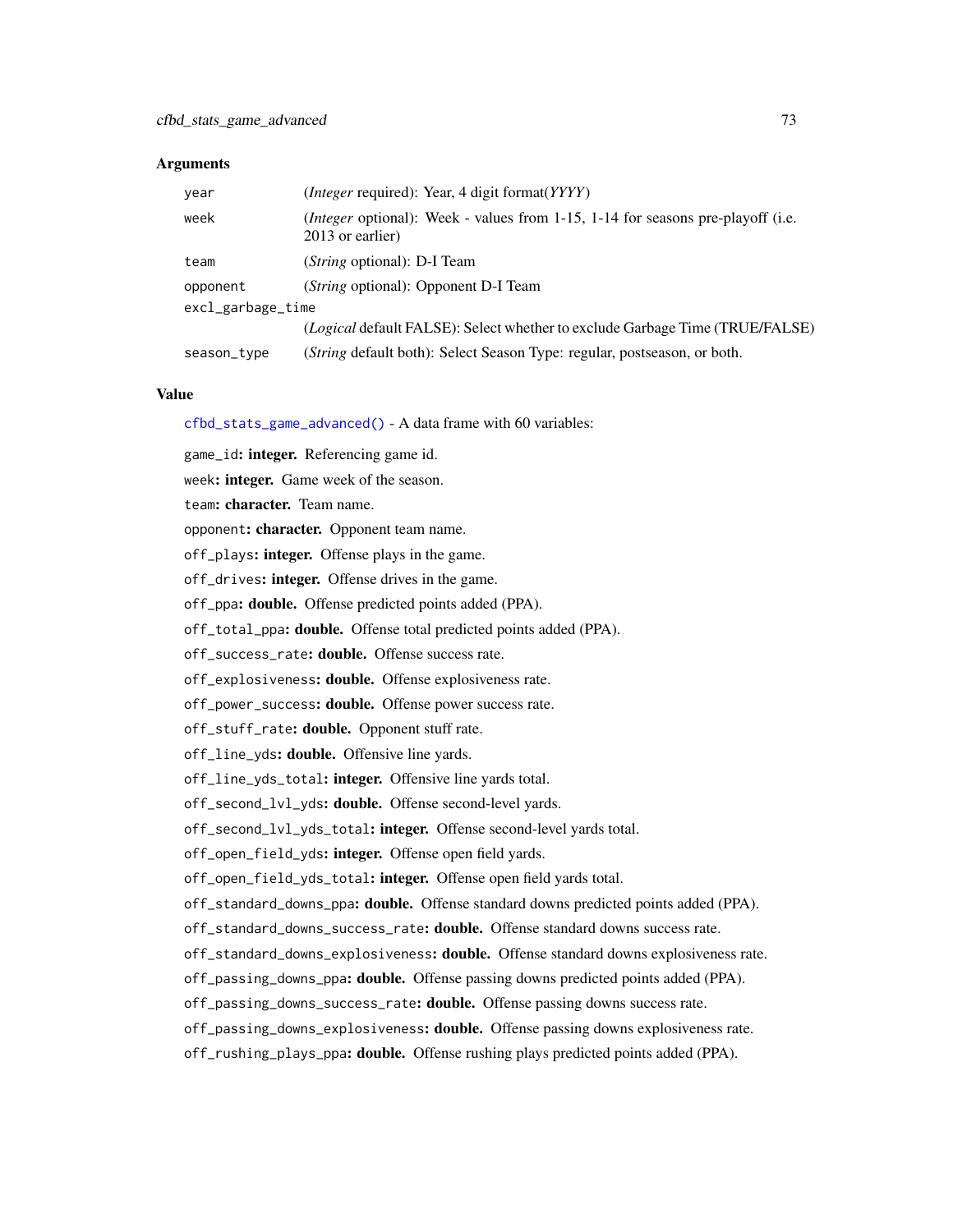## Arguments

| | |
|---|---|
| `year` | (*Integer* required): Year, 4 digit format(*YYYY*) |
| `week` | (*Integer* optional): Week - values from 1-15, 1-14 for seasons pre-playoff (i.e. 2013 or earlier) |
| `team` | (*String* optional): D-I Team |
| `opponent` | (*String* optional): Opponent D-I Team |
| `excl_garbage_time` | (*Logical* default FALSE): Select whether to exclude Garbage Time (TRUE/FALSE) |
| `season_type` | (*String* default both): Select Season Type: regular, postseason, or both. |

## Value

`cfbd_stats_game_advanced()` - A data frame with 60 variables:

`game_id`: **integer.** Referencing game id.

`week`: **integer.** Game week of the season.

`team`: **character.** Team name.

`opponent`: **character.** Opponent team name.

`off_plays`: **integer.** Offense plays in the game.

`off_drives`: **integer.** Offense drives in the game.

`off_ppa`: **double.** Offense predicted points added (PPA).

`off_total_ppa`: **double.** Offense total predicted points added (PPA).

`off_success_rate`: **double.** Offense success rate.

`off_explosiveness`: **double.** Offense explosiveness rate.

`off_power_success`: **double.** Offense power success rate.

`off_stuff_rate`: **double.** Opponent stuff rate.

`off_line_yds`: **double.** Offensive line yards.

`off_line_yds_total`: **integer.** Offensive line yards total.

`off_second_lvl_yds`: **double.** Offense second-level yards.

`off_second_lvl_yds_total`: **integer.** Offense second-level yards total.

`off_open_field_yds`: **integer.** Offense open field yards.

`off_open_field_yds_total`: **integer.** Offense open field yards total.

`off_standard_downs_ppa`: **double.** Offense standard downs predicted points added (PPA).

`off_standard_downs_success_rate`: **double.** Offense standard downs success rate.

`off_standard_downs_explosiveness`: **double.** Offense standard downs explosiveness rate.

`off_passing_downs_ppa`: **double.** Offense passing downs predicted points added (PPA).

`off_passing_downs_success_rate`: **double.** Offense passing downs success rate.

`off_passing_downs_explosiveness`: **double.** Offense passing downs explosiveness rate.

`off_rushing_plays_ppa`: **double.** Offense rushing plays predicted points added (PPA).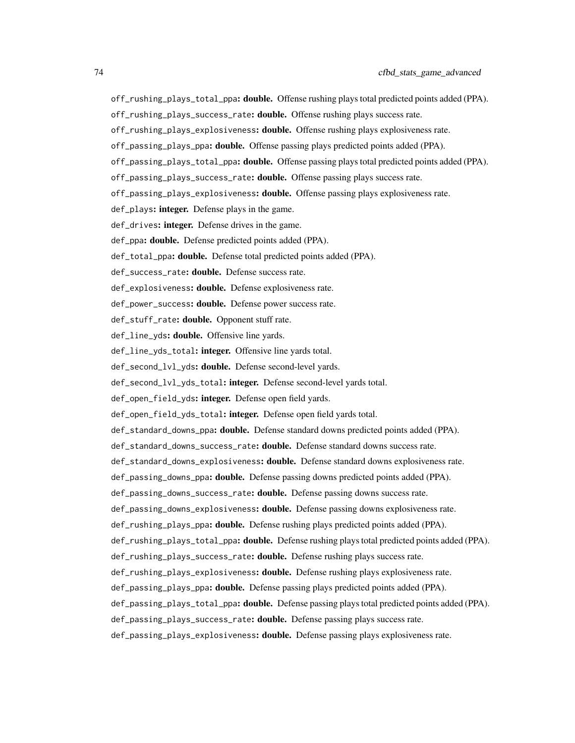off_rushing_plays_total_ppa: **double.** Offense rushing plays total predicted points added (PPA).

off_rushing_plays_success_rate: **double.** Offense rushing plays success rate.

off_rushing_plays_explosiveness: **double.** Offense rushing plays explosiveness rate.

off_passing_plays_ppa: **double.** Offense passing plays predicted points added (PPA).

off_passing_plays_total_ppa: **double.** Offense passing plays total predicted points added (PPA).

off_passing_plays_success_rate: **double.** Offense passing plays success rate.

off_passing_plays_explosiveness: **double.** Offense passing plays explosiveness rate.

def_plays: **integer.** Defense plays in the game.

def_drives: **integer.** Defense drives in the game.

def_ppa: **double.** Defense predicted points added (PPA).

def_total_ppa: **double.** Defense total predicted points added (PPA).

def_success_rate: **double.** Defense success rate.

def_explosiveness: **double.** Defense explosiveness rate.

def_power_success: **double.** Defense power success rate.

def_stuff_rate: **double.** Opponent stuff rate.

def_line_yds: **double.** Offensive line yards.

def_line_yds_total: **integer.** Offensive line yards total.

def_second_lvl_yds: **double.** Defense second-level yards.

def_second_lvl_yds_total: **integer.** Defense second-level yards total.

def_open_field_yds: **integer.** Defense open field yards.

def_open_field_yds_total: **integer.** Defense open field yards total.

def_standard_downs_ppa: **double.** Defense standard downs predicted points added (PPA).

def_standard_downs_success_rate: **double.** Defense standard downs success rate.

def_standard_downs_explosiveness: **double.** Defense standard downs explosiveness rate.

def_passing_downs_ppa: **double.** Defense passing downs predicted points added (PPA).

def_passing_downs_success_rate: **double.** Defense passing downs success rate.

def_passing_downs_explosiveness: **double.** Defense passing downs explosiveness rate.

def_rushing_plays_ppa: **double.** Defense rushing plays predicted points added (PPA).

def_rushing_plays_total_ppa: **double.** Defense rushing plays total predicted points added (PPA).

def_rushing_plays_success_rate: **double.** Defense rushing plays success rate.

def_rushing_plays_explosiveness: **double.** Defense rushing plays explosiveness rate.

def_passing_plays_ppa: **double.** Defense passing plays predicted points added (PPA).

def_passing_plays_total_ppa: **double.** Defense passing plays total predicted points added (PPA).

def_passing_plays_success_rate: **double.** Defense passing plays success rate.

def_passing_plays_explosiveness: **double.** Defense passing plays explosiveness rate.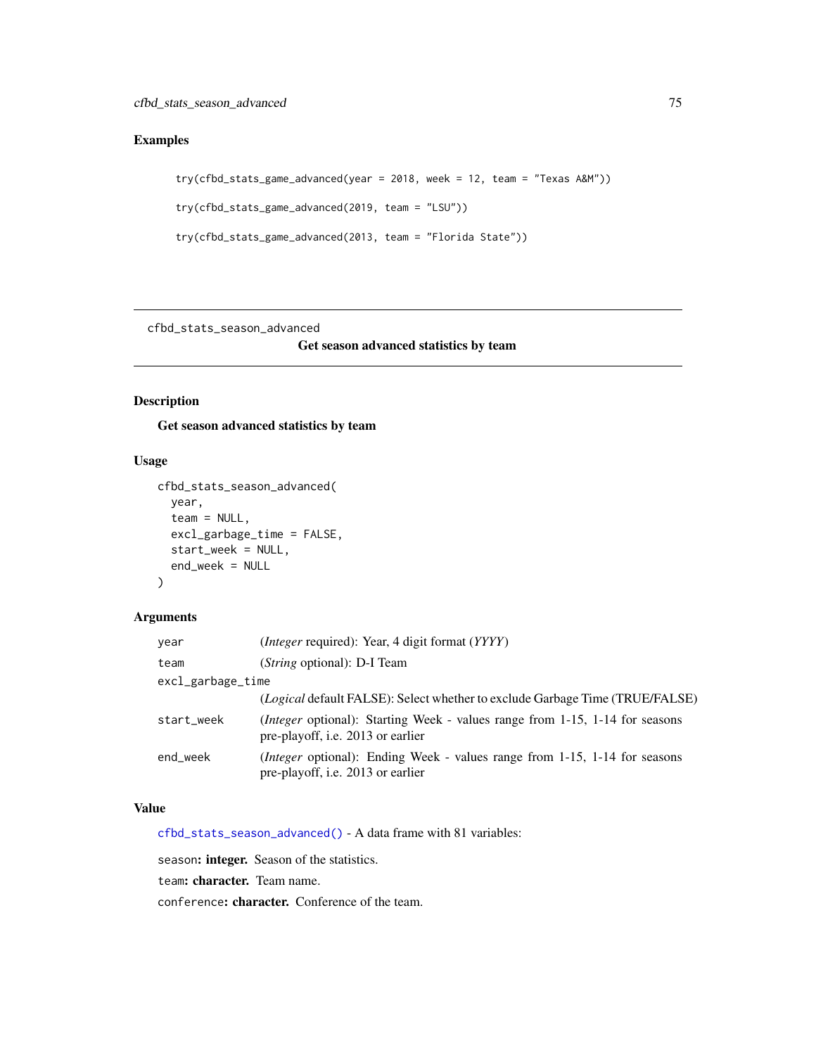## Examples

```
try(cfbd_stats_game_advanced(year = 2018, week = 12, team = "Texas A&M"))

try(cfbd_stats_game_advanced(2019, team = "LSU"))

try(cfbd_stats_game_advanced(2013, team = "Florida State"))
```

---

`cfbd_stats_season_advanced`

# Get season advanced statistics by team

---

## Description

**Get season advanced statistics by team**

## Usage

```
cfbd_stats_season_advanced(
  year,
  team = NULL,
  excl_garbage_time = FALSE,
  start_week = NULL,
  end_week = NULL
)
```

## Arguments

| | |
|---|---|
| `year` | (*Integer* required): Year, 4 digit format (*YYYY*) |
| `team` | (*String* optional): D-I Team |
| `excl_garbage_time` | (*Logical* default FALSE): Select whether to exclude Garbage Time (TRUE/FALSE) |
| `start_week` | (*Integer* optional): Starting Week - values range from 1-15, 1-14 for seasons pre-playoff, i.e. 2013 or earlier |
| `end_week` | (*Integer* optional): Ending Week - values range from 1-15, 1-14 for seasons pre-playoff, i.e. 2013 or earlier |

## Value

`cfbd_stats_season_advanced()` - A data frame with 81 variables:

`season`**: integer.** Season of the statistics.

`team`**: character.** Team name.

`conference`**: character.** Conference of the team.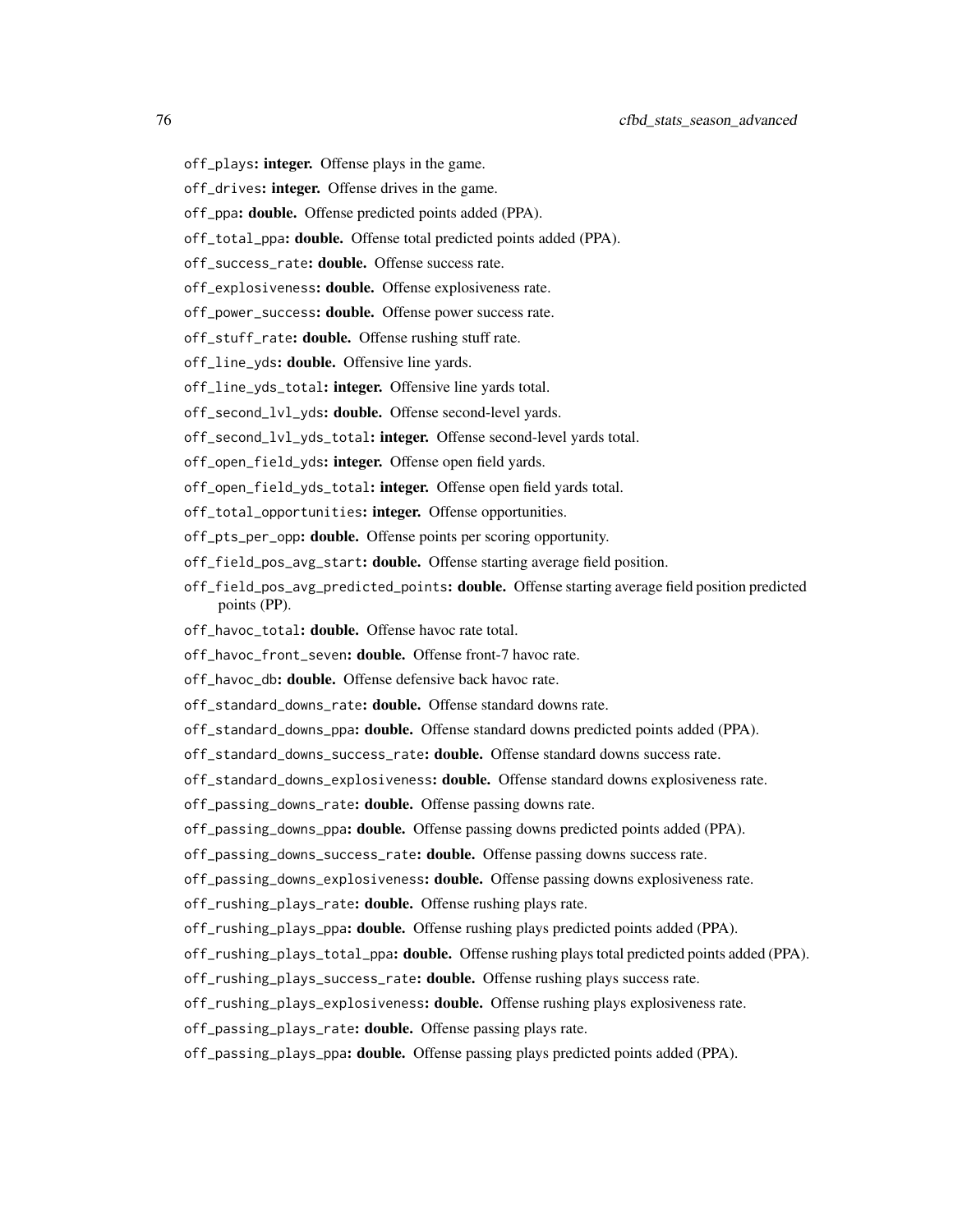- `off_plays`: **integer.** Offense plays in the game.
- `off_drives`: **integer.** Offense drives in the game.
- `off_ppa`: **double.** Offense predicted points added (PPA).
- `off_total_ppa`: **double.** Offense total predicted points added (PPA).
- `off_success_rate`: **double.** Offense success rate.
- `off_explosiveness`: **double.** Offense explosiveness rate.
- `off_power_success`: **double.** Offense power success rate.
- `off_stuff_rate`: **double.** Offense rushing stuff rate.
- `off_line_yds`: **double.** Offensive line yards.
- `off_line_yds_total`: **integer.** Offensive line yards total.
- `off_second_lvl_yds`: **double.** Offense second-level yards.
- `off_second_lvl_yds_total`: **integer.** Offense second-level yards total.
- `off_open_field_yds`: **integer.** Offense open field yards.
- `off_open_field_yds_total`: **integer.** Offense open field yards total.
- `off_total_opportunities`: **integer.** Offense opportunities.
- `off_pts_per_opp`: **double.** Offense points per scoring opportunity.
- `off_field_pos_avg_start`: **double.** Offense starting average field position.
- `off_field_pos_avg_predicted_points`: **double.** Offense starting average field position predicted points (PP).
- `off_havoc_total`: **double.** Offense havoc rate total.
- `off_havoc_front_seven`: **double.** Offense front-7 havoc rate.
- `off_havoc_db`: **double.** Offense defensive back havoc rate.
- `off_standard_downs_rate`: **double.** Offense standard downs rate.
- `off_standard_downs_ppa`: **double.** Offense standard downs predicted points added (PPA).
- `off_standard_downs_success_rate`: **double.** Offense standard downs success rate.
- `off_standard_downs_explosiveness`: **double.** Offense standard downs explosiveness rate.
- `off_passing_downs_rate`: **double.** Offense passing downs rate.
- `off_passing_downs_ppa`: **double.** Offense passing downs predicted points added (PPA).
- `off_passing_downs_success_rate`: **double.** Offense passing downs success rate.
- `off_passing_downs_explosiveness`: **double.** Offense passing downs explosiveness rate.
- `off_rushing_plays_rate`: **double.** Offense rushing plays rate.
- `off_rushing_plays_ppa`: **double.** Offense rushing plays predicted points added (PPA).
- `off_rushing_plays_total_ppa`: **double.** Offense rushing plays total predicted points added (PPA).
- `off_rushing_plays_success_rate`: **double.** Offense rushing plays success rate.
- `off_rushing_plays_explosiveness`: **double.** Offense rushing plays explosiveness rate.
- `off_passing_plays_rate`: **double.** Offense passing plays rate.
- `off_passing_plays_ppa`: **double.** Offense passing plays predicted points added (PPA).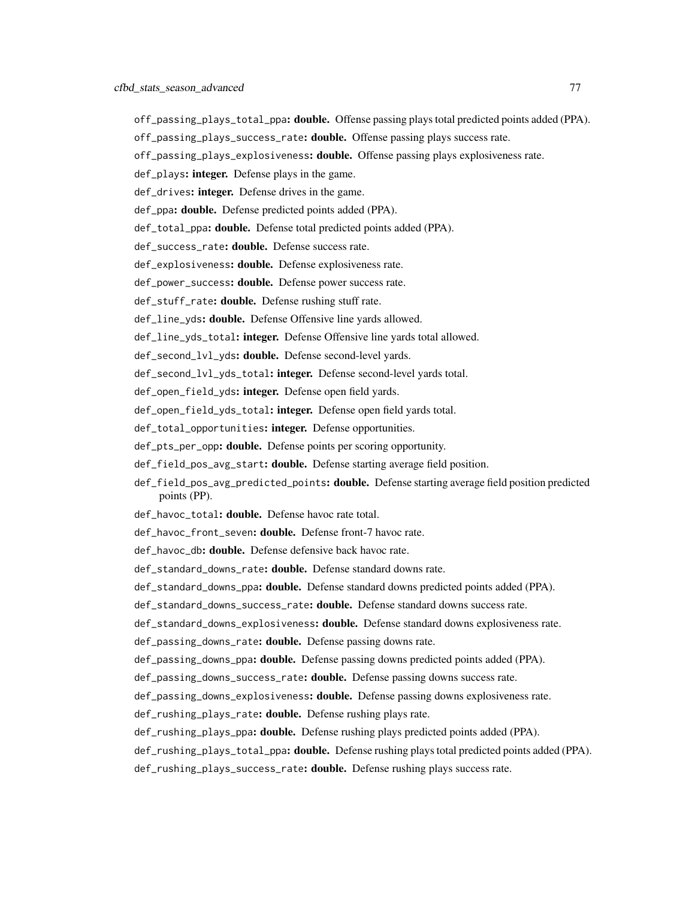off_passing_plays_total_ppa: **double.** Offense passing plays total predicted points added (PPA).

off_passing_plays_success_rate: **double.** Offense passing plays success rate.

off_passing_plays_explosiveness: **double.** Offense passing plays explosiveness rate.

def_plays: **integer.** Defense plays in the game.

def_drives: **integer.** Defense drives in the game.

def_ppa: **double.** Defense predicted points added (PPA).

def_total_ppa: **double.** Defense total predicted points added (PPA).

def_success_rate: **double.** Defense success rate.

def_explosiveness: **double.** Defense explosiveness rate.

def_power_success: **double.** Defense power success rate.

def_stuff_rate: **double.** Defense rushing stuff rate.

def_line_yds: **double.** Defense Offensive line yards allowed.

def_line_yds_total: **integer.** Defense Offensive line yards total allowed.

def_second_lvl_yds: **double.** Defense second-level yards.

def_second_lvl_yds_total: **integer.** Defense second-level yards total.

def_open_field_yds: **integer.** Defense open field yards.

def_open_field_yds_total: **integer.** Defense open field yards total.

def_total_opportunities: **integer.** Defense opportunities.

def_pts_per_opp: **double.** Defense points per scoring opportunity.

def_field_pos_avg_start: **double.** Defense starting average field position.

def_field_pos_avg_predicted_points: **double.** Defense starting average field position predicted points (PP).

def_havoc_total: **double.** Defense havoc rate total.

def_havoc_front_seven: **double.** Defense front-7 havoc rate.

def_havoc_db: **double.** Defense defensive back havoc rate.

def_standard_downs_rate: **double.** Defense standard downs rate.

def_standard_downs_ppa: **double.** Defense standard downs predicted points added (PPA).

def_standard_downs_success_rate: **double.** Defense standard downs success rate.

def_standard_downs_explosiveness: **double.** Defense standard downs explosiveness rate.

def_passing_downs_rate: **double.** Defense passing downs rate.

def_passing_downs_ppa: **double.** Defense passing downs predicted points added (PPA).

def_passing_downs_success_rate: **double.** Defense passing downs success rate.

def_passing_downs_explosiveness: **double.** Defense passing downs explosiveness rate.

def_rushing_plays_rate: **double.** Defense rushing plays rate.

def_rushing_plays_ppa: **double.** Defense rushing plays predicted points added (PPA).

def_rushing_plays_total_ppa: **double.** Defense rushing plays total predicted points added (PPA).

def_rushing_plays_success_rate: **double.** Defense rushing plays success rate.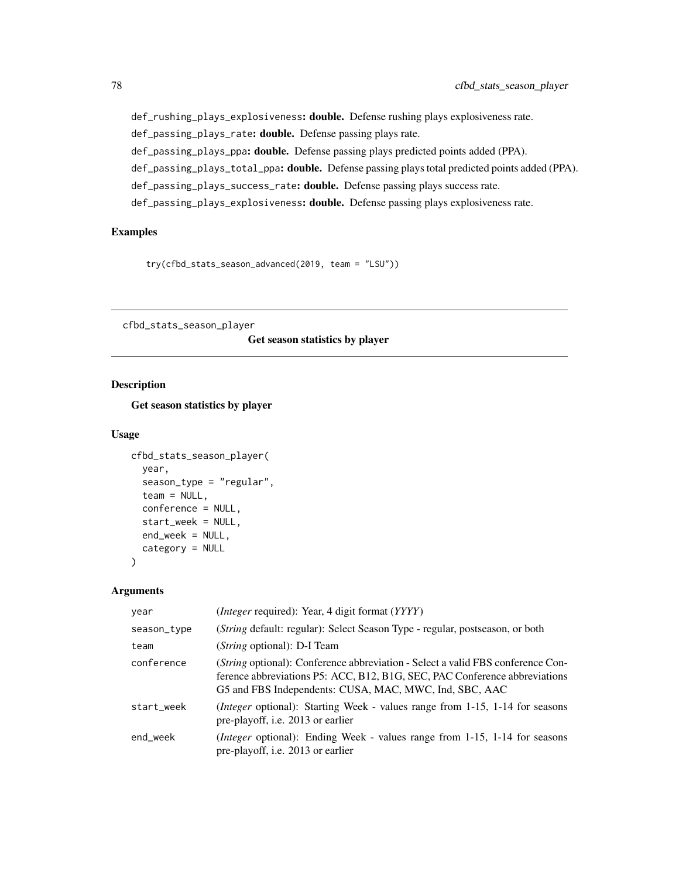def_rushing_plays_explosiveness: **double.** Defense rushing plays explosiveness rate.

def_passing_plays_rate: **double.** Defense passing plays rate.

def_passing_plays_ppa: **double.** Defense passing plays predicted points added (PPA).

def_passing_plays_total_ppa: **double.** Defense passing plays total predicted points added (PPA).

def_passing_plays_success_rate: **double.** Defense passing plays success rate.

def_passing_plays_explosiveness: **double.** Defense passing plays explosiveness rate.

### Examples

```
try(cfbd_stats_season_advanced(2019, team = "LSU"))
```

---

## cfbd_stats_season_player — Get season statistics by player

### Description

Get season statistics by player

### Usage

```
cfbd_stats_season_player(
  year,
  season_type = "regular",
  team = NULL,
  conference = NULL,
  start_week = NULL,
  end_week = NULL,
  category = NULL
)
```

### Arguments

| | |
|---|---|
| year | (*Integer* required): Year, 4 digit format (*YYYY*) |
| season_type | (*String* default: regular): Select Season Type - regular, postseason, or both |
| team | (*String* optional): D-I Team |
| conference | (*String* optional): Conference abbreviation - Select a valid FBS conference Conference abbreviations P5: ACC, B12, B1G, SEC, PAC Conference abbreviations G5 and FBS Independents: CUSA, MAC, MWC, Ind, SBC, AAC |
| start_week | (*Integer* optional): Starting Week - values range from 1-15, 1-14 for seasons pre-playoff, i.e. 2013 or earlier |
| end_week | (*Integer* optional): Ending Week - values range from 1-15, 1-14 for seasons pre-playoff, i.e. 2013 or earlier |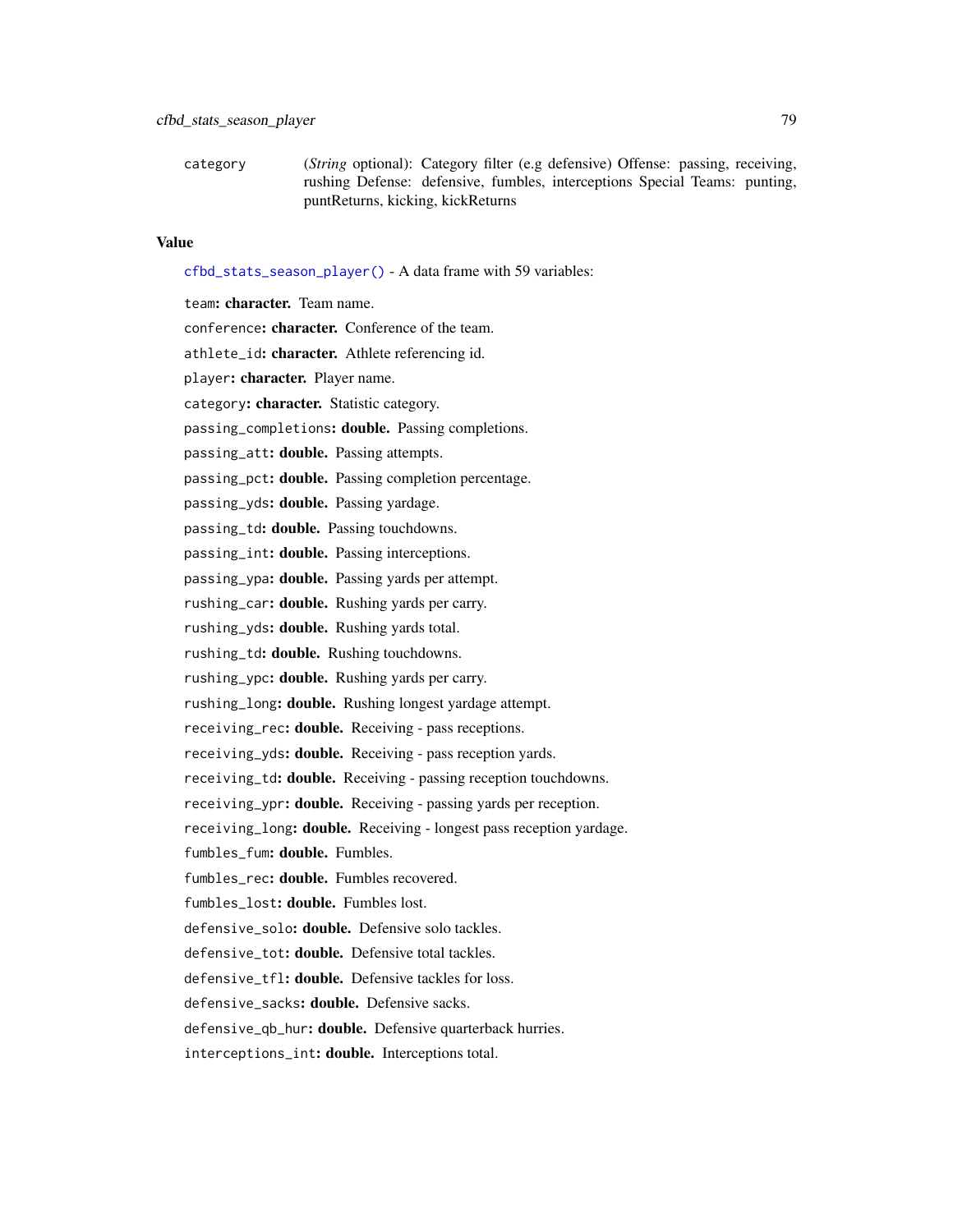category (*String* optional): Category filter (e.g defensive) Offense: passing, receiving, rushing Defense: defensive, fumbles, interceptions Special Teams: punting, puntReturns, kicking, kickReturns

## Value

`cfbd_stats_season_player()` - A data frame with 59 variables:

`team`: **character.** Team name.

`conference`: **character.** Conference of the team.

`athlete_id`: **character.** Athlete referencing id.

`player`: **character.** Player name.

`category`: **character.** Statistic category.

`passing_completions`: **double.** Passing completions.

`passing_att`: **double.** Passing attempts.

`passing_pct`: **double.** Passing completion percentage.

`passing_yds`: **double.** Passing yardage.

`passing_td`: **double.** Passing touchdowns.

`passing_int`: **double.** Passing interceptions.

`passing_ypa`: **double.** Passing yards per attempt.

`rushing_car`: **double.** Rushing yards per carry.

`rushing_yds`: **double.** Rushing yards total.

`rushing_td`: **double.** Rushing touchdowns.

`rushing_ypc`: **double.** Rushing yards per carry.

`rushing_long`: **double.** Rushing longest yardage attempt.

`receiving_rec`: **double.** Receiving - pass receptions.

`receiving_yds`: **double.** Receiving - pass reception yards.

`receiving_td`: **double.** Receiving - passing reception touchdowns.

`receiving_ypr`: **double.** Receiving - passing yards per reception.

`receiving_long`: **double.** Receiving - longest pass reception yardage.

`fumbles_fum`: **double.** Fumbles.

`fumbles_rec`: **double.** Fumbles recovered.

`fumbles_lost`: **double.** Fumbles lost.

`defensive_solo`: **double.** Defensive solo tackles.

`defensive_tot`: **double.** Defensive total tackles.

`defensive_tfl`: **double.** Defensive tackles for loss.

`defensive_sacks`: **double.** Defensive sacks.

`defensive_qb_hur`: **double.** Defensive quarterback hurries.

`interceptions_int`: **double.** Interceptions total.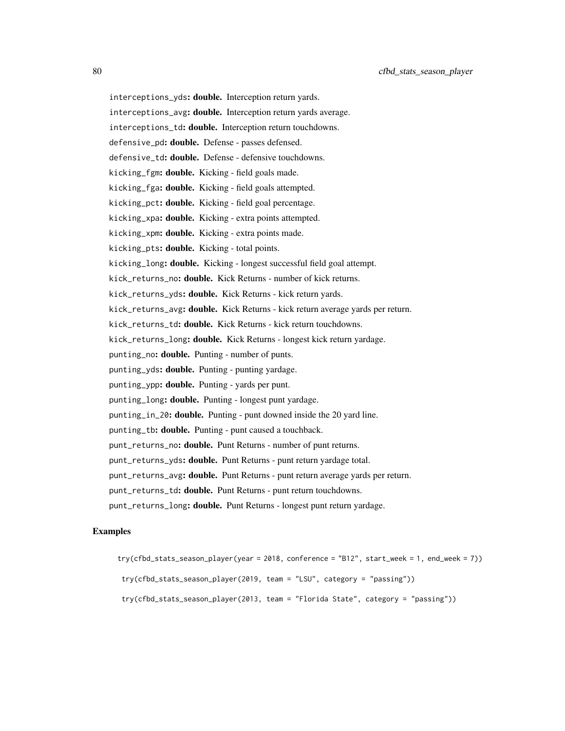interceptions_yds: **double.** Interception return yards.

interceptions_avg: **double.** Interception return yards average.

interceptions_td: **double.** Interception return touchdowns.

defensive_pd: **double.** Defense - passes defensed.

defensive_td: **double.** Defense - defensive touchdowns.

kicking_fgm: **double.** Kicking - field goals made.

kicking_fga: **double.** Kicking - field goals attempted.

kicking_pct: **double.** Kicking - field goal percentage.

kicking_xpa: **double.** Kicking - extra points attempted.

kicking_xpm: **double.** Kicking - extra points made.

kicking_pts: **double.** Kicking - total points.

kicking_long: **double.** Kicking - longest successful field goal attempt.

kick_returns_no: **double.** Kick Returns - number of kick returns.

kick_returns_yds: **double.** Kick Returns - kick return yards.

kick_returns_avg: **double.** Kick Returns - kick return average yards per return.

kick_returns_td: **double.** Kick Returns - kick return touchdowns.

kick_returns_long: **double.** Kick Returns - longest kick return yardage.

punting_no: **double.** Punting - number of punts.

punting_yds: **double.** Punting - punting yardage.

punting_ypp: **double.** Punting - yards per punt.

punting_long: **double.** Punting - longest punt yardage.

punting_in_20: **double.** Punting - punt downed inside the 20 yard line.

punting_tb: **double.** Punting - punt caused a touchback.

punt_returns_no: **double.** Punt Returns - number of punt returns.

punt_returns_yds: **double.** Punt Returns - punt return yardage total.

punt_returns_avg: **double.** Punt Returns - punt return average yards per return.

punt_returns_td: **double.** Punt Returns - punt return touchdowns.

punt_returns_long: **double.** Punt Returns - longest punt return yardage.

## Examples

```
try(cfbd_stats_season_player(year = 2018, conference = "B12", start_week = 1, end_week = 7))

 try(cfbd_stats_season_player(2019, team = "LSU", category = "passing"))

 try(cfbd_stats_season_player(2013, team = "Florida State", category = "passing"))
```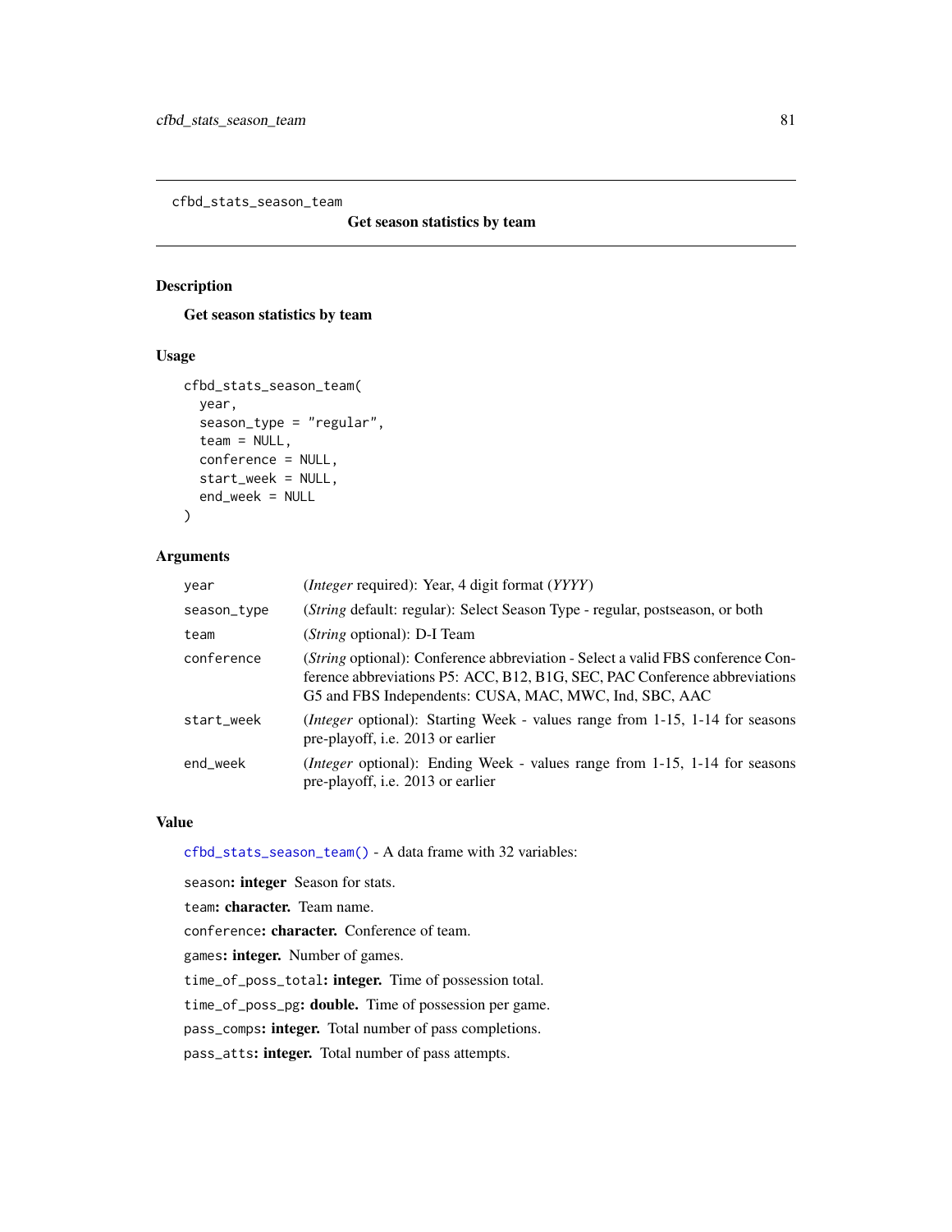cfbd_stats_season_team

**Get season statistics by team**

## Description

Get season statistics by team

## Usage

```
cfbd_stats_season_team(
  year,
  season_type = "regular",
  team = NULL,
  conference = NULL,
  start_week = NULL,
  end_week = NULL
)
```

## Arguments

| | |
|---|---|
| `year` | (*Integer* required): Year, 4 digit format (*YYYY*) |
| `season_type` | (*String* default: regular): Select Season Type - regular, postseason, or both |
| `team` | (*String* optional): D-I Team |
| `conference` | (*String* optional): Conference abbreviation - Select a valid FBS conference Conference abbreviations P5: ACC, B12, B1G, SEC, PAC Conference abbreviations G5 and FBS Independents: CUSA, MAC, MWC, Ind, SBC, AAC |
| `start_week` | (*Integer* optional): Starting Week - values range from 1-15, 1-14 for seasons pre-playoff, i.e. 2013 or earlier |
| `end_week` | (*Integer* optional): Ending Week - values range from 1-15, 1-14 for seasons pre-playoff, i.e. 2013 or earlier |

## Value

`cfbd_stats_season_team()` - A data frame with 32 variables:

`season`**: integer** Season for stats.

`team`**: character.** Team name.

`conference`**: character.** Conference of team.

`games`**: integer.** Number of games.

`time_of_poss_total`**: integer.** Time of possession total.

`time_of_poss_pg`**: double.** Time of possession per game.

`pass_comps`**: integer.** Total number of pass completions.

`pass_atts`**: integer.** Total number of pass attempts.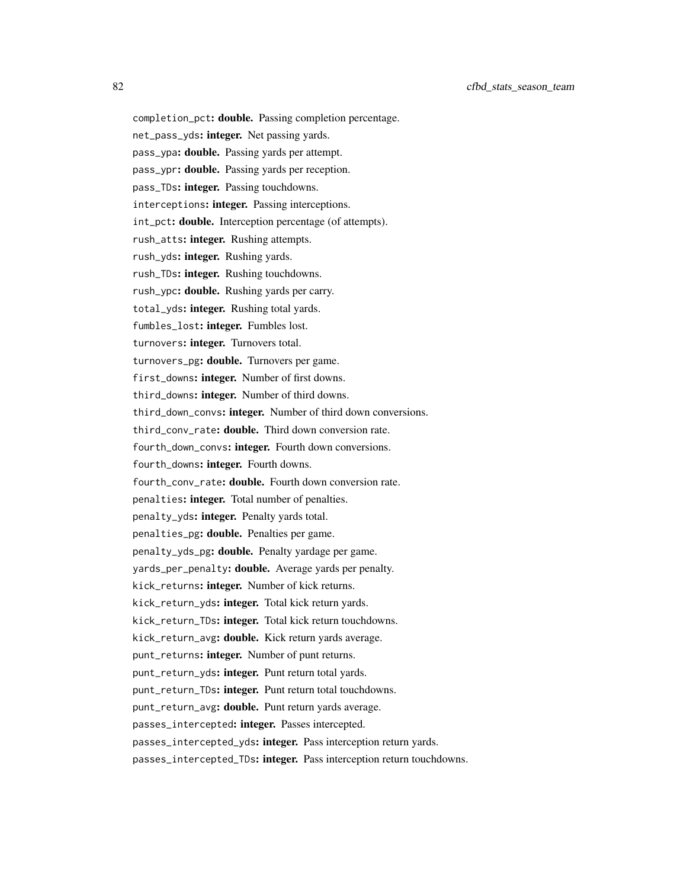`completion_pct`**: double.** Passing completion percentage.

`net_pass_yds`**: integer.** Net passing yards.

`pass_ypa`**: double.** Passing yards per attempt.

`pass_ypr`**: double.** Passing yards per reception.

`pass_TDs`**: integer.** Passing touchdowns.

`interceptions`**: integer.** Passing interceptions.

`int_pct`**: double.** Interception percentage (of attempts).

`rush_atts`**: integer.** Rushing attempts.

`rush_yds`**: integer.** Rushing yards.

`rush_TDs`**: integer.** Rushing touchdowns.

`rush_ypc`**: double.** Rushing yards per carry.

`total_yds`**: integer.** Rushing total yards.

`fumbles_lost`**: integer.** Fumbles lost.

`turnovers`**: integer.** Turnovers total.

`turnovers_pg`**: double.** Turnovers per game.

`first_downs`**: integer.** Number of first downs.

`third_downs`**: integer.** Number of third downs.

`third_down_convs`**: integer.** Number of third down conversions.

`third_conv_rate`**: double.** Third down conversion rate.

`fourth_down_convs`**: integer.** Fourth down conversions.

`fourth_downs`**: integer.** Fourth downs.

`fourth_conv_rate`**: double.** Fourth down conversion rate.

`penalties`**: integer.** Total number of penalties.

`penalty_yds`**: integer.** Penalty yards total.

`penalties_pg`**: double.** Penalties per game.

`penalty_yds_pg`**: double.** Penalty yardage per game.

`yards_per_penalty`**: double.** Average yards per penalty.

`kick_returns`**: integer.** Number of kick returns.

`kick_return_yds`**: integer.** Total kick return yards.

`kick_return_TDs`**: integer.** Total kick return touchdowns.

`kick_return_avg`**: double.** Kick return yards average.

`punt_returns`**: integer.** Number of punt returns.

`punt_return_yds`**: integer.** Punt return total yards.

`punt_return_TDs`**: integer.** Punt return total touchdowns.

`punt_return_avg`**: double.** Punt return yards average.

`passes_intercepted`**: integer.** Passes intercepted.

`passes_intercepted_yds`**: integer.** Pass interception return yards.

`passes_intercepted_TDs`**: integer.** Pass interception return touchdowns.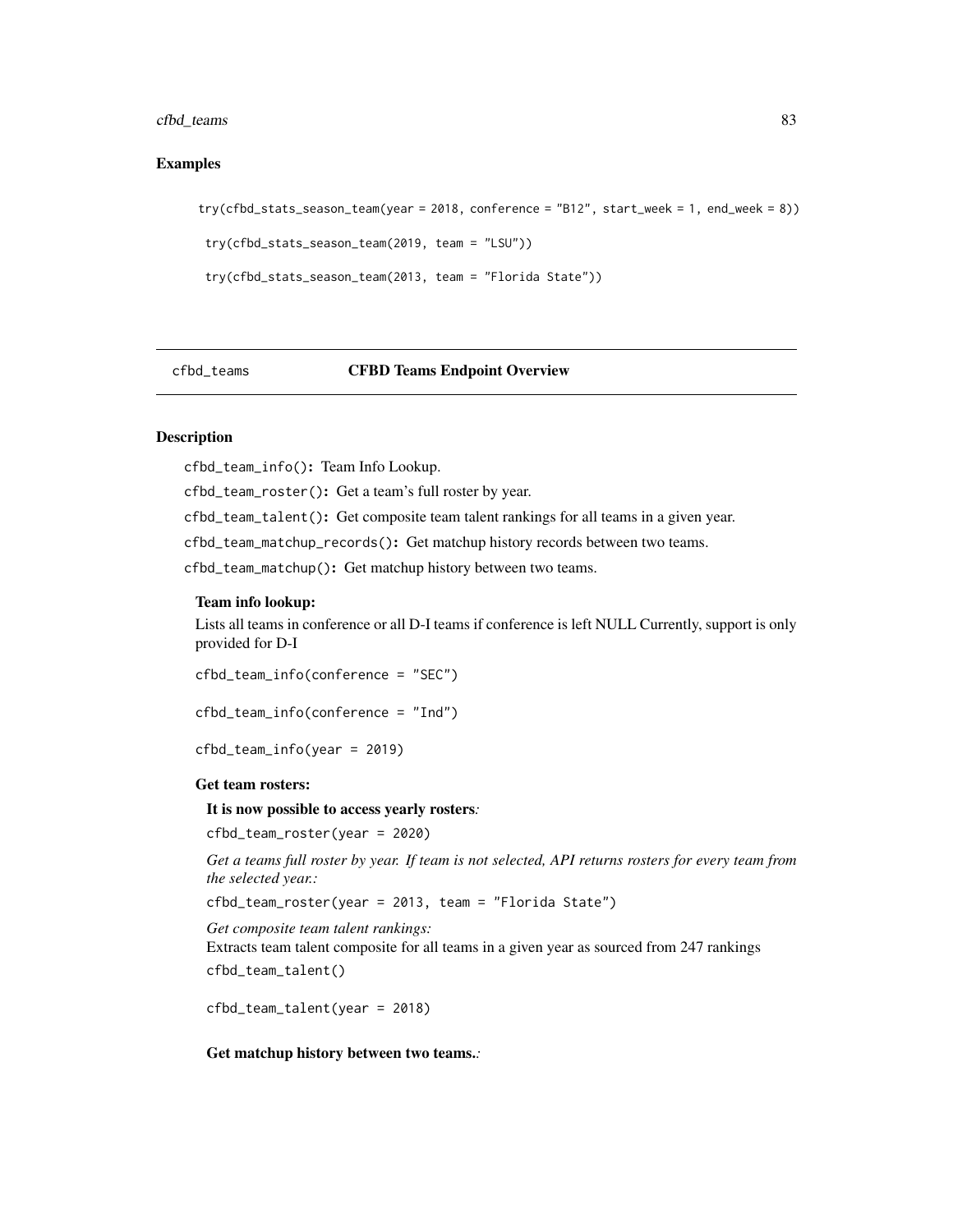## Examples

```
try(cfbd_stats_season_team(year = 2018, conference = "B12", start_week = 1, end_week = 8))

 try(cfbd_stats_season_team(2019, team = "LSU"))

 try(cfbd_stats_season_team(2013, team = "Florida State"))
```

---

# cfbd_teams — CFBD Teams Endpoint Overview

## Description

`cfbd_team_info()`: Team Info Lookup.

`cfbd_team_roster()`: Get a team's full roster by year.

`cfbd_team_talent()`: Get composite team talent rankings for all teams in a given year.

`cfbd_team_matchup_records()`: Get matchup history records between two teams.

`cfbd_team_matchup()`: Get matchup history between two teams.

**Team info lookup:**

Lists all teams in conference or all D-I teams if conference is left NULL Currently, support is only provided for D-I

```
cfbd_team_info(conference = "SEC")

cfbd_team_info(conference = "Ind")

cfbd_team_info(year = 2019)
```

**Get team rosters:**

**It is now possible to access yearly rosters***:*

```
cfbd_team_roster(year = 2020)
```

*Get a teams full roster by year. If team is not selected, API returns rosters for every team from the selected year.:*

```
cfbd_team_roster(year = 2013, team = "Florida State")
```

*Get composite team talent rankings:*

Extracts team talent composite for all teams in a given year as sourced from 247 rankings

```
cfbd_team_talent()

cfbd_team_talent(year = 2018)
```

**Get matchup history between two teams.***:*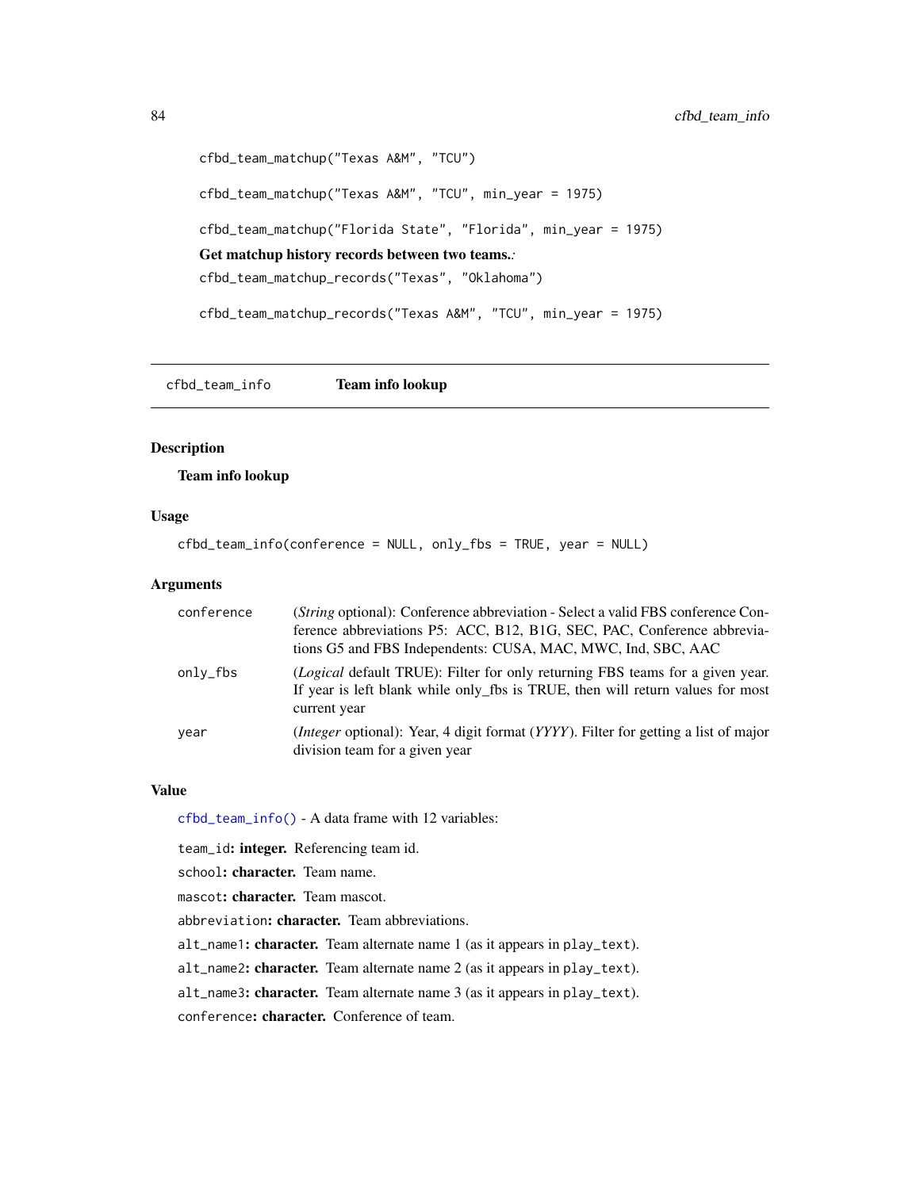```
cfbd_team_matchup("Texas A&M", "TCU")

cfbd_team_matchup("Texas A&M", "TCU", min_year = 1975)

cfbd_team_matchup("Florida State", "Florida", min_year = 1975)
```

**Get matchup history records between two teams.**:

```
cfbd_team_matchup_records("Texas", "Oklahoma")

cfbd_team_matchup_records("Texas A&M", "TCU", min_year = 1975)
```

---

## cfbd_team_info — Team info lookup

### Description

**Team info lookup**

### Usage

```
cfbd_team_info(conference = NULL, only_fbs = TRUE, year = NULL)
```

### Arguments

| | |
|---|---|
| conference | (*String* optional): Conference abbreviation - Select a valid FBS conference Conference abbreviations P5: ACC, B12, B1G, SEC, PAC, Conference abbreviations G5 and FBS Independents: CUSA, MAC, MWC, Ind, SBC, AAC |
| only_fbs | (*Logical* default TRUE): Filter for only returning FBS teams for a given year. If year is left blank while only_fbs is TRUE, then will return values for most current year |
| year | (*Integer* optional): Year, 4 digit format (*YYYY*). Filter for getting a list of major division team for a given year |

### Value

cfbd_team_info() - A data frame with 12 variables:

`team_id`**: integer.** Referencing team id.

`school`**: character.** Team name.

`mascot`**: character.** Team mascot.

`abbreviation`**: character.** Team abbreviations.

`alt_name1`**: character.** Team alternate name 1 (as it appears in `play_text`).

`alt_name2`**: character.** Team alternate name 2 (as it appears in `play_text`).

`alt_name3`**: character.** Team alternate name 3 (as it appears in `play_text`).

`conference`**: character.** Conference of team.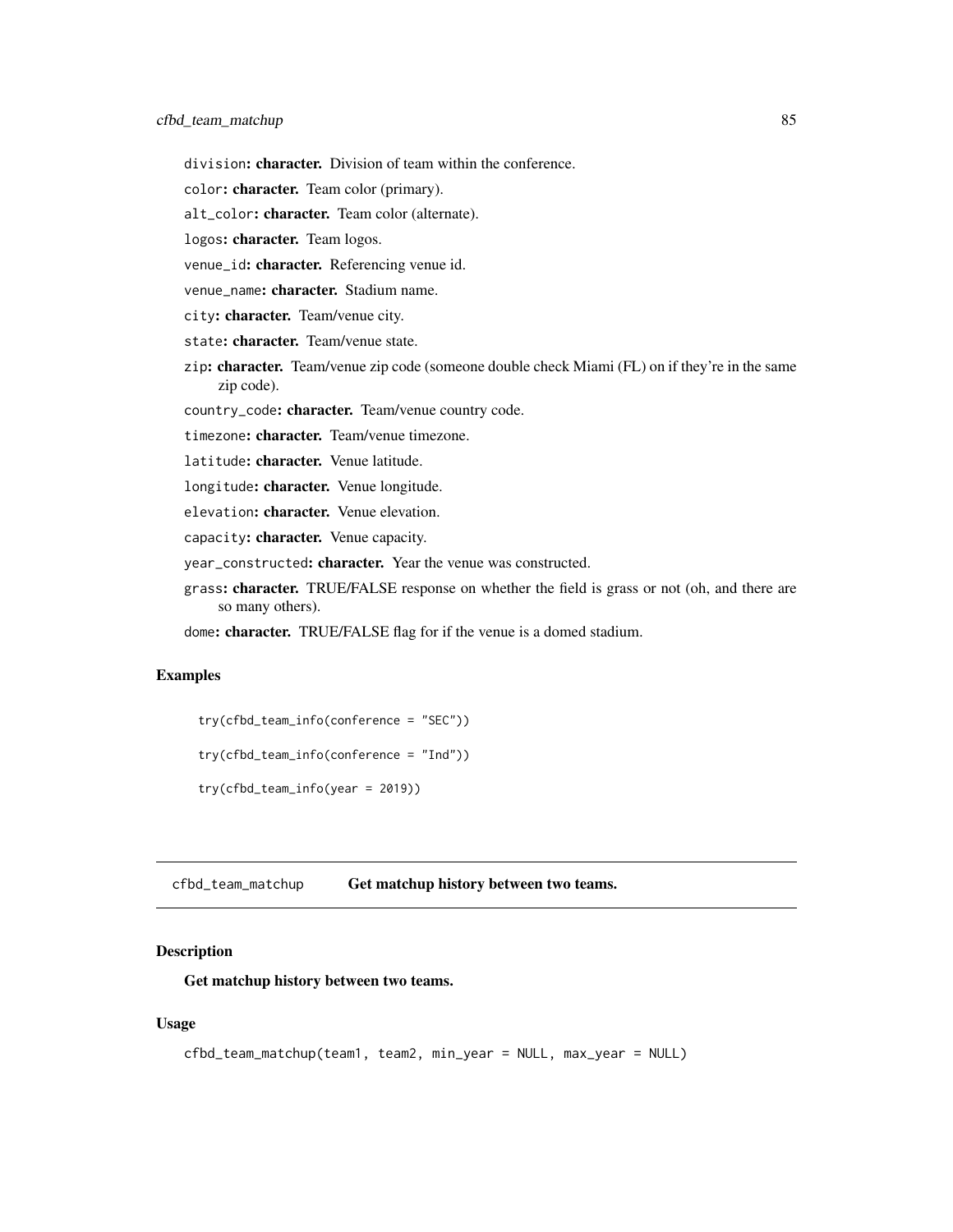- `division`: **character.** Division of team within the conference.
- `color`: **character.** Team color (primary).
- `alt_color`: **character.** Team color (alternate).
- `logos`: **character.** Team logos.
- `venue_id`: **character.** Referencing venue id.
- `venue_name`: **character.** Stadium name.
- `city`: **character.** Team/venue city.
- `state`: **character.** Team/venue state.
- `zip`: **character.** Team/venue zip code (someone double check Miami (FL) on if they're in the same zip code).
- `country_code`: **character.** Team/venue country code.
- `timezone`: **character.** Team/venue timezone.
- `latitude`: **character.** Venue latitude.
- `longitude`: **character.** Venue longitude.
- `elevation`: **character.** Venue elevation.
- `capacity`: **character.** Venue capacity.
- `year_constructed`: **character.** Year the venue was constructed.
- `grass`: **character.** TRUE/FALSE response on whether the field is grass or not (oh, and there are so many others).
- `dome`: **character.** TRUE/FALSE flag for if the venue is a domed stadium.

### Examples

```
try(cfbd_team_info(conference = "SEC"))

try(cfbd_team_info(conference = "Ind"))

try(cfbd_team_info(year = 2019))
```

---

## cfbd_team_matchup — Get matchup history between two teams.

---

### Description

**Get matchup history between two teams.**

### Usage

```
cfbd_team_matchup(team1, team2, min_year = NULL, max_year = NULL)
```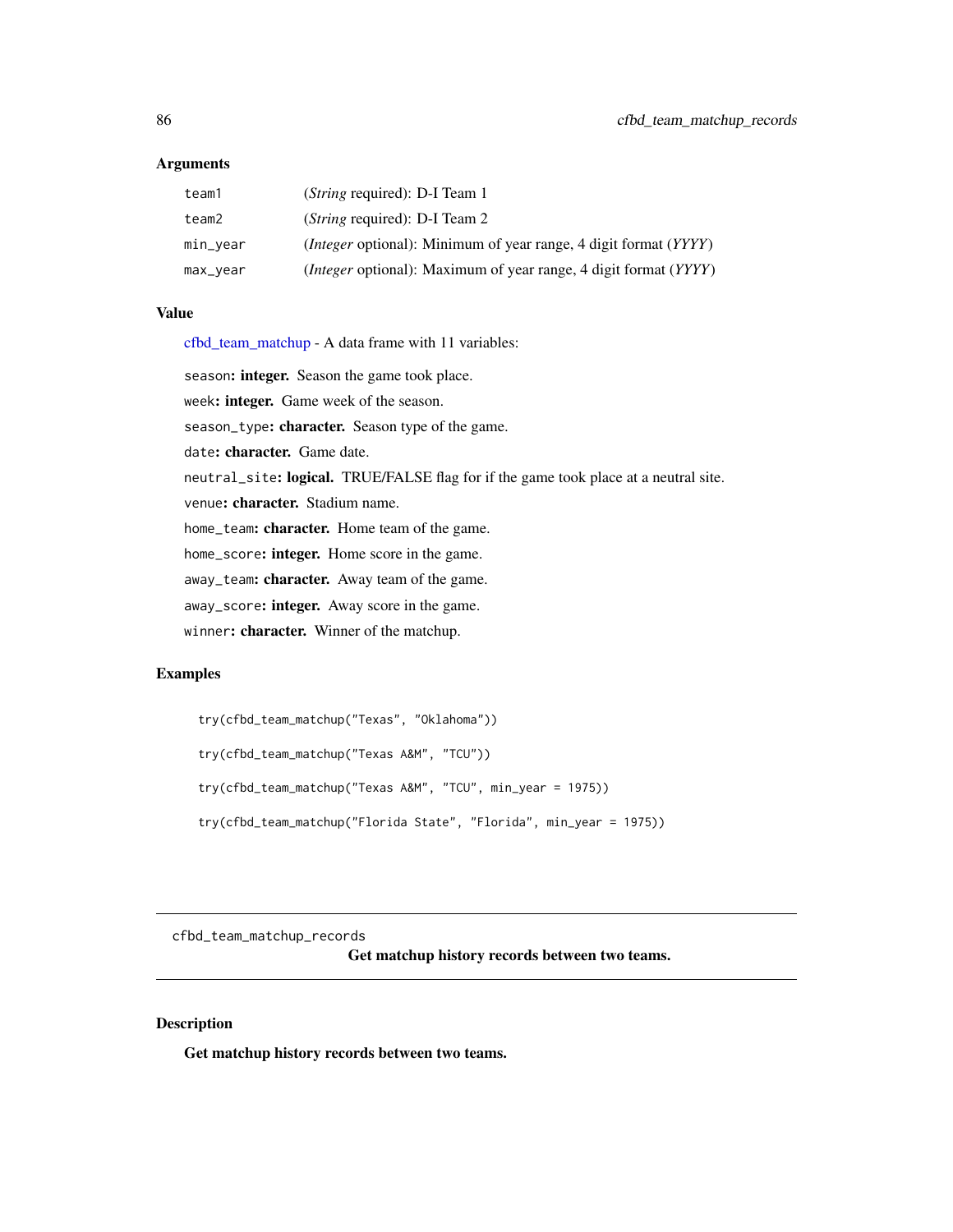### Arguments

| | |
|---|---|
| team1 | (*String* required): D-I Team 1 |
| team2 | (*String* required): D-I Team 2 |
| min_year | (*Integer* optional): Minimum of year range, 4 digit format (*YYYY*) |
| max_year | (*Integer* optional): Maximum of year range, 4 digit format (*YYYY*) |

### Value

cfbd_team_matchup - A data frame with 11 variables:

`season`**: integer.** Season the game took place.

`week`**: integer.** Game week of the season.

`season_type`**: character.** Season type of the game.

`date`**: character.** Game date.

`neutral_site`**: logical.** TRUE/FALSE flag for if the game took place at a neutral site.

`venue`**: character.** Stadium name.

`home_team`**: character.** Home team of the game.

`home_score`**: integer.** Home score in the game.

`away_team`**: character.** Away team of the game.

`away_score`**: integer.** Away score in the game.

`winner`**: character.** Winner of the matchup.

### Examples

```
try(cfbd_team_matchup("Texas", "Oklahoma"))

try(cfbd_team_matchup("Texas A&M", "TCU"))

try(cfbd_team_matchup("Texas A&M", "TCU", min_year = 1975))

try(cfbd_team_matchup("Florida State", "Florida", min_year = 1975))
```

---

## cfbd_team_matchup_records — Get matchup history records between two teams.

---

### Description

**Get matchup history records between two teams.**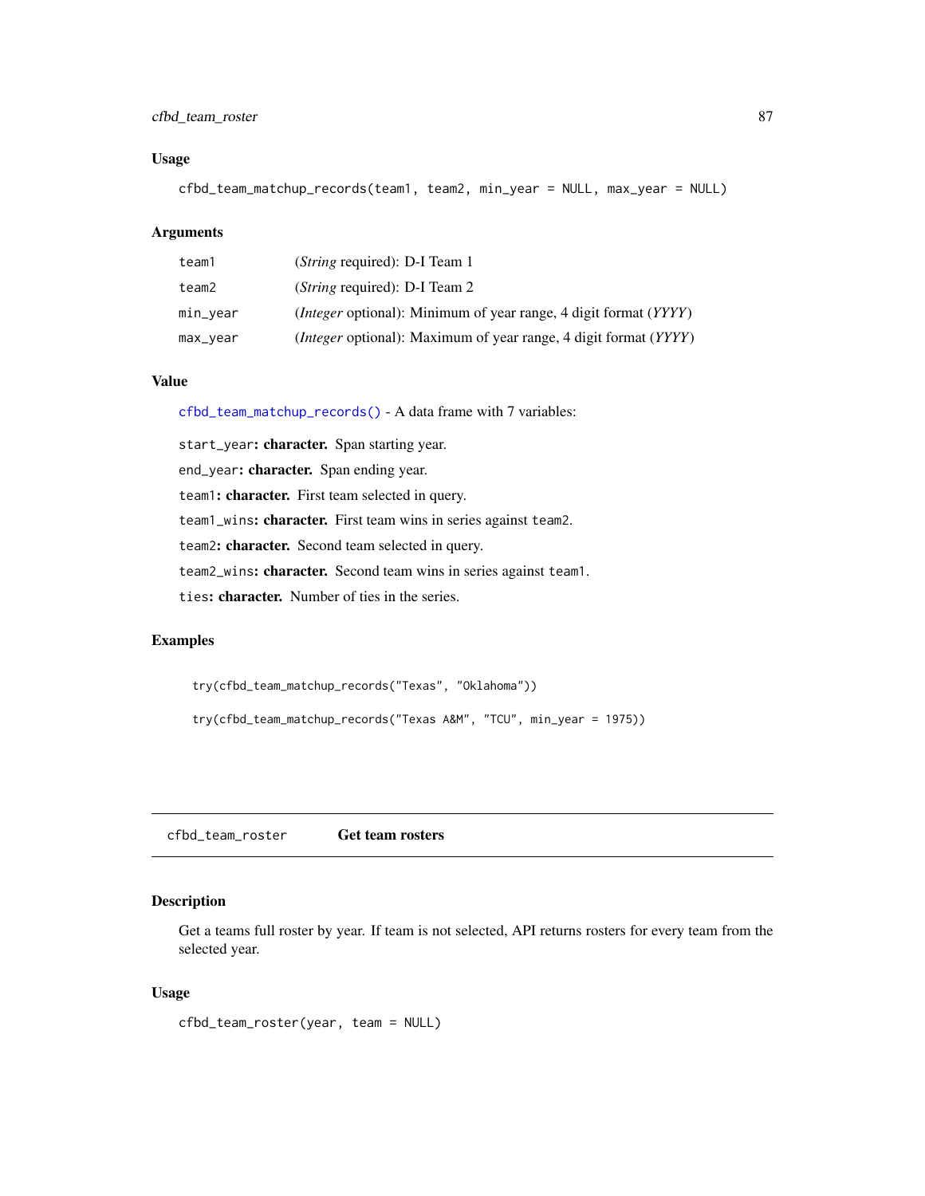### Usage

```
cfbd_team_matchup_records(team1, team2, min_year = NULL, max_year = NULL)
```

### Arguments

| | |
|---|---|
| team1 | (*String* required): D-I Team 1 |
| team2 | (*String* required): D-I Team 2 |
| min_year | (*Integer* optional): Minimum of year range, 4 digit format (*YYYY*) |
| max_year | (*Integer* optional): Maximum of year range, 4 digit format (*YYYY*) |

### Value

cfbd_team_matchup_records() - A data frame with 7 variables:

start_year: **character.** Span starting year.

end_year: **character.** Span ending year.

team1: **character.** First team selected in query.

team1_wins: **character.** First team wins in series against team2.

team2: **character.** Second team selected in query.

team2_wins: **character.** Second team wins in series against team1.

ties: **character.** Number of ties in the series.

### Examples

```
try(cfbd_team_matchup_records("Texas", "Oklahoma"))

try(cfbd_team_matchup_records("Texas A&M", "TCU", min_year = 1975))
```

---

## cfbd_team_roster    Get team rosters

---

### Description

Get a teams full roster by year. If team is not selected, API returns rosters for every team from the selected year.

### Usage

```
cfbd_team_roster(year, team = NULL)
```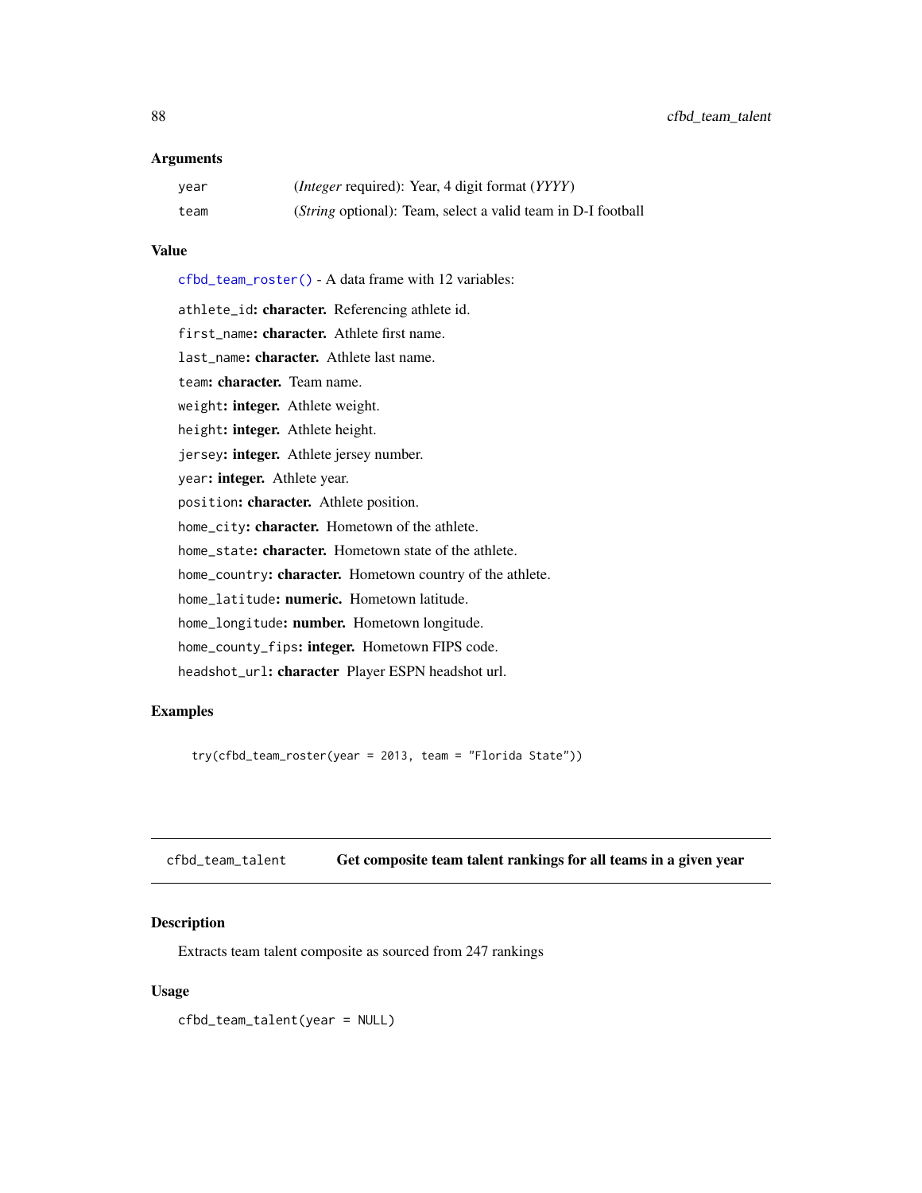### Arguments

| | |
|---|---|
| year | (*Integer* required): Year, 4 digit format (*YYYY*) |
| team | (*String* optional): Team, select a valid team in D-I football |

### Value

cfbd_team_roster() - A data frame with 12 variables:

athlete_id: **character.** Referencing athlete id.

first_name: **character.** Athlete first name.

last_name: **character.** Athlete last name.

team: **character.** Team name.

weight: **integer.** Athlete weight.

height: **integer.** Athlete height.

jersey: **integer.** Athlete jersey number.

year: **integer.** Athlete year.

position: **character.** Athlete position.

home_city: **character.** Hometown of the athlete.

home_state: **character.** Hometown state of the athlete.

home_country: **character.** Hometown country of the athlete.

home_latitude: **numeric.** Hometown latitude.

home_longitude: **number.** Hometown longitude.

home_county_fips: **integer.** Hometown FIPS code.

headshot_url: **character** Player ESPN headshot url.

### Examples

```
try(cfbd_team_roster(year = 2013, team = "Florida State"))
```

---

## cfbd_team_talent — Get composite team talent rankings for all teams in a given year

---

### Description

Extracts team talent composite as sourced from 247 rankings

### Usage

```
cfbd_team_talent(year = NULL)
```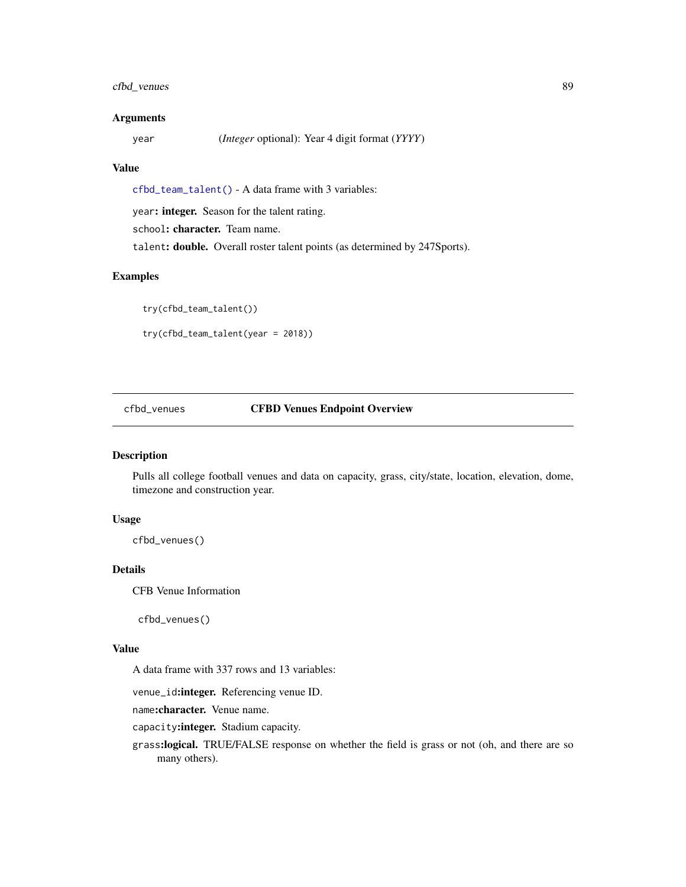### Arguments

`year` (*Integer* optional): Year 4 digit format (*YYYY*)

### Value

`cfbd_team_talent()` - A data frame with 3 variables:

`year`**: integer.** Season for the talent rating.

`school`**: character.** Team name.

`talent`**: double.** Overall roster talent points (as determined by 247Sports).

### Examples

```
try(cfbd_team_talent())

try(cfbd_team_talent(year = 2018))
```

---

## cfbd_venues — CFBD Venues Endpoint Overview

### Description

Pulls all college football venues and data on capacity, grass, city/state, location, elevation, dome, timezone and construction year.

### Usage

```
cfbd_venues()
```

### Details

CFB Venue Information

```
cfbd_venues()
```

### Value

A data frame with 337 rows and 13 variables:

`venue_id`**:integer.** Referencing venue ID.

`name`**:character.** Venue name.

`capacity`**:integer.** Stadium capacity.

`grass`**:logical.** TRUE/FALSE response on whether the field is grass or not (oh, and there are so many others).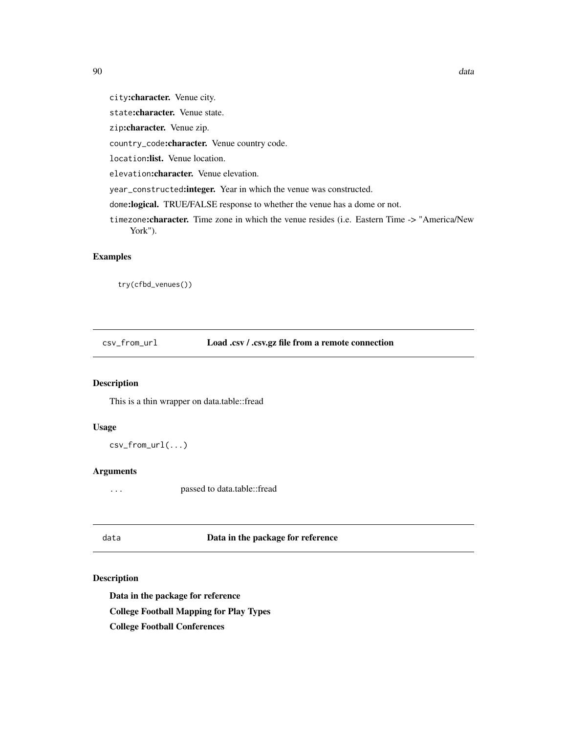- `city`**:character.** Venue city.
- `state`**:character.** Venue state.
- `zip`**:character.** Venue zip.
- `country_code`**:character.** Venue country code.
- `location`**:list.** Venue location.
- `elevation`**:character.** Venue elevation.
- `year_constructed`**:integer.** Year in which the venue was constructed.
- `dome`**:logical.** TRUE/FALSE response to whether the venue has a dome or not.
- `timezone`**:character.** Time zone in which the venue resides (i.e. Eastern Time -> "America/New York").

### Examples

```
try(cfbd_venues())
```

---

## csv_from_url — Load .csv / .csv.gz file from a remote connection

### Description

This is a thin wrapper on data.table::fread

### Usage

```
csv_from_url(...)
```

### Arguments

| | |
|---|---|
| `...` | passed to data.table::fread |

---

## data — Data in the package for reference

### Description

**Data in the package for reference**

**College Football Mapping for Play Types**

**College Football Conferences**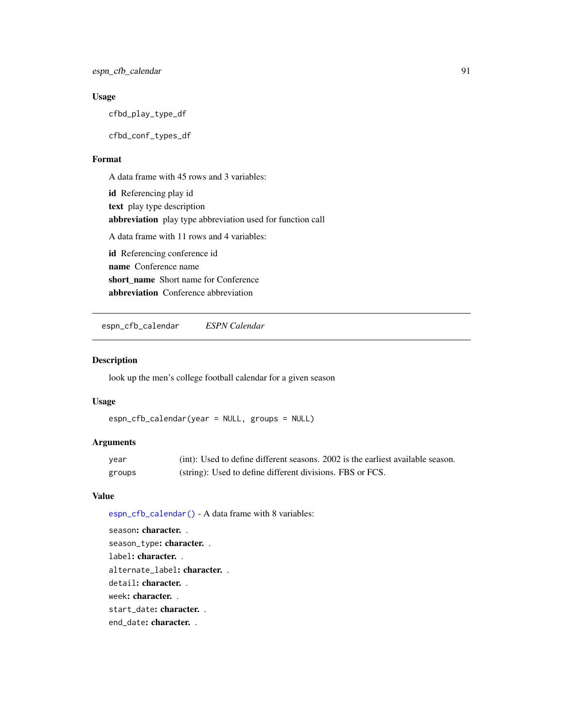### Usage

```
cfbd_play_type_df

cfbd_conf_types_df
```

### Format

A data frame with 45 rows and 3 variables:

**id** Referencing play id
**text** play type description
**abbreviation** play type abbreviation used for function call

A data frame with 11 rows and 4 variables:

**id** Referencing conference id
**name** Conference name
**short_name** Short name for Conference
**abbreviation** Conference abbreviation

---

## espn_cfb_calendar *ESPN Calendar*

### Description

look up the men's college football calendar for a given season

### Usage

```
espn_cfb_calendar(year = NULL, groups = NULL)
```

### Arguments

| | |
|---|---|
| year | (int): Used to define different seasons. 2002 is the earliest available season. |
| groups | (string): Used to define different divisions. FBS or FCS. |

### Value

`espn_cfb_calendar()` - A data frame with 8 variables:

`season`**: character.** .
`season_type`**: character.** .
`label`**: character.** .
`alternate_label`**: character.** .
`detail`**: character.** .
`week`**: character.** .
`start_date`**: character.** .
`end_date`**: character.** .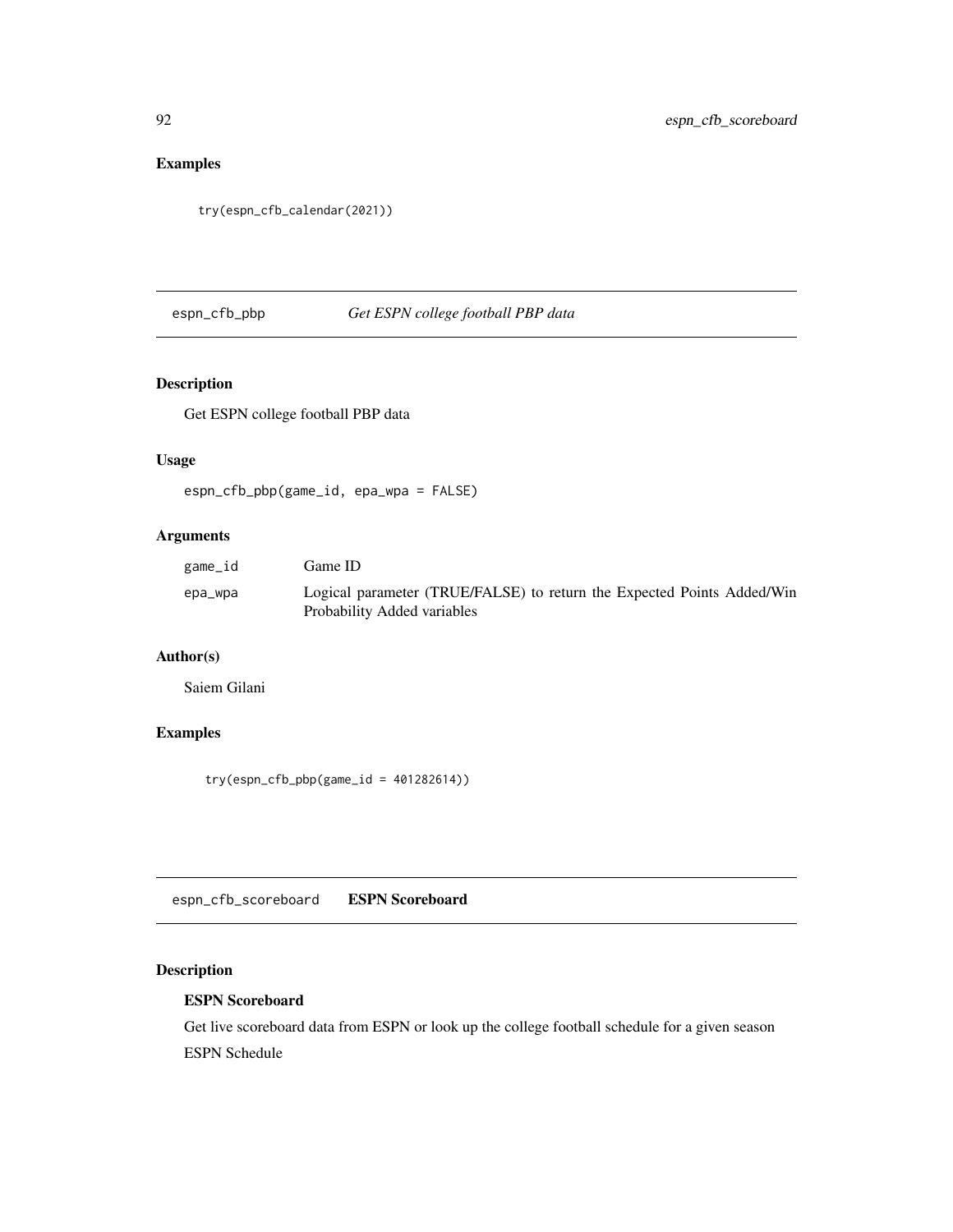## Examples

```
try(espn_cfb_calendar(2021))
```

---

## espn_cfb_pbp — *Get ESPN college football PBP data*

### Description

Get ESPN college football PBP data

### Usage

```
espn_cfb_pbp(game_id, epa_wpa = FALSE)
```

### Arguments

| | |
|---|---|
| game_id | Game ID |
| epa_wpa | Logical parameter (TRUE/FALSE) to return the Expected Points Added/Win Probability Added variables |

### Author(s)

Saiem Gilani

### Examples

```
try(espn_cfb_pbp(game_id = 401282614))
```

---

## espn_cfb_scoreboard — **ESPN Scoreboard**

### Description

**ESPN Scoreboard**

Get live scoreboard data from ESPN or look up the college football schedule for a given season

ESPN Schedule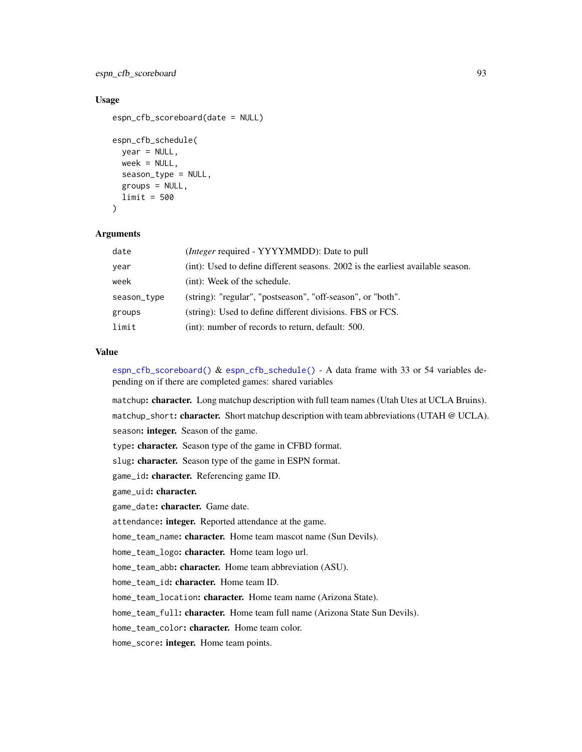### Usage

```
espn_cfb_scoreboard(date = NULL)

espn_cfb_schedule(
  year = NULL,
  week = NULL,
  season_type = NULL,
  groups = NULL,
  limit = 500
)
```

### Arguments

| | |
|---|---|
| date | (*Integer* required - YYYYMMDD): Date to pull |
| year | (int): Used to define different seasons. 2002 is the earliest available season. |
| week | (int): Week of the schedule. |
| season_type | (string): "regular", "postseason", "off-season", or "both". |
| groups | (string): Used to define different divisions. FBS or FCS. |
| limit | (int): number of records to return, default: 500. |

### Value

espn_cfb_scoreboard() & espn_cfb_schedule() - A data frame with 33 or 54 variables depending on if there are completed games: shared variables

matchup: **character.** Long matchup description with full team names (Utah Utes at UCLA Bruins).

matchup_short: **character.** Short matchup description with team abbreviations (UTAH @ UCLA).

season: **integer.** Season of the game.

type: **character.** Season type of the game in CFBD format.

slug: **character.** Season type of the game in ESPN format.

game_id: **character.** Referencing game ID.

game_uid: **character.**

game_date: **character.** Game date.

attendance: **integer.** Reported attendance at the game.

home_team_name: **character.** Home team mascot name (Sun Devils).

home_team_logo: **character.** Home team logo url.

home_team_abb: **character.** Home team abbreviation (ASU).

home_team_id: **character.** Home team ID.

home_team_location: **character.** Home team name (Arizona State).

home_team_full: **character.** Home team full name (Arizona State Sun Devils).

home_team_color: **character.** Home team color.

home_score: **integer.** Home team points.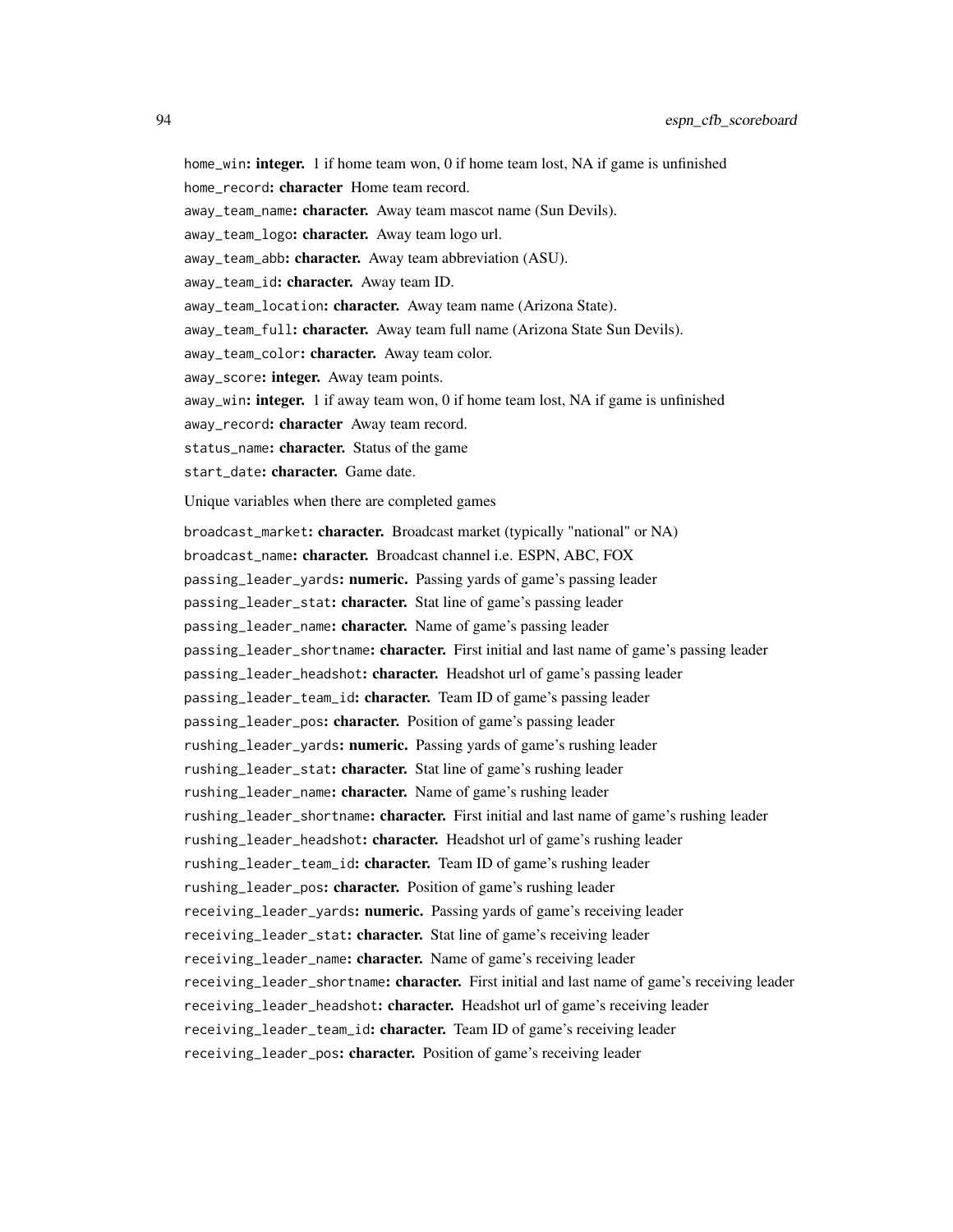home_win: **integer.** 1 if home team won, 0 if home team lost, NA if game is unfinished
home_record: **character** Home team record.
away_team_name: **character.** Away team mascot name (Sun Devils).
away_team_logo: **character.** Away team logo url.
away_team_abb: **character.** Away team abbreviation (ASU).
away_team_id: **character.** Away team ID.
away_team_location: **character.** Away team name (Arizona State).
away_team_full: **character.** Away team full name (Arizona State Sun Devils).
away_team_color: **character.** Away team color.
away_score: **integer.** Away team points.
away_win: **integer.** 1 if away team won, 0 if home team lost, NA if game is unfinished
away_record: **character** Away team record.
status_name: **character.** Status of the game
start_date: **character.** Game date.

Unique variables when there are completed games

broadcast_market: **character.** Broadcast market (typically "national" or NA)
broadcast_name: **character.** Broadcast channel i.e. ESPN, ABC, FOX
passing_leader_yards: **numeric.** Passing yards of game's passing leader
passing_leader_stat: **character.** Stat line of game's passing leader
passing_leader_name: **character.** Name of game's passing leader
passing_leader_shortname: **character.** First initial and last name of game's passing leader
passing_leader_headshot: **character.** Headshot url of game's passing leader
passing_leader_team_id: **character.** Team ID of game's passing leader
passing_leader_pos: **character.** Position of game's passing leader
rushing_leader_yards: **numeric.** Passing yards of game's rushing leader
rushing_leader_stat: **character.** Stat line of game's rushing leader
rushing_leader_name: **character.** Name of game's rushing leader
rushing_leader_shortname: **character.** First initial and last name of game's rushing leader
rushing_leader_headshot: **character.** Headshot url of game's rushing leader
rushing_leader_team_id: **character.** Team ID of game's rushing leader
rushing_leader_pos: **character.** Position of game's rushing leader
receiving_leader_yards: **numeric.** Passing yards of game's receiving leader
receiving_leader_stat: **character.** Stat line of game's receiving leader
receiving_leader_name: **character.** Name of game's receiving leader
receiving_leader_shortname: **character.** First initial and last name of game's receiving leader
receiving_leader_headshot: **character.** Headshot url of game's receiving leader
receiving_leader_team_id: **character.** Team ID of game's receiving leader
receiving_leader_pos: **character.** Position of game's receiving leader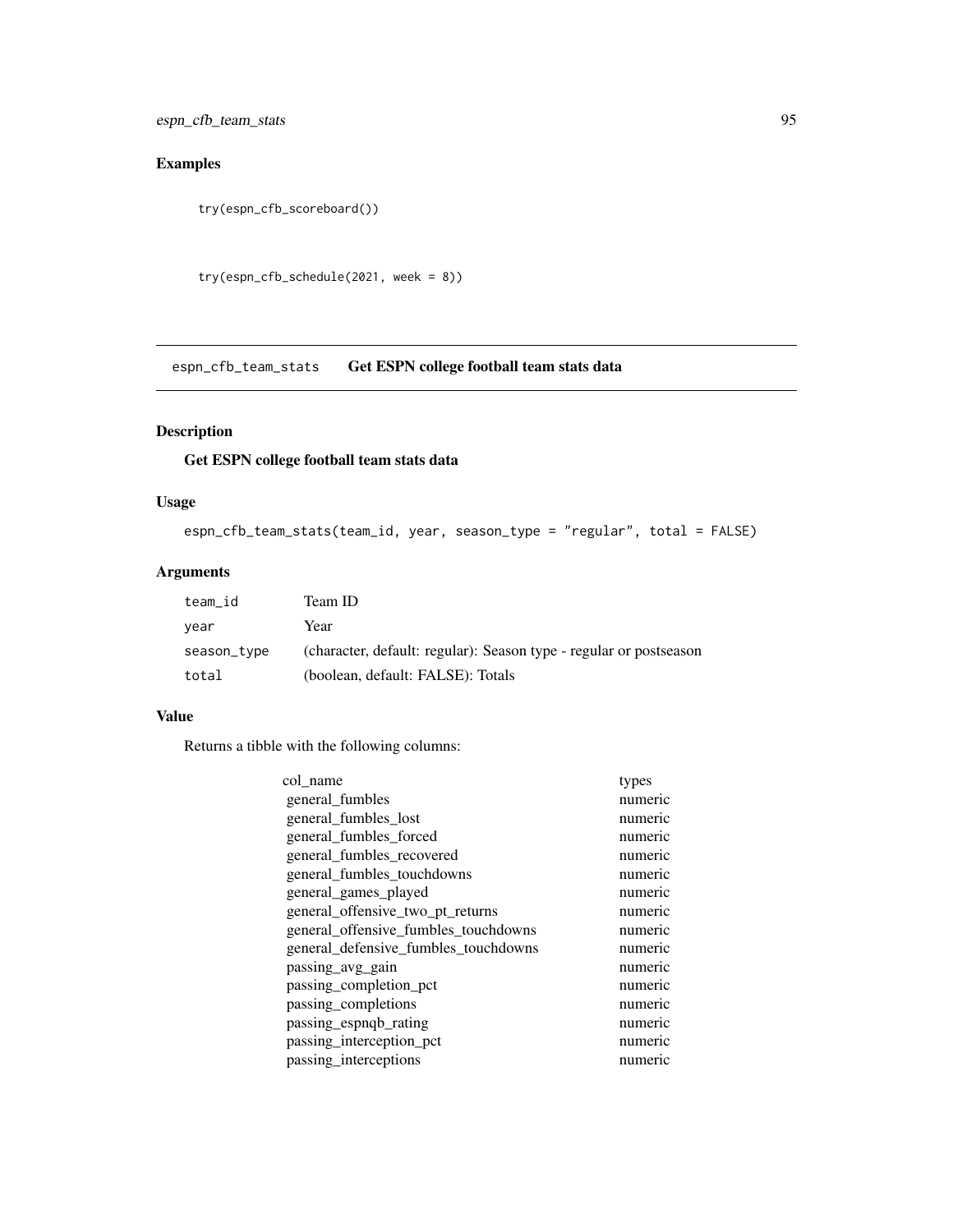## Examples

```
try(espn_cfb_scoreboard())

try(espn_cfb_schedule(2021, week = 8))
```

---

# espn_cfb_team_stats    Get ESPN college football team stats data

---

## Description

**Get ESPN college football team stats data**

## Usage

```
espn_cfb_team_stats(team_id, year, season_type = "regular", total = FALSE)
```

## Arguments

| | |
|---|---|
| team_id | Team ID |
| year | Year |
| season_type | (character, default: regular): Season type - regular or postseason |
| total | (boolean, default: FALSE): Totals |

## Value

Returns a tibble with the following columns:

| col_name | types |
|---|---|
| general_fumbles | numeric |
| general_fumbles_lost | numeric |
| general_fumbles_forced | numeric |
| general_fumbles_recovered | numeric |
| general_fumbles_touchdowns | numeric |
| general_games_played | numeric |
| general_offensive_two_pt_returns | numeric |
| general_offensive_fumbles_touchdowns | numeric |
| general_defensive_fumbles_touchdowns | numeric |
| passing_avg_gain | numeric |
| passing_completion_pct | numeric |
| passing_completions | numeric |
| passing_espnqb_rating | numeric |
| passing_interception_pct | numeric |
| passing_interceptions | numeric |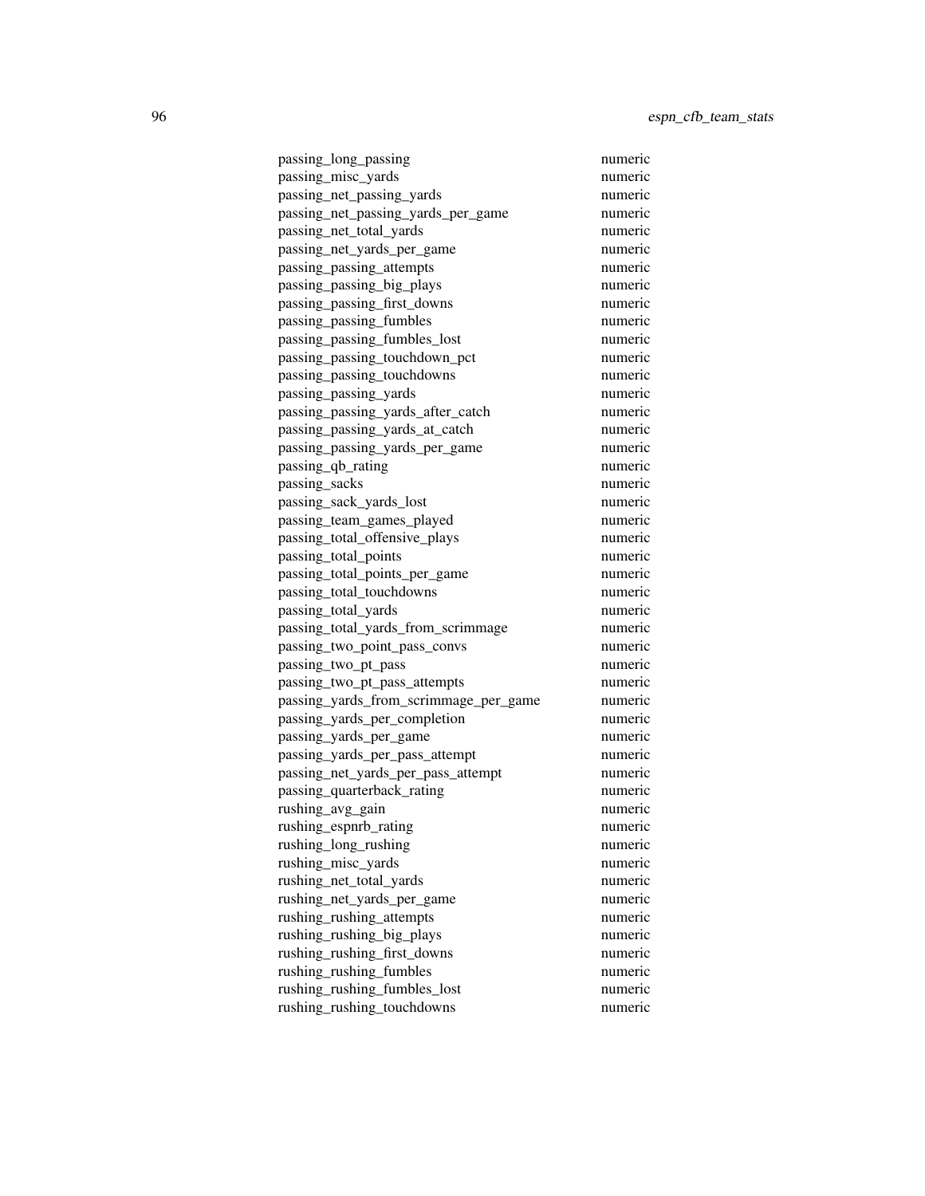| | |
|---|---|
| passing_long_passing | numeric |
| passing_misc_yards | numeric |
| passing_net_passing_yards | numeric |
| passing_net_passing_yards_per_game | numeric |
| passing_net_total_yards | numeric |
| passing_net_yards_per_game | numeric |
| passing_passing_attempts | numeric |
| passing_passing_big_plays | numeric |
| passing_passing_first_downs | numeric |
| passing_passing_fumbles | numeric |
| passing_passing_fumbles_lost | numeric |
| passing_passing_touchdown_pct | numeric |
| passing_passing_touchdowns | numeric |
| passing_passing_yards | numeric |
| passing_passing_yards_after_catch | numeric |
| passing_passing_yards_at_catch | numeric |
| passing_passing_yards_per_game | numeric |
| passing_qb_rating | numeric |
| passing_sacks | numeric |
| passing_sack_yards_lost | numeric |
| passing_team_games_played | numeric |
| passing_total_offensive_plays | numeric |
| passing_total_points | numeric |
| passing_total_points_per_game | numeric |
| passing_total_touchdowns | numeric |
| passing_total_yards | numeric |
| passing_total_yards_from_scrimmage | numeric |
| passing_two_point_pass_convs | numeric |
| passing_two_pt_pass | numeric |
| passing_two_pt_pass_attempts | numeric |
| passing_yards_from_scrimmage_per_game | numeric |
| passing_yards_per_completion | numeric |
| passing_yards_per_game | numeric |
| passing_yards_per_pass_attempt | numeric |
| passing_net_yards_per_pass_attempt | numeric |
| passing_quarterback_rating | numeric |
| rushing_avg_gain | numeric |
| rushing_espnrb_rating | numeric |
| rushing_long_rushing | numeric |
| rushing_misc_yards | numeric |
| rushing_net_total_yards | numeric |
| rushing_net_yards_per_game | numeric |
| rushing_rushing_attempts | numeric |
| rushing_rushing_big_plays | numeric |
| rushing_rushing_first_downs | numeric |
| rushing_rushing_fumbles | numeric |
| rushing_rushing_fumbles_lost | numeric |
| rushing_rushing_touchdowns | numeric |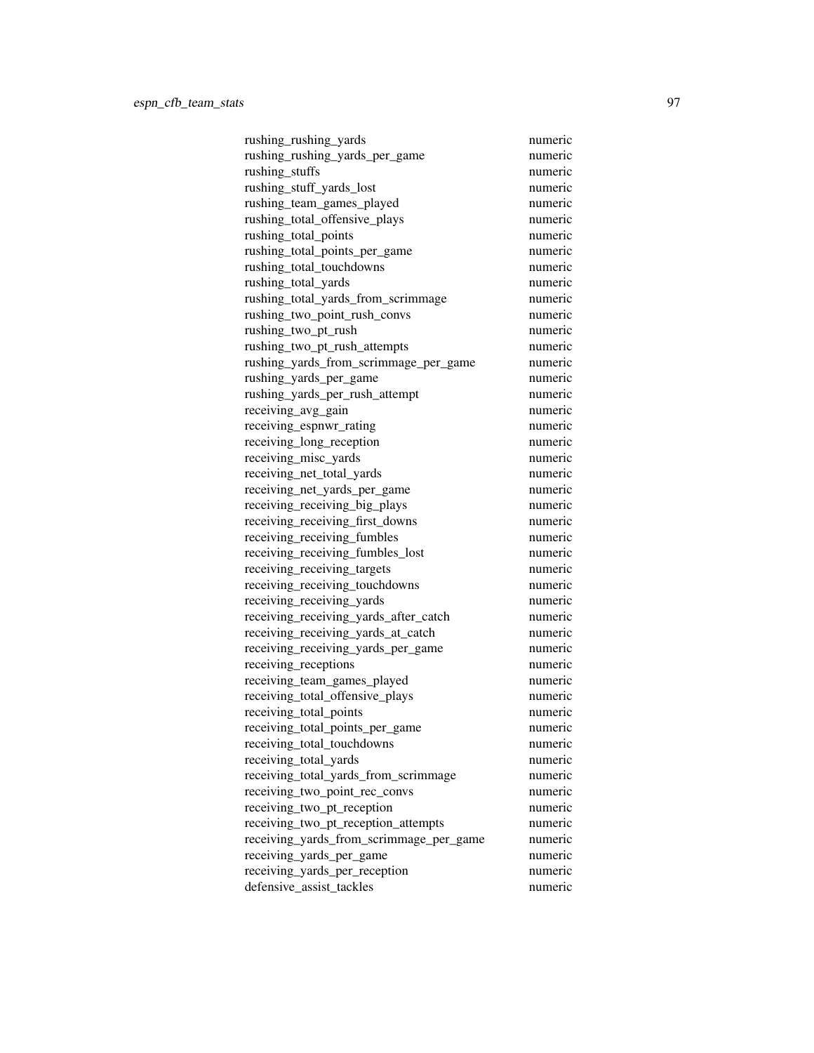| | |
|---|---|
| rushing_rushing_yards | numeric |
| rushing_rushing_yards_per_game | numeric |
| rushing_stuffs | numeric |
| rushing_stuff_yards_lost | numeric |
| rushing_team_games_played | numeric |
| rushing_total_offensive_plays | numeric |
| rushing_total_points | numeric |
| rushing_total_points_per_game | numeric |
| rushing_total_touchdowns | numeric |
| rushing_total_yards | numeric |
| rushing_total_yards_from_scrimmage | numeric |
| rushing_two_point_rush_convs | numeric |
| rushing_two_pt_rush | numeric |
| rushing_two_pt_rush_attempts | numeric |
| rushing_yards_from_scrimmage_per_game | numeric |
| rushing_yards_per_game | numeric |
| rushing_yards_per_rush_attempt | numeric |
| receiving_avg_gain | numeric |
| receiving_espnwr_rating | numeric |
| receiving_long_reception | numeric |
| receiving_misc_yards | numeric |
| receiving_net_total_yards | numeric |
| receiving_net_yards_per_game | numeric |
| receiving_receiving_big_plays | numeric |
| receiving_receiving_first_downs | numeric |
| receiving_receiving_fumbles | numeric |
| receiving_receiving_fumbles_lost | numeric |
| receiving_receiving_targets | numeric |
| receiving_receiving_touchdowns | numeric |
| receiving_receiving_yards | numeric |
| receiving_receiving_yards_after_catch | numeric |
| receiving_receiving_yards_at_catch | numeric |
| receiving_receiving_yards_per_game | numeric |
| receiving_receptions | numeric |
| receiving_team_games_played | numeric |
| receiving_total_offensive_plays | numeric |
| receiving_total_points | numeric |
| receiving_total_points_per_game | numeric |
| receiving_total_touchdowns | numeric |
| receiving_total_yards | numeric |
| receiving_total_yards_from_scrimmage | numeric |
| receiving_two_point_rec_convs | numeric |
| receiving_two_pt_reception | numeric |
| receiving_two_pt_reception_attempts | numeric |
| receiving_yards_from_scrimmage_per_game | numeric |
| receiving_yards_per_game | numeric |
| receiving_yards_per_reception | numeric |
| defensive_assist_tackles | numeric |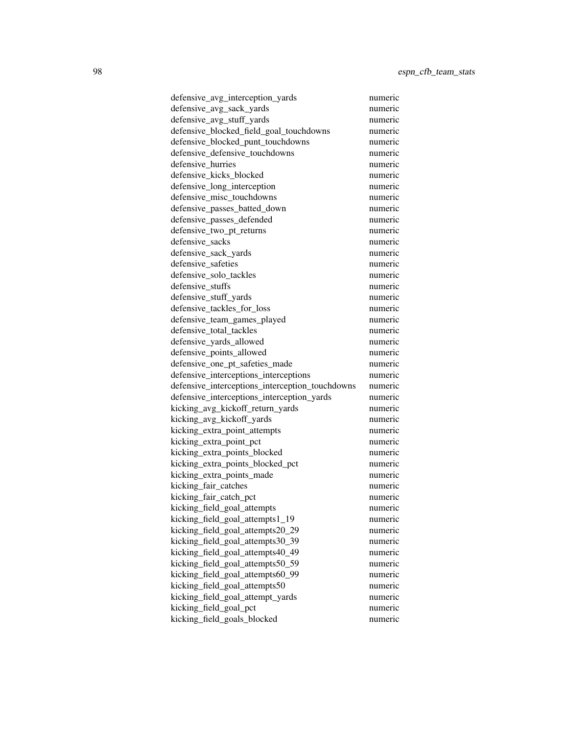| | |
|---|---|
| defensive_avg_interception_yards | numeric |
| defensive_avg_sack_yards | numeric |
| defensive_avg_stuff_yards | numeric |
| defensive_blocked_field_goal_touchdowns | numeric |
| defensive_blocked_punt_touchdowns | numeric |
| defensive_defensive_touchdowns | numeric |
| defensive_hurries | numeric |
| defensive_kicks_blocked | numeric |
| defensive_long_interception | numeric |
| defensive_misc_touchdowns | numeric |
| defensive_passes_batted_down | numeric |
| defensive_passes_defended | numeric |
| defensive_two_pt_returns | numeric |
| defensive_sacks | numeric |
| defensive_sack_yards | numeric |
| defensive_safeties | numeric |
| defensive_solo_tackles | numeric |
| defensive_stuffs | numeric |
| defensive_stuff_yards | numeric |
| defensive_tackles_for_loss | numeric |
| defensive_team_games_played | numeric |
| defensive_total_tackles | numeric |
| defensive_yards_allowed | numeric |
| defensive_points_allowed | numeric |
| defensive_one_pt_safeties_made | numeric |
| defensive_interceptions_interceptions | numeric |
| defensive_interceptions_interception_touchdowns | numeric |
| defensive_interceptions_interception_yards | numeric |
| kicking_avg_kickoff_return_yards | numeric |
| kicking_avg_kickoff_yards | numeric |
| kicking_extra_point_attempts | numeric |
| kicking_extra_point_pct | numeric |
| kicking_extra_points_blocked | numeric |
| kicking_extra_points_blocked_pct | numeric |
| kicking_extra_points_made | numeric |
| kicking_fair_catches | numeric |
| kicking_fair_catch_pct | numeric |
| kicking_field_goal_attempts | numeric |
| kicking_field_goal_attempts1_19 | numeric |
| kicking_field_goal_attempts20_29 | numeric |
| kicking_field_goal_attempts30_39 | numeric |
| kicking_field_goal_attempts40_49 | numeric |
| kicking_field_goal_attempts50_59 | numeric |
| kicking_field_goal_attempts60_99 | numeric |
| kicking_field_goal_attempts50 | numeric |
| kicking_field_goal_attempt_yards | numeric |
| kicking_field_goal_pct | numeric |
| kicking_field_goals_blocked | numeric |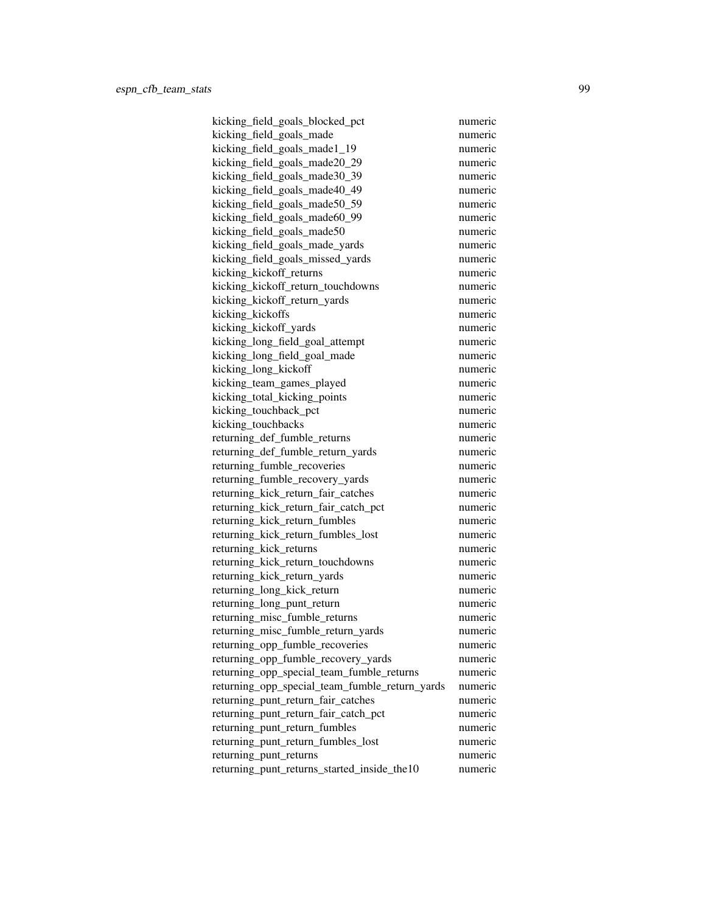| | |
|---|---|
| kicking_field_goals_blocked_pct | numeric |
| kicking_field_goals_made | numeric |
| kicking_field_goals_made1_19 | numeric |
| kicking_field_goals_made20_29 | numeric |
| kicking_field_goals_made30_39 | numeric |
| kicking_field_goals_made40_49 | numeric |
| kicking_field_goals_made50_59 | numeric |
| kicking_field_goals_made60_99 | numeric |
| kicking_field_goals_made50 | numeric |
| kicking_field_goals_made_yards | numeric |
| kicking_field_goals_missed_yards | numeric |
| kicking_kickoff_returns | numeric |
| kicking_kickoff_return_touchdowns | numeric |
| kicking_kickoff_return_yards | numeric |
| kicking_kickoffs | numeric |
| kicking_kickoff_yards | numeric |
| kicking_long_field_goal_attempt | numeric |
| kicking_long_field_goal_made | numeric |
| kicking_long_kickoff | numeric |
| kicking_team_games_played | numeric |
| kicking_total_kicking_points | numeric |
| kicking_touchback_pct | numeric |
| kicking_touchbacks | numeric |
| returning_def_fumble_returns | numeric |
| returning_def_fumble_return_yards | numeric |
| returning_fumble_recoveries | numeric |
| returning_fumble_recovery_yards | numeric |
| returning_kick_return_fair_catches | numeric |
| returning_kick_return_fair_catch_pct | numeric |
| returning_kick_return_fumbles | numeric |
| returning_kick_return_fumbles_lost | numeric |
| returning_kick_returns | numeric |
| returning_kick_return_touchdowns | numeric |
| returning_kick_return_yards | numeric |
| returning_long_kick_return | numeric |
| returning_long_punt_return | numeric |
| returning_misc_fumble_returns | numeric |
| returning_misc_fumble_return_yards | numeric |
| returning_opp_fumble_recoveries | numeric |
| returning_opp_fumble_recovery_yards | numeric |
| returning_opp_special_team_fumble_returns | numeric |
| returning_opp_special_team_fumble_return_yards | numeric |
| returning_punt_return_fair_catches | numeric |
| returning_punt_return_fair_catch_pct | numeric |
| returning_punt_return_fumbles | numeric |
| returning_punt_return_fumbles_lost | numeric |
| returning_punt_returns | numeric |
| returning_punt_returns_started_inside_the10 | numeric |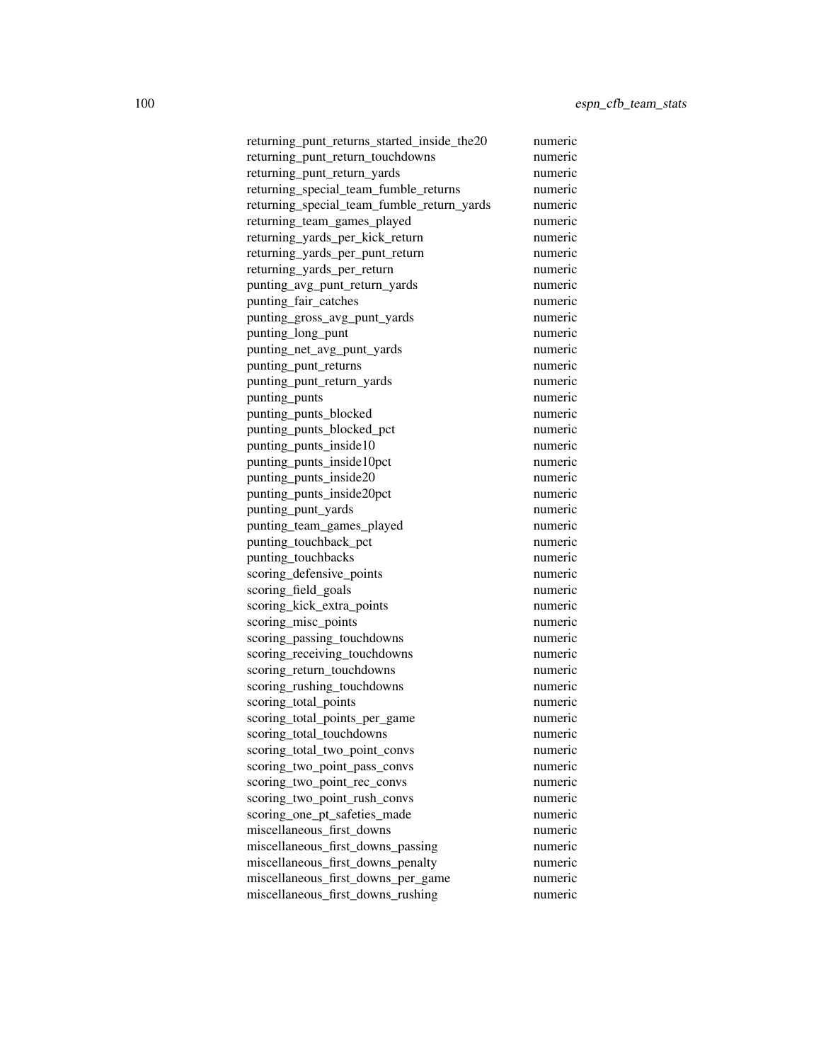| | |
|---|---|
| returning_punt_returns_started_inside_the20 | numeric |
| returning_punt_return_touchdowns | numeric |
| returning_punt_return_yards | numeric |
| returning_special_team_fumble_returns | numeric |
| returning_special_team_fumble_return_yards | numeric |
| returning_team_games_played | numeric |
| returning_yards_per_kick_return | numeric |
| returning_yards_per_punt_return | numeric |
| returning_yards_per_return | numeric |
| punting_avg_punt_return_yards | numeric |
| punting_fair_catches | numeric |
| punting_gross_avg_punt_yards | numeric |
| punting_long_punt | numeric |
| punting_net_avg_punt_yards | numeric |
| punting_punt_returns | numeric |
| punting_punt_return_yards | numeric |
| punting_punts | numeric |
| punting_punts_blocked | numeric |
| punting_punts_blocked_pct | numeric |
| punting_punts_inside10 | numeric |
| punting_punts_inside10pct | numeric |
| punting_punts_inside20 | numeric |
| punting_punts_inside20pct | numeric |
| punting_punt_yards | numeric |
| punting_team_games_played | numeric |
| punting_touchback_pct | numeric |
| punting_touchbacks | numeric |
| scoring_defensive_points | numeric |
| scoring_field_goals | numeric |
| scoring_kick_extra_points | numeric |
| scoring_misc_points | numeric |
| scoring_passing_touchdowns | numeric |
| scoring_receiving_touchdowns | numeric |
| scoring_return_touchdowns | numeric |
| scoring_rushing_touchdowns | numeric |
| scoring_total_points | numeric |
| scoring_total_points_per_game | numeric |
| scoring_total_touchdowns | numeric |
| scoring_total_two_point_convs | numeric |
| scoring_two_point_pass_convs | numeric |
| scoring_two_point_rec_convs | numeric |
| scoring_two_point_rush_convs | numeric |
| scoring_one_pt_safeties_made | numeric |
| miscellaneous_first_downs | numeric |
| miscellaneous_first_downs_passing | numeric |
| miscellaneous_first_downs_penalty | numeric |
| miscellaneous_first_downs_per_game | numeric |
| miscellaneous_first_downs_rushing | numeric |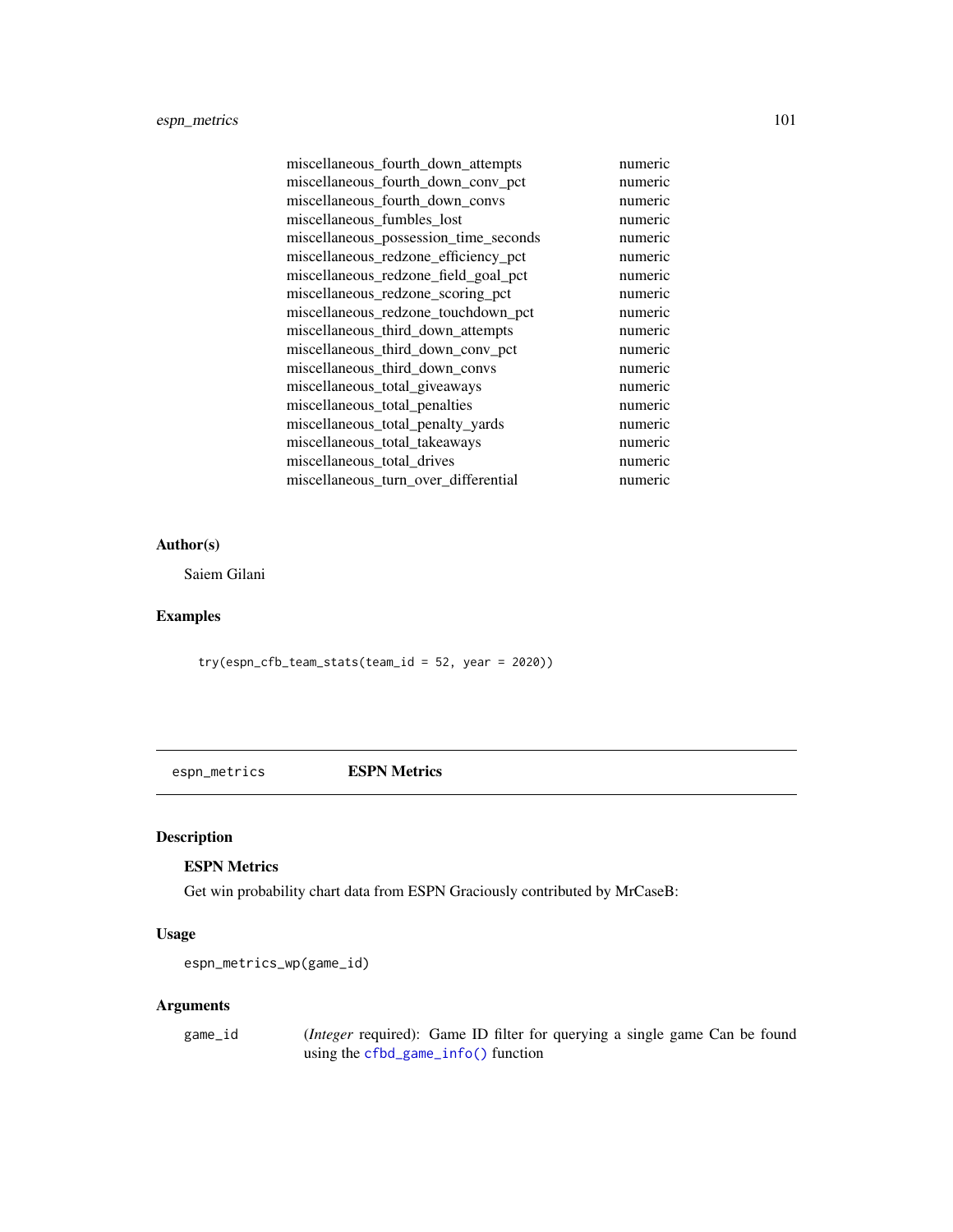| | |
|---|---|
| miscellaneous_fourth_down_attempts | numeric |
| miscellaneous_fourth_down_conv_pct | numeric |
| miscellaneous_fourth_down_convs | numeric |
| miscellaneous_fumbles_lost | numeric |
| miscellaneous_possession_time_seconds | numeric |
| miscellaneous_redzone_efficiency_pct | numeric |
| miscellaneous_redzone_field_goal_pct | numeric |
| miscellaneous_redzone_scoring_pct | numeric |
| miscellaneous_redzone_touchdown_pct | numeric |
| miscellaneous_third_down_attempts | numeric |
| miscellaneous_third_down_conv_pct | numeric |
| miscellaneous_third_down_convs | numeric |
| miscellaneous_total_giveaways | numeric |
| miscellaneous_total_penalties | numeric |
| miscellaneous_total_penalty_yards | numeric |
| miscellaneous_total_takeaways | numeric |
| miscellaneous_total_drives | numeric |
| miscellaneous_turn_over_differential | numeric |

### Author(s)

Saiem Gilani

### Examples

```
try(espn_cfb_team_stats(team_id = 52, year = 2020))
```

---

## espn_metrics — ESPN Metrics

### Description

**ESPN Metrics**

Get win probability chart data from ESPN Graciously contributed by MrCaseB:

### Usage

```
espn_metrics_wp(game_id)
```

### Arguments

| | |
|---|---|
| game_id | (*Integer* required): Game ID filter for querying a single game Can be found using the `cfbd_game_info()` function |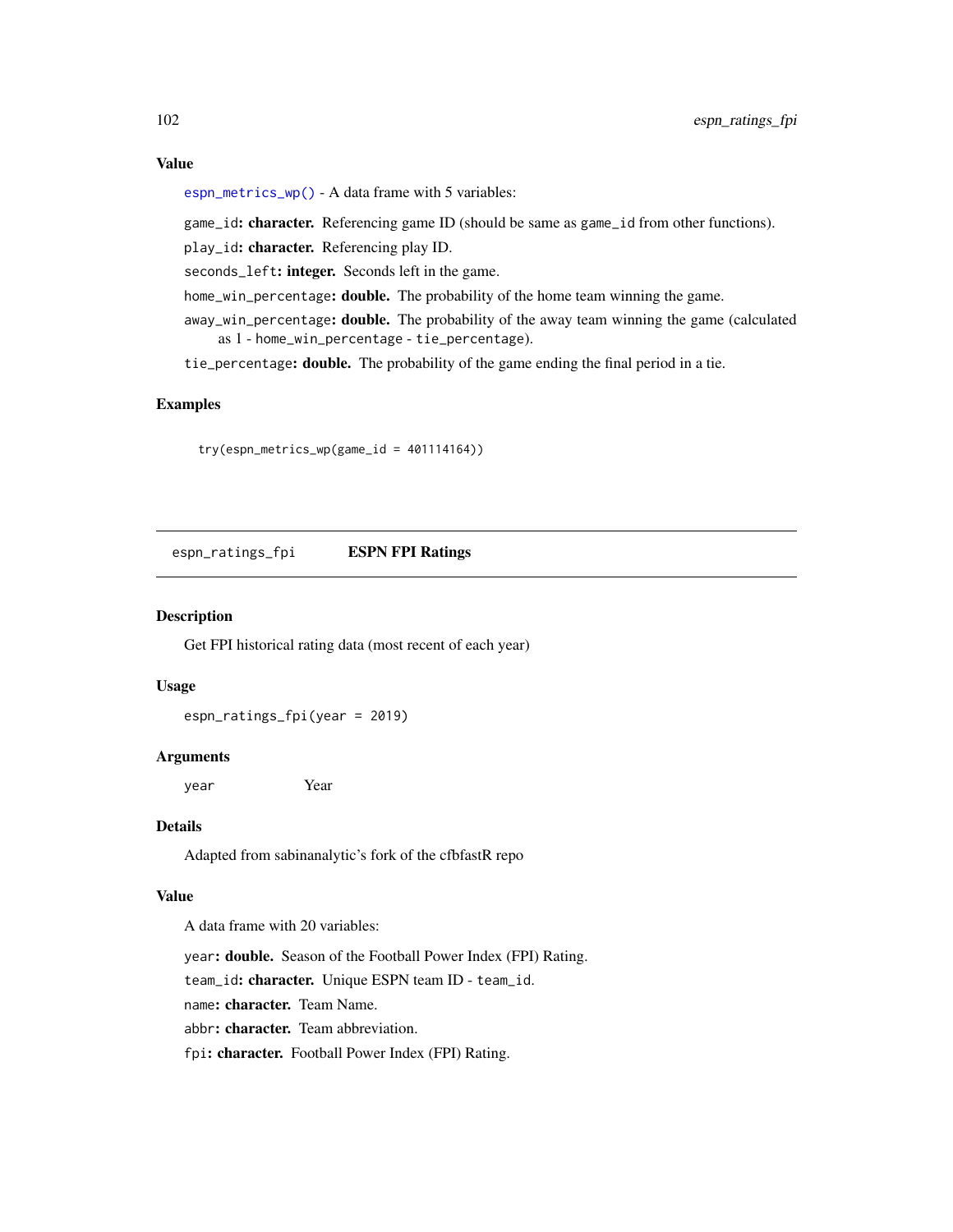### Value

espn_metrics_wp() - A data frame with 5 variables:

`game_id`: **character.** Referencing game ID (should be same as `game_id` from other functions).

`play_id`: **character.** Referencing play ID.

`seconds_left`: **integer.** Seconds left in the game.

`home_win_percentage`: **double.** The probability of the home team winning the game.

`away_win_percentage`: **double.** The probability of the away team winning the game (calculated as 1 - `home_win_percentage` - `tie_percentage`).

`tie_percentage`: **double.** The probability of the game ending the final period in a tie.

### Examples

```
try(espn_metrics_wp(game_id = 401114164))
```

---

## espn_ratings_fpi    ESPN FPI Ratings

### Description

Get FPI historical rating data (most recent of each year)

### Usage

```
espn_ratings_fpi(year = 2019)
```

### Arguments

| | |
|---|---|
| `year` | Year |

### Details

Adapted from sabinanalytic's fork of the cfbfastR repo

### Value

A data frame with 20 variables:

`year`: **double.** Season of the Football Power Index (FPI) Rating.

`team_id`: **character.** Unique ESPN team ID - `team_id`.

`name`: **character.** Team Name.

`abbr`: **character.** Team abbreviation.

`fpi`: **character.** Football Power Index (FPI) Rating.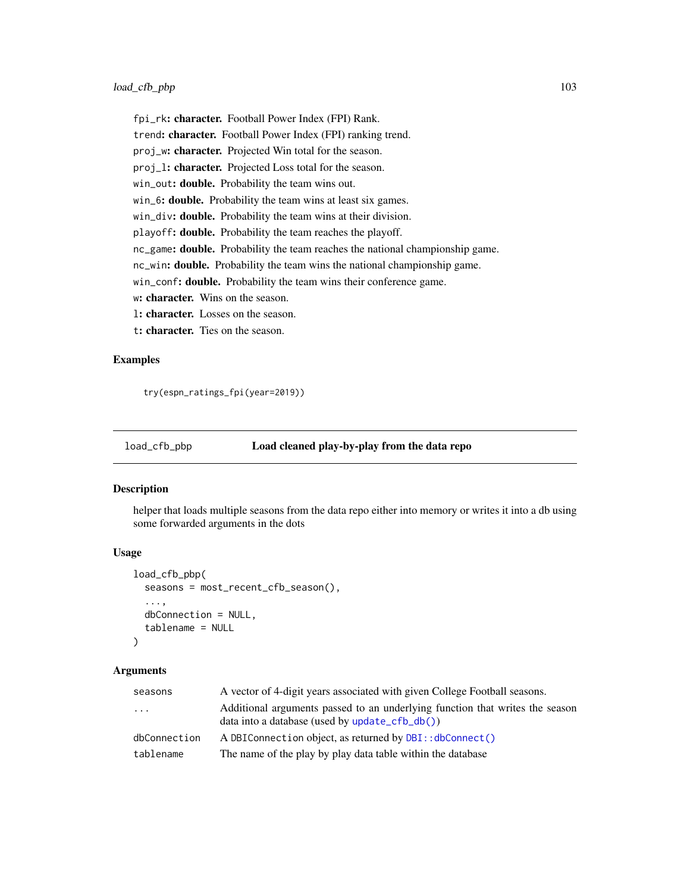fpi_rk: **character.** Football Power Index (FPI) Rank.

trend: **character.** Football Power Index (FPI) ranking trend.

proj_w: **character.** Projected Win total for the season.

proj_l: **character.** Projected Loss total for the season.

win_out: **double.** Probability the team wins out.

win_6: **double.** Probability the team wins at least six games.

win_div: **double.** Probability the team wins at their division.

playoff: **double.** Probability the team reaches the playoff.

nc_game: **double.** Probability the team reaches the national championship game.

nc_win: **double.** Probability the team wins the national championship game.

win_conf: **double.** Probability the team wins their conference game.

w: **character.** Wins on the season.

l: **character.** Losses on the season.

t: **character.** Ties on the season.

### Examples

```
try(espn_ratings_fpi(year=2019))
```

---

## load_cfb_pbp — Load cleaned play-by-play from the data repo

### Description

helper that loads multiple seasons from the data repo either into memory or writes it into a db using some forwarded arguments in the dots

### Usage

```
load_cfb_pbp(
  seasons = most_recent_cfb_season(),
  ...,
  dbConnection = NULL,
  tablename = NULL
)
```

### Arguments

| | |
|---|---|
| seasons | A vector of 4-digit years associated with given College Football seasons. |
| ... | Additional arguments passed to an underlying function that writes the season data into a database (used by update_cfb_db()) |
| dbConnection | A DBIConnection object, as returned by DBI::dbConnect() |
| tablename | The name of the play by play data table within the database |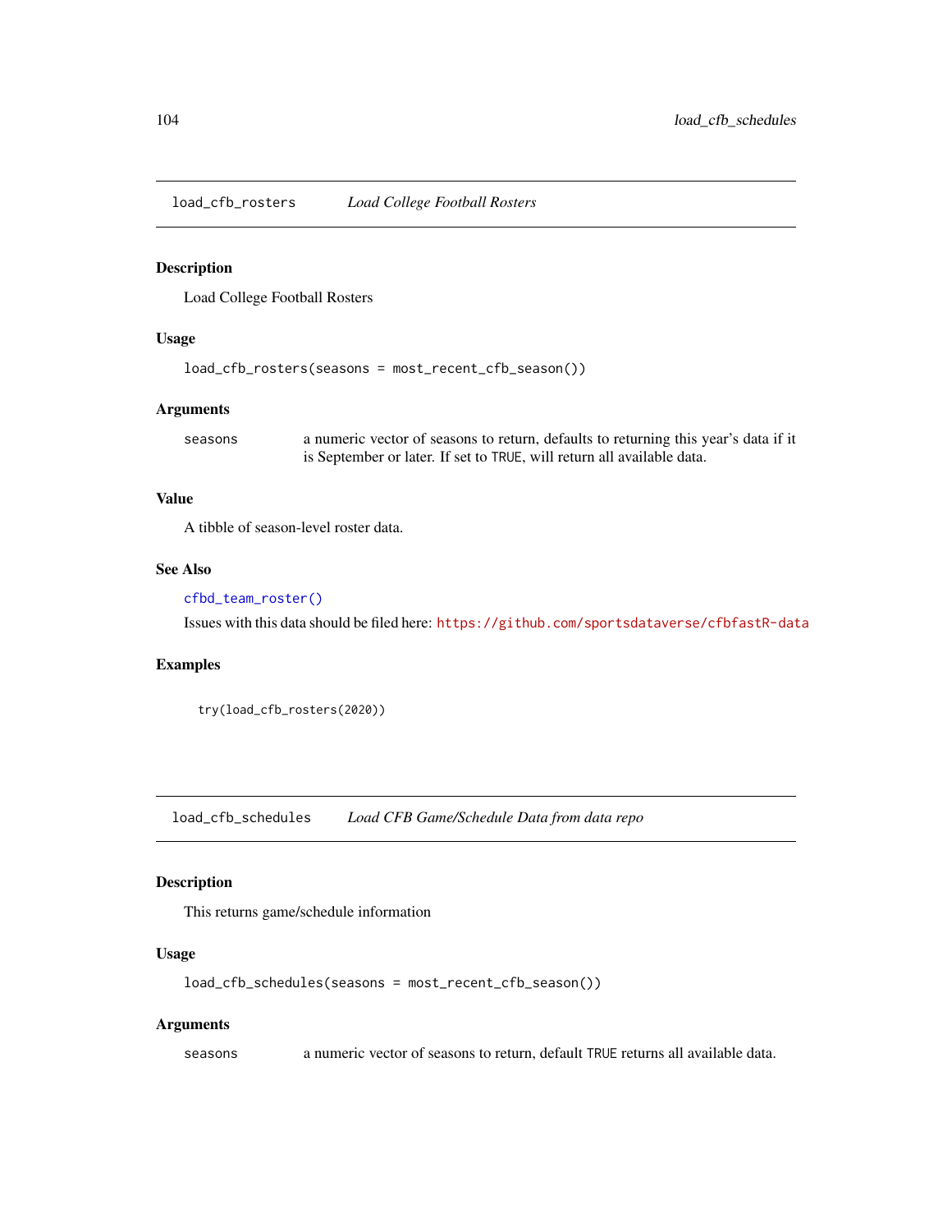## load_cfb_rosters *Load College Football Rosters*

### Description

Load College Football Rosters

### Usage

```
load_cfb_rosters(seasons = most_recent_cfb_season())
```

### Arguments

| | |
|---|---|
| seasons | a numeric vector of seasons to return, defaults to returning this year's data if it is September or later. If set to TRUE, will return all available data. |

### Value

A tibble of season-level roster data.

### See Also

cfbd_team_roster()

Issues with this data should be filed here: https://github.com/sportsdataverse/cfbfastR-data

### Examples

```
try(load_cfb_rosters(2020))
```

## load_cfb_schedules *Load CFB Game/Schedule Data from data repo*

### Description

This returns game/schedule information

### Usage

```
load_cfb_schedules(seasons = most_recent_cfb_season())
```

### Arguments

| | |
|---|---|
| seasons | a numeric vector of seasons to return, default TRUE returns all available data. |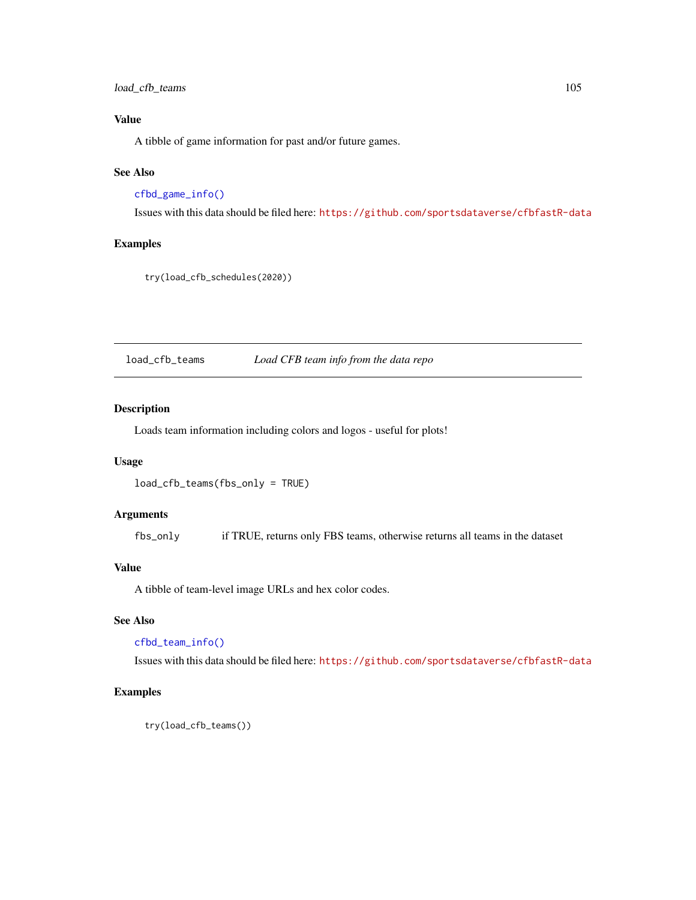### Value

A tibble of game information for past and/or future games.

### See Also

`cfbd_game_info()`

Issues with this data should be filed here: https://github.com/sportsdataverse/cfbfastR-data

### Examples

```
try(load_cfb_schedules(2020))
```

---

## load_cfb_teams &nbsp;&nbsp;&nbsp; *Load CFB team info from the data repo*

---

### Description

Loads team information including colors and logos - useful for plots!

### Usage

```
load_cfb_teams(fbs_only = TRUE)
```

### Arguments

| | |
|---|---|
| `fbs_only` | if TRUE, returns only FBS teams, otherwise returns all teams in the dataset |

### Value

A tibble of team-level image URLs and hex color codes.

### See Also

`cfbd_team_info()`

Issues with this data should be filed here: https://github.com/sportsdataverse/cfbfastR-data

### Examples

```
try(load_cfb_teams())
```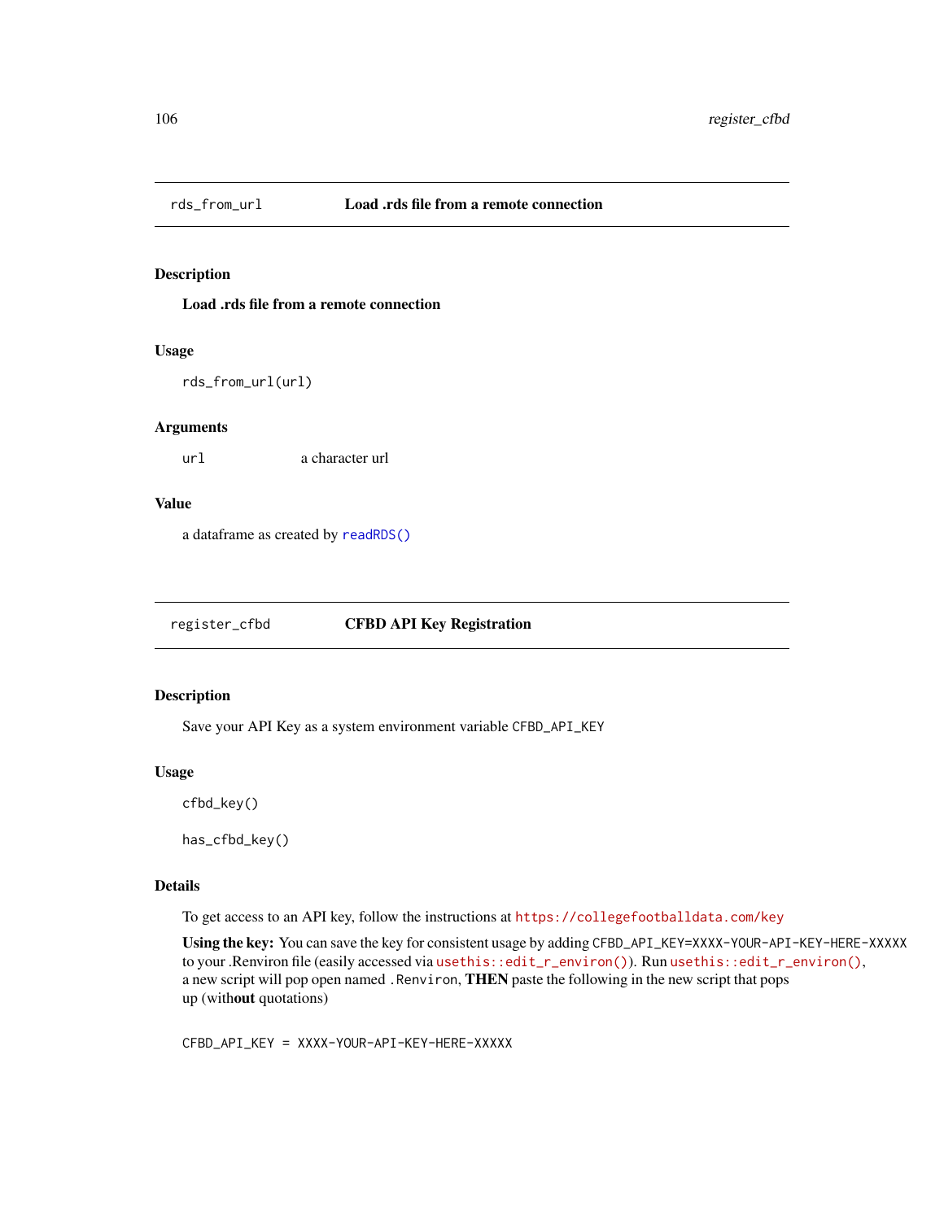## rds_from_url — Load .rds file from a remote connection

### Description

**Load .rds file from a remote connection**

### Usage

```
rds_from_url(url)
```

### Arguments

| | |
|---|---|
| url | a character url |

### Value

a dataframe as created by `readRDS()`

## register_cfbd — CFBD API Key Registration

### Description

Save your API Key as a system environment variable `CFBD_API_KEY`

### Usage

```
cfbd_key()

has_cfbd_key()
```

### Details

To get access to an API key, follow the instructions at https://collegefootballdata.com/key

**Using the key:** You can save the key for consistent usage by adding `CFBD_API_KEY=XXXX-YOUR-API-KEY-HERE-XXXXX` to your .Renviron file (easily accessed via `usethis::edit_r_environ()`). Run `usethis::edit_r_environ()`, a new script will pop open named `.Renviron`, **THEN** paste the following in the new script that pops up (with**out** quotations)

```
CFBD_API_KEY = XXXX-YOUR-API-KEY-HERE-XXXXX
```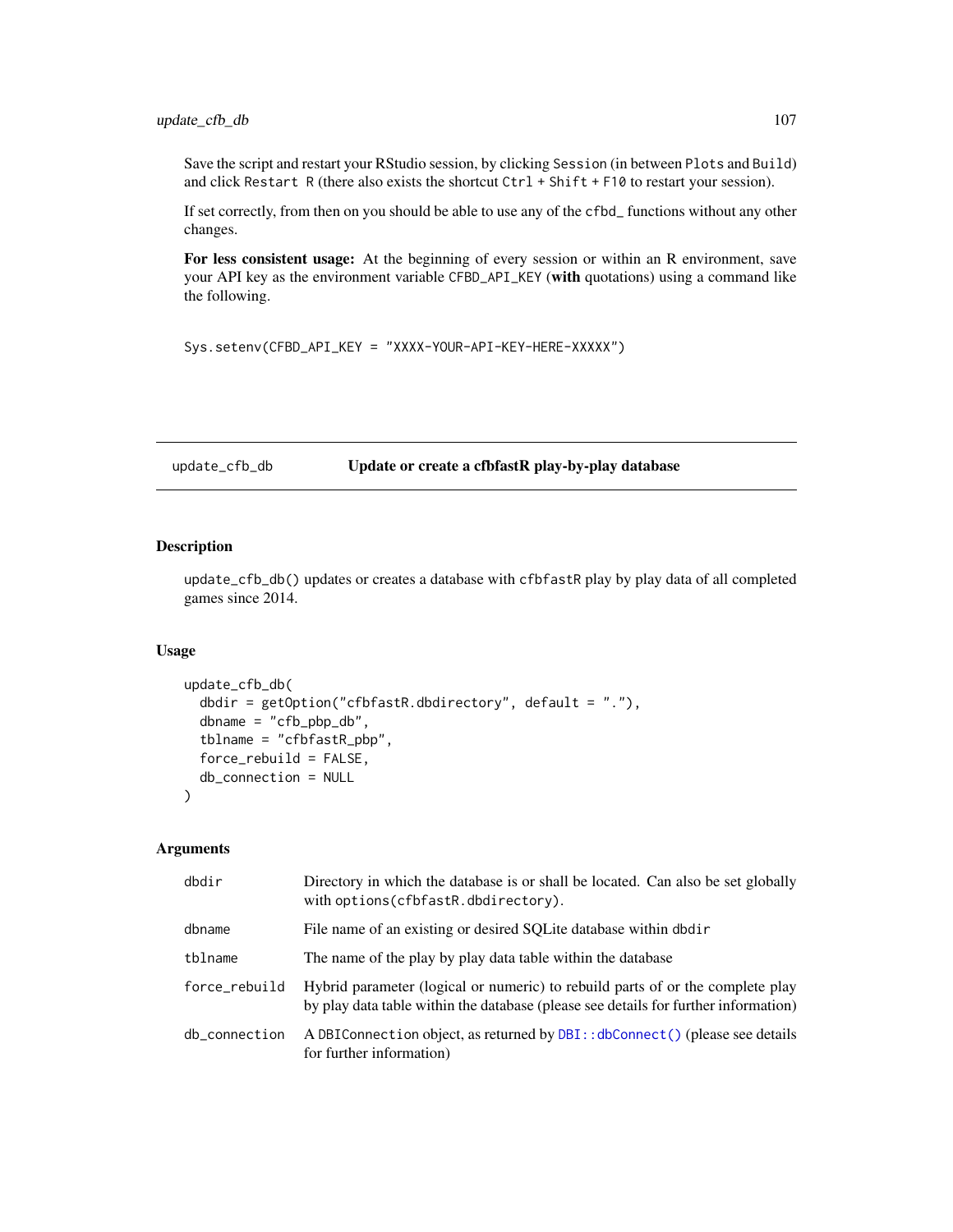Save the script and restart your RStudio session, by clicking `Session` (in between `Plots` and `Build`) and click `Restart R` (there also exists the shortcut `Ctrl + Shift + F10` to restart your session).

If set correctly, from then on you should be able to use any of the `cfbd_` functions without any other changes.

**For less consistent usage:** At the beginning of every session or within an R environment, save your API key as the environment variable `CFBD_API_KEY` (**with** quotations) using a command like the following.

```
Sys.setenv(CFBD_API_KEY = "XXXX-YOUR-API-KEY-HERE-XXXXX")
```

---

`update_cfb_db` **Update or create a cfbfastR play-by-play database**

---

### Description

`update_cfb_db()` updates or creates a database with `cfbfastR` play by play data of all completed games since 2014.

### Usage

```
update_cfb_db(
  dbdir = getOption("cfbfastR.dbdirectory", default = "."),
  dbname = "cfb_pbp_db",
  tblname = "cfbfastR_pbp",
  force_rebuild = FALSE,
  db_connection = NULL
)
```

### Arguments

| | |
|---|---|
| `dbdir` | Directory in which the database is or shall be located. Can also be set globally with `options(cfbfastR.dbdirectory)`. |
| `dbname` | File name of an existing or desired SQLite database within `dbdir` |
| `tblname` | The name of the play by play data table within the database |
| `force_rebuild` | Hybrid parameter (logical or numeric) to rebuild parts of or the complete play by play data table within the database (please see details for further information) |
| `db_connection` | A `DBIConnection` object, as returned by `DBI::dbConnect()` (please see details for further information) |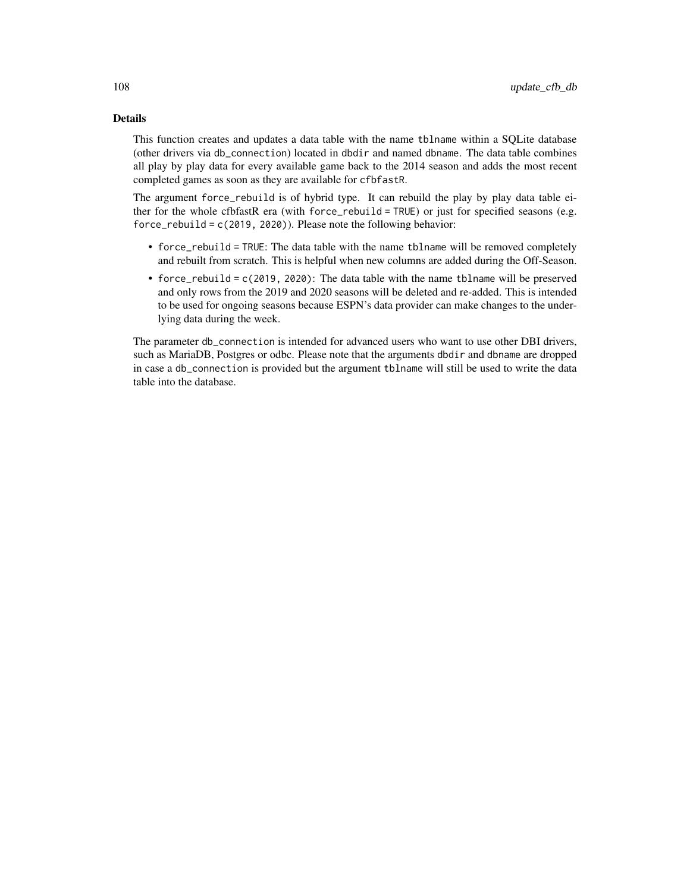## Details

This function creates and updates a data table with the name `tblname` within a SQLite database (other drivers via `db_connection`) located in `dbdir` and named `dbname`. The data table combines all play by play data for every available game back to the 2014 season and adds the most recent completed games as soon as they are available for `cfbfastR`.

The argument `force_rebuild` is of hybrid type. It can rebuild the play by play data table either for the whole cfbfastR era (with `force_rebuild = TRUE`) or just for specified seasons (e.g. `force_rebuild = c(2019, 2020)`). Please note the following behavior:

- `force_rebuild = TRUE`: The data table with the name `tblname` will be removed completely and rebuilt from scratch. This is helpful when new columns are added during the Off-Season.
- `force_rebuild = c(2019, 2020)`: The data table with the name `tblname` will be preserved and only rows from the 2019 and 2020 seasons will be deleted and re-added. This is intended to be used for ongoing seasons because ESPN's data provider can make changes to the underlying data during the week.

The parameter `db_connection` is intended for advanced users who want to use other DBI drivers, such as MariaDB, Postgres or odbc. Please note that the arguments `dbdir` and `dbname` are dropped in case a `db_connection` is provided but the argument `tblname` will still be used to write the data table into the database.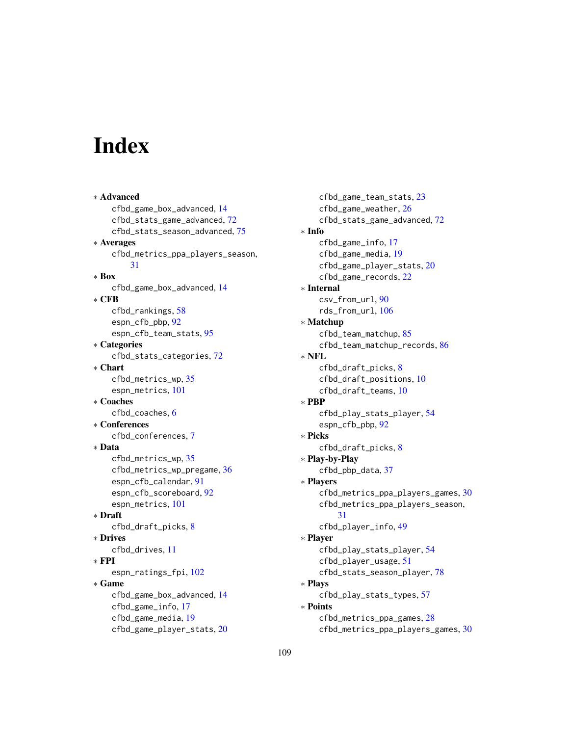# Index

* **Advanced**
  - cfbd_game_box_advanced, 14
  - cfbd_stats_game_advanced, 72
  - cfbd_stats_season_advanced, 75
* **Averages**
  - cfbd_metrics_ppa_players_season, 31
* **Box**
  - cfbd_game_box_advanced, 14
* **CFB**
  - cfbd_rankings, 58
  - espn_cfb_pbp, 92
  - espn_cfb_team_stats, 95
* **Categories**
  - cfbd_stats_categories, 72
* **Chart**
  - cfbd_metrics_wp, 35
  - espn_metrics, 101
* **Coaches**
  - cfbd_coaches, 6
* **Conferences**
  - cfbd_conferences, 7
* **Data**
  - cfbd_metrics_wp, 35
  - cfbd_metrics_wp_pregame, 36
  - espn_cfb_calendar, 91
  - espn_cfb_scoreboard, 92
  - espn_metrics, 101
* **Draft**
  - cfbd_draft_picks, 8
* **Drives**
  - cfbd_drives, 11
* **FPI**
  - espn_ratings_fpi, 102
* **Game**
  - cfbd_game_box_advanced, 14
  - cfbd_game_info, 17
  - cfbd_game_media, 19
  - cfbd_game_player_stats, 20
  - cfbd_game_team_stats, 23
  - cfbd_game_weather, 26
  - cfbd_stats_game_advanced, 72
* **Info**
  - cfbd_game_info, 17
  - cfbd_game_media, 19
  - cfbd_game_player_stats, 20
  - cfbd_game_records, 22
* **Internal**
  - csv_from_url, 90
  - rds_from_url, 106
* **Matchup**
  - cfbd_team_matchup, 85
  - cfbd_team_matchup_records, 86
* **NFL**
  - cfbd_draft_picks, 8
  - cfbd_draft_positions, 10
  - cfbd_draft_teams, 10
* **PBP**
  - cfbd_play_stats_player, 54
  - espn_cfb_pbp, 92
* **Picks**
  - cfbd_draft_picks, 8
* **Play-by-Play**
  - cfbd_pbp_data, 37
* **Players**
  - cfbd_metrics_ppa_players_games, 30
  - cfbd_metrics_ppa_players_season, 31
  - cfbd_player_info, 49
* **Player**
  - cfbd_play_stats_player, 54
  - cfbd_player_usage, 51
  - cfbd_stats_season_player, 78
* **Plays**
  - cfbd_play_stats_types, 57
* **Points**
  - cfbd_metrics_ppa_games, 28
  - cfbd_metrics_ppa_players_games, 30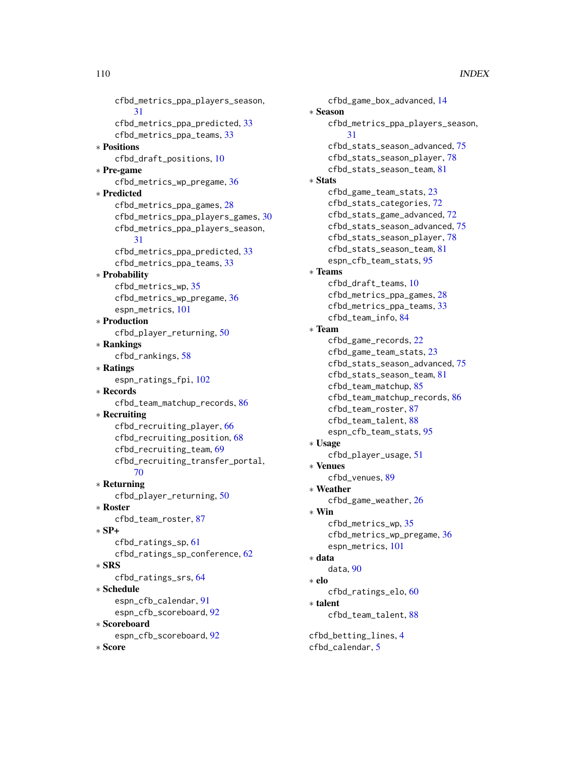cfbd_metrics_ppa_players_season, 31
cfbd_metrics_ppa_predicted, 33
cfbd_metrics_ppa_teams, 33

* **Positions**
  cfbd_draft_positions, 10
* **Pre-game**
  cfbd_metrics_wp_pregame, 36
* **Predicted**
  cfbd_metrics_ppa_games, 28
  cfbd_metrics_ppa_players_games, 30
  cfbd_metrics_ppa_players_season, 31
  cfbd_metrics_ppa_predicted, 33
  cfbd_metrics_ppa_teams, 33
* **Probability**
  cfbd_metrics_wp, 35
  cfbd_metrics_wp_pregame, 36
  espn_metrics, 101
* **Production**
  cfbd_player_returning, 50
* **Rankings**
  cfbd_rankings, 58
* **Ratings**
  espn_ratings_fpi, 102
* **Records**
  cfbd_team_matchup_records, 86
* **Recruiting**
  cfbd_recruiting_player, 66
  cfbd_recruiting_position, 68
  cfbd_recruiting_team, 69
  cfbd_recruiting_transfer_portal, 70
* **Returning**
  cfbd_player_returning, 50
* **Roster**
  cfbd_team_roster, 87
* **SP+**
  cfbd_ratings_sp, 61
  cfbd_ratings_sp_conference, 62
* **SRS**
  cfbd_ratings_srs, 64
* **Schedule**
  espn_cfb_calendar, 91
  espn_cfb_scoreboard, 92
* **Scoreboard**
  espn_cfb_scoreboard, 92
* **Score**
  cfbd_game_box_advanced, 14
* **Season**
  cfbd_metrics_ppa_players_season, 31
  cfbd_stats_season_advanced, 75
  cfbd_stats_season_player, 78
  cfbd_stats_season_team, 81
* **Stats**
  cfbd_game_team_stats, 23
  cfbd_stats_categories, 72
  cfbd_stats_game_advanced, 72
  cfbd_stats_season_advanced, 75
  cfbd_stats_season_player, 78
  cfbd_stats_season_team, 81
  espn_cfb_team_stats, 95
* **Teams**
  cfbd_draft_teams, 10
  cfbd_metrics_ppa_games, 28
  cfbd_metrics_ppa_teams, 33
  cfbd_team_info, 84
* **Team**
  cfbd_game_records, 22
  cfbd_game_team_stats, 23
  cfbd_stats_season_advanced, 75
  cfbd_stats_season_team, 81
  cfbd_team_matchup, 85
  cfbd_team_matchup_records, 86
  cfbd_team_roster, 87
  cfbd_team_talent, 88
  espn_cfb_team_stats, 95
* **Usage**
  cfbd_player_usage, 51
* **Venues**
  cfbd_venues, 89
* **Weather**
  cfbd_game_weather, 26
* **Win**
  cfbd_metrics_wp, 35
  cfbd_metrics_wp_pregame, 36
  espn_metrics, 101
* **data**
  data, 90
* **elo**
  cfbd_ratings_elo, 60
* **talent**
  cfbd_team_talent, 88

cfbd_betting_lines, 4
cfbd_calendar, 5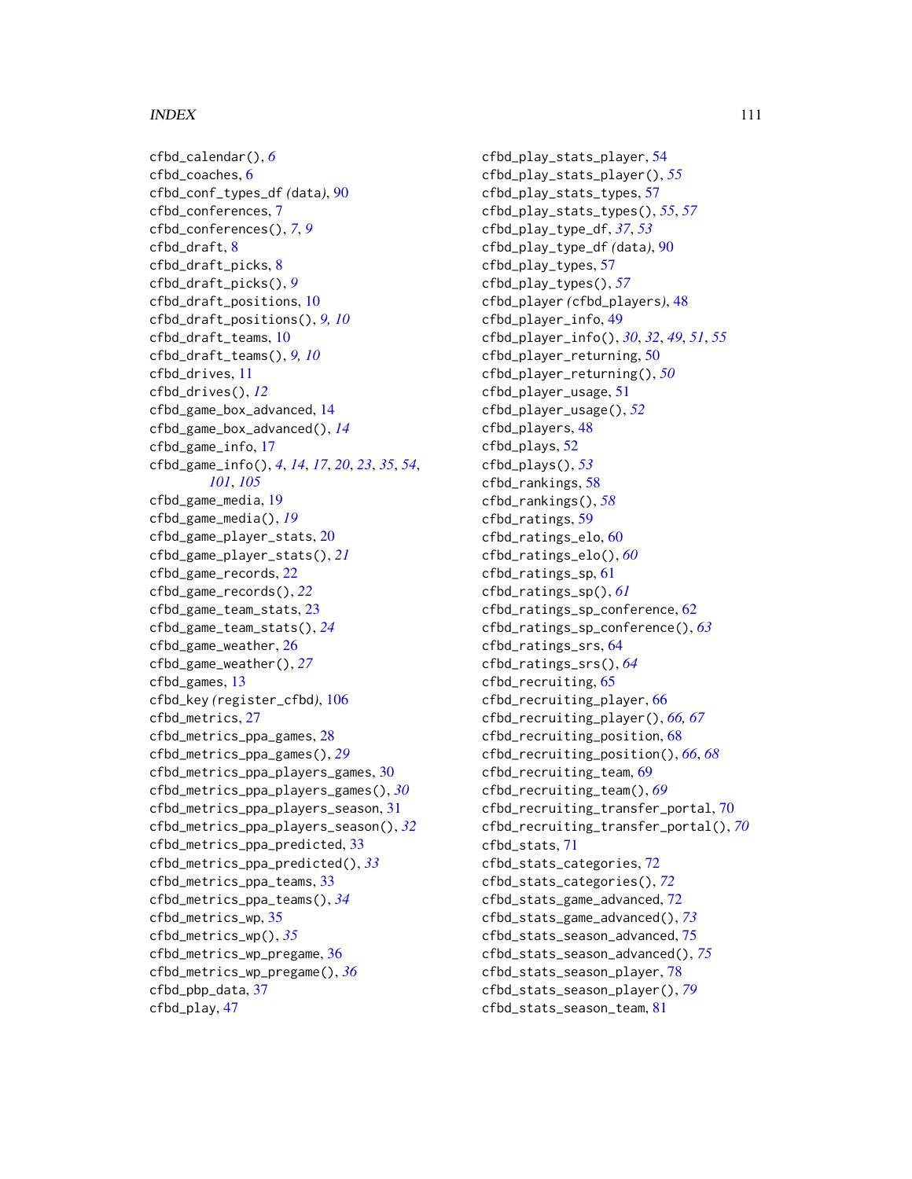cfbd_calendar(), *6*
cfbd_coaches, 6
cfbd_conf_types_df *(data)*, 90
cfbd_conferences, 7
cfbd_conferences(), *7*, *9*
cfbd_draft, 8
cfbd_draft_picks, 8
cfbd_draft_picks(), *9*
cfbd_draft_positions, 10
cfbd_draft_positions(), *9*, *10*
cfbd_draft_teams, 10
cfbd_draft_teams(), *9*, *10*
cfbd_drives, 11
cfbd_drives(), *12*
cfbd_game_box_advanced, 14
cfbd_game_box_advanced(), *14*
cfbd_game_info, 17
cfbd_game_info(), *4*, *14*, *17*, *20*, *23*, *35*, *54*, *101*, *105*
cfbd_game_media, 19
cfbd_game_media(), *19*
cfbd_game_player_stats, 20
cfbd_game_player_stats(), *21*
cfbd_game_records, 22
cfbd_game_records(), *22*
cfbd_game_team_stats, 23
cfbd_game_team_stats(), *24*
cfbd_game_weather, 26
cfbd_game_weather(), *27*
cfbd_games, 13
cfbd_key *(register_cfbd)*, 106
cfbd_metrics, 27
cfbd_metrics_ppa_games, 28
cfbd_metrics_ppa_games(), *29*
cfbd_metrics_ppa_players_games, 30
cfbd_metrics_ppa_players_games(), *30*
cfbd_metrics_ppa_players_season, 31
cfbd_metrics_ppa_players_season(), *32*
cfbd_metrics_ppa_predicted, 33
cfbd_metrics_ppa_predicted(), *33*
cfbd_metrics_ppa_teams, 33
cfbd_metrics_ppa_teams(), *34*
cfbd_metrics_wp, 35
cfbd_metrics_wp(), *35*
cfbd_metrics_wp_pregame, 36
cfbd_metrics_wp_pregame(), *36*
cfbd_pbp_data, 37
cfbd_play, 47
cfbd_play_stats_player, 54
cfbd_play_stats_player(), *55*
cfbd_play_stats_types, 57
cfbd_play_stats_types(), *55*, *57*
cfbd_play_type_df, *37*, *53*
cfbd_play_type_df *(data)*, 90
cfbd_play_types, 57
cfbd_play_types(), *57*
cfbd_player *(cfbd_players)*, 48
cfbd_player_info, 49
cfbd_player_info(), *30*, *32*, *49*, *51*, *55*
cfbd_player_returning, 50
cfbd_player_returning(), *50*
cfbd_player_usage, 51
cfbd_player_usage(), *52*
cfbd_players, 48
cfbd_plays, 52
cfbd_plays(), *53*
cfbd_rankings, 58
cfbd_rankings(), *58*
cfbd_ratings, 59
cfbd_ratings_elo, 60
cfbd_ratings_elo(), *60*
cfbd_ratings_sp, 61
cfbd_ratings_sp(), *61*
cfbd_ratings_sp_conference, 62
cfbd_ratings_sp_conference(), *63*
cfbd_ratings_srs, 64
cfbd_ratings_srs(), *64*
cfbd_recruiting, 65
cfbd_recruiting_player, 66
cfbd_recruiting_player(), *66*, *67*
cfbd_recruiting_position, 68
cfbd_recruiting_position(), *66*, *68*
cfbd_recruiting_team, 69
cfbd_recruiting_team(), *69*
cfbd_recruiting_transfer_portal, 70
cfbd_recruiting_transfer_portal(), *70*
cfbd_stats, 71
cfbd_stats_categories, 72
cfbd_stats_categories(), *72*
cfbd_stats_game_advanced, 72
cfbd_stats_game_advanced(), *73*
cfbd_stats_season_advanced, 75
cfbd_stats_season_advanced(), *75*
cfbd_stats_season_player, 78
cfbd_stats_season_player(), *79*
cfbd_stats_season_team, 81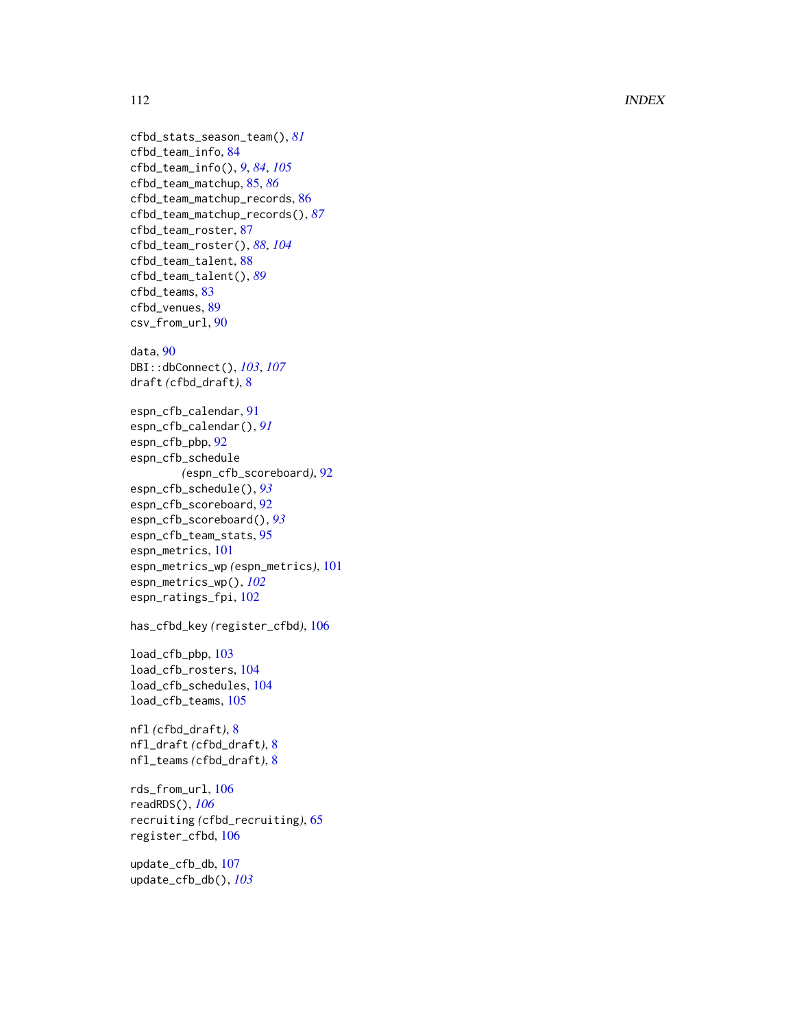cfbd_stats_season_team(), *81*
cfbd_team_info, 84
cfbd_team_info(), *9*, *84*, *105*
cfbd_team_matchup, 85, *86*
cfbd_team_matchup_records, 86
cfbd_team_matchup_records(), *87*
cfbd_team_roster, 87
cfbd_team_roster(), *88*, *104*
cfbd_team_talent, 88
cfbd_team_talent(), *89*
cfbd_teams, 83
cfbd_venues, 89
csv_from_url, 90

data, 90
DBI::dbConnect(), *103*, *107*
draft *(*cfbd_draft*)*, 8

espn_cfb_calendar, 91
espn_cfb_calendar(), *91*
espn_cfb_pbp, 92
espn_cfb_schedule
        *(*espn_cfb_scoreboard*)*, 92
espn_cfb_schedule(), *93*
espn_cfb_scoreboard, 92
espn_cfb_scoreboard(), *93*
espn_cfb_team_stats, 95
espn_metrics, 101
espn_metrics_wp *(*espn_metrics*)*, 101
espn_metrics_wp(), *102*
espn_ratings_fpi, 102

has_cfbd_key *(*register_cfbd*)*, 106

load_cfb_pbp, 103
load_cfb_rosters, 104
load_cfb_schedules, 104
load_cfb_teams, 105

nfl *(*cfbd_draft*)*, 8
nfl_draft *(*cfbd_draft*)*, 8
nfl_teams *(*cfbd_draft*)*, 8

rds_from_url, 106
readRDS(), *106*
recruiting *(*cfbd_recruiting*)*, 65
register_cfbd, 106

update_cfb_db, 107
update_cfb_db(), *103*